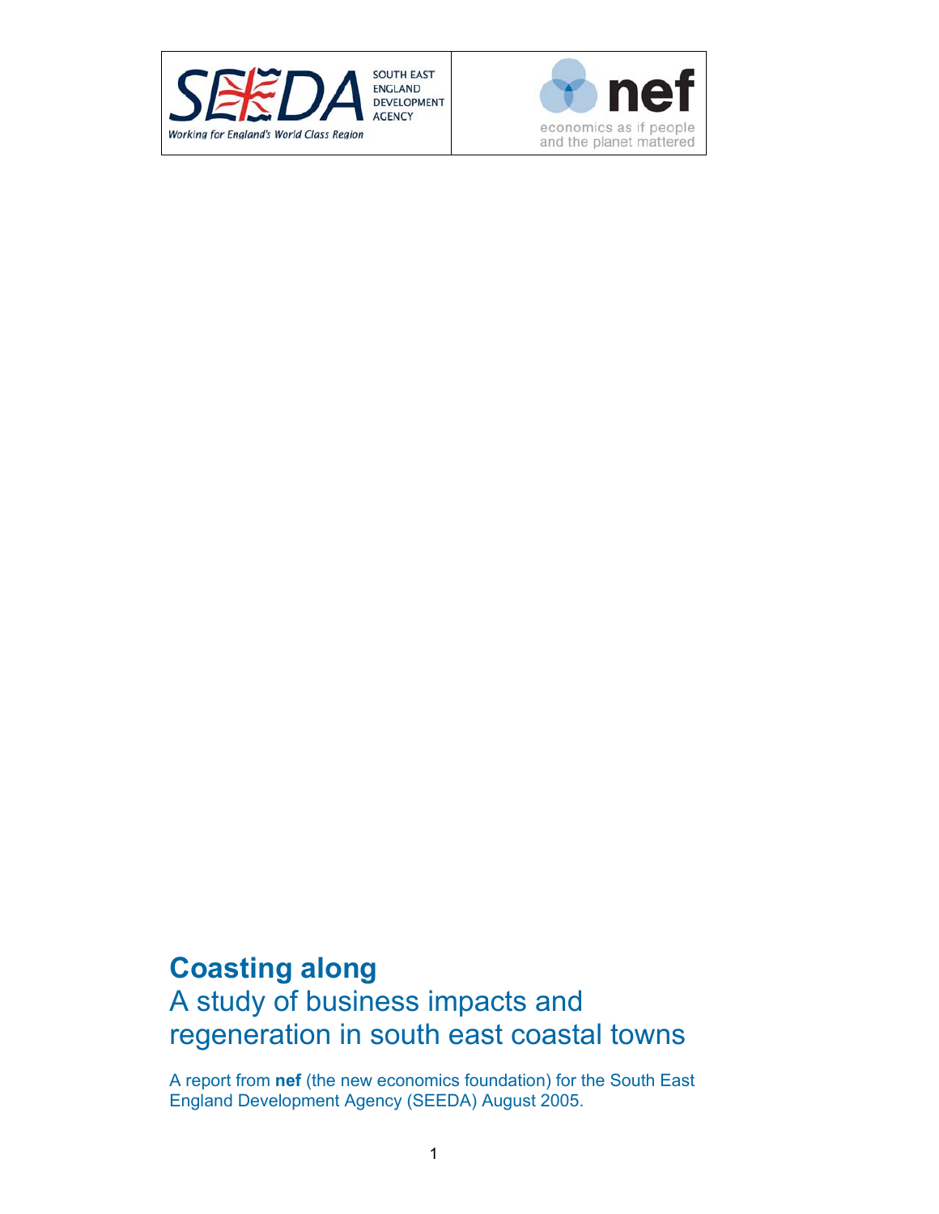SEEDA SOUTH EAST ENGLAND DEVELOPMENT AGENCY

Working for England's World Class Region

nef

economics as if people and the planet mattered

# Coasting along

## A study of business impacts and regeneration in south east coastal towns

A report from **nef** (the new economics foundation) for the South East England Development Agency (SEEDA) August 2005.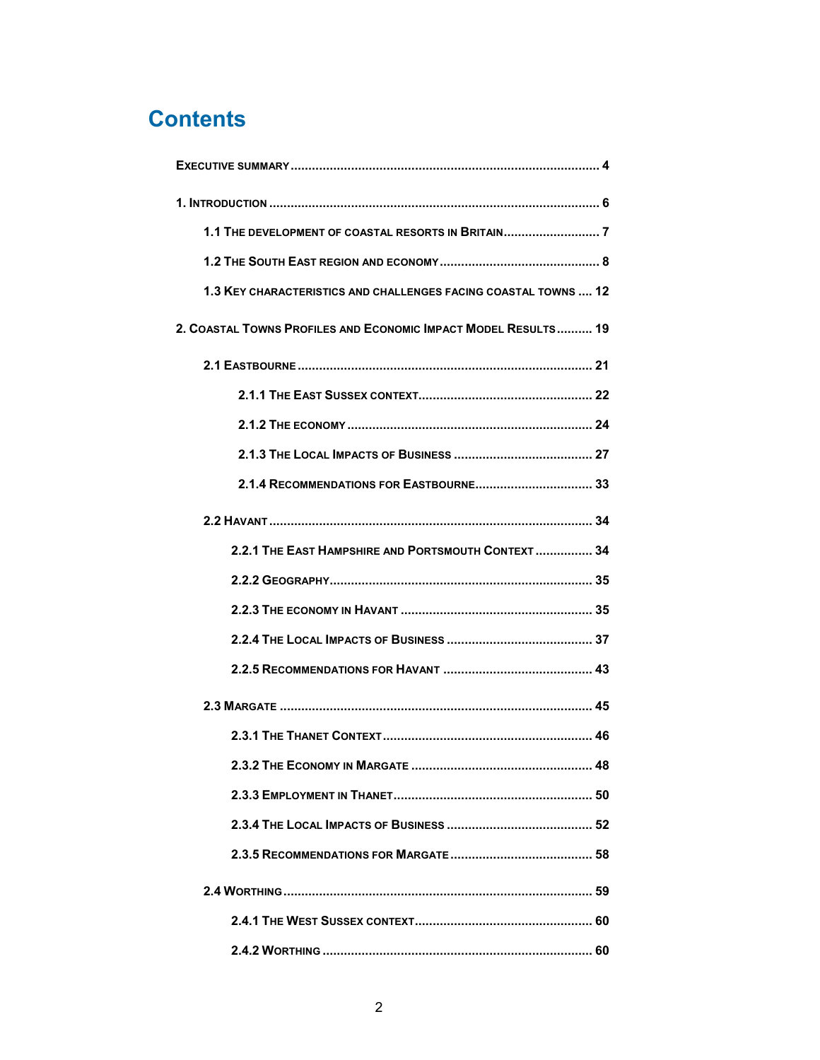# Contents

Executive summary ........................................................................................ 4

1. Introduction ................................................................................................ 6

  1.1 The development of coastal resorts in Britain ........................... 7

  1.2 The South East region and economy ............................................. 8

  1.3 Key characteristics and challenges facing coastal towns .... 12

2. Coastal Towns Profiles and Economic Impact Model Results .......... 19

  2.1 Eastbourne ................................................................................... 21

    2.1.1 The East Sussex context ................................................ 22

    2.1.2 The economy .................................................................... 24

    2.1.3 The Local Impacts of Business ...................................... 27

    2.1.4 Recommendations for Eastbourne ................................. 33

  2.2 Havant ........................................................................................... 34

    2.2.1 The East Hampshire and Portsmouth Context ................ 34

    2.2.2 Geography ......................................................................... 35

    2.2.3 The economy in Havant ..................................................... 35

    2.2.4 The Local Impacts of Business ......................................... 37

    2.2.5 Recommendations for Havant .......................................... 43

  2.3 Margate .......................................................................................... 45

    2.3.1 The Thanet Context .......................................................... 46

    2.3.2 The Economy in Margate .................................................. 48

    2.3.3 Employment in Thanet ...................................................... 50

    2.3.4 The Local Impacts of Business ......................................... 52

    2.3.5 Recommendations for Margate ........................................ 58

  2.4 Worthing ......................................................................................... 59

    2.4.1 The West Sussex context ................................................. 60

    2.4.2 Worthing ........................................................................... 60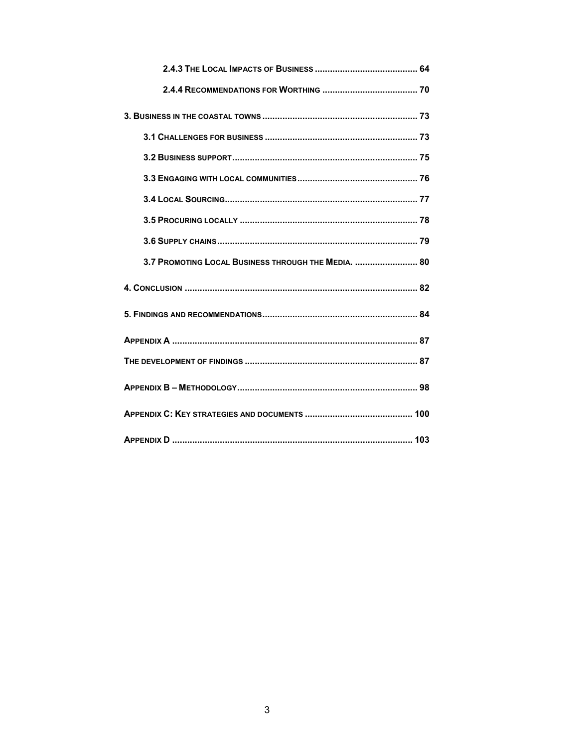2.4.3 The Local Impacts of Business ......................................... 64

2.4.4 Recommendations for Worthing ...................................... 70

3. Business in the coastal towns ............................................................ 73

3.1 Challenges for business ............................................................ 73

3.2 Business support ......................................................................... 75

3.3 Engaging with local communities ................................................ 76

3.4 Local Sourcing ............................................................................ 77

3.5 Procuring locally ......................................................................... 78

3.6 Supply chains .............................................................................. 79

3.7 Promoting Local Business through the Media. ......................... 80

4. Conclusion ........................................................................................... 82

5. Findings and recommendations ............................................................ 84

Appendix A ............................................................................................... 87

The development of findings ................................................................... 87

Appendix B – Methodology ...................................................................... 98

Appendix C: Key strategies and documents .......................................... 100

Appendix D .............................................................................................. 103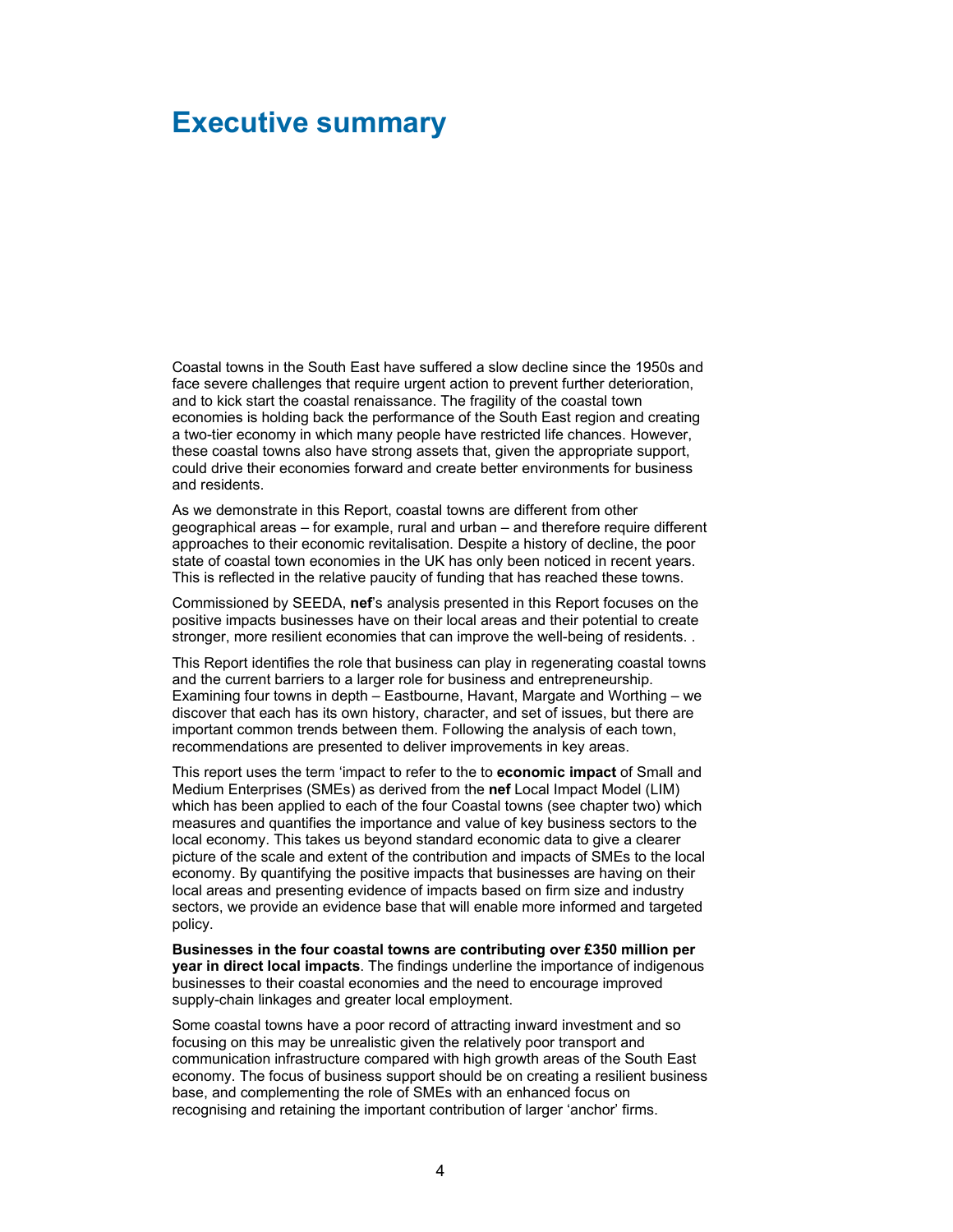# Executive summary

Coastal towns in the South East have suffered a slow decline since the 1950s and face severe challenges that require urgent action to prevent further deterioration, and to kick start the coastal renaissance. The fragility of the coastal town economies is holding back the performance of the South East region and creating a two-tier economy in which many people have restricted life chances. However, these coastal towns also have strong assets that, given the appropriate support, could drive their economies forward and create better environments for business and residents.

As we demonstrate in this Report, coastal towns are different from other geographical areas – for example, rural and urban – and therefore require different approaches to their economic revitalisation. Despite a history of decline, the poor state of coastal town economies in the UK has only been noticed in recent years. This is reflected in the relative paucity of funding that has reached these towns.

Commissioned by SEEDA, **nef**'s analysis presented in this Report focuses on the positive impacts businesses have on their local areas and their potential to create stronger, more resilient economies that can improve the well-being of residents. .

This Report identifies the role that business can play in regenerating coastal towns and the current barriers to a larger role for business and entrepreneurship. Examining four towns in depth – Eastbourne, Havant, Margate and Worthing – we discover that each has its own history, character, and set of issues, but there are important common trends between them. Following the analysis of each town, recommendations are presented to deliver improvements in key areas.

This report uses the term 'impact to refer to the to **economic impact** of Small and Medium Enterprises (SMEs) as derived from the **nef** Local Impact Model (LIM) which has been applied to each of the four Coastal towns (see chapter two) which measures and quantifies the importance and value of key business sectors to the local economy. This takes us beyond standard economic data to give a clearer picture of the scale and extent of the contribution and impacts of SMEs to the local economy. By quantifying the positive impacts that businesses are having on their local areas and presenting evidence of impacts based on firm size and industry sectors, we provide an evidence base that will enable more informed and targeted policy.

**Businesses in the four coastal towns are contributing over £350 million per year in direct local impacts**. The findings underline the importance of indigenous businesses to their coastal economies and the need to encourage improved supply-chain linkages and greater local employment.

Some coastal towns have a poor record of attracting inward investment and so focusing on this may be unrealistic given the relatively poor transport and communication infrastructure compared with high growth areas of the South East economy. The focus of business support should be on creating a resilient business base, and complementing the role of SMEs with an enhanced focus on recognising and retaining the important contribution of larger 'anchor' firms.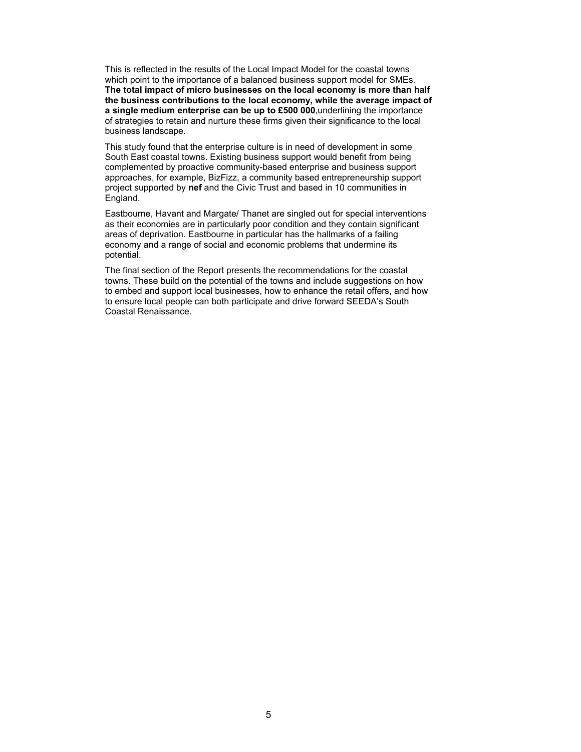This is reflected in the results of the Local Impact Model for the coastal towns which point to the importance of a balanced business support model for SMEs. **The total impact of micro businesses on the local economy is more than half the business contributions to the local economy, while the average impact of a single medium enterprise can be up to £500 000**,underlining the importance of strategies to retain and nurture these firms given their significance to the local business landscape.

This study found that the enterprise culture is in need of development in some South East coastal towns. Existing business support would benefit from being complemented by proactive community-based enterprise and business support approaches, for example, BizFizz, a community based entrepreneurship support project supported by **nef** and the Civic Trust and based in 10 communities in England.

Eastbourne, Havant and Margate/ Thanet are singled out for special interventions as their economies are in particularly poor condition and they contain significant areas of deprivation. Eastbourne in particular has the hallmarks of a failing economy and a range of social and economic problems that undermine its potential.

The final section of the Report presents the recommendations for the coastal towns. These build on the potential of the towns and include suggestions on how to embed and support local businesses, how to enhance the retail offers, and how to ensure local people can both participate and drive forward SEEDA's South Coastal Renaissance.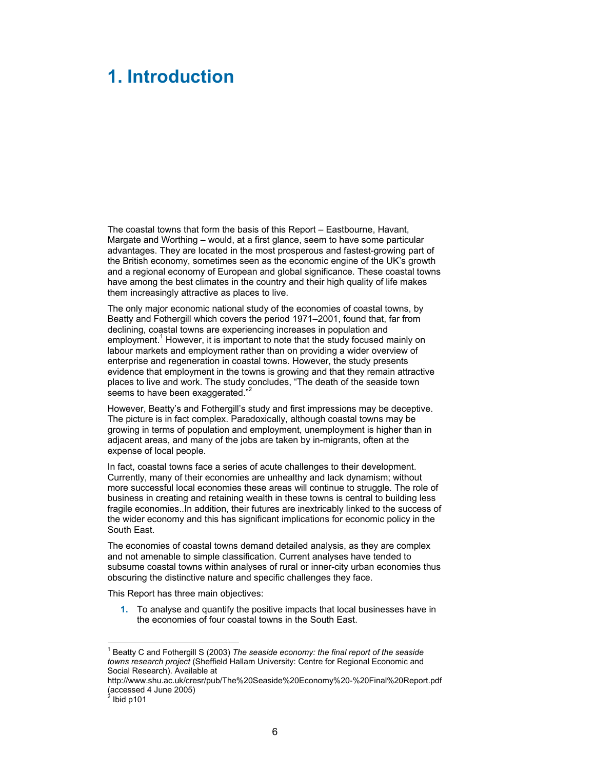# 1. Introduction

The coastal towns that form the basis of this Report – Eastbourne, Havant, Margate and Worthing – would, at a first glance, seem to have some particular advantages. They are located in the most prosperous and fastest-growing part of the British economy, sometimes seen as the economic engine of the UK's growth and a regional economy of European and global significance. These coastal towns have among the best climates in the country and their high quality of life makes them increasingly attractive as places to live.

The only major economic national study of the economies of coastal towns, by Beatty and Fothergill which covers the period 1971–2001, found that, far from declining, coastal towns are experiencing increases in population and employment.[1] However, it is important to note that the study focused mainly on labour markets and employment rather than on providing a wider overview of enterprise and regeneration in coastal towns. However, the study presents evidence that employment in the towns is growing and that they remain attractive places to live and work. The study concludes, "The death of the seaside town seems to have been exaggerated."[2]

However, Beatty's and Fothergill's study and first impressions may be deceptive. The picture is in fact complex. Paradoxically, although coastal towns may be growing in terms of population and employment, unemployment is higher than in adjacent areas, and many of the jobs are taken by in-migrants, often at the expense of local people.

In fact, coastal towns face a series of acute challenges to their development. Currently, many of their economies are unhealthy and lack dynamism; without more successful local economies these areas will continue to struggle. The role of business in creating and retaining wealth in these towns is central to building less fragile economies..In addition, their futures are inextricably linked to the success of the wider economy and this has significant implications for economic policy in the South East.

The economies of coastal towns demand detailed analysis, as they are complex and not amenable to simple classification. Current analyses have tended to subsume coastal towns within analyses of rural or inner-city urban economies thus obscuring the distinctive nature and specific challenges they face.

This Report has three main objectives:

1. To analyse and quantify the positive impacts that local businesses have in the economies of four coastal towns in the South East.

---

[1] Beatty C and Fothergill S (2003) *The seaside economy: the final report of the seaside towns research project* (Sheffield Hallam University: Centre for Regional Economic and Social Research). Available at http://www.shu.ac.uk/cresr/pub/The%20Seaside%20Economy%20-%20Final%20Report.pdf (accessed 4 June 2005)

[2] Ibid p101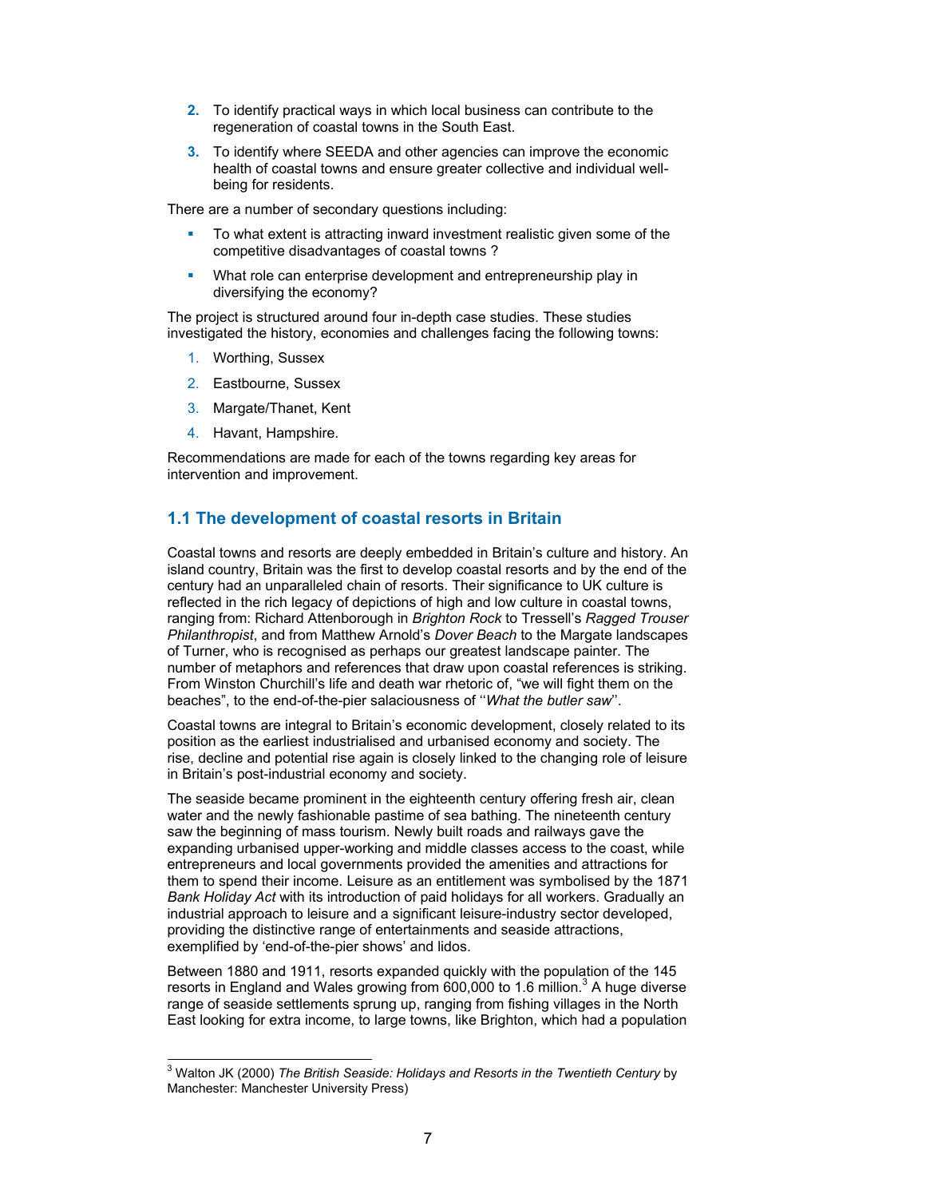2. To identify practical ways in which local business can contribute to the regeneration of coastal towns in the South East.
3. To identify where SEEDA and other agencies can improve the economic health of coastal towns and ensure greater collective and individual well-being for residents.

There are a number of secondary questions including:

- To what extent is attracting inward investment realistic given some of the competitive disadvantages of coastal towns ?
- What role can enterprise development and entrepreneurship play in diversifying the economy?

The project is structured around four in-depth case studies. These studies investigated the history, economies and challenges facing the following towns:

1. Worthing, Sussex
2. Eastbourne, Sussex
3. Margate/Thanet, Kent
4. Havant, Hampshire.

Recommendations are made for each of the towns regarding key areas for intervention and improvement.

## 1.1 The development of coastal resorts in Britain

Coastal towns and resorts are deeply embedded in Britain's culture and history. An island country, Britain was the first to develop coastal resorts and by the end of the century had an unparalleled chain of resorts. Their significance to UK culture is reflected in the rich legacy of depictions of high and low culture in coastal towns, ranging from: Richard Attenborough in *Brighton Rock* to Tressell's *Ragged Trouser Philanthropist*, and from Matthew Arnold's *Dover Beach* to the Margate landscapes of Turner, who is recognised as perhaps our greatest landscape painter. The number of metaphors and references that draw upon coastal references is striking. From Winston Churchill's life and death war rhetoric of, "we will fight them on the beaches", to the end-of-the-pier salaciousness of ''*What the butler saw*''.

Coastal towns are integral to Britain's economic development, closely related to its position as the earliest industrialised and urbanised economy and society. The rise, decline and potential rise again is closely linked to the changing role of leisure in Britain's post-industrial economy and society.

The seaside became prominent in the eighteenth century offering fresh air, clean water and the newly fashionable pastime of sea bathing. The nineteenth century saw the beginning of mass tourism. Newly built roads and railways gave the expanding urbanised upper-working and middle classes access to the coast, while entrepreneurs and local governments provided the amenities and attractions for them to spend their income. Leisure as an entitlement was symbolised by the 1871 *Bank Holiday Act* with its introduction of paid holidays for all workers. Gradually an industrial approach to leisure and a significant leisure-industry sector developed, providing the distinctive range of entertainments and seaside attractions, exemplified by 'end-of-the-pier shows' and lidos.

Between 1880 and 1911, resorts expanded quickly with the population of the 145 resorts in England and Wales growing from 600,000 to 1.6 million.[3] A huge diverse range of seaside settlements sprung up, ranging from fishing villages in the North East looking for extra income, to large towns, like Brighton, which had a population

---

[3] Walton JK (2000) *The British Seaside: Holidays and Resorts in the Twentieth Century* by Manchester: Manchester University Press)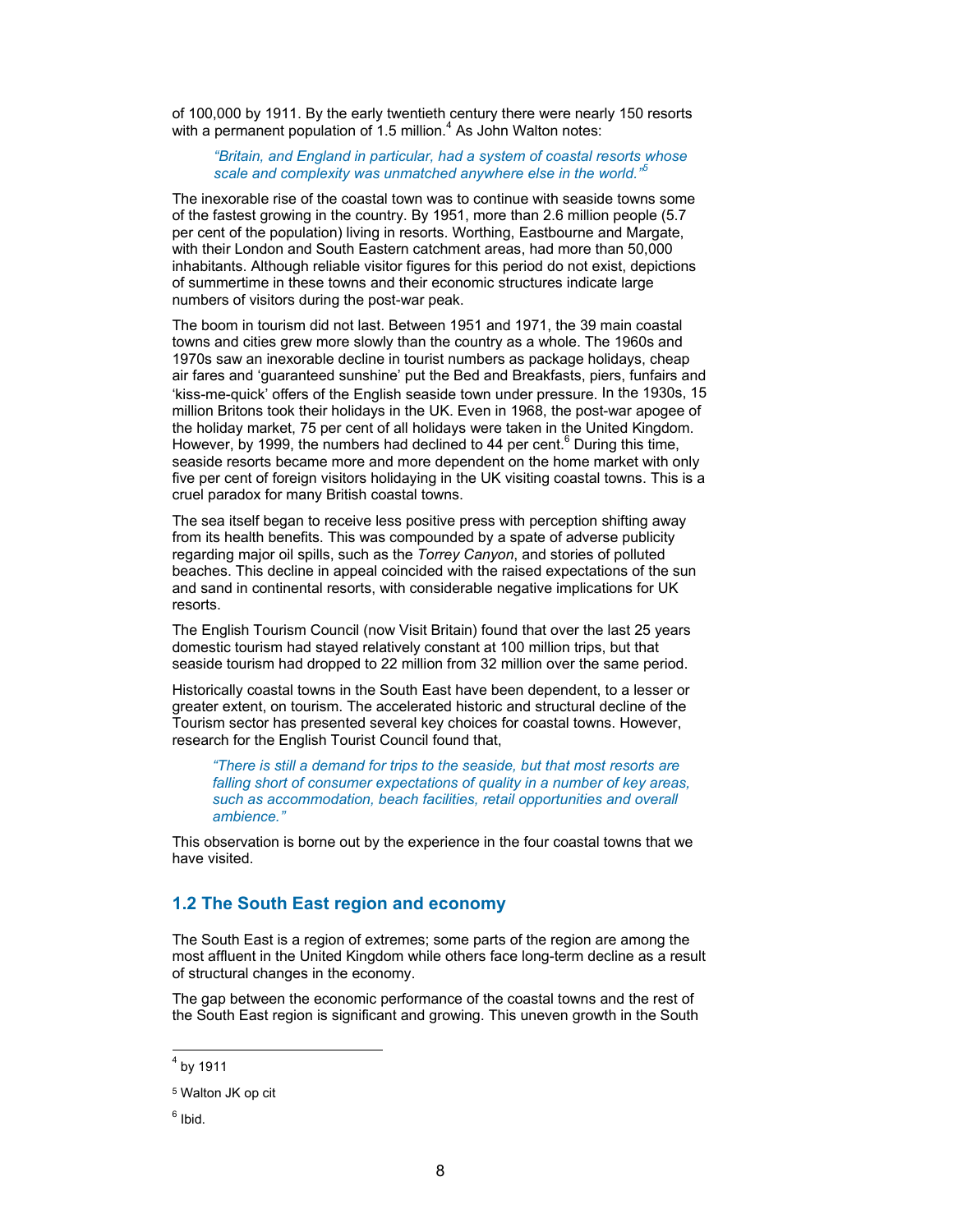of 100,000 by 1911. By the early twentieth century there were nearly 150 resorts with a permanent population of 1.5 million.[4] As John Walton notes:

> *"Britain, and England in particular, had a system of coastal resorts whose scale and complexity was unmatched anywhere else in the world."*[5]

The inexorable rise of the coastal town was to continue with seaside towns some of the fastest growing in the country. By 1951, more than 2.6 million people (5.7 per cent of the population) living in resorts. Worthing, Eastbourne and Margate, with their London and South Eastern catchment areas, had more than 50,000 inhabitants. Although reliable visitor figures for this period do not exist, depictions of summertime in these towns and their economic structures indicate large numbers of visitors during the post-war peak.

The boom in tourism did not last. Between 1951 and 1971, the 39 main coastal towns and cities grew more slowly than the country as a whole. The 1960s and 1970s saw an inexorable decline in tourist numbers as package holidays, cheap air fares and 'guaranteed sunshine' put the Bed and Breakfasts, piers, funfairs and 'kiss-me-quick' offers of the English seaside town under pressure. In the 1930s, 15 million Britons took their holidays in the UK. Even in 1968, the post-war apogee of the holiday market, 75 per cent of all holidays were taken in the United Kingdom. However, by 1999, the numbers had declined to 44 per cent.[6] During this time, seaside resorts became more and more dependent on the home market with only five per cent of foreign visitors holidaying in the UK visiting coastal towns. This is a cruel paradox for many British coastal towns.

The sea itself began to receive less positive press with perception shifting away from its health benefits. This was compounded by a spate of adverse publicity regarding major oil spills, such as the *Torrey Canyon*, and stories of polluted beaches. This decline in appeal coincided with the raised expectations of the sun and sand in continental resorts, with considerable negative implications for UK resorts.

The English Tourism Council (now Visit Britain) found that over the last 25 years domestic tourism had stayed relatively constant at 100 million trips, but that seaside tourism had dropped to 22 million from 32 million over the same period.

Historically coastal towns in the South East have been dependent, to a lesser or greater extent, on tourism. The accelerated historic and structural decline of the Tourism sector has presented several key choices for coastal towns. However, research for the English Tourist Council found that,

> *"There is still a demand for trips to the seaside, but that most resorts are falling short of consumer expectations of quality in a number of key areas, such as accommodation, beach facilities, retail opportunities and overall ambience."*

This observation is borne out by the experience in the four coastal towns that we have visited.

## 1.2 The South East region and economy

The South East is a region of extremes; some parts of the region are among the most affluent in the United Kingdom while others face long-term decline as a result of structural changes in the economy.

The gap between the economic performance of the coastal towns and the rest of the South East region is significant and growing. This uneven growth in the South

---

[4] by 1911

[5] Walton JK op cit

[6] Ibid.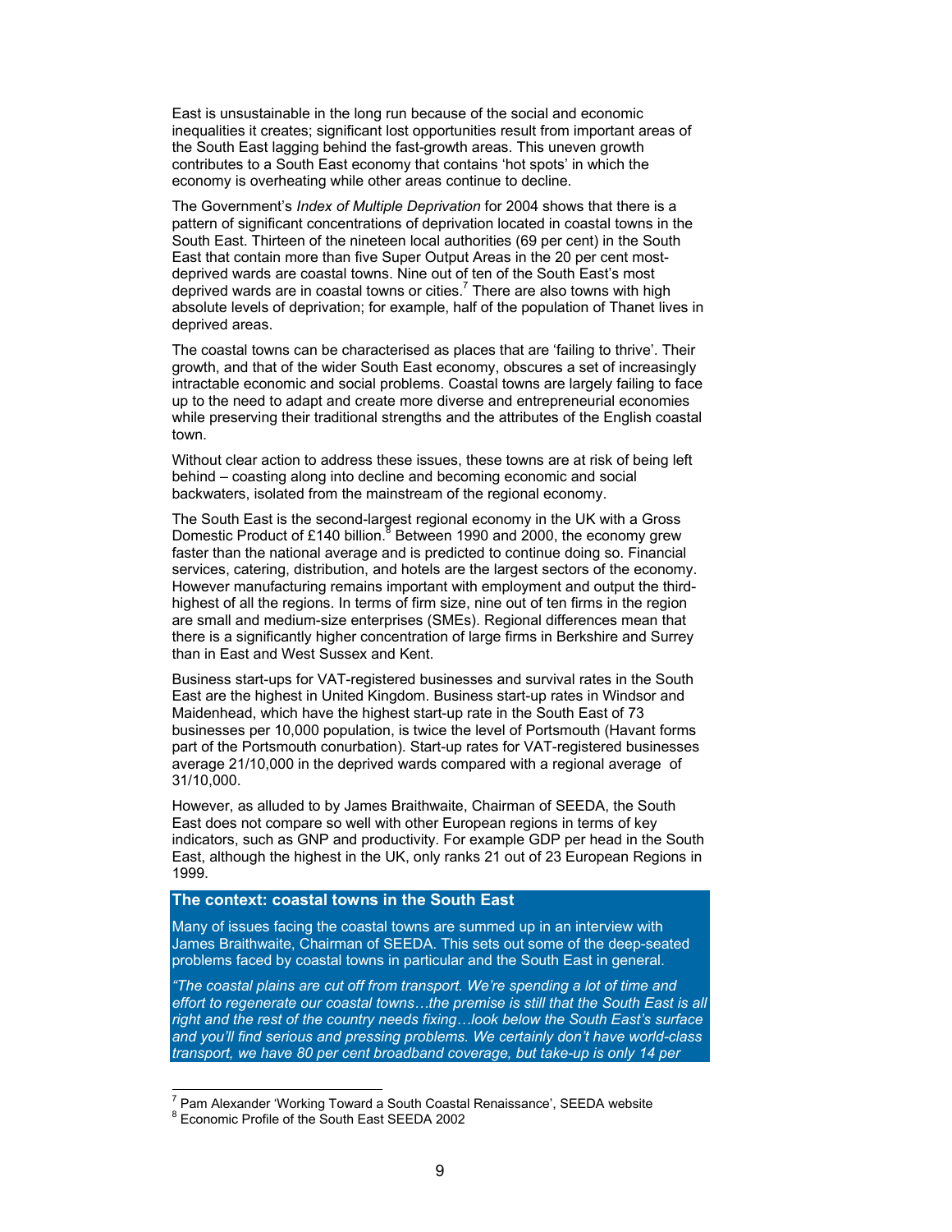East is unsustainable in the long run because of the social and economic inequalities it creates; significant lost opportunities result from important areas of the South East lagging behind the fast-growth areas. This uneven growth contributes to a South East economy that contains 'hot spots' in which the economy is overheating while other areas continue to decline.

The Government's *Index of Multiple Deprivation* for 2004 shows that there is a pattern of significant concentrations of deprivation located in coastal towns in the South East. Thirteen of the nineteen local authorities (69 per cent) in the South East that contain more than five Super Output Areas in the 20 per cent most-deprived wards are coastal towns. Nine out of ten of the South East's most deprived wards are in coastal towns or cities.[7] There are also towns with high absolute levels of deprivation; for example, half of the population of Thanet lives in deprived areas.

The coastal towns can be characterised as places that are 'failing to thrive'. Their growth, and that of the wider South East economy, obscures a set of increasingly intractable economic and social problems. Coastal towns are largely failing to face up to the need to adapt and create more diverse and entrepreneurial economies while preserving their traditional strengths and the attributes of the English coastal town.

Without clear action to address these issues, these towns are at risk of being left behind – coasting along into decline and becoming economic and social backwaters, isolated from the mainstream of the regional economy.

The South East is the second-largest regional economy in the UK with a Gross Domestic Product of £140 billion.[8] Between 1990 and 2000, the economy grew faster than the national average and is predicted to continue doing so. Financial services, catering, distribution, and hotels are the largest sectors of the economy. However manufacturing remains important with employment and output the third-highest of all the regions. In terms of firm size, nine out of ten firms in the region are small and medium-size enterprises (SMEs). Regional differences mean that there is a significantly higher concentration of large firms in Berkshire and Surrey than in East and West Sussex and Kent.

Business start-ups for VAT-registered businesses and survival rates in the South East are the highest in United Kingdom. Business start-up rates in Windsor and Maidenhead, which have the highest start-up rate in the South East of 73 businesses per 10,000 population, is twice the level of Portsmouth (Havant forms part of the Portsmouth conurbation). Start-up rates for VAT-registered businesses average 21/10,000 in the deprived wards compared with a regional average of 31/10,000.

However, as alluded to by James Braithwaite, Chairman of SEEDA, the South East does not compare so well with other European regions in terms of key indicators, such as GNP and productivity. For example GDP per head in the South East, although the highest in the UK, only ranks 21 out of 23 European Regions in 1999.

**The context: coastal towns in the South East**

Many of issues facing the coastal towns are summed up in an interview with James Braithwaite, Chairman of SEEDA. This sets out some of the deep-seated problems faced by coastal towns in particular and the South East in general.

*"The coastal plains are cut off from transport. We're spending a lot of time and effort to regenerate our coastal towns…the premise is still that the South East is all right and the rest of the country needs fixing…look below the South East's surface and you'll find serious and pressing problems. We certainly don't have world-class transport, we have 80 per cent broadband coverage, but take-up is only 14 per*

[7] Pam Alexander 'Working Toward a South Coastal Renaissance', SEEDA website

[8] Economic Profile of the South East SEEDA 2002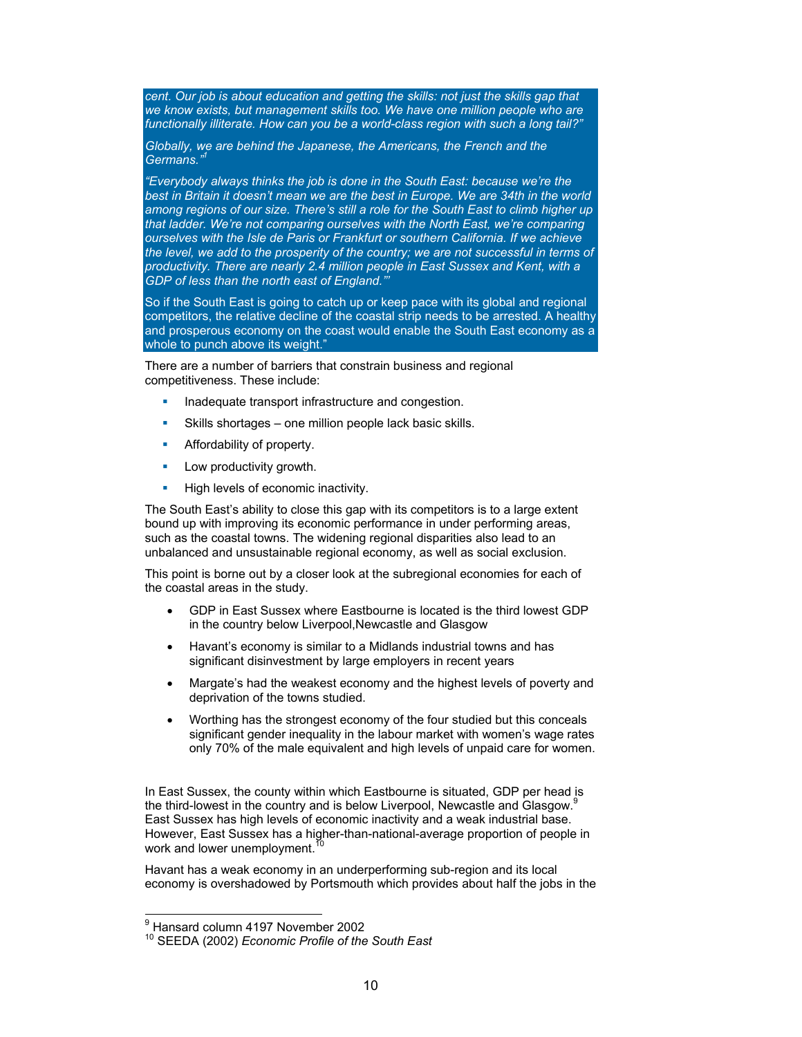*cent. Our job is about education and getting the skills: not just the skills gap that we know exists, but management skills too. We have one million people who are functionally illiterate. How can you be a world-class region with such a long tail?"*

*Globally, we are behind the Japanese, the Americans, the French and the Germans."*[i]

*"Everybody always thinks the job is done in the South East: because we're the best in Britain it doesn't mean we are the best in Europe. We are 34th in the world among regions of our size. There's still a role for the South East to climb higher up that ladder. We're not comparing ourselves with the North East, we're comparing ourselves with the Isle de Paris or Frankfurt or southern California. If we achieve the level, we add to the prosperity of the country; we are not successful in terms of productivity. There are nearly 2.4 million people in East Sussex and Kent, with a GDP of less than the north east of England.'"*

So if the South East is going to catch up or keep pace with its global and regional competitors, the relative decline of the coastal strip needs to be arrested. A healthy and prosperous economy on the coast would enable the South East economy as a whole to punch above its weight."

There are a number of barriers that constrain business and regional competitiveness. These include:

- Inadequate transport infrastructure and congestion.
- Skills shortages – one million people lack basic skills.
- Affordability of property.
- Low productivity growth.
- High levels of economic inactivity.

The South East's ability to close this gap with its competitors is to a large extent bound up with improving its economic performance in under performing areas, such as the coastal towns. The widening regional disparities also lead to an unbalanced and unsustainable regional economy, as well as social exclusion.

This point is borne out by a closer look at the subregional economies for each of the coastal areas in the study.

- GDP in East Sussex where Eastbourne is located is the third lowest GDP in the country below Liverpool,Newcastle and Glasgow
- Havant's economy is similar to a Midlands industrial towns and has significant disinvestment by large employers in recent years
- Margate's had the weakest economy and the highest levels of poverty and deprivation of the towns studied.
- Worthing has the strongest economy of the four studied but this conceals significant gender inequality in the labour market with women's wage rates only 70% of the male equivalent and high levels of unpaid care for women.

In East Sussex, the county within which Eastbourne is situated, GDP per head is the third-lowest in the country and is below Liverpool, Newcastle and Glasgow.[9] East Sussex has high levels of economic inactivity and a weak industrial base. However, East Sussex has a higher-than-national-average proportion of people in work and lower unemployment.[10]

Havant has a weak economy in an underperforming sub-region and its local economy is overshadowed by Portsmouth which provides about half the jobs in the

---

[9] Hansard column 4197 November 2002

[10] SEEDA (2002) *Economic Profile of the South East*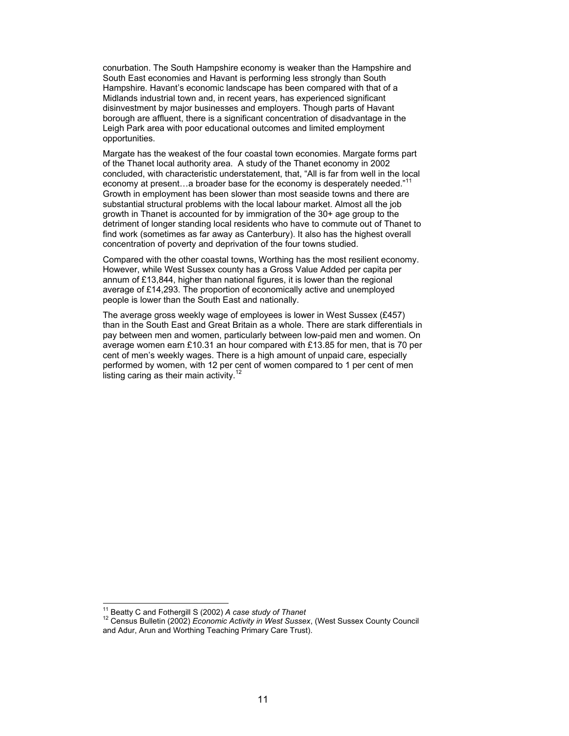conurbation. The South Hampshire economy is weaker than the Hampshire and South East economies and Havant is performing less strongly than South Hampshire. Havant's economic landscape has been compared with that of a Midlands industrial town and, in recent years, has experienced significant disinvestment by major businesses and employers. Though parts of Havant borough are affluent, there is a significant concentration of disadvantage in the Leigh Park area with poor educational outcomes and limited employment opportunities.

Margate has the weakest of the four coastal town economies. Margate forms part of the Thanet local authority area. A study of the Thanet economy in 2002 concluded, with characteristic understatement, that, "All is far from well in the local economy at present…a broader base for the economy is desperately needed."[11] Growth in employment has been slower than most seaside towns and there are substantial structural problems with the local labour market. Almost all the job growth in Thanet is accounted for by immigration of the 30+ age group to the detriment of longer standing local residents who have to commute out of Thanet to find work (sometimes as far away as Canterbury). It also has the highest overall concentration of poverty and deprivation of the four towns studied.

Compared with the other coastal towns, Worthing has the most resilient economy. However, while West Sussex county has a Gross Value Added per capita per annum of £13,844, higher than national figures, it is lower than the regional average of £14,293. The proportion of economically active and unemployed people is lower than the South East and nationally.

The average gross weekly wage of employees is lower in West Sussex (£457) than in the South East and Great Britain as a whole. There are stark differentials in pay between men and women, particularly between low-paid men and women. On average women earn £10.31 an hour compared with £13.85 for men, that is 70 per cent of men's weekly wages. There is a high amount of unpaid care, especially performed by women, with 12 per cent of women compared to 1 per cent of men listing caring as their main activity.[12]

---

[11] Beatty C and Fothergill S (2002) *A case study of Thanet*

[12] Census Bulletin (2002) *Economic Activity in West Sussex*, (West Sussex County Council and Adur, Arun and Worthing Teaching Primary Care Trust).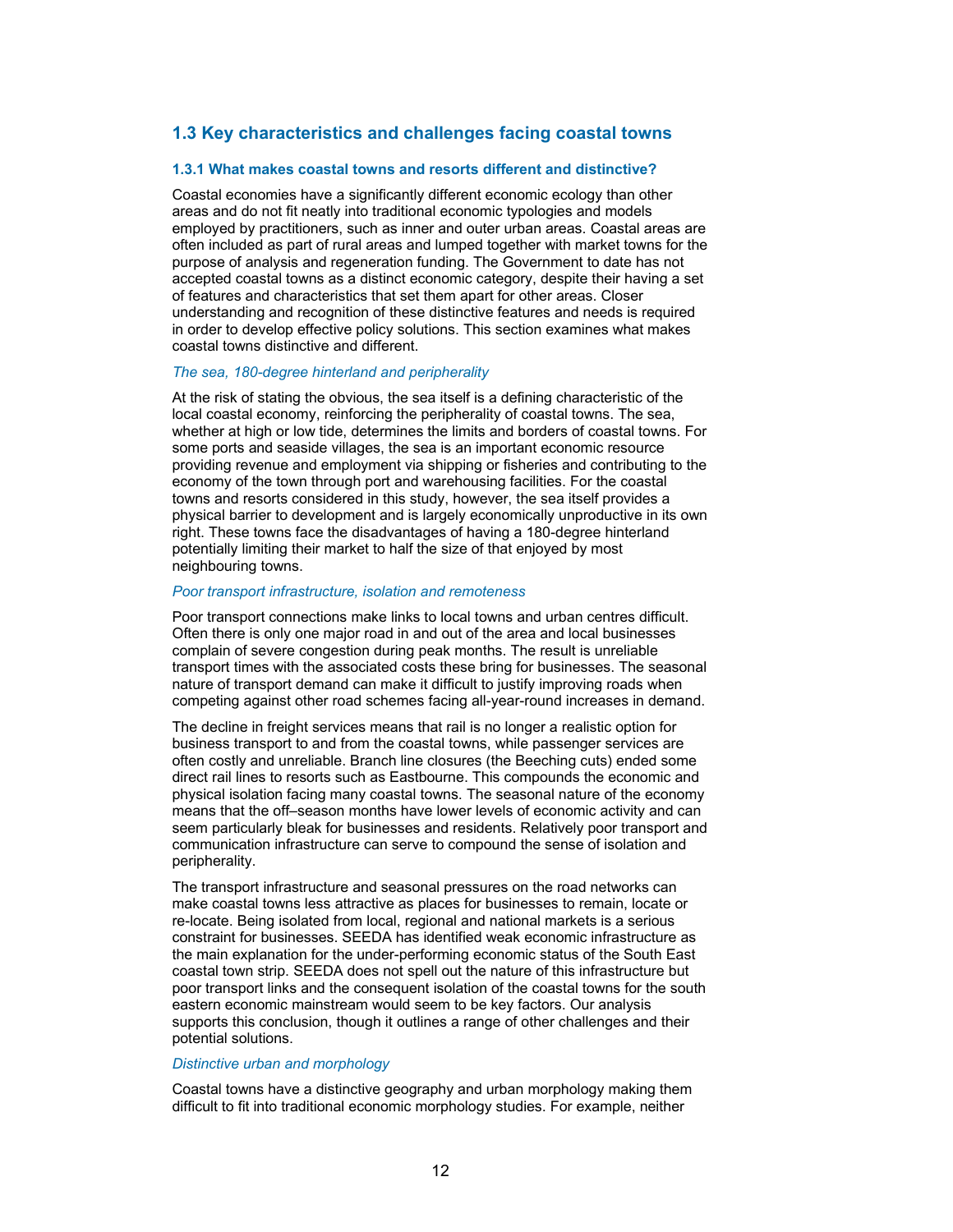## 1.3 Key characteristics and challenges facing coastal towns

### 1.3.1 What makes coastal towns and resorts different and distinctive?

Coastal economies have a significantly different economic ecology than other areas and do not fit neatly into traditional economic typologies and models employed by practitioners, such as inner and outer urban areas. Coastal areas are often included as part of rural areas and lumped together with market towns for the purpose of analysis and regeneration funding. The Government to date has not accepted coastal towns as a distinct economic category, despite their having a set of features and characteristics that set them apart for other areas. Closer understanding and recognition of these distinctive features and needs is required in order to develop effective policy solutions. This section examines what makes coastal towns distinctive and different.

*The sea, 180-degree hinterland and peripherality*

At the risk of stating the obvious, the sea itself is a defining characteristic of the local coastal economy, reinforcing the peripherality of coastal towns. The sea, whether at high or low tide, determines the limits and borders of coastal towns. For some ports and seaside villages, the sea is an important economic resource providing revenue and employment via shipping or fisheries and contributing to the economy of the town through port and warehousing facilities. For the coastal towns and resorts considered in this study, however, the sea itself provides a physical barrier to development and is largely economically unproductive in its own right. These towns face the disadvantages of having a 180-degree hinterland potentially limiting their market to half the size of that enjoyed by most neighbouring towns.

*Poor transport infrastructure, isolation and remoteness*

Poor transport connections make links to local towns and urban centres difficult. Often there is only one major road in and out of the area and local businesses complain of severe congestion during peak months. The result is unreliable transport times with the associated costs these bring for businesses. The seasonal nature of transport demand can make it difficult to justify improving roads when competing against other road schemes facing all-year-round increases in demand.

The decline in freight services means that rail is no longer a realistic option for business transport to and from the coastal towns, while passenger services are often costly and unreliable. Branch line closures (the Beeching cuts) ended some direct rail lines to resorts such as Eastbourne. This compounds the economic and physical isolation facing many coastal towns. The seasonal nature of the economy means that the off–season months have lower levels of economic activity and can seem particularly bleak for businesses and residents. Relatively poor transport and communication infrastructure can serve to compound the sense of isolation and peripherality.

The transport infrastructure and seasonal pressures on the road networks can make coastal towns less attractive as places for businesses to remain, locate or re-locate. Being isolated from local, regional and national markets is a serious constraint for businesses. SEEDA has identified weak economic infrastructure as the main explanation for the under-performing economic status of the South East coastal town strip. SEEDA does not spell out the nature of this infrastructure but poor transport links and the consequent isolation of the coastal towns for the south eastern economic mainstream would seem to be key factors. Our analysis supports this conclusion, though it outlines a range of other challenges and their potential solutions.

*Distinctive urban and morphology*

Coastal towns have a distinctive geography and urban morphology making them difficult to fit into traditional economic morphology studies. For example, neither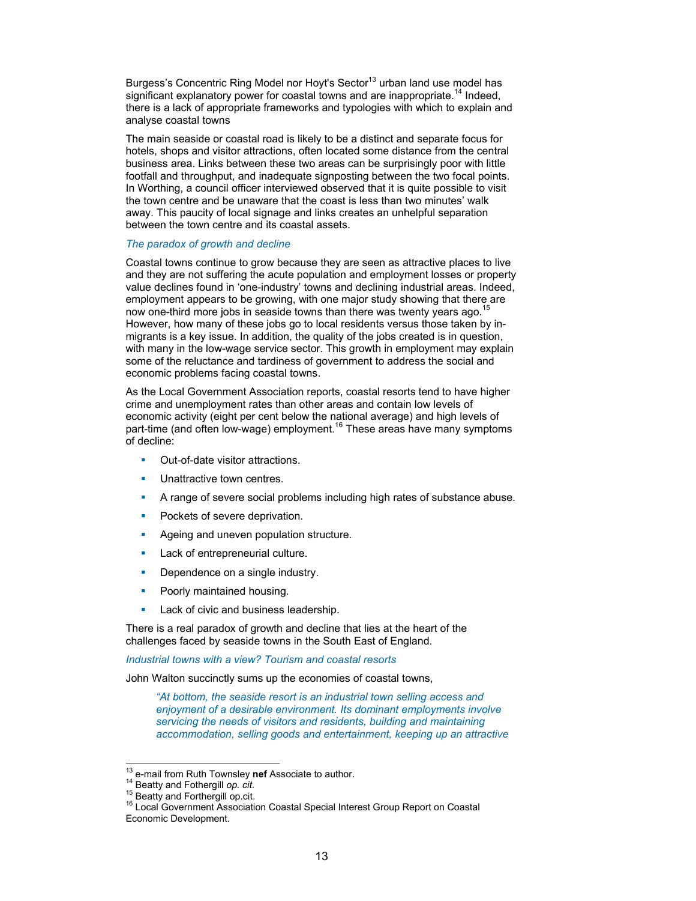Burgess's Concentric Ring Model nor Hoyt's Sector[13] urban land use model has significant explanatory power for coastal towns and are inappropriate.[14] Indeed, there is a lack of appropriate frameworks and typologies with which to explain and analyse coastal towns

The main seaside or coastal road is likely to be a distinct and separate focus for hotels, shops and visitor attractions, often located some distance from the central business area. Links between these two areas can be surprisingly poor with little footfall and throughput, and inadequate signposting between the two focal points. In Worthing, a council officer interviewed observed that it is quite possible to visit the town centre and be unaware that the coast is less than two minutes' walk away. This paucity of local signage and links creates an unhelpful separation between the town centre and its coastal assets.

### *The paradox of growth and decline*

Coastal towns continue to grow because they are seen as attractive places to live and they are not suffering the acute population and employment losses or property value declines found in 'one-industry' towns and declining industrial areas. Indeed, employment appears to be growing, with one major study showing that there are now one-third more jobs in seaside towns than there was twenty years ago.[15] However, how many of these jobs go to local residents versus those taken by in-migrants is a key issue. In addition, the quality of the jobs created is in question, with many in the low-wage service sector. This growth in employment may explain some of the reluctance and tardiness of government to address the social and economic problems facing coastal towns.

As the Local Government Association reports, coastal resorts tend to have higher crime and unemployment rates than other areas and contain low levels of economic activity (eight per cent below the national average) and high levels of part-time (and often low-wage) employment.[16] These areas have many symptoms of decline:

- Out-of-date visitor attractions.
- Unattractive town centres.
- A range of severe social problems including high rates of substance abuse.
- Pockets of severe deprivation.
- Ageing and uneven population structure.
- Lack of entrepreneurial culture.
- Dependence on a single industry.
- Poorly maintained housing.
- Lack of civic and business leadership.

There is a real paradox of growth and decline that lies at the heart of the challenges faced by seaside towns in the South East of England.

### *Industrial towns with a view? Tourism and coastal resorts*

John Walton succinctly sums up the economies of coastal towns,

> *"At bottom, the seaside resort is an industrial town selling access and enjoyment of a desirable environment. Its dominant employments involve servicing the needs of visitors and residents, building and maintaining accommodation, selling goods and entertainment, keeping up an attractive*

---

[13] e-mail from Ruth Townsley **nef** Associate to author.
[14] Beatty and Fothergill *op. cit.*
[15] Beatty and Forthergill op.cit.
[16] Local Government Association Coastal Special Interest Group Report on Coastal Economic Development.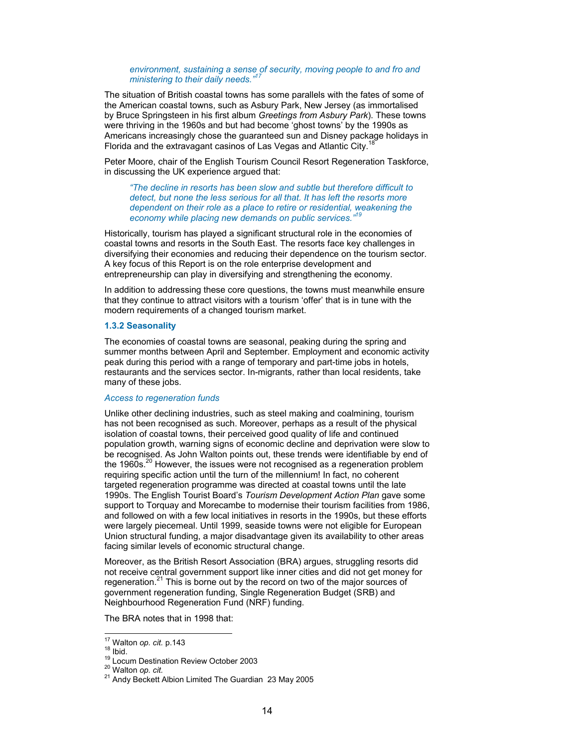*environment, sustaining a sense of security, moving people to and fro and ministering to their daily needs."*[17]

The situation of British coastal towns has some parallels with the fates of some of the American coastal towns, such as Asbury Park, New Jersey (as immortalised by Bruce Springsteen in his first album *Greetings from Asbury Park*). These towns were thriving in the 1960s and but had become 'ghost towns' by the 1990s as Americans increasingly chose the guaranteed sun and Disney package holidays in Florida and the extravagant casinos of Las Vegas and Atlantic City.[18]

Peter Moore, chair of the English Tourism Council Resort Regeneration Taskforce, in discussing the UK experience argued that:

> *"The decline in resorts has been slow and subtle but therefore difficult to detect, but none the less serious for all that. It has left the resorts more dependent on their role as a place to retire or residential, weakening the economy while placing new demands on public services."*[19]

Historically, tourism has played a significant structural role in the economies of coastal towns and resorts in the South East. The resorts face key challenges in diversifying their economies and reducing their dependence on the tourism sector. A key focus of this Report is on the role enterprise development and entrepreneurship can play in diversifying and strengthening the economy.

In addition to addressing these core questions, the towns must meanwhile ensure that they continue to attract visitors with a tourism 'offer' that is in tune with the modern requirements of a changed tourism market.

### 1.3.2 Seasonality

The economies of coastal towns are seasonal, peaking during the spring and summer months between April and September. Employment and economic activity peak during this period with a range of temporary and part-time jobs in hotels, restaurants and the services sector. In-migrants, rather than local residents, take many of these jobs.

*Access to regeneration funds*

Unlike other declining industries, such as steel making and coalmining, tourism has not been recognised as such. Moreover, perhaps as a result of the physical isolation of coastal towns, their perceived good quality of life and continued population growth, warning signs of economic decline and deprivation were slow to be recognised. As John Walton points out, these trends were identifiable by end of the 1960s.[20] However, the issues were not recognised as a regeneration problem requiring specific action until the turn of the millennium! In fact, no coherent targeted regeneration programme was directed at coastal towns until the late 1990s. The English Tourist Board's *Tourism Development Action Plan* gave some support to Torquay and Morecambe to modernise their tourism facilities from 1986, and followed on with a few local initiatives in resorts in the 1990s, but these efforts were largely piecemeal. Until 1999, seaside towns were not eligible for European Union structural funding, a major disadvantage given its availability to other areas facing similar levels of economic structural change.

Moreover, as the British Resort Association (BRA) argues, struggling resorts did not receive central government support like inner cities and did not get money for regeneration.[21] This is borne out by the record on two of the major sources of government regeneration funding, Single Regeneration Budget (SRB) and Neighbourhood Regeneration Fund (NRF) funding.

The BRA notes that in 1998 that:

---

[17] Walton *op. cit.* p.143
[18] Ibid.
[19] Locum Destination Review October 2003
[20] Walton *op. cit.*
[21] Andy Beckett Albion Limited The Guardian 23 May 2005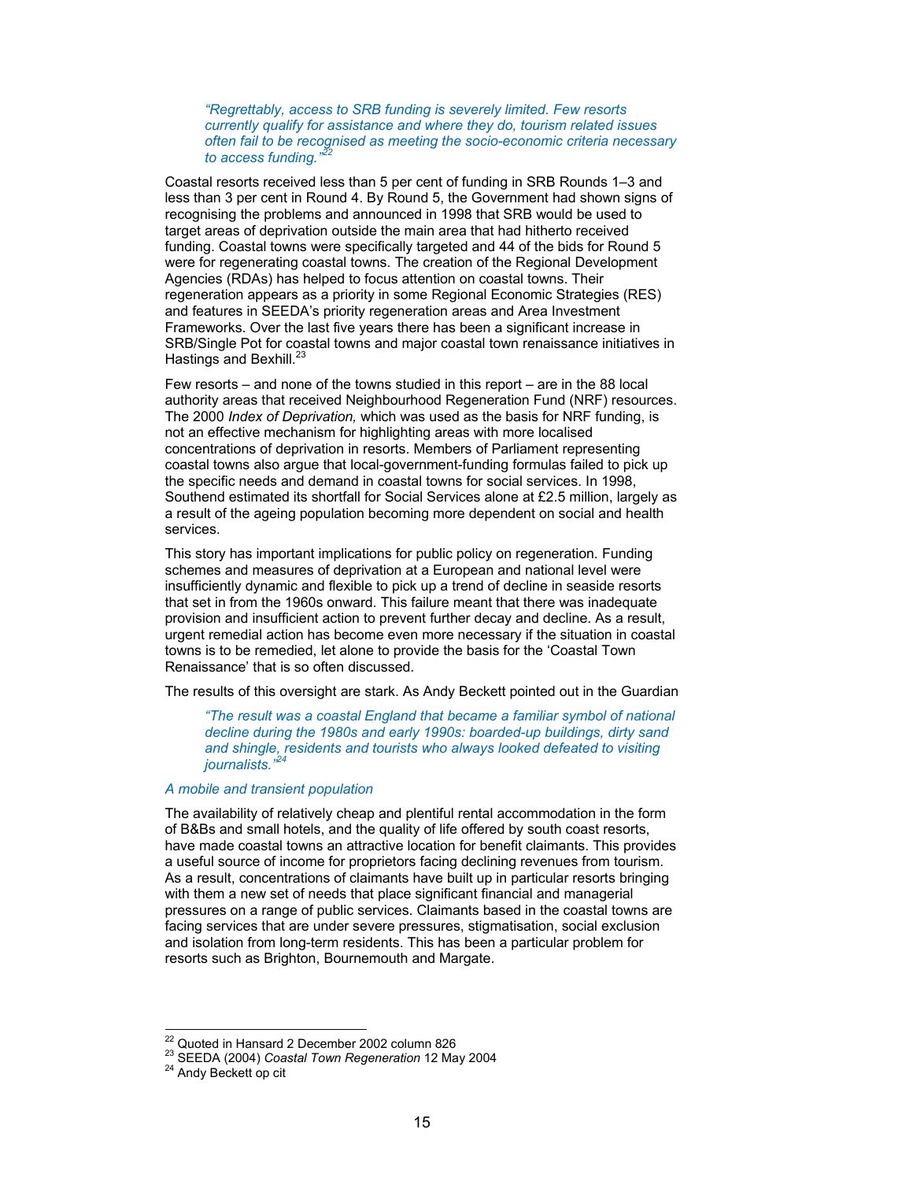> *"Regrettably, access to SRB funding is severely limited. Few resorts currently qualify for assistance and where they do, tourism related issues often fail to be recognised as meeting the socio-economic criteria necessary to access funding."*[22]

Coastal resorts received less than 5 per cent of funding in SRB Rounds 1–3 and less than 3 per cent in Round 4. By Round 5, the Government had shown signs of recognising the problems and announced in 1998 that SRB would be used to target areas of deprivation outside the main area that had hitherto received funding. Coastal towns were specifically targeted and 44 of the bids for Round 5 were for regenerating coastal towns. The creation of the Regional Development Agencies (RDAs) has helped to focus attention on coastal towns. Their regeneration appears as a priority in some Regional Economic Strategies (RES) and features in SEEDA's priority regeneration areas and Area Investment Frameworks. Over the last five years there has been a significant increase in SRB/Single Pot for coastal towns and major coastal town renaissance initiatives in Hastings and Bexhill.[23]

Few resorts – and none of the towns studied in this report – are in the 88 local authority areas that received Neighbourhood Regeneration Fund (NRF) resources. The 2000 *Index of Deprivation,* which was used as the basis for NRF funding, is not an effective mechanism for highlighting areas with more localised concentrations of deprivation in resorts. Members of Parliament representing coastal towns also argue that local-government-funding formulas failed to pick up the specific needs and demand in coastal towns for social services. In 1998, Southend estimated its shortfall for Social Services alone at £2.5 million, largely as a result of the ageing population becoming more dependent on social and health services.

This story has important implications for public policy on regeneration. Funding schemes and measures of deprivation at a European and national level were insufficiently dynamic and flexible to pick up a trend of decline in seaside resorts that set in from the 1960s onward. This failure meant that there was inadequate provision and insufficient action to prevent further decay and decline. As a result, urgent remedial action has become even more necessary if the situation in coastal towns is to be remedied, let alone to provide the basis for the 'Coastal Town Renaissance' that is so often discussed.

The results of this oversight are stark. As Andy Beckett pointed out in the Guardian

> *"The result was a coastal England that became a familiar symbol of national decline during the 1980s and early 1990s: boarded-up buildings, dirty sand and shingle, residents and tourists who always looked defeated to visiting journalists."*[24]

*A mobile and transient population*

The availability of relatively cheap and plentiful rental accommodation in the form of B&Bs and small hotels, and the quality of life offered by south coast resorts, have made coastal towns an attractive location for benefit claimants. This provides a useful source of income for proprietors facing declining revenues from tourism. As a result, concentrations of claimants have built up in particular resorts bringing with them a new set of needs that place significant financial and managerial pressures on a range of public services. Claimants based in the coastal towns are facing services that are under severe pressures, stigmatisation, social exclusion and isolation from long-term residents. This has been a particular problem for resorts such as Brighton, Bournemouth and Margate.

---

[22] Quoted in Hansard 2 December 2002 column 826
[23] SEEDA (2004) *Coastal Town Regeneration* 12 May 2004
[24] Andy Beckett op cit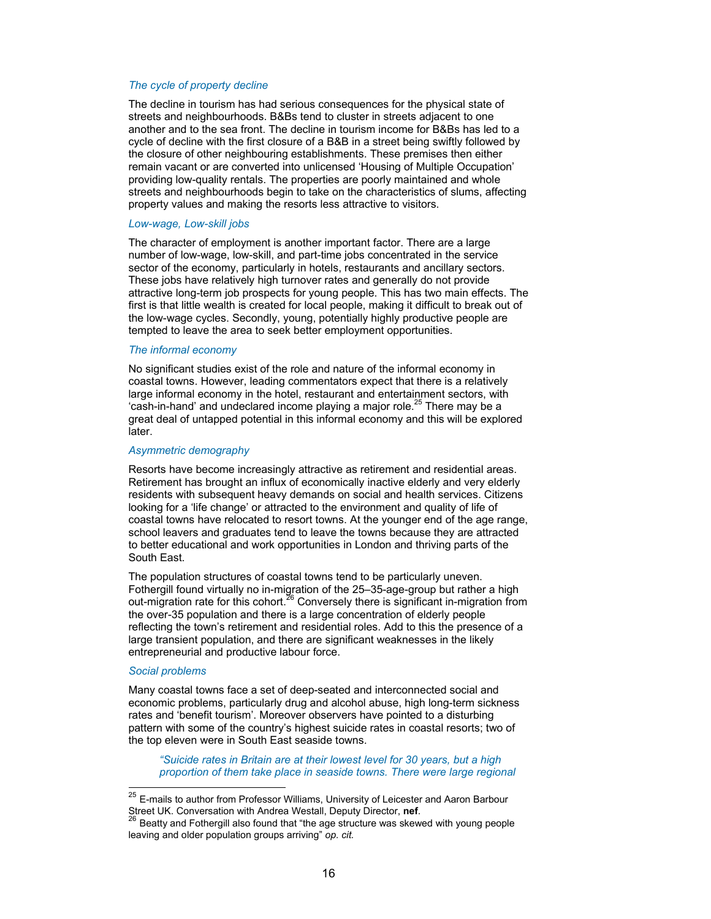### *The cycle of property decline*

The decline in tourism has had serious consequences for the physical state of streets and neighbourhoods. B&Bs tend to cluster in streets adjacent to one another and to the sea front. The decline in tourism income for B&Bs has led to a cycle of decline with the first closure of a B&B in a street being swiftly followed by the closure of other neighbouring establishments. These premises then either remain vacant or are converted into unlicensed 'Housing of Multiple Occupation' providing low-quality rentals. The properties are poorly maintained and whole streets and neighbourhoods begin to take on the characteristics of slums, affecting property values and making the resorts less attractive to visitors.

### *Low-wage, Low-skill jobs*

The character of employment is another important factor. There are a large number of low-wage, low-skill, and part-time jobs concentrated in the service sector of the economy, particularly in hotels, restaurants and ancillary sectors. These jobs have relatively high turnover rates and generally do not provide attractive long-term job prospects for young people. This has two main effects. The first is that little wealth is created for local people, making it difficult to break out of the low-wage cycles. Secondly, young, potentially highly productive people are tempted to leave the area to seek better employment opportunities.

### *The informal economy*

No significant studies exist of the role and nature of the informal economy in coastal towns. However, leading commentators expect that there is a relatively large informal economy in the hotel, restaurant and entertainment sectors, with 'cash-in-hand' and undeclared income playing a major role.[25] There may be a great deal of untapped potential in this informal economy and this will be explored later.

### *Asymmetric demography*

Resorts have become increasingly attractive as retirement and residential areas. Retirement has brought an influx of economically inactive elderly and very elderly residents with subsequent heavy demands on social and health services. Citizens looking for a 'life change' or attracted to the environment and quality of life of coastal towns have relocated to resort towns. At the younger end of the age range, school leavers and graduates tend to leave the towns because they are attracted to better educational and work opportunities in London and thriving parts of the South East.

The population structures of coastal towns tend to be particularly uneven. Fothergill found virtually no in-migration of the 25–35-age-group but rather a high out-migration rate for this cohort.[26] Conversely there is significant in-migration from the over-35 population and there is a large concentration of elderly people reflecting the town's retirement and residential roles. Add to this the presence of a large transient population, and there are significant weaknesses in the likely entrepreneurial and productive labour force.

### *Social problems*

Many coastal towns face a set of deep-seated and interconnected social and economic problems, particularly drug and alcohol abuse, high long-term sickness rates and 'benefit tourism'. Moreover observers have pointed to a disturbing pattern with some of the country's highest suicide rates in coastal resorts; two of the top eleven were in South East seaside towns.

> *"Suicide rates in Britain are at their lowest level for 30 years, but a high proportion of them take place in seaside towns. There were large regional*

---

[25] E-mails to author from Professor Williams, University of Leicester and Aaron Barbour Street UK. Conversation with Andrea Westall, Deputy Director, **nef**.

[26] Beatty and Fothergill also found that "the age structure was skewed with young people leaving and older population groups arriving" *op. cit.*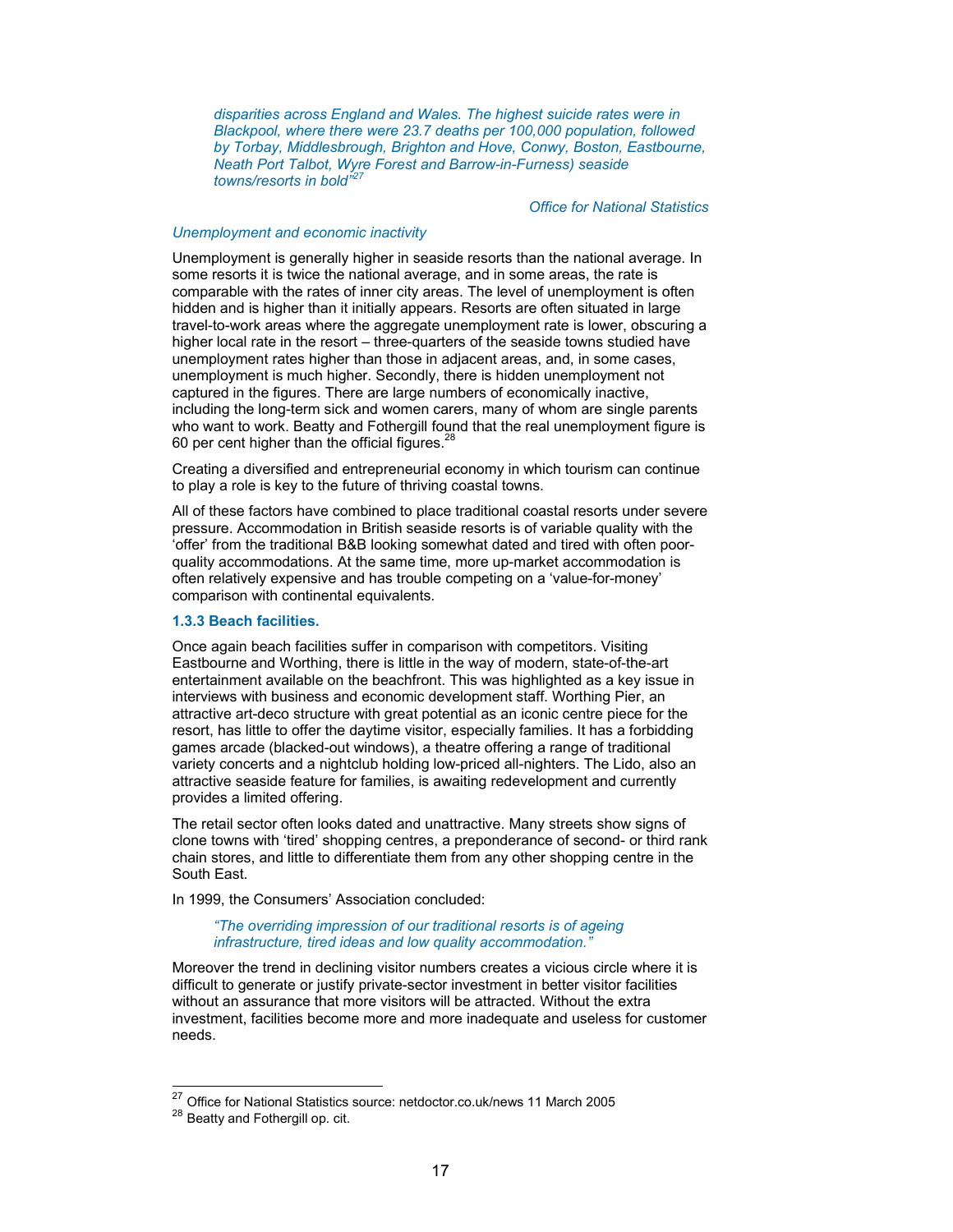*disparities across England and Wales. The highest suicide rates were in Blackpool, where there were 23.7 deaths per 100,000 population, followed by Torbay, Middlesbrough, Brighton and Hove, Conwy, Boston, Eastbourne, Neath Port Talbot, Wyre Forest and Barrow-in-Furness) seaside towns/resorts in bold"*[27]

*Office for National Statistics*

*Unemployment and economic inactivity*

Unemployment is generally higher in seaside resorts than the national average. In some resorts it is twice the national average, and in some areas, the rate is comparable with the rates of inner city areas. The level of unemployment is often hidden and is higher than it initially appears. Resorts are often situated in large travel-to-work areas where the aggregate unemployment rate is lower, obscuring a higher local rate in the resort – three-quarters of the seaside towns studied have unemployment rates higher than those in adjacent areas, and, in some cases, unemployment is much higher. Secondly, there is hidden unemployment not captured in the figures. There are large numbers of economically inactive, including the long-term sick and women carers, many of whom are single parents who want to work. Beatty and Fothergill found that the real unemployment figure is 60 per cent higher than the official figures.[28]

Creating a diversified and entrepreneurial economy in which tourism can continue to play a role is key to the future of thriving coastal towns.

All of these factors have combined to place traditional coastal resorts under severe pressure. Accommodation in British seaside resorts is of variable quality with the 'offer' from the traditional B&B looking somewhat dated and tired with often poor-quality accommodations. At the same time, more up-market accommodation is often relatively expensive and has trouble competing on a 'value-for-money' comparison with continental equivalents.

### 1.3.3 Beach facilities.

Once again beach facilities suffer in comparison with competitors. Visiting Eastbourne and Worthing, there is little in the way of modern, state-of-the-art entertainment available on the beachfront. This was highlighted as a key issue in interviews with business and economic development staff. Worthing Pier, an attractive art-deco structure with great potential as an iconic centre piece for the resort, has little to offer the daytime visitor, especially families. It has a forbidding games arcade (blacked-out windows), a theatre offering a range of traditional variety concerts and a nightclub holding low-priced all-nighters. The Lido, also an attractive seaside feature for families, is awaiting redevelopment and currently provides a limited offering.

The retail sector often looks dated and unattractive. Many streets show signs of clone towns with 'tired' shopping centres, a preponderance of second- or third rank chain stores, and little to differentiate them from any other shopping centre in the South East.

In 1999, the Consumers' Association concluded:

> *"The overriding impression of our traditional resorts is of ageing infrastructure, tired ideas and low quality accommodation."*

Moreover the trend in declining visitor numbers creates a vicious circle where it is difficult to generate or justify private-sector investment in better visitor facilities without an assurance that more visitors will be attracted. Without the extra investment, facilities become more and more inadequate and useless for customer needs.

---

[27] Office for National Statistics source: netdoctor.co.uk/news 11 March 2005

[28] Beatty and Fothergill op. cit.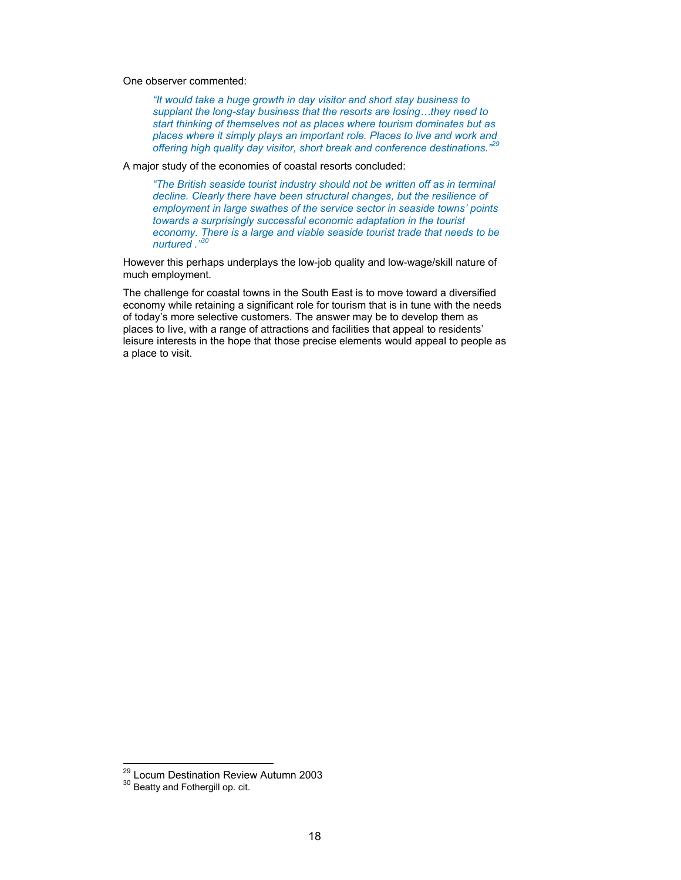One observer commented:

> *"It would take a huge growth in day visitor and short stay business to supplant the long-stay business that the resorts are losing…they need to start thinking of themselves not as places where tourism dominates but as places where it simply plays an important role. Places to live and work and offering high quality day visitor, short break and conference destinations."*[29]

A major study of the economies of coastal resorts concluded:

> *"The British seaside tourist industry should not be written off as in terminal decline. Clearly there have been structural changes, but the resilience of employment in large swathes of the service sector in seaside towns' points towards a surprisingly successful economic adaptation in the tourist economy. There is a large and viable seaside tourist trade that needs to be nurtured ."*[30]

However this perhaps underplays the low-job quality and low-wage/skill nature of much employment.

The challenge for coastal towns in the South East is to move toward a diversified economy while retaining a significant role for tourism that is in tune with the needs of today's more selective customers. The answer may be to develop them as places to live, with a range of attractions and facilities that appeal to residents' leisure interests in the hope that those precise elements would appeal to people as a place to visit.

---

[29] Locum Destination Review Autumn 2003

[30] Beatty and Fothergill op. cit.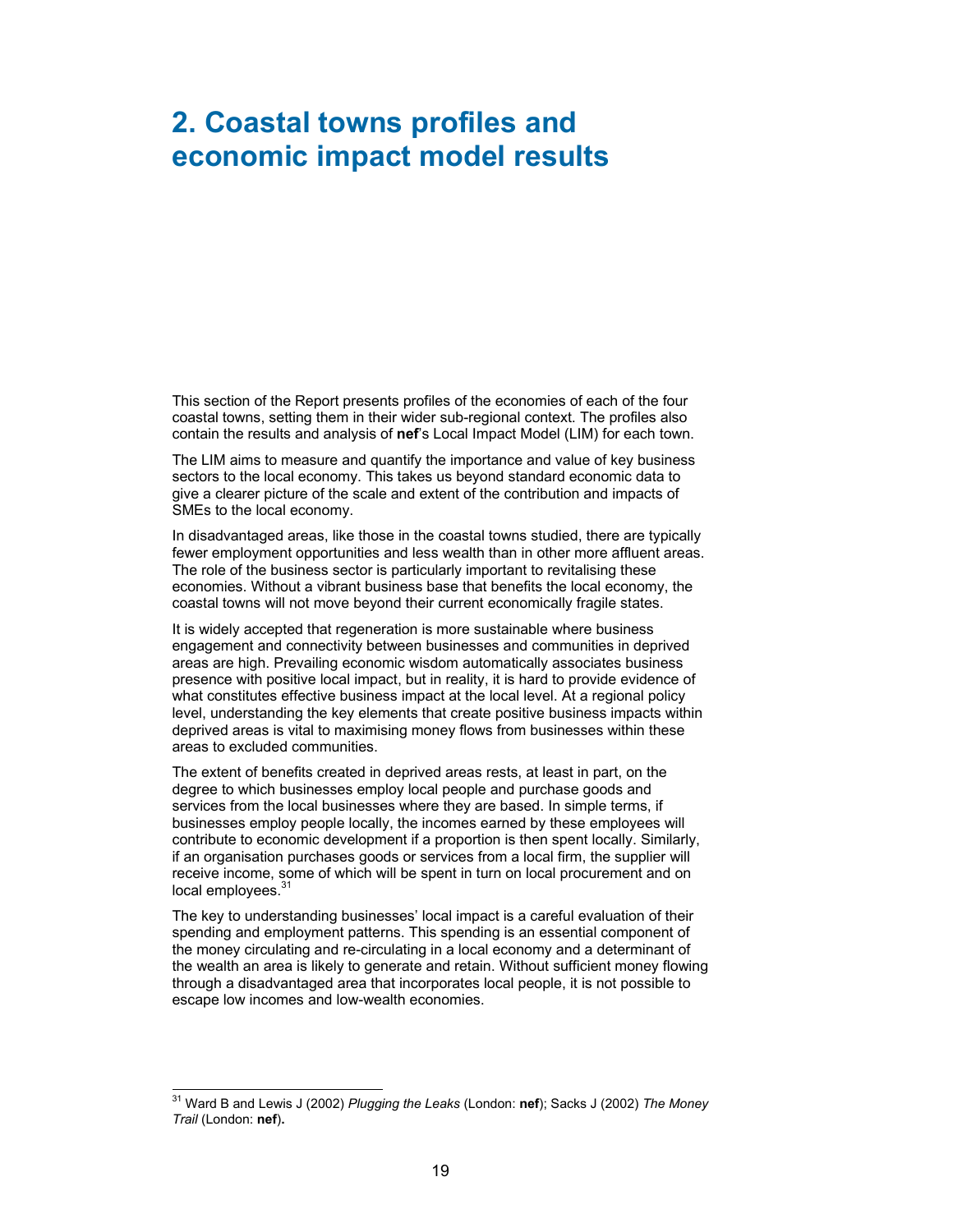# 2. Coastal towns profiles and economic impact model results

This section of the Report presents profiles of the economies of each of the four coastal towns, setting them in their wider sub-regional context. The profiles also contain the results and analysis of **nef**'s Local Impact Model (LIM) for each town.

The LIM aims to measure and quantify the importance and value of key business sectors to the local economy. This takes us beyond standard economic data to give a clearer picture of the scale and extent of the contribution and impacts of SMEs to the local economy.

In disadvantaged areas, like those in the coastal towns studied, there are typically fewer employment opportunities and less wealth than in other more affluent areas. The role of the business sector is particularly important to revitalising these economies. Without a vibrant business base that benefits the local economy, the coastal towns will not move beyond their current economically fragile states.

It is widely accepted that regeneration is more sustainable where business engagement and connectivity between businesses and communities in deprived areas are high. Prevailing economic wisdom automatically associates business presence with positive local impact, but in reality, it is hard to provide evidence of what constitutes effective business impact at the local level. At a regional policy level, understanding the key elements that create positive business impacts within deprived areas is vital to maximising money flows from businesses within these areas to excluded communities.

The extent of benefits created in deprived areas rests, at least in part, on the degree to which businesses employ local people and purchase goods and services from the local businesses where they are based. In simple terms, if businesses employ people locally, the incomes earned by these employees will contribute to economic development if a proportion is then spent locally. Similarly, if an organisation purchases goods or services from a local firm, the supplier will receive income, some of which will be spent in turn on local procurement and on local employees.[31]

The key to understanding businesses' local impact is a careful evaluation of their spending and employment patterns. This spending is an essential component of the money circulating and re-circulating in a local economy and a determinant of the wealth an area is likely to generate and retain. Without sufficient money flowing through a disadvantaged area that incorporates local people, it is not possible to escape low incomes and low-wealth economies.

---

[31] Ward B and Lewis J (2002) *Plugging the Leaks* (London: **nef**); Sacks J (2002) *The Money Trail* (London: **nef**).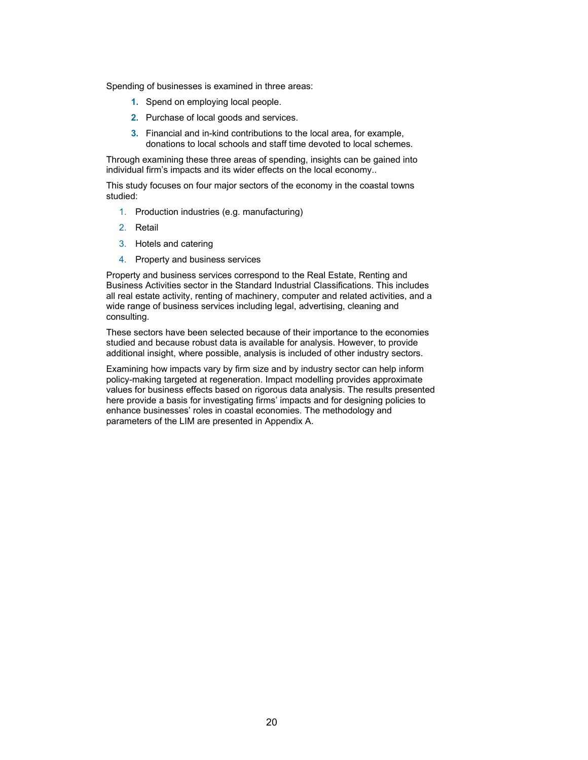Spending of businesses is examined in three areas:

1. Spend on employing local people.
2. Purchase of local goods and services.
3. Financial and in-kind contributions to the local area, for example, donations to local schools and staff time devoted to local schemes.

Through examining these three areas of spending, insights can be gained into individual firm's impacts and its wider effects on the local economy..

This study focuses on four major sectors of the economy in the coastal towns studied:

1. Production industries (e.g. manufacturing)
2. Retail
3. Hotels and catering
4. Property and business services

Property and business services correspond to the Real Estate, Renting and Business Activities sector in the Standard Industrial Classifications. This includes all real estate activity, renting of machinery, computer and related activities, and a wide range of business services including legal, advertising, cleaning and consulting.

These sectors have been selected because of their importance to the economies studied and because robust data is available for analysis. However, to provide additional insight, where possible, analysis is included of other industry sectors.

Examining how impacts vary by firm size and by industry sector can help inform policy-making targeted at regeneration. Impact modelling provides approximate values for business effects based on rigorous data analysis. The results presented here provide a basis for investigating firms' impacts and for designing policies to enhance businesses' roles in coastal economies. The methodology and parameters of the LIM are presented in Appendix A.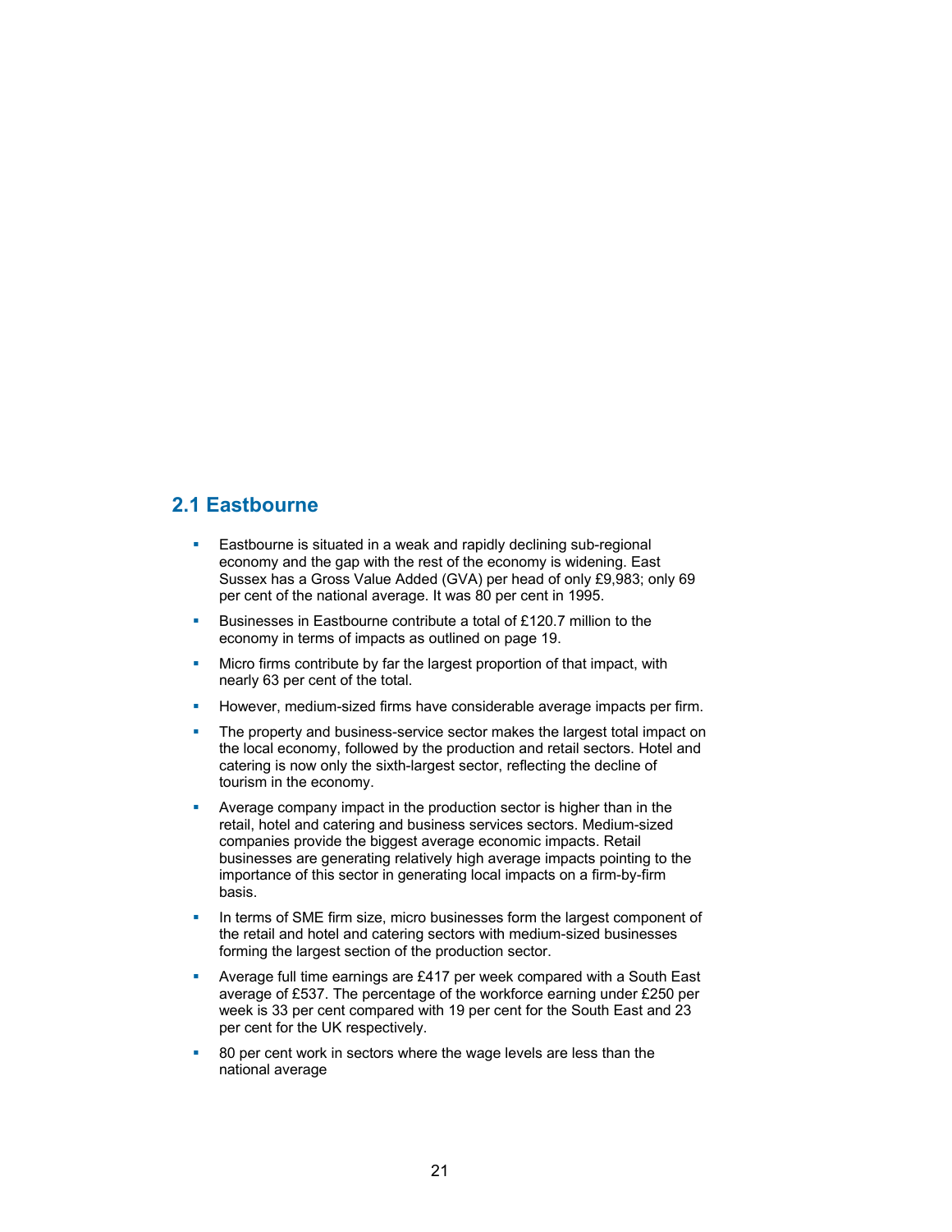## 2.1 Eastbourne

- Eastbourne is situated in a weak and rapidly declining sub-regional economy and the gap with the rest of the economy is widening. East Sussex has a Gross Value Added (GVA) per head of only £9,983; only 69 per cent of the national average. It was 80 per cent in 1995.
- Businesses in Eastbourne contribute a total of £120.7 million to the economy in terms of impacts as outlined on page 19.
- Micro firms contribute by far the largest proportion of that impact, with nearly 63 per cent of the total.
- However, medium-sized firms have considerable average impacts per firm.
- The property and business-service sector makes the largest total impact on the local economy, followed by the production and retail sectors. Hotel and catering is now only the sixth-largest sector, reflecting the decline of tourism in the economy.
- Average company impact in the production sector is higher than in the retail, hotel and catering and business services sectors. Medium-sized companies provide the biggest average economic impacts. Retail businesses are generating relatively high average impacts pointing to the importance of this sector in generating local impacts on a firm-by-firm basis.
- In terms of SME firm size, micro businesses form the largest component of the retail and hotel and catering sectors with medium-sized businesses forming the largest section of the production sector.
- Average full time earnings are £417 per week compared with a South East average of £537. The percentage of the workforce earning under £250 per week is 33 per cent compared with 19 per cent for the South East and 23 per cent for the UK respectively.
- 80 per cent work in sectors where the wage levels are less than the national average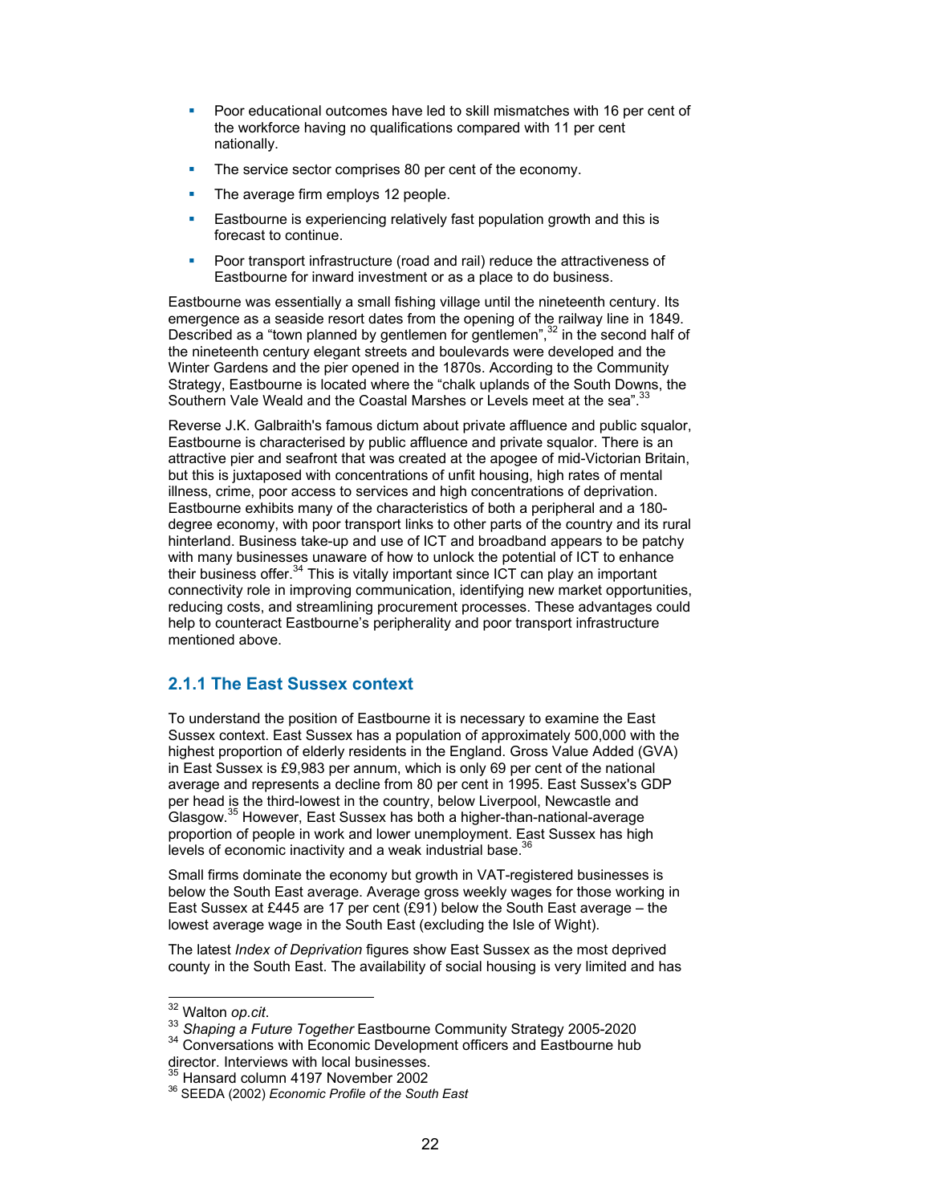- Poor educational outcomes have led to skill mismatches with 16 per cent of the workforce having no qualifications compared with 11 per cent nationally.
- The service sector comprises 80 per cent of the economy.
- The average firm employs 12 people.
- Eastbourne is experiencing relatively fast population growth and this is forecast to continue.
- Poor transport infrastructure (road and rail) reduce the attractiveness of Eastbourne for inward investment or as a place to do business.

Eastbourne was essentially a small fishing village until the nineteenth century. Its emergence as a seaside resort dates from the opening of the railway line in 1849. Described as a "town planned by gentlemen for gentlemen",[32] in the second half of the nineteenth century elegant streets and boulevards were developed and the Winter Gardens and the pier opened in the 1870s. According to the Community Strategy, Eastbourne is located where the "chalk uplands of the South Downs, the Southern Vale Weald and the Coastal Marshes or Levels meet at the sea".[33]

Reverse J.K. Galbraith's famous dictum about private affluence and public squalor, Eastbourne is characterised by public affluence and private squalor. There is an attractive pier and seafront that was created at the apogee of mid-Victorian Britain, but this is juxtaposed with concentrations of unfit housing, high rates of mental illness, crime, poor access to services and high concentrations of deprivation. Eastbourne exhibits many of the characteristics of both a peripheral and a 180-degree economy, with poor transport links to other parts of the country and its rural hinterland. Business take-up and use of ICT and broadband appears to be patchy with many businesses unaware of how to unlock the potential of ICT to enhance their business offer.[34] This is vitally important since ICT can play an important connectivity role in improving communication, identifying new market opportunities, reducing costs, and streamlining procurement processes. These advantages could help to counteract Eastbourne's peripherality and poor transport infrastructure mentioned above.

### 2.1.1 The East Sussex context

To understand the position of Eastbourne it is necessary to examine the East Sussex context. East Sussex has a population of approximately 500,000 with the highest proportion of elderly residents in the England. Gross Value Added (GVA) in East Sussex is £9,983 per annum, which is only 69 per cent of the national average and represents a decline from 80 per cent in 1995. East Sussex's GDP per head is the third-lowest in the country, below Liverpool, Newcastle and Glasgow.[35] However, East Sussex has both a higher-than-national-average proportion of people in work and lower unemployment. East Sussex has high levels of economic inactivity and a weak industrial base.[36]

Small firms dominate the economy but growth in VAT-registered businesses is below the South East average. Average gross weekly wages for those working in East Sussex at £445 are 17 per cent (£91) below the South East average – the lowest average wage in the South East (excluding the Isle of Wight).

The latest *Index of Deprivation* figures show East Sussex as the most deprived county in the South East. The availability of social housing is very limited and has

---

[32] Walton *op.cit*.

[33] *Shaping a Future Together* Eastbourne Community Strategy 2005-2020

[34] Conversations with Economic Development officers and Eastbourne hub director. Interviews with local businesses.

[35] Hansard column 4197 November 2002

[36] SEEDA (2002) *Economic Profile of the South East*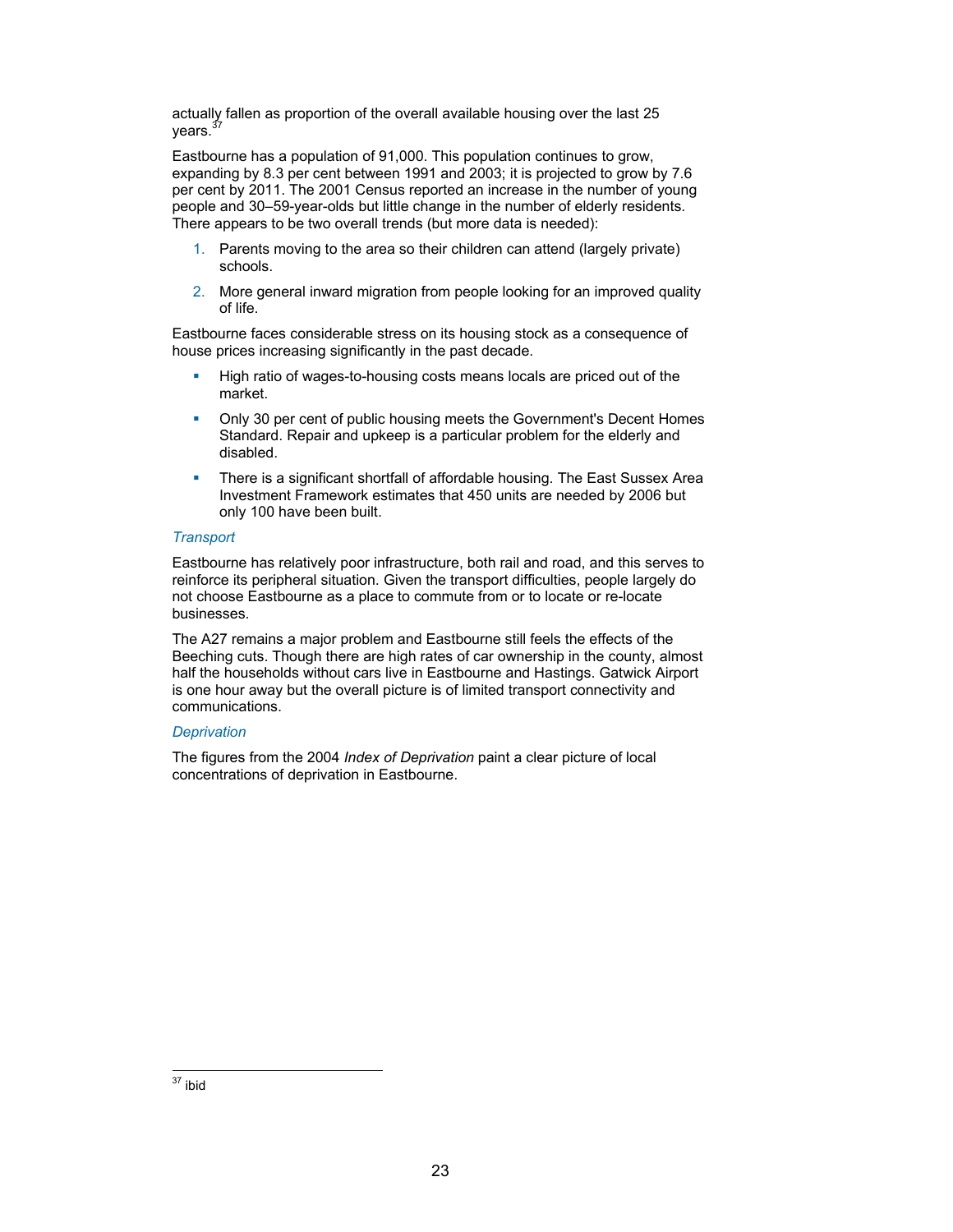actually fallen as proportion of the overall available housing over the last 25 years.[37]

Eastbourne has a population of 91,000. This population continues to grow, expanding by 8.3 per cent between 1991 and 2003; it is projected to grow by 7.6 per cent by 2011. The 2001 Census reported an increase in the number of young people and 30–59-year-olds but little change in the number of elderly residents. There appears to be two overall trends (but more data is needed):

1. Parents moving to the area so their children can attend (largely private) schools.
2. More general inward migration from people looking for an improved quality of life.

Eastbourne faces considerable stress on its housing stock as a consequence of house prices increasing significantly in the past decade.

- High ratio of wages-to-housing costs means locals are priced out of the market.
- Only 30 per cent of public housing meets the Government's Decent Homes Standard. Repair and upkeep is a particular problem for the elderly and disabled.
- There is a significant shortfall of affordable housing. The East Sussex Area Investment Framework estimates that 450 units are needed by 2006 but only 100 have been built.

*Transport*

Eastbourne has relatively poor infrastructure, both rail and road, and this serves to reinforce its peripheral situation. Given the transport difficulties, people largely do not choose Eastbourne as a place to commute from or to locate or re-locate businesses.

The A27 remains a major problem and Eastbourne still feels the effects of the Beeching cuts. Though there are high rates of car ownership in the county, almost half the households without cars live in Eastbourne and Hastings. Gatwick Airport is one hour away but the overall picture is of limited transport connectivity and communications.

*Deprivation*

The figures from the 2004 *Index of Deprivation* paint a clear picture of local concentrations of deprivation in Eastbourne.

---

[37] ibid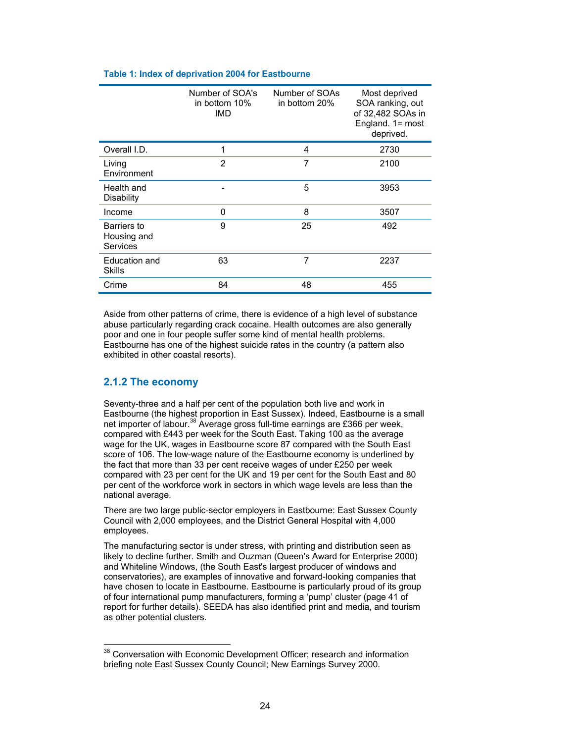**Table 1: Index of deprivation 2004 for Eastbourne**

| | Number of SOA's in bottom 10% IMD | Number of SOAs in bottom 20% | Most deprived SOA ranking, out of 32,482 SOAs in England. 1= most deprived. |
|---|---|---|---|
| Overall I.D. | 1 | 4 | 2730 |
| Living Environment | 2 | 7 | 2100 |
| Health and Disability | - | 5 | 3953 |
| Income | 0 | 8 | 3507 |
| Barriers to Housing and Services | 9 | 25 | 492 |
| Education and Skills | 63 | 7 | 2237 |
| Crime | 84 | 48 | 455 |

Aside from other patterns of crime, there is evidence of a high level of substance abuse particularly regarding crack cocaine. Health outcomes are also generally poor and one in four people suffer some kind of mental health problems. Eastbourne has one of the highest suicide rates in the country (a pattern also exhibited in other coastal resorts).

### 2.1.2 The economy

Seventy-three and a half per cent of the population both live and work in Eastbourne (the highest proportion in East Sussex). Indeed, Eastbourne is a small net importer of labour.[38] Average gross full-time earnings are £366 per week, compared with £443 per week for the South East. Taking 100 as the average wage for the UK, wages in Eastbourne score 87 compared with the South East score of 106. The low-wage nature of the Eastbourne economy is underlined by the fact that more than 33 per cent receive wages of under £250 per week compared with 23 per cent for the UK and 19 per cent for the South East and 80 per cent of the workforce work in sectors in which wage levels are less than the national average.

There are two large public-sector employers in Eastbourne: East Sussex County Council with 2,000 employees, and the District General Hospital with 4,000 employees.

The manufacturing sector is under stress, with printing and distribution seen as likely to decline further. Smith and Ouzman (Queen's Award for Enterprise 2000) and Whiteline Windows, (the South East's largest producer of windows and conservatories), are examples of innovative and forward-looking companies that have chosen to locate in Eastbourne. Eastbourne is particularly proud of its group of four international pump manufacturers, forming a 'pump' cluster (page 41 of report for further details). SEEDA has also identified print and media, and tourism as other potential clusters.

[38] Conversation with Economic Development Officer; research and information briefing note East Sussex County Council; New Earnings Survey 2000.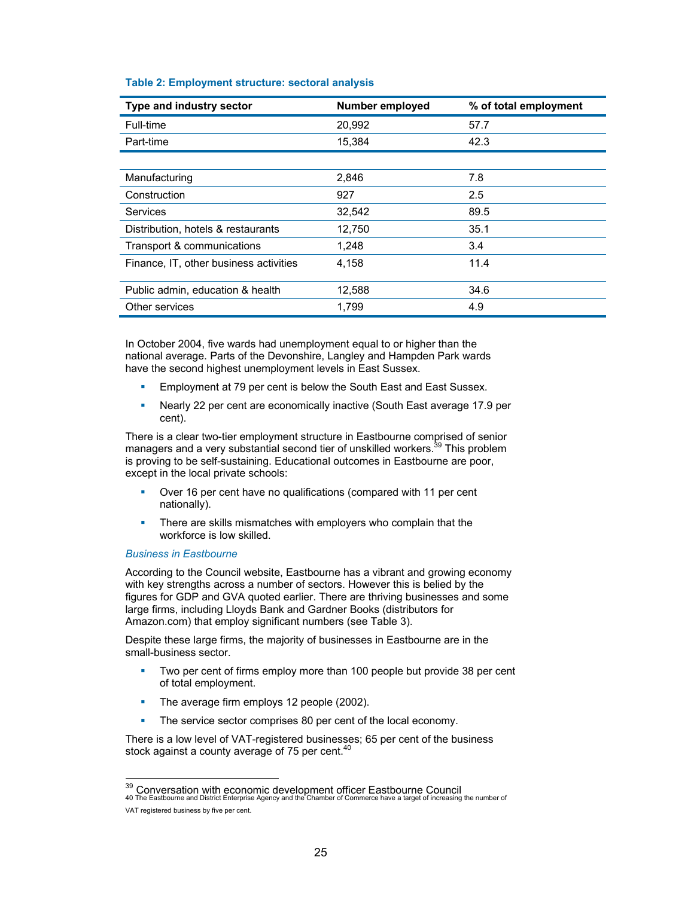**Table 2: Employment structure: sectoral analysis**

| Type and industry sector | Number employed | % of total employment |
|---|---|---|
| Full-time | 20,992 | 57.7 |
| Part-time | 15,384 | 42.3 |
| | | |
| Manufacturing | 2,846 | 7.8 |
| Construction | 927 | 2.5 |
| Services | 32,542 | 89.5 |
| Distribution, hotels & restaurants | 12,750 | 35.1 |
| Transport & communications | 1,248 | 3.4 |
| Finance, IT, other business activities | 4,158 | 11.4 |
| Public admin, education & health | 12,588 | 34.6 |
| Other services | 1,799 | 4.9 |

In October 2004, five wards had unemployment equal to or higher than the national average. Parts of the Devonshire, Langley and Hampden Park wards have the second highest unemployment levels in East Sussex.

- Employment at 79 per cent is below the South East and East Sussex.
- Nearly 22 per cent are economically inactive (South East average 17.9 per cent).

There is a clear two-tier employment structure in Eastbourne comprised of senior managers and a very substantial second tier of unskilled workers.[39] This problem is proving to be self-sustaining. Educational outcomes in Eastbourne are poor, except in the local private schools:

- Over 16 per cent have no qualifications (compared with 11 per cent nationally).
- There are skills mismatches with employers who complain that the workforce is low skilled.

*Business in Eastbourne*

According to the Council website, Eastbourne has a vibrant and growing economy with key strengths across a number of sectors. However this is belied by the figures for GDP and GVA quoted earlier. There are thriving businesses and some large firms, including Lloyds Bank and Gardner Books (distributors for Amazon.com) that employ significant numbers (see Table 3).

Despite these large firms, the majority of businesses in Eastbourne are in the small-business sector.

- Two per cent of firms employ more than 100 people but provide 38 per cent of total employment.
- The average firm employs 12 people (2002).
- The service sector comprises 80 per cent of the local economy.

There is a low level of VAT-registered businesses; 65 per cent of the business stock against a county average of 75 per cent.[40]

---

[39] Conversation with economic development officer Eastbourne Council

[40] The Eastbourne and District Enterprise Agency and the Chamber of Commerce have a target of increasing the number of VAT registered business by five per cent.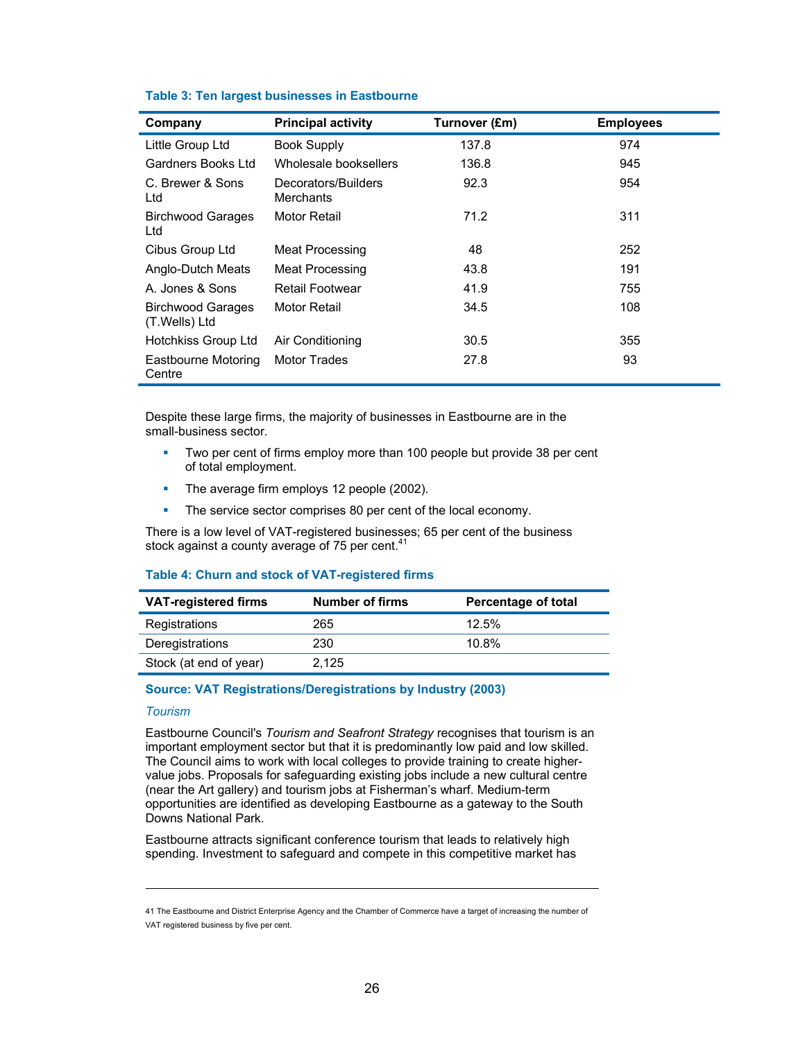**Table 3: Ten largest businesses in Eastbourne**

| Company | Principal activity | Turnover (£m) | Employees |
|---|---|---|---|
| Little Group Ltd | Book Supply | 137.8 | 974 |
| Gardners Books Ltd | Wholesale booksellers | 136.8 | 945 |
| C. Brewer & Sons Ltd | Decorators/Builders Merchants | 92.3 | 954 |
| Birchwood Garages Ltd | Motor Retail | 71.2 | 311 |
| Cibus Group Ltd | Meat Processing | 48 | 252 |
| Anglo-Dutch Meats | Meat Processing | 43.8 | 191 |
| A. Jones & Sons | Retail Footwear | 41.9 | 755 |
| Birchwood Garages (T.Wells) Ltd | Motor Retail | 34.5 | 108 |
| Hotchkiss Group Ltd | Air Conditioning | 30.5 | 355 |
| Eastbourne Motoring Centre | Motor Trades | 27.8 | 93 |

Despite these large firms, the majority of businesses in Eastbourne are in the small-business sector.

- Two per cent of firms employ more than 100 people but provide 38 per cent of total employment.
- The average firm employs 12 people (2002).
- The service sector comprises 80 per cent of the local economy.

There is a low level of VAT-registered businesses; 65 per cent of the business stock against a county average of 75 per cent.[41]

**Table 4: Churn and stock of VAT-registered firms**

| VAT-registered firms | Number of firms | Percentage of total |
|---|---|---|
| Registrations | 265 | 12.5% |
| Deregistrations | 230 | 10.8% |
| Stock (at end of year) | 2,125 | |

**Source: VAT Registrations/Deregistrations by Industry (2003)**

*Tourism*

Eastbourne Council's *Tourism and Seafront Strategy* recognises that tourism is an important employment sector but that it is predominantly low paid and low skilled. The Council aims to work with local colleges to provide training to create higher-value jobs. Proposals for safeguarding existing jobs include a new cultural centre (near the Art gallery) and tourism jobs at Fisherman's wharf. Medium-term opportunities are identified as developing Eastbourne as a gateway to the South Downs National Park.

Eastbourne attracts significant conference tourism that leads to relatively high spending. Investment to safeguard and compete in this competitive market has

41 The Eastbourne and District Enterprise Agency and the Chamber of Commerce have a target of increasing the number of VAT registered business by five per cent.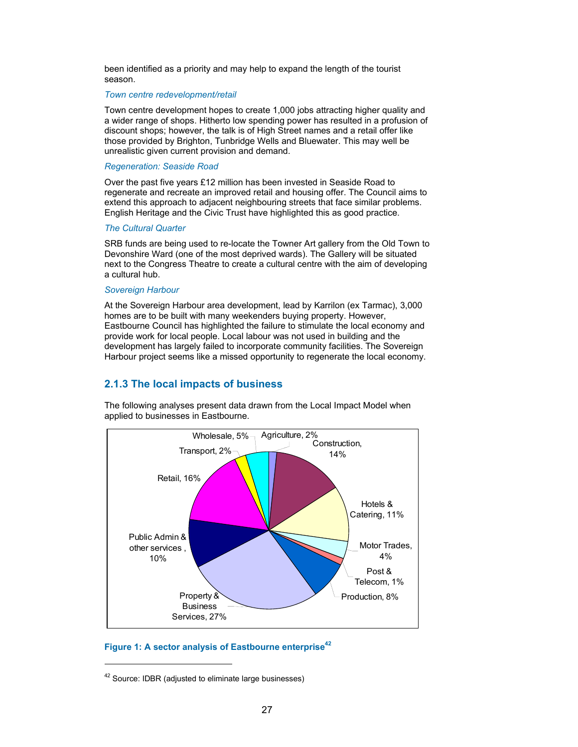been identified as a priority and may help to expand the length of the tourist season.

*Town centre redevelopment/retail*

Town centre development hopes to create 1,000 jobs attracting higher quality and a wider range of shops. Hitherto low spending power has resulted in a profusion of discount shops; however, the talk is of High Street names and a retail offer like those provided by Brighton, Tunbridge Wells and Bluewater. This may well be unrealistic given current provision and demand.

*Regeneration: Seaside Road*

Over the past five years £12 million has been invested in Seaside Road to regenerate and recreate an improved retail and housing offer. The Council aims to extend this approach to adjacent neighbouring streets that face similar problems. English Heritage and the Civic Trust have highlighted this as good practice.

*The Cultural Quarter*

SRB funds are being used to re-locate the Towner Art gallery from the Old Town to Devonshire Ward (one of the most deprived wards). The Gallery will be situated next to the Congress Theatre to create a cultural centre with the aim of developing a cultural hub.

*Sovereign Harbour*

At the Sovereign Harbour area development, lead by Karrilon (ex Tarmac), 3,000 homes are to be built with many weekenders buying property. However, Eastbourne Council has highlighted the failure to stimulate the local economy and provide work for local people. Local labour was not used in building and the development has largely failed to incorporate community facilities. The Sovereign Harbour project seems like a missed opportunity to regenerate the local economy.

### 2.1.3 The local impacts of business

The following analyses present data drawn from the Local Impact Model when applied to businesses in Eastbourne.

**Figure 1: A sector analysis of Eastbourne enterprise**[42]

---

[42] Source: IDBR (adjusted to eliminate large businesses)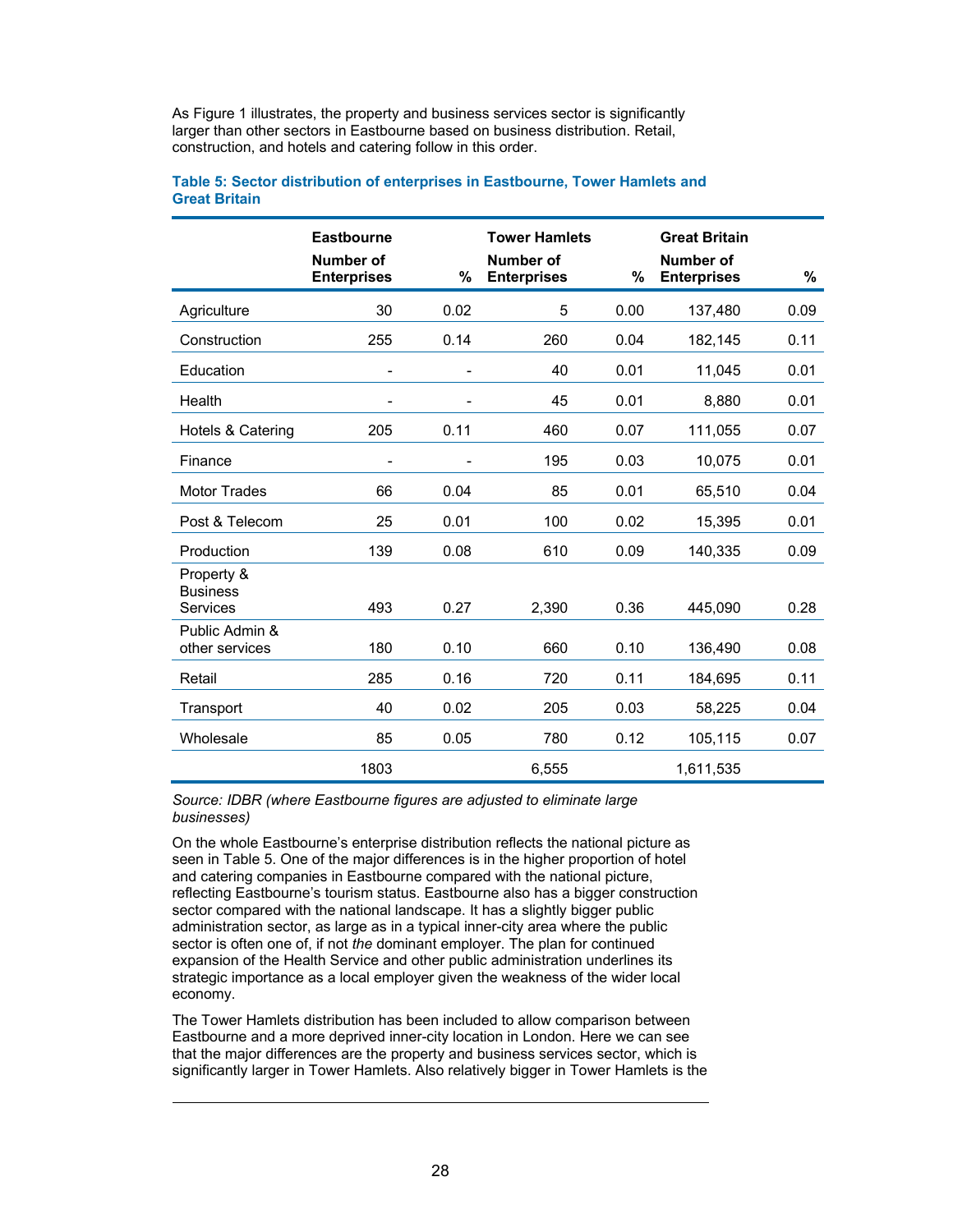As Figure 1 illustrates, the property and business services sector is significantly larger than other sectors in Eastbourne based on business distribution. Retail, construction, and hotels and catering follow in this order.

**Table 5: Sector distribution of enterprises in Eastbourne, Tower Hamlets and Great Britain**

| | Eastbourne | | Tower Hamlets | | Great Britain | |
|---|---|---|---|---|---|---|
| | Number of Enterprises | % | Number of Enterprises | % | Number of Enterprises | % |
| Agriculture | 30 | 0.02 | 5 | 0.00 | 137,480 | 0.09 |
| Construction | 255 | 0.14 | 260 | 0.04 | 182,145 | 0.11 |
| Education | - | - | 40 | 0.01 | 11,045 | 0.01 |
| Health | - | - | 45 | 0.01 | 8,880 | 0.01 |
| Hotels & Catering | 205 | 0.11 | 460 | 0.07 | 111,055 | 0.07 |
| Finance | - | - | 195 | 0.03 | 10,075 | 0.01 |
| Motor Trades | 66 | 0.04 | 85 | 0.01 | 65,510 | 0.04 |
| Post & Telecom | 25 | 0.01 | 100 | 0.02 | 15,395 | 0.01 |
| Production | 139 | 0.08 | 610 | 0.09 | 140,335 | 0.09 |
| Property & Business Services | 493 | 0.27 | 2,390 | 0.36 | 445,090 | 0.28 |
| Public Admin & other services | 180 | 0.10 | 660 | 0.10 | 136,490 | 0.08 |
| Retail | 285 | 0.16 | 720 | 0.11 | 184,695 | 0.11 |
| Transport | 40 | 0.02 | 205 | 0.03 | 58,225 | 0.04 |
| Wholesale | 85 | 0.05 | 780 | 0.12 | 105,115 | 0.07 |
| | 1803 | | 6,555 | | 1,611,535 | |

*Source: IDBR (where Eastbourne figures are adjusted to eliminate large businesses)*

On the whole Eastbourne's enterprise distribution reflects the national picture as seen in Table 5. One of the major differences is in the higher proportion of hotel and catering companies in Eastbourne compared with the national picture, reflecting Eastbourne's tourism status. Eastbourne also has a bigger construction sector compared with the national landscape. It has a slightly bigger public administration sector, as large as in a typical inner-city area where the public sector is often one of, if not *the* dominant employer. The plan for continued expansion of the Health Service and other public administration underlines its strategic importance as a local employer given the weakness of the wider local economy.

The Tower Hamlets distribution has been included to allow comparison between Eastbourne and a more deprived inner-city location in London. Here we can see that the major differences are the property and business services sector, which is significantly larger in Tower Hamlets. Also relatively bigger in Tower Hamlets is the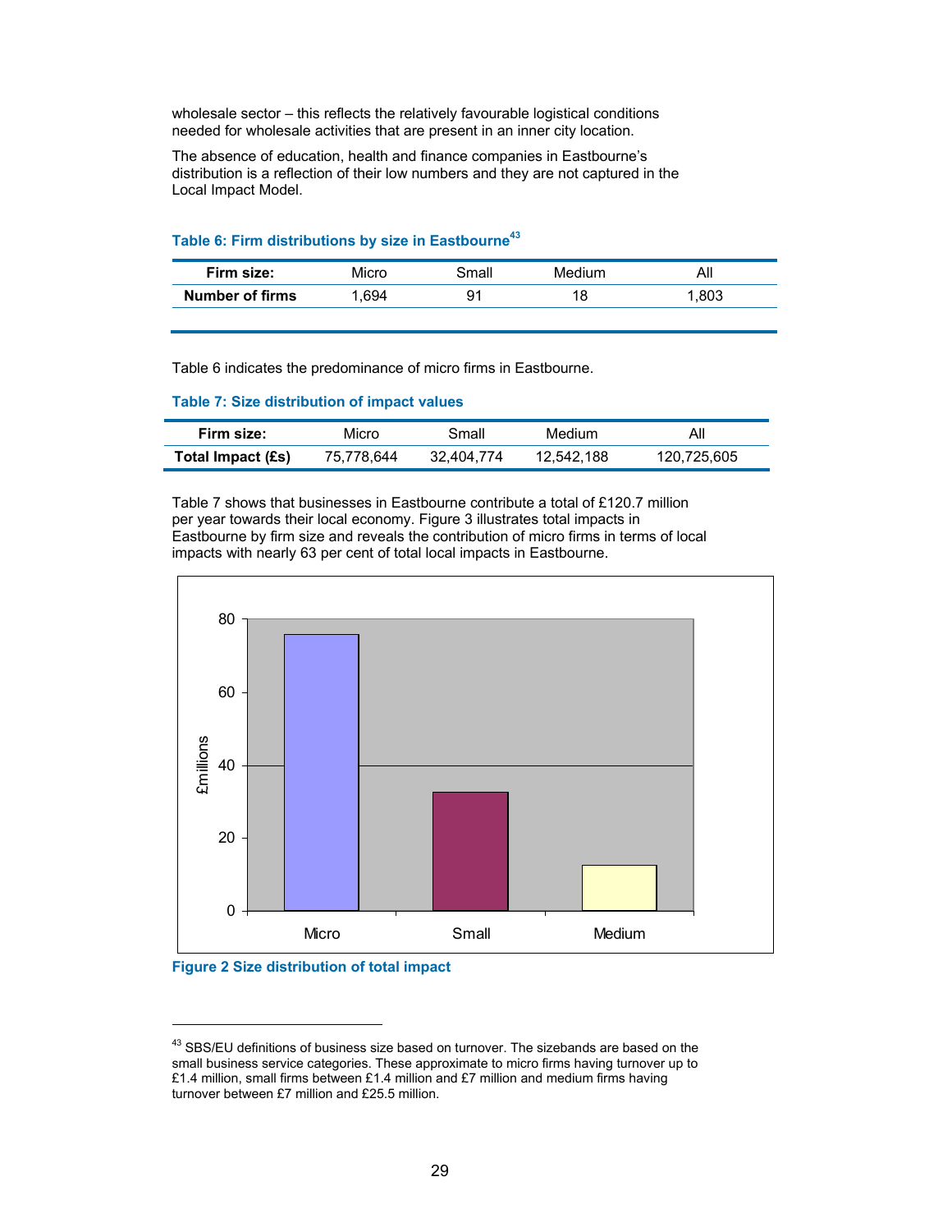wholesale sector – this reflects the relatively favourable logistical conditions needed for wholesale activities that are present in an inner city location.

The absence of education, health and finance companies in Eastbourne's distribution is a reflection of their low numbers and they are not captured in the Local Impact Model.

**Table 6: Firm distributions by size in Eastbourne[43]**

| Firm size: | Micro | Small | Medium | All |
|---|---|---|---|---|
| **Number of firms** | 1,694 | 91 | 18 | 1,803 |

Table 6 indicates the predominance of micro firms in Eastbourne.

**Table 7: Size distribution of impact values**

| Firm size: | Micro | Small | Medium | All |
|---|---|---|---|---|
| **Total Impact (£s)** | 75,778,644 | 32,404,774 | 12,542,188 | 120,725,605 |

Table 7 shows that businesses in Eastbourne contribute a total of £120.7 million per year towards their local economy. Figure 3 illustrates total impacts in Eastbourne by firm size and reveals the contribution of micro firms in terms of local impacts with nearly 63 per cent of total local impacts in Eastbourne.

**Figure 2 Size distribution of total impact**

[43] SBS/EU definitions of business size based on turnover. The sizebands are based on the small business service categories. These approximate to micro firms having turnover up to £1.4 million, small firms between £1.4 million and £7 million and medium firms having turnover between £7 million and £25.5 million.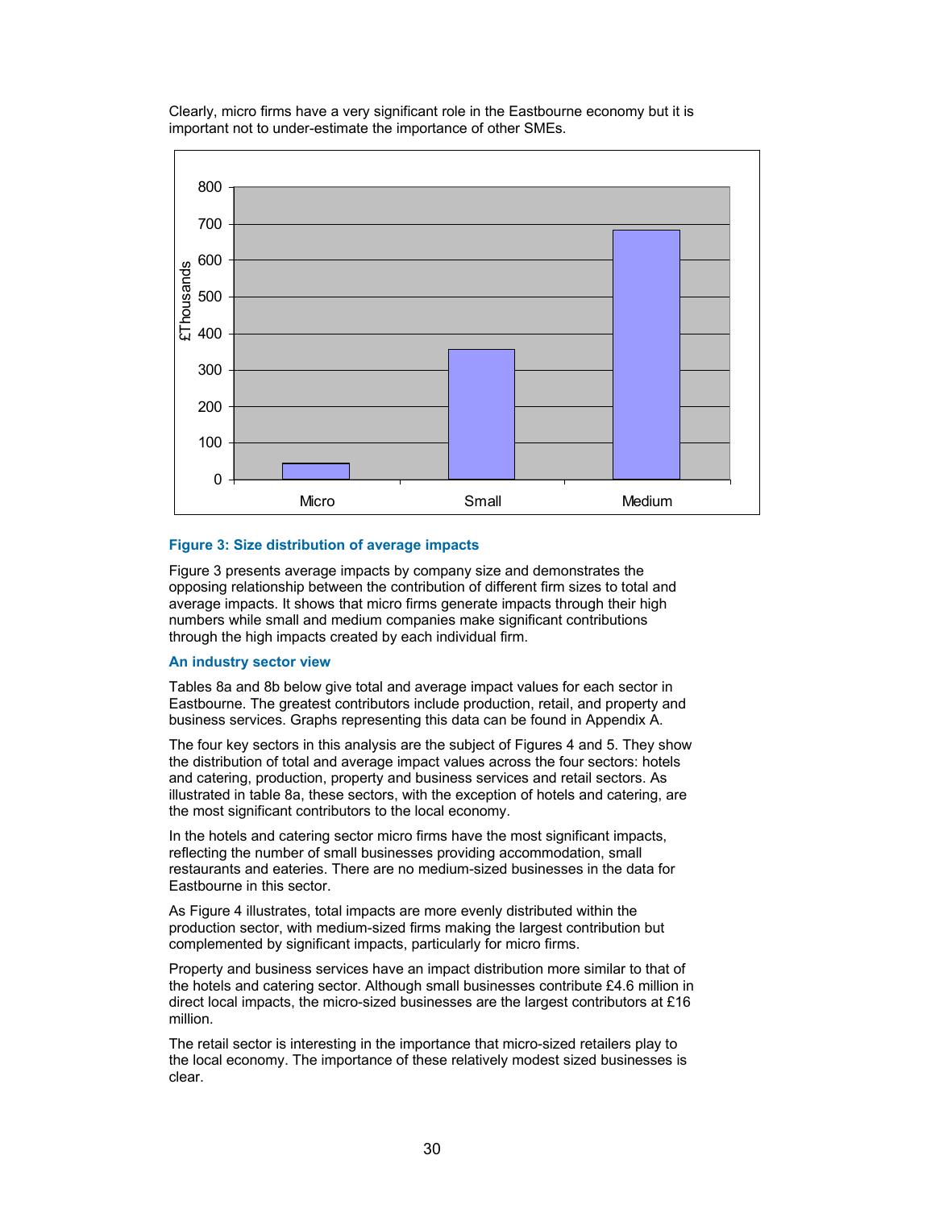Clearly, micro firms have a very significant role in the Eastbourne economy but it is important not to under-estimate the importance of other SMEs.

**Figure 3: Size distribution of average impacts**

Figure 3 presents average impacts by company size and demonstrates the opposing relationship between the contribution of different firm sizes to total and average impacts. It shows that micro firms generate impacts through their high numbers while small and medium companies make significant contributions through the high impacts created by each individual firm.

### An industry sector view

Tables 8a and 8b below give total and average impact values for each sector in Eastbourne. The greatest contributors include production, retail, and property and business services. Graphs representing this data can be found in Appendix A.

The four key sectors in this analysis are the subject of Figures 4 and 5. They show the distribution of total and average impact values across the four sectors: hotels and catering, production, property and business services and retail sectors. As illustrated in table 8a, these sectors, with the exception of hotels and catering, are the most significant contributors to the local economy.

In the hotels and catering sector micro firms have the most significant impacts, reflecting the number of small businesses providing accommodation, small restaurants and eateries. There are no medium-sized businesses in the data for Eastbourne in this sector.

As Figure 4 illustrates, total impacts are more evenly distributed within the production sector, with medium-sized firms making the largest contribution but complemented by significant impacts, particularly for micro firms.

Property and business services have an impact distribution more similar to that of the hotels and catering sector. Although small businesses contribute £4.6 million in direct local impacts, the micro-sized businesses are the largest contributors at £16 million.

The retail sector is interesting in the importance that micro-sized retailers play to the local economy. The importance of these relatively modest sized businesses is clear.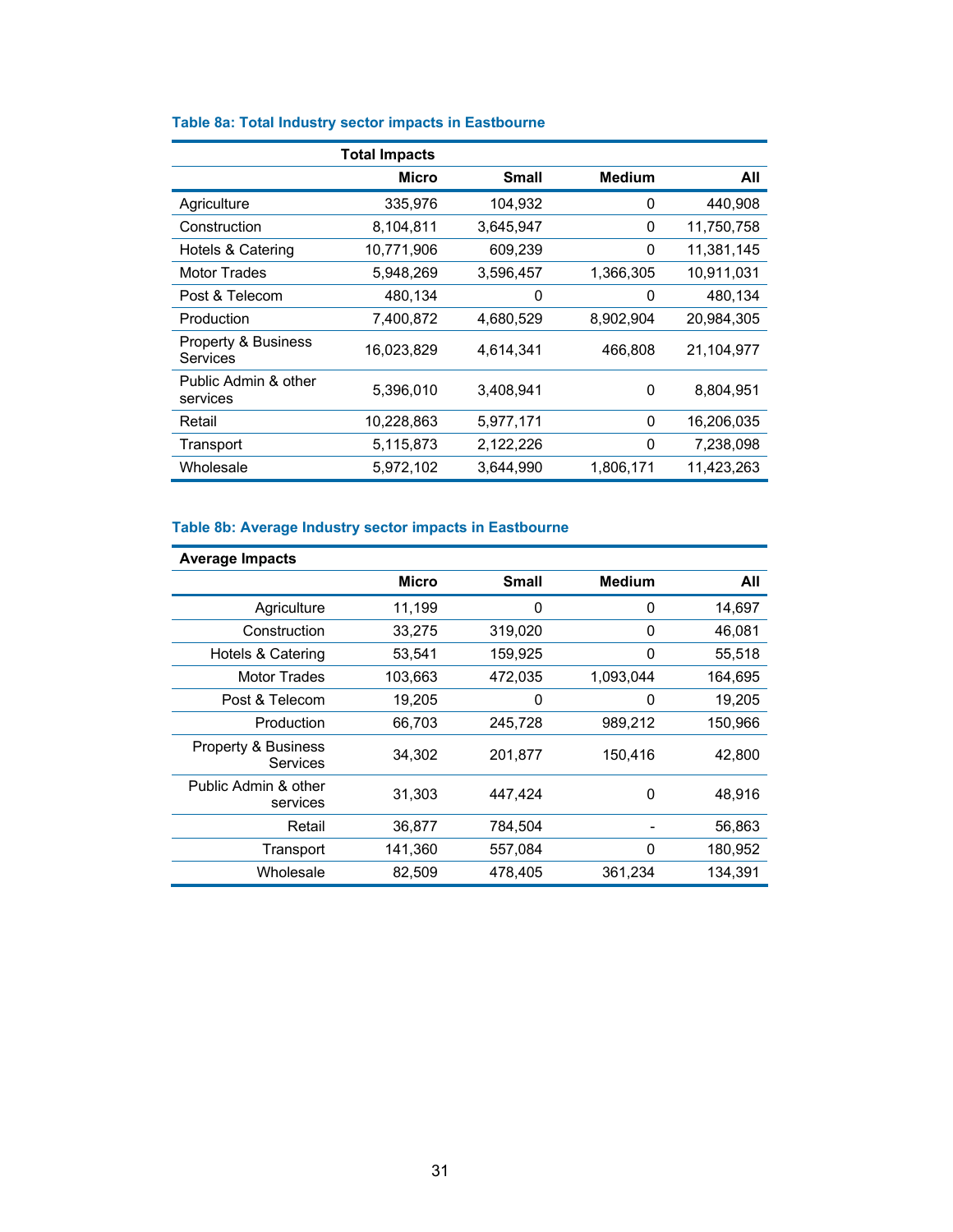**Table 8a: Total Industry sector impacts in Eastbourne**

| | Total Impacts | | | |
|---|---|---|---|---|
| | Micro | Small | Medium | All |
| Agriculture | 335,976 | 104,932 | 0 | 440,908 |
| Construction | 8,104,811 | 3,645,947 | 0 | 11,750,758 |
| Hotels & Catering | 10,771,906 | 609,239 | 0 | 11,381,145 |
| Motor Trades | 5,948,269 | 3,596,457 | 1,366,305 | 10,911,031 |
| Post & Telecom | 480,134 | 0 | 0 | 480,134 |
| Production | 7,400,872 | 4,680,529 | 8,902,904 | 20,984,305 |
| Property & Business Services | 16,023,829 | 4,614,341 | 466,808 | 21,104,977 |
| Public Admin & other services | 5,396,010 | 3,408,941 | 0 | 8,804,951 |
| Retail | 10,228,863 | 5,977,171 | 0 | 16,206,035 |
| Transport | 5,115,873 | 2,122,226 | 0 | 7,238,098 |
| Wholesale | 5,972,102 | 3,644,990 | 1,806,171 | 11,423,263 |

**Table 8b: Average Industry sector impacts in Eastbourne**

| Average Impacts | | | | |
|---|---|---|---|---|
| | Micro | Small | Medium | All |
| Agriculture | 11,199 | 0 | 0 | 14,697 |
| Construction | 33,275 | 319,020 | 0 | 46,081 |
| Hotels & Catering | 53,541 | 159,925 | 0 | 55,518 |
| Motor Trades | 103,663 | 472,035 | 1,093,044 | 164,695 |
| Post & Telecom | 19,205 | 0 | 0 | 19,205 |
| Production | 66,703 | 245,728 | 989,212 | 150,966 |
| Property & Business Services | 34,302 | 201,877 | 150,416 | 42,800 |
| Public Admin & other services | 31,303 | 447,424 | 0 | 48,916 |
| Retail | 36,877 | 784,504 | - | 56,863 |
| Transport | 141,360 | 557,084 | 0 | 180,952 |
| Wholesale | 82,509 | 478,405 | 361,234 | 134,391 |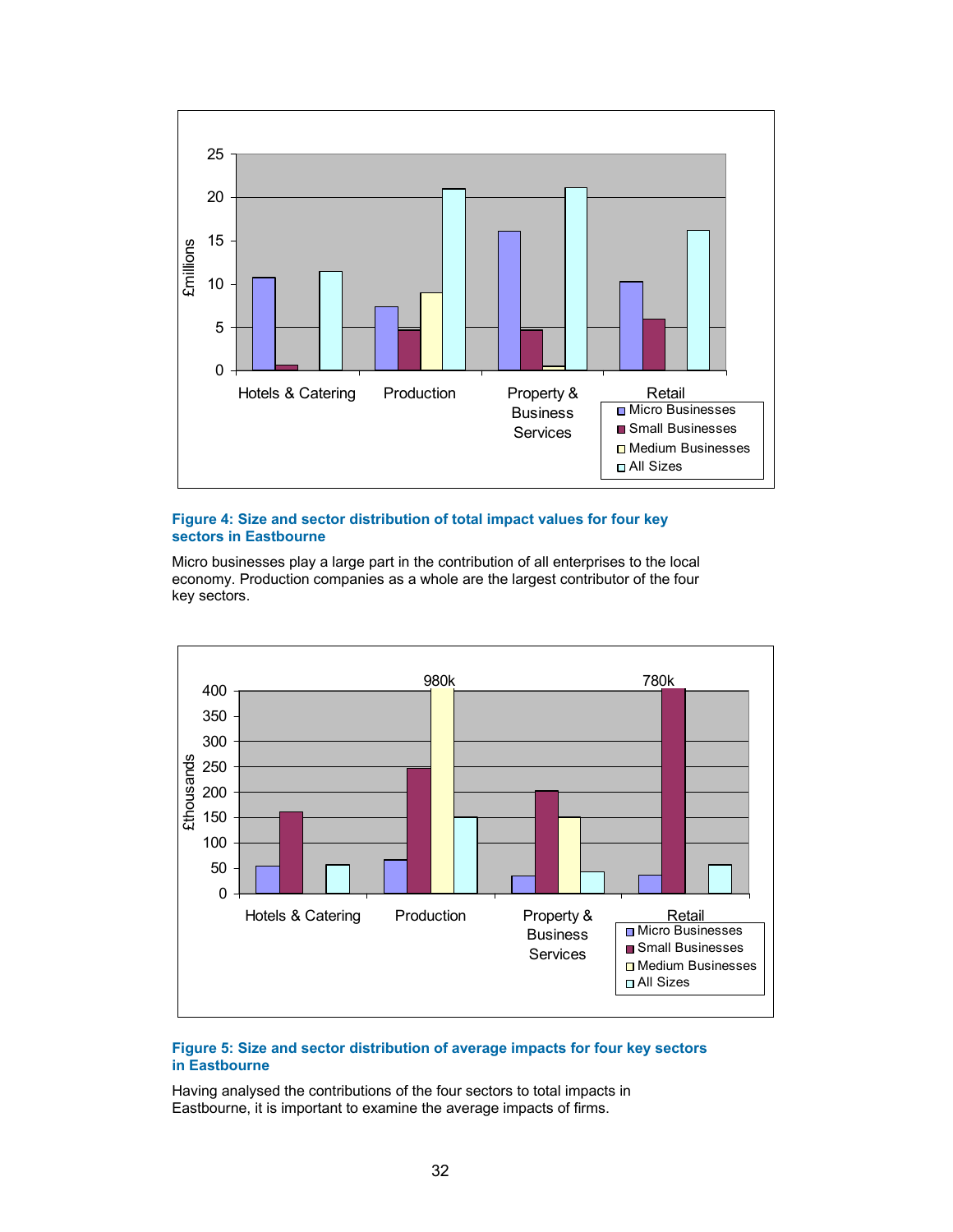**Figure 4: Size and sector distribution of total impact values for four key sectors in Eastbourne**

Micro businesses play a large part in the contribution of all enterprises to the local economy. Production companies as a whole are the largest contributor of the four key sectors.

**Figure 5: Size and sector distribution of average impacts for four key sectors in Eastbourne**

Having analysed the contributions of the four sectors to total impacts in Eastbourne, it is important to examine the average impacts of firms.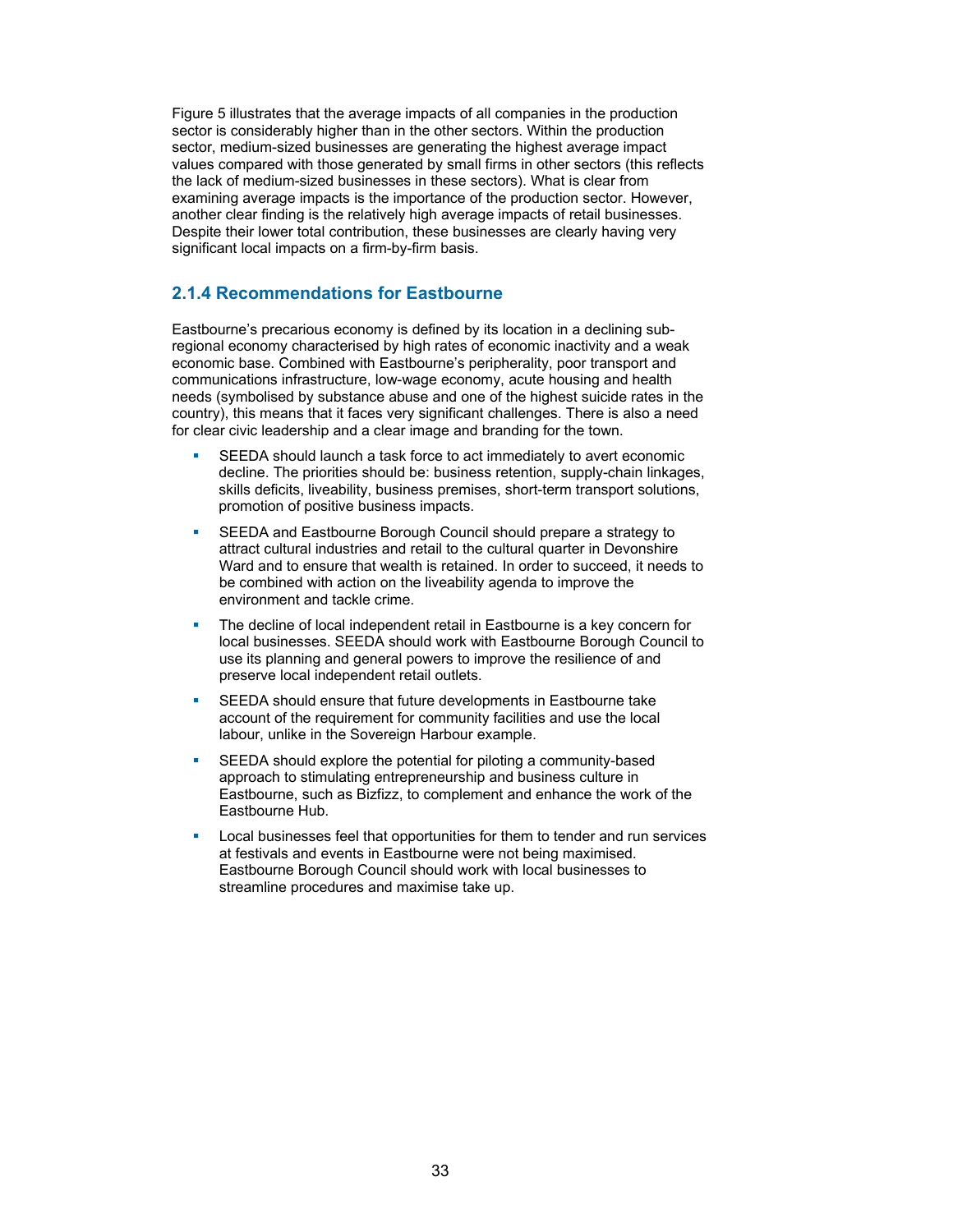Figure 5 illustrates that the average impacts of all companies in the production sector is considerably higher than in the other sectors. Within the production sector, medium-sized businesses are generating the highest average impact values compared with those generated by small firms in other sectors (this reflects the lack of medium-sized businesses in these sectors). What is clear from examining average impacts is the importance of the production sector. However, another clear finding is the relatively high average impacts of retail businesses. Despite their lower total contribution, these businesses are clearly having very significant local impacts on a firm-by-firm basis.

### 2.1.4 Recommendations for Eastbourne

Eastbourne's precarious economy is defined by its location in a declining sub-regional economy characterised by high rates of economic inactivity and a weak economic base. Combined with Eastbourne's peripherality, poor transport and communications infrastructure, low-wage economy, acute housing and health needs (symbolised by substance abuse and one of the highest suicide rates in the country), this means that it faces very significant challenges. There is also a need for clear civic leadership and a clear image and branding for the town.

- SEEDA should launch a task force to act immediately to avert economic decline. The priorities should be: business retention, supply-chain linkages, skills deficits, liveability, business premises, short-term transport solutions, promotion of positive business impacts.
- SEEDA and Eastbourne Borough Council should prepare a strategy to attract cultural industries and retail to the cultural quarter in Devonshire Ward and to ensure that wealth is retained. In order to succeed, it needs to be combined with action on the liveability agenda to improve the environment and tackle crime.
- The decline of local independent retail in Eastbourne is a key concern for local businesses. SEEDA should work with Eastbourne Borough Council to use its planning and general powers to improve the resilience of and preserve local independent retail outlets.
- SEEDA should ensure that future developments in Eastbourne take account of the requirement for community facilities and use the local labour, unlike in the Sovereign Harbour example.
- SEEDA should explore the potential for piloting a community-based approach to stimulating entrepreneurship and business culture in Eastbourne, such as Bizfizz, to complement and enhance the work of the Eastbourne Hub.
- Local businesses feel that opportunities for them to tender and run services at festivals and events in Eastbourne were not being maximised. Eastbourne Borough Council should work with local businesses to streamline procedures and maximise take up.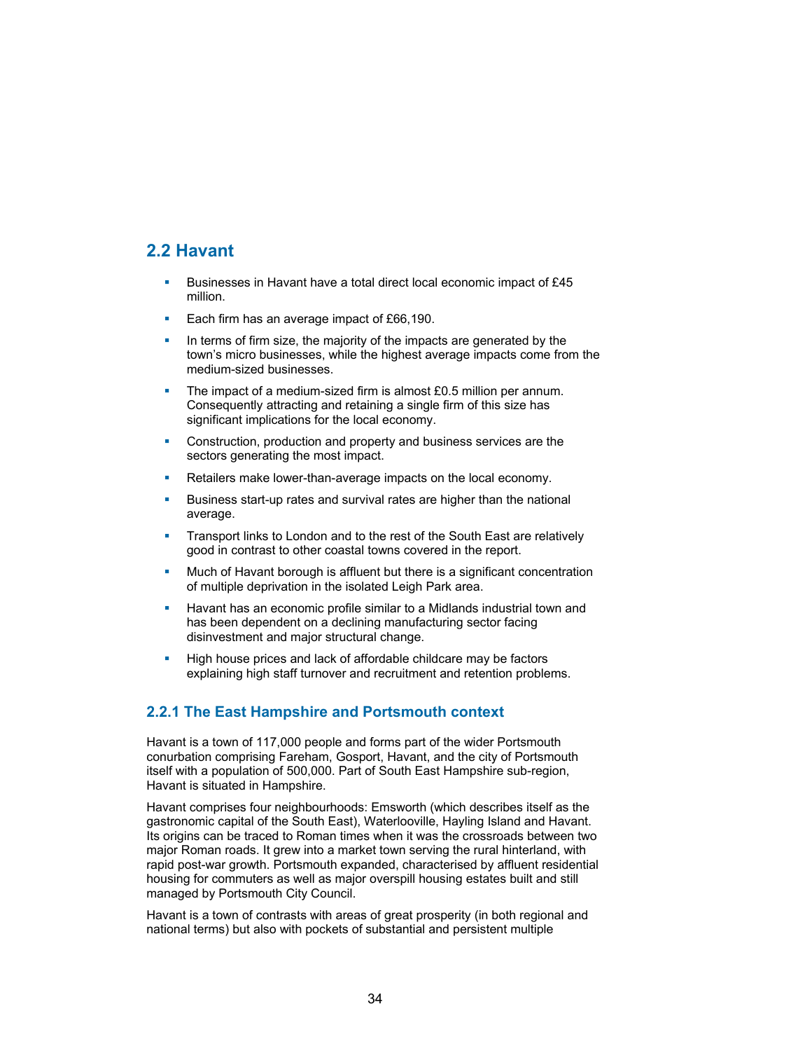## 2.2 Havant

- Businesses in Havant have a total direct local economic impact of £45 million.
- Each firm has an average impact of £66,190.
- In terms of firm size, the majority of the impacts are generated by the town's micro businesses, while the highest average impacts come from the medium-sized businesses.
- The impact of a medium-sized firm is almost £0.5 million per annum. Consequently attracting and retaining a single firm of this size has significant implications for the local economy.
- Construction, production and property and business services are the sectors generating the most impact.
- Retailers make lower-than-average impacts on the local economy.
- Business start-up rates and survival rates are higher than the national average.
- Transport links to London and to the rest of the South East are relatively good in contrast to other coastal towns covered in the report.
- Much of Havant borough is affluent but there is a significant concentration of multiple deprivation in the isolated Leigh Park area.
- Havant has an economic profile similar to a Midlands industrial town and has been dependent on a declining manufacturing sector facing disinvestment and major structural change.
- High house prices and lack of affordable childcare may be factors explaining high staff turnover and recruitment and retention problems.

### 2.2.1 The East Hampshire and Portsmouth context

Havant is a town of 117,000 people and forms part of the wider Portsmouth conurbation comprising Fareham, Gosport, Havant, and the city of Portsmouth itself with a population of 500,000. Part of South East Hampshire sub-region, Havant is situated in Hampshire.

Havant comprises four neighbourhoods: Emsworth (which describes itself as the gastronomic capital of the South East), Waterlooville, Hayling Island and Havant. Its origins can be traced to Roman times when it was the crossroads between two major Roman roads. It grew into a market town serving the rural hinterland, with rapid post-war growth. Portsmouth expanded, characterised by affluent residential housing for commuters as well as major overspill housing estates built and still managed by Portsmouth City Council.

Havant is a town of contrasts with areas of great prosperity (in both regional and national terms) but also with pockets of substantial and persistent multiple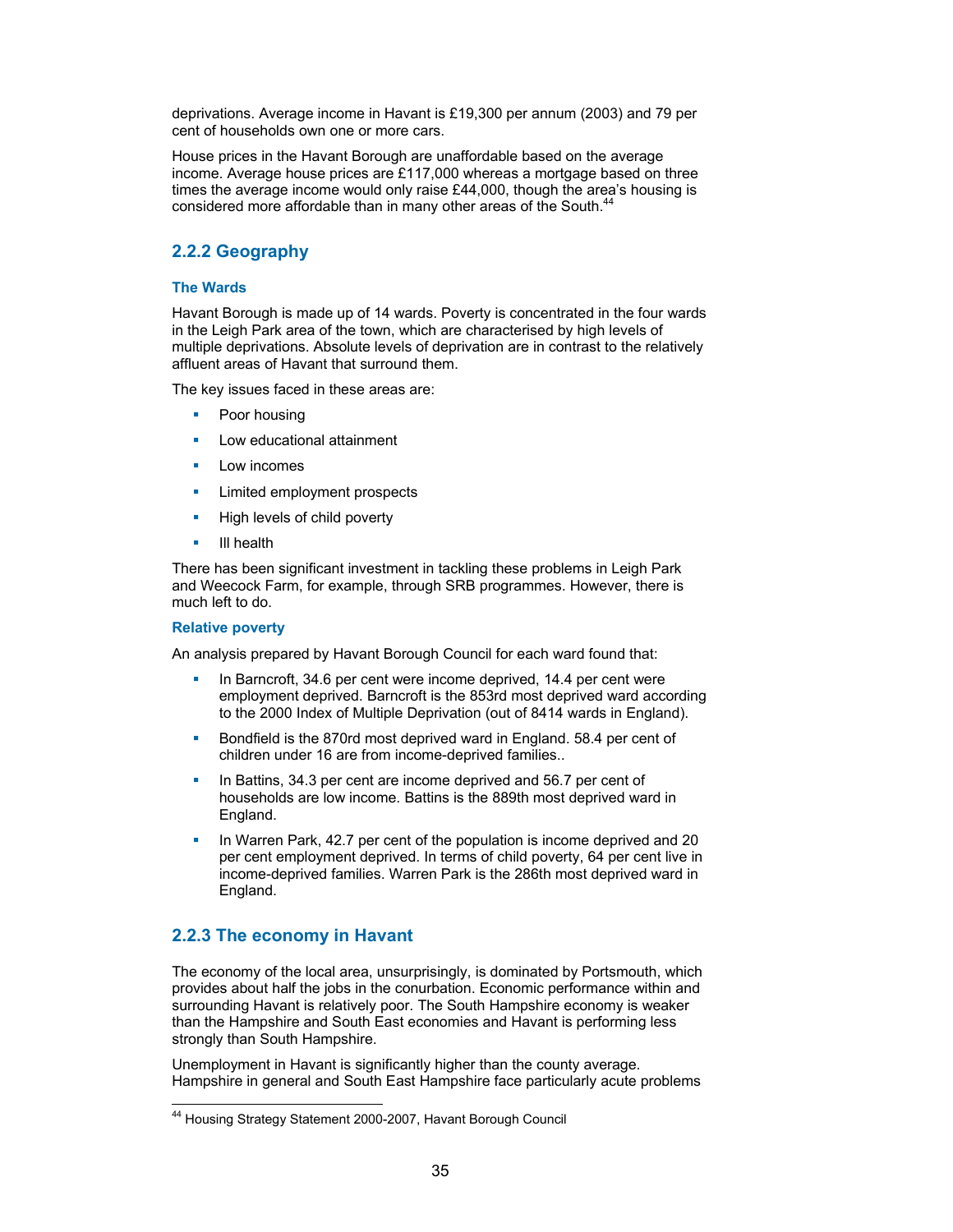deprivations. Average income in Havant is £19,300 per annum (2003) and 79 per cent of households own one or more cars.

House prices in the Havant Borough are unaffordable based on the average income. Average house prices are £117,000 whereas a mortgage based on three times the average income would only raise £44,000, though the area's housing is considered more affordable than in many other areas of the South.[44]

### 2.2.2 Geography

#### The Wards

Havant Borough is made up of 14 wards. Poverty is concentrated in the four wards in the Leigh Park area of the town, which are characterised by high levels of multiple deprivations. Absolute levels of deprivation are in contrast to the relatively affluent areas of Havant that surround them.

The key issues faced in these areas are:

- Poor housing
- Low educational attainment
- Low incomes
- Limited employment prospects
- High levels of child poverty
- Ill health

There has been significant investment in tackling these problems in Leigh Park and Weecock Farm, for example, through SRB programmes. However, there is much left to do.

#### Relative poverty

An analysis prepared by Havant Borough Council for each ward found that:

- In Barncroft, 34.6 per cent were income deprived, 14.4 per cent were employment deprived. Barncroft is the 853rd most deprived ward according to the 2000 Index of Multiple Deprivation (out of 8414 wards in England).
- Bondfield is the 870rd most deprived ward in England. 58.4 per cent of children under 16 are from income-deprived families..
- In Battins, 34.3 per cent are income deprived and 56.7 per cent of households are low income. Battins is the 889th most deprived ward in England.
- In Warren Park, 42.7 per cent of the population is income deprived and 20 per cent employment deprived. In terms of child poverty, 64 per cent live in income-deprived families. Warren Park is the 286th most deprived ward in England.

### 2.2.3 The economy in Havant

The economy of the local area, unsurprisingly, is dominated by Portsmouth, which provides about half the jobs in the conurbation. Economic performance within and surrounding Havant is relatively poor. The South Hampshire economy is weaker than the Hampshire and South East economies and Havant is performing less strongly than South Hampshire.

Unemployment in Havant is significantly higher than the county average. Hampshire in general and South East Hampshire face particularly acute problems

[44] Housing Strategy Statement 2000-2007, Havant Borough Council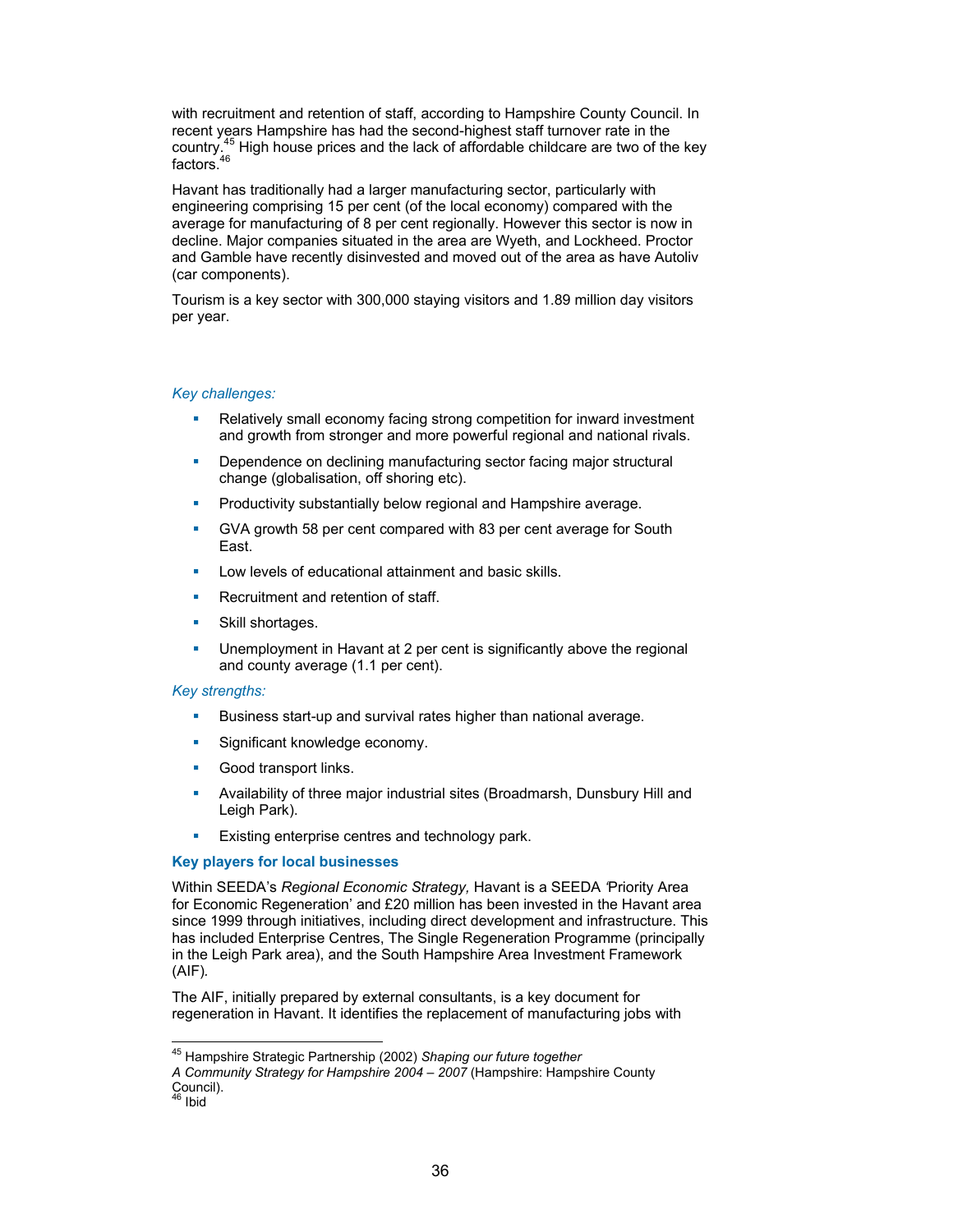with recruitment and retention of staff, according to Hampshire County Council. In recent years Hampshire has had the second-highest staff turnover rate in the country.[45] High house prices and the lack of affordable childcare are two of the key factors.[46]

Havant has traditionally had a larger manufacturing sector, particularly with engineering comprising 15 per cent (of the local economy) compared with the average for manufacturing of 8 per cent regionally. However this sector is now in decline. Major companies situated in the area are Wyeth, and Lockheed. Proctor and Gamble have recently disinvested and moved out of the area as have Autoliv (car components).

Tourism is a key sector with 300,000 staying visitors and 1.89 million day visitors per year.

*Key challenges:*

- Relatively small economy facing strong competition for inward investment and growth from stronger and more powerful regional and national rivals.
- Dependence on declining manufacturing sector facing major structural change (globalisation, off shoring etc).
- Productivity substantially below regional and Hampshire average.
- GVA growth 58 per cent compared with 83 per cent average for South East.
- Low levels of educational attainment and basic skills.
- Recruitment and retention of staff.
- Skill shortages.
- Unemployment in Havant at 2 per cent is significantly above the regional and county average (1.1 per cent).

*Key strengths:*

- Business start-up and survival rates higher than national average.
- Significant knowledge economy.
- Good transport links.
- Availability of three major industrial sites (Broadmarsh, Dunsbury Hill and Leigh Park).
- Existing enterprise centres and technology park.

### Key players for local businesses

Within SEEDA's *Regional Economic Strategy,* Havant is a SEEDA 'Priority Area for Economic Regeneration' and £20 million has been invested in the Havant area since 1999 through initiatives, including direct development and infrastructure. This has included Enterprise Centres, The Single Regeneration Programme (principally in the Leigh Park area), and the South Hampshire Area Investment Framework (AIF).

The AIF, initially prepared by external consultants, is a key document for regeneration in Havant. It identifies the replacement of manufacturing jobs with

---

[45] Hampshire Strategic Partnership (2002) *Shaping our future together A Community Strategy for Hampshire 2004 – 2007* (Hampshire: Hampshire County Council).

[46] Ibid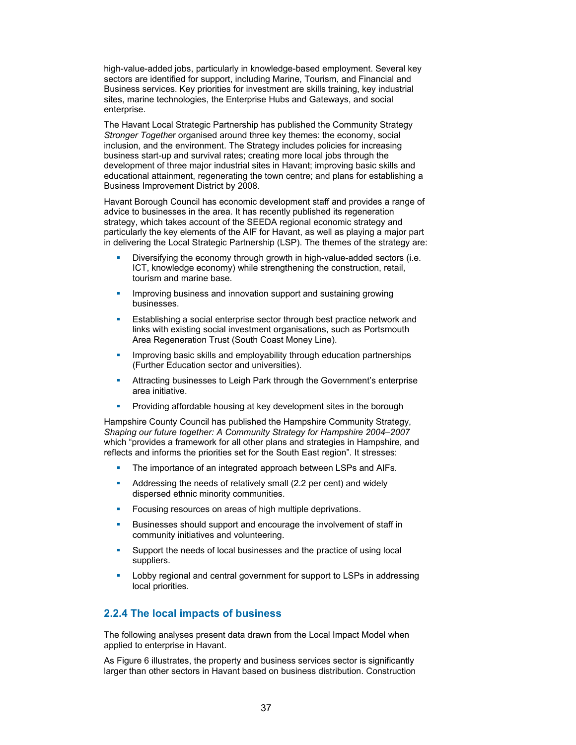high-value-added jobs, particularly in knowledge-based employment. Several key sectors are identified for support, including Marine, Tourism, and Financial and Business services. Key priorities for investment are skills training, key industrial sites, marine technologies, the Enterprise Hubs and Gateways, and social enterprise.

The Havant Local Strategic Partnership has published the Community Strategy *Stronger Together* organised around three key themes: the economy, social inclusion, and the environment. The Strategy includes policies for increasing business start-up and survival rates; creating more local jobs through the development of three major industrial sites in Havant; improving basic skills and educational attainment, regenerating the town centre; and plans for establishing a Business Improvement District by 2008.

Havant Borough Council has economic development staff and provides a range of advice to businesses in the area. It has recently published its regeneration strategy, which takes account of the SEEDA regional economic strategy and particularly the key elements of the AIF for Havant, as well as playing a major part in delivering the Local Strategic Partnership (LSP). The themes of the strategy are:

- Diversifying the economy through growth in high-value-added sectors (i.e. ICT, knowledge economy) while strengthening the construction, retail, tourism and marine base.
- Improving business and innovation support and sustaining growing businesses.
- Establishing a social enterprise sector through best practice network and links with existing social investment organisations, such as Portsmouth Area Regeneration Trust (South Coast Money Line).
- Improving basic skills and employability through education partnerships (Further Education sector and universities).
- Attracting businesses to Leigh Park through the Government's enterprise area initiative.
- Providing affordable housing at key development sites in the borough

Hampshire County Council has published the Hampshire Community Strategy, *Shaping our future together: A Community Strategy for Hampshire 2004–2007* which "provides a framework for all other plans and strategies in Hampshire, and reflects and informs the priorities set for the South East region". It stresses:

- The importance of an integrated approach between LSPs and AIFs.
- Addressing the needs of relatively small (2.2 per cent) and widely dispersed ethnic minority communities.
- Focusing resources on areas of high multiple deprivations.
- Businesses should support and encourage the involvement of staff in community initiatives and volunteering.
- Support the needs of local businesses and the practice of using local suppliers.
- Lobby regional and central government for support to LSPs in addressing local priorities.

### 2.2.4 The local impacts of business

The following analyses present data drawn from the Local Impact Model when applied to enterprise in Havant.

As Figure 6 illustrates, the property and business services sector is significantly larger than other sectors in Havant based on business distribution. Construction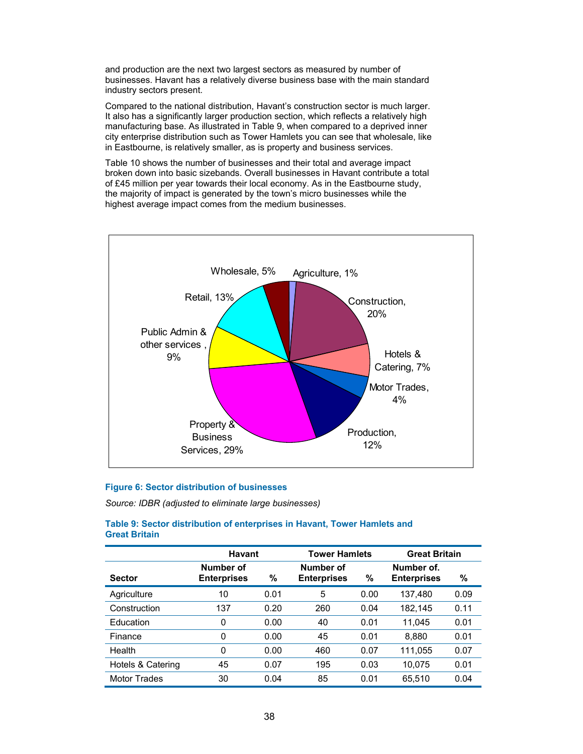and production are the next two largest sectors as measured by number of businesses. Havant has a relatively diverse business base with the main standard industry sectors present.

Compared to the national distribution, Havant's construction sector is much larger. It also has a significantly larger production section, which reflects a relatively high manufacturing base. As illustrated in Table 9, when compared to a deprived inner city enterprise distribution such as Tower Hamlets you can see that wholesale, like in Eastbourne, is relatively smaller, as is property and business services.

Table 10 shows the number of businesses and their total and average impact broken down into basic sizebands. Overall businesses in Havant contribute a total of £45 million per year towards their local economy. As in the Eastbourne study, the majority of impact is generated by the town's micro businesses while the highest average impact comes from the medium businesses.

Wholesale, 5%
Agriculture, 1%
Retail, 13%
Construction, 20%
Public Admin & other services , 9%
Hotels & Catering, 7%
Motor Trades, 4%
Property & Business Services, 29%
Production, 12%

**Figure 6: Sector distribution of businesses**

*Source: IDBR (adjusted to eliminate large businesses)*

**Table 9: Sector distribution of enterprises in Havant, Tower Hamlets and Great Britain**

| | Havant | | Tower Hamlets | | Great Britain | |
|---|---|---|---|---|---|---|
| **Sector** | **Number of Enterprises** | **%** | **Number of Enterprises** | **%** | **Number of. Enterprises** | **%** |
| Agriculture | 10 | 0.01 | 5 | 0.00 | 137,480 | 0.09 |
| Construction | 137 | 0.20 | 260 | 0.04 | 182,145 | 0.11 |
| Education | 0 | 0.00 | 40 | 0.01 | 11,045 | 0.01 |
| Finance | 0 | 0.00 | 45 | 0.01 | 8,880 | 0.01 |
| Health | 0 | 0.00 | 460 | 0.07 | 111,055 | 0.07 |
| Hotels & Catering | 45 | 0.07 | 195 | 0.03 | 10,075 | 0.01 |
| Motor Trades | 30 | 0.04 | 85 | 0.01 | 65,510 | 0.04 |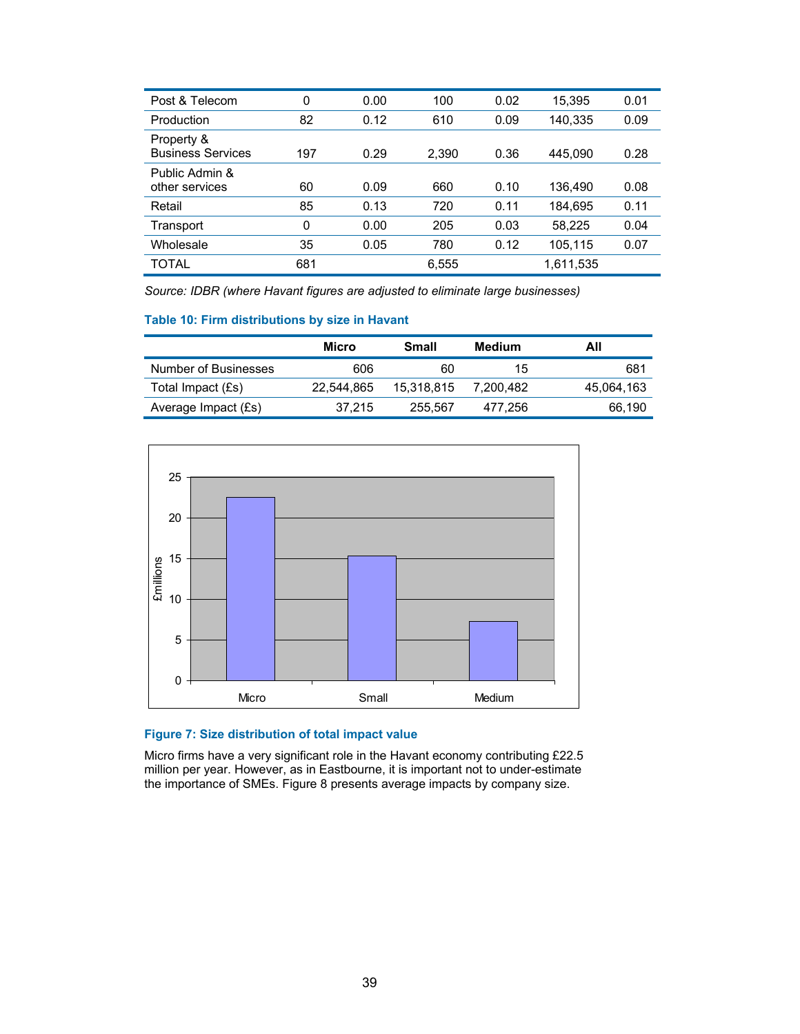| | | | | | | |
|---|---|---|---|---|---|---|
| Post & Telecom | 0 | 0.00 | 100 | 0.02 | 15,395 | 0.01 |
| Production | 82 | 0.12 | 610 | 0.09 | 140,335 | 0.09 |
| Property & Business Services | 197 | 0.29 | 2,390 | 0.36 | 445,090 | 0.28 |
| Public Admin & other services | 60 | 0.09 | 660 | 0.10 | 136,490 | 0.08 |
| Retail | 85 | 0.13 | 720 | 0.11 | 184,695 | 0.11 |
| Transport | 0 | 0.00 | 205 | 0.03 | 58,225 | 0.04 |
| Wholesale | 35 | 0.05 | 780 | 0.12 | 105,115 | 0.07 |
| TOTAL | 681 | | 6,555 | | 1,611,535 | |

*Source: IDBR (where Havant figures are adjusted to eliminate large businesses)*

**Table 10: Firm distributions by size in Havant**

| | Micro | Small | Medium | All |
|---|---|---|---|---|
| Number of Businesses | 606 | 60 | 15 | 681 |
| Total Impact (£s) | 22,544,865 | 15,318,815 | 7,200,482 | 45,064,163 |
| Average Impact (£s) | 37,215 | 255,567 | 477,256 | 66,190 |

**Figure 7: Size distribution of total impact value**

Micro firms have a very significant role in the Havant economy contributing £22.5 million per year. However, as in Eastbourne, it is important not to under-estimate the importance of SMEs. Figure 8 presents average impacts by company size.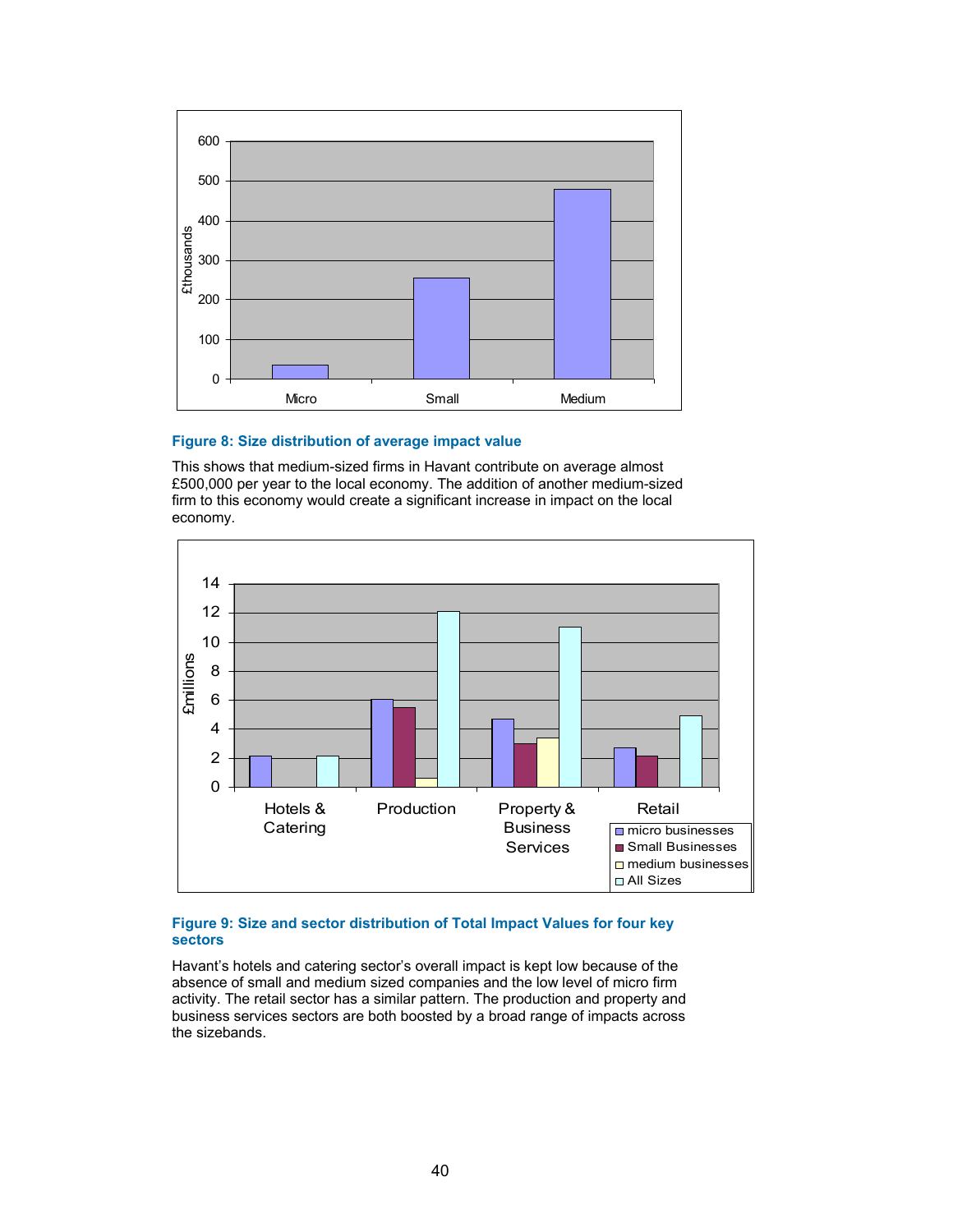**Figure 8: Size distribution of average impact value**

This shows that medium-sized firms in Havant contribute on average almost £500,000 per year to the local economy. The addition of another medium-sized firm to this economy would create a significant increase in impact on the local economy.

**Figure 9: Size and sector distribution of Total Impact Values for four key sectors**

Havant's hotels and catering sector's overall impact is kept low because of the absence of small and medium sized companies and the low level of micro firm activity. The retail sector has a similar pattern. The production and property and business services sectors are both boosted by a broad range of impacts across the sizebands.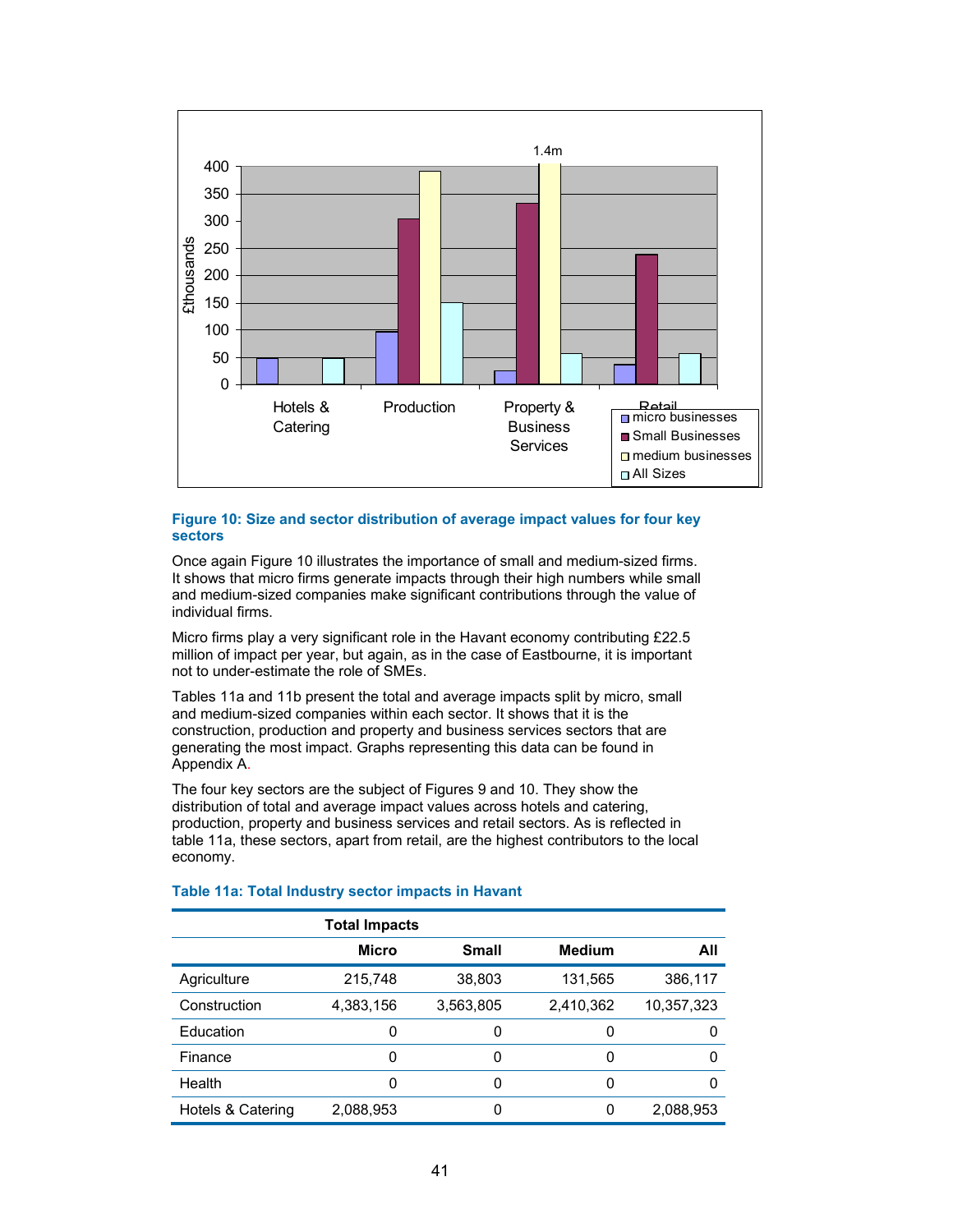**Figure 10: Size and sector distribution of average impact values for four key sectors**

Once again Figure 10 illustrates the importance of small and medium-sized firms. It shows that micro firms generate impacts through their high numbers while small and medium-sized companies make significant contributions through the value of individual firms.

Micro firms play a very significant role in the Havant economy contributing £22.5 million of impact per year, but again, as in the case of Eastbourne, it is important not to under-estimate the role of SMEs.

Tables 11a and 11b present the total and average impacts split by micro, small and medium-sized companies within each sector. It shows that it is the construction, production and property and business services sectors that are generating the most impact. Graphs representing this data can be found in Appendix A.

The four key sectors are the subject of Figures 9 and 10. They show the distribution of total and average impact values across hotels and catering, production, property and business services and retail sectors. As is reflected in table 11a, these sectors, apart from retail, are the highest contributors to the local economy.

**Table 11a: Total Industry sector impacts in Havant**

| | Total Impacts | | | |
|---|---|---|---|---|
| | **Micro** | **Small** | **Medium** | **All** |
| Agriculture | 215,748 | 38,803 | 131,565 | 386,117 |
| Construction | 4,383,156 | 3,563,805 | 2,410,362 | 10,357,323 |
| Education | 0 | 0 | 0 | 0 |
| Finance | 0 | 0 | 0 | 0 |
| Health | 0 | 0 | 0 | 0 |
| Hotels & Catering | 2,088,953 | 0 | 0 | 2,088,953 |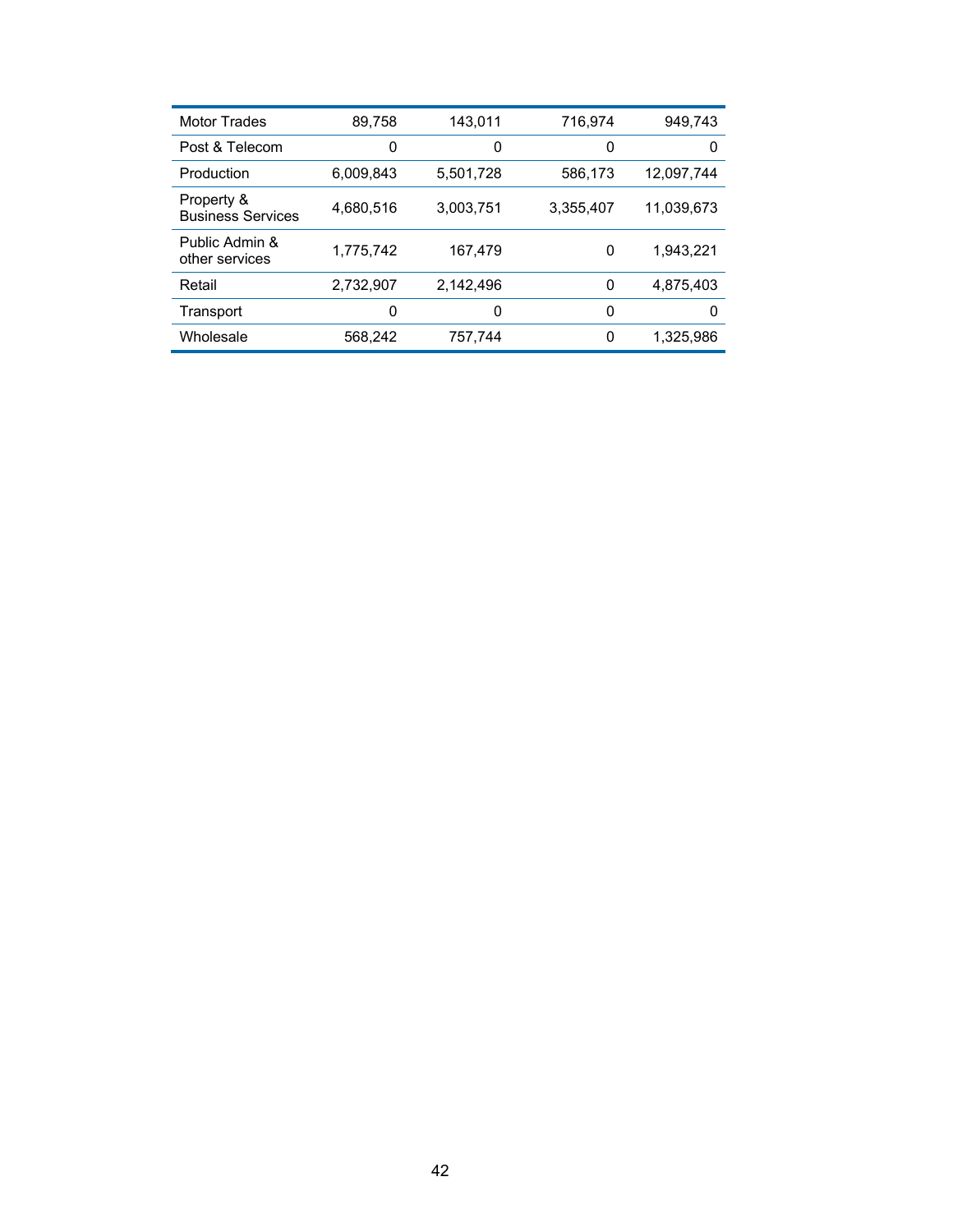| | | | | |
|---|---|---|---|---|
| Motor Trades | 89,758 | 143,011 | 716,974 | 949,743 |
| Post & Telecom | 0 | 0 | 0 | 0 |
| Production | 6,009,843 | 5,501,728 | 586,173 | 12,097,744 |
| Property & Business Services | 4,680,516 | 3,003,751 | 3,355,407 | 11,039,673 |
| Public Admin & other services | 1,775,742 | 167,479 | 0 | 1,943,221 |
| Retail | 2,732,907 | 2,142,496 | 0 | 4,875,403 |
| Transport | 0 | 0 | 0 | 0 |
| Wholesale | 568,242 | 757,744 | 0 | 1,325,986 |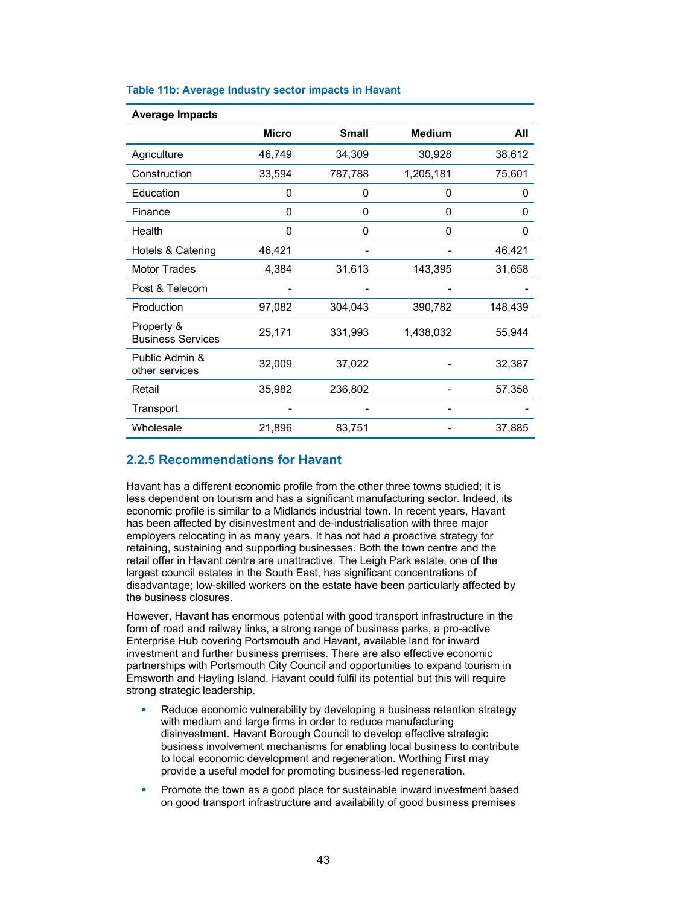**Table 11b: Average Industry sector impacts in Havant**

| Average Impacts | | | | |
|---|---|---|---|---|
| | Micro | Small | Medium | All |
| Agriculture | 46,749 | 34,309 | 30,928 | 38,612 |
| Construction | 33,594 | 787,788 | 1,205,181 | 75,601 |
| Education | 0 | 0 | 0 | 0 |
| Finance | 0 | 0 | 0 | 0 |
| Health | 0 | 0 | 0 | 0 |
| Hotels & Catering | 46,421 | - | - | 46,421 |
| Motor Trades | 4,384 | 31,613 | 143,395 | 31,658 |
| Post & Telecom | - | - | - | - |
| Production | 97,082 | 304,043 | 390,782 | 148,439 |
| Property & Business Services | 25,171 | 331,993 | 1,438,032 | 55,944 |
| Public Admin & other services | 32,009 | 37,022 | - | 32,387 |
| Retail | 35,982 | 236,802 | - | 57,358 |
| Transport | - | - | - | - |
| Wholesale | 21,896 | 83,751 | - | 37,885 |

### 2.2.5 Recommendations for Havant

Havant has a different economic profile from the other three towns studied; it is less dependent on tourism and has a significant manufacturing sector. Indeed, its economic profile is similar to a Midlands industrial town. In recent years, Havant has been affected by disinvestment and de-industrialisation with three major employers relocating in as many years. It has not had a proactive strategy for retaining, sustaining and supporting businesses. Both the town centre and the retail offer in Havant centre are unattractive. The Leigh Park estate, one of the largest council estates in the South East, has significant concentrations of disadvantage; low-skilled workers on the estate have been particularly affected by the business closures.

However, Havant has enormous potential with good transport infrastructure in the form of road and railway links, a strong range of business parks, a pro-active Enterprise Hub covering Portsmouth and Havant, available land for inward investment and further business premises. There are also effective economic partnerships with Portsmouth City Council and opportunities to expand tourism in Emsworth and Hayling Island. Havant could fulfil its potential but this will require strong strategic leadership.

- Reduce economic vulnerability by developing a business retention strategy with medium and large firms in order to reduce manufacturing disinvestment. Havant Borough Council to develop effective strategic business involvement mechanisms for enabling local business to contribute to local economic development and regeneration. Worthing First may provide a useful model for promoting business-led regeneration.
- Promote the town as a good place for sustainable inward investment based on good transport infrastructure and availability of good business premises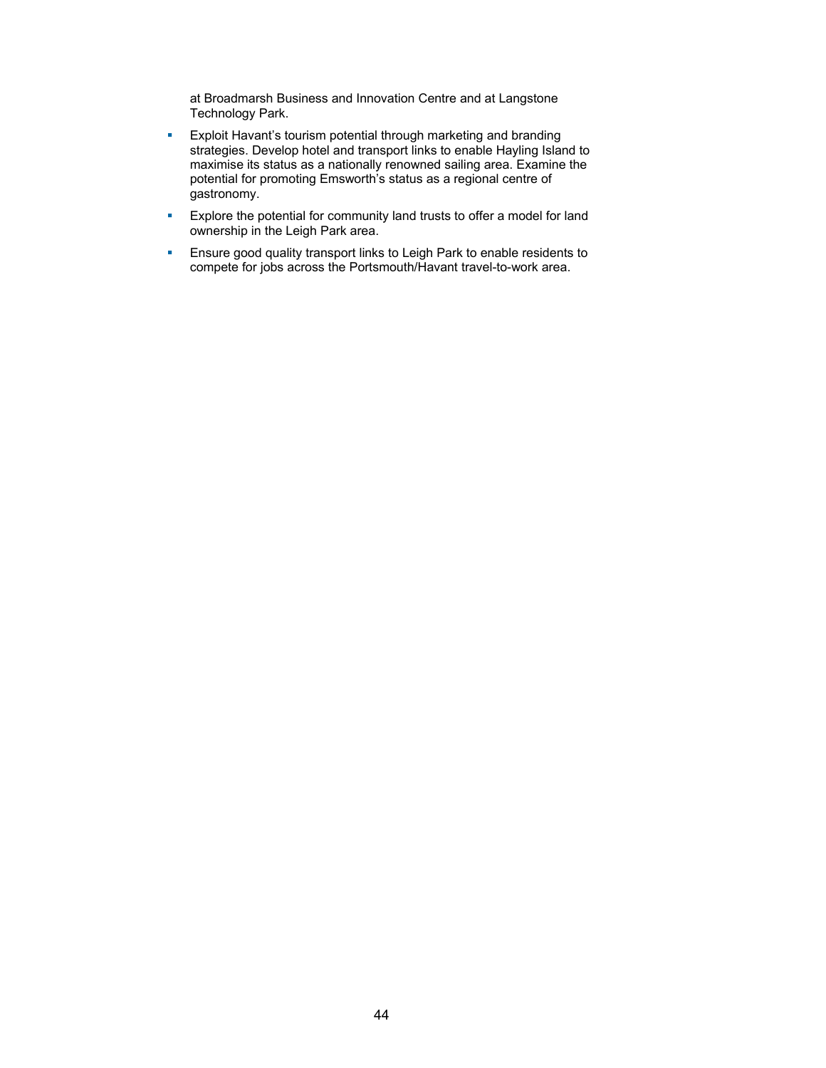at Broadmarsh Business and Innovation Centre and at Langstone Technology Park.

- Exploit Havant's tourism potential through marketing and branding strategies. Develop hotel and transport links to enable Hayling Island to maximise its status as a nationally renowned sailing area. Examine the potential for promoting Emsworth's status as a regional centre of gastronomy.
- Explore the potential for community land trusts to offer a model for land ownership in the Leigh Park area.
- Ensure good quality transport links to Leigh Park to enable residents to compete for jobs across the Portsmouth/Havant travel-to-work area.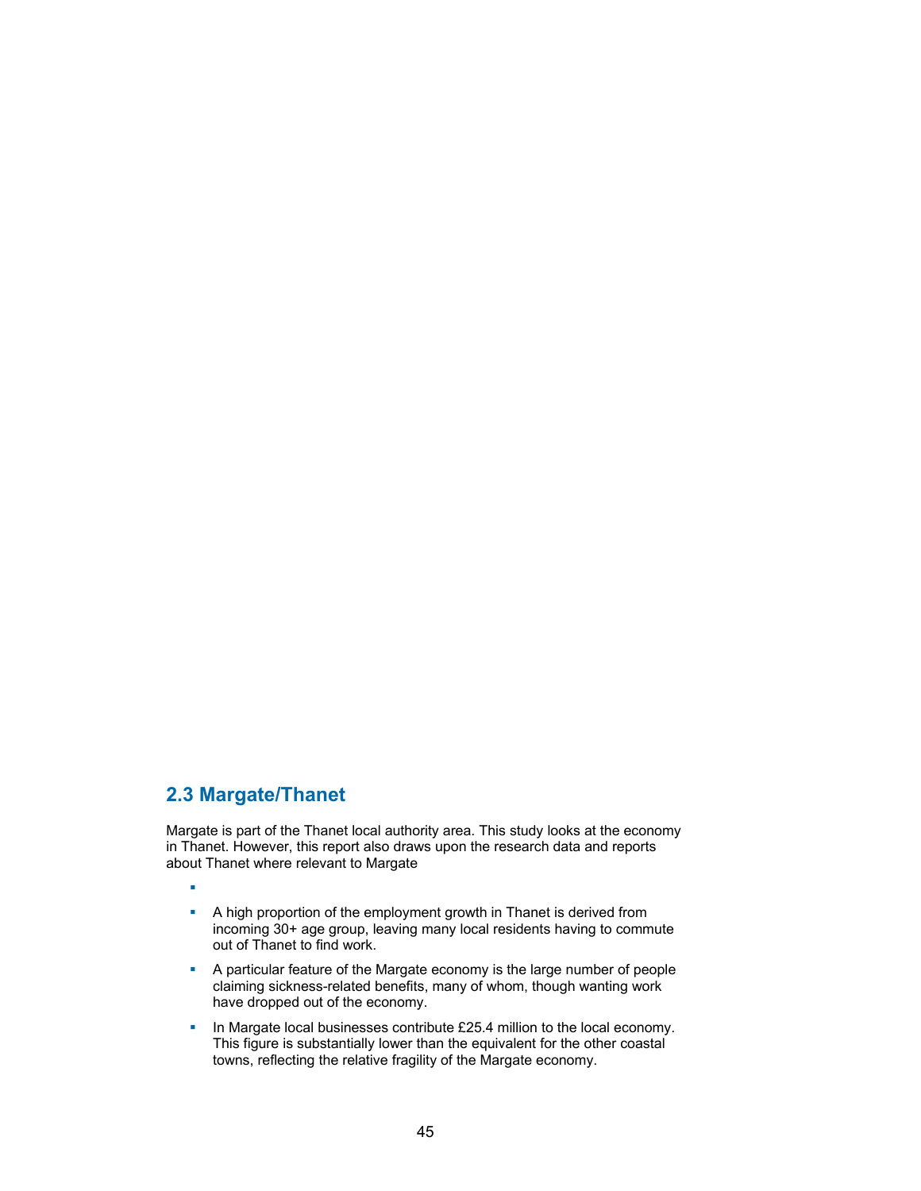## 2.3 Margate/Thanet

Margate is part of the Thanet local authority area. This study looks at the economy in Thanet. However, this report also draws upon the research data and reports about Thanet where relevant to Margate

- 
- A high proportion of the employment growth in Thanet is derived from incoming 30+ age group, leaving many local residents having to commute out of Thanet to find work.
- A particular feature of the Margate economy is the large number of people claiming sickness-related benefits, many of whom, though wanting work have dropped out of the economy.
- In Margate local businesses contribute £25.4 million to the local economy. This figure is substantially lower than the equivalent for the other coastal towns, reflecting the relative fragility of the Margate economy.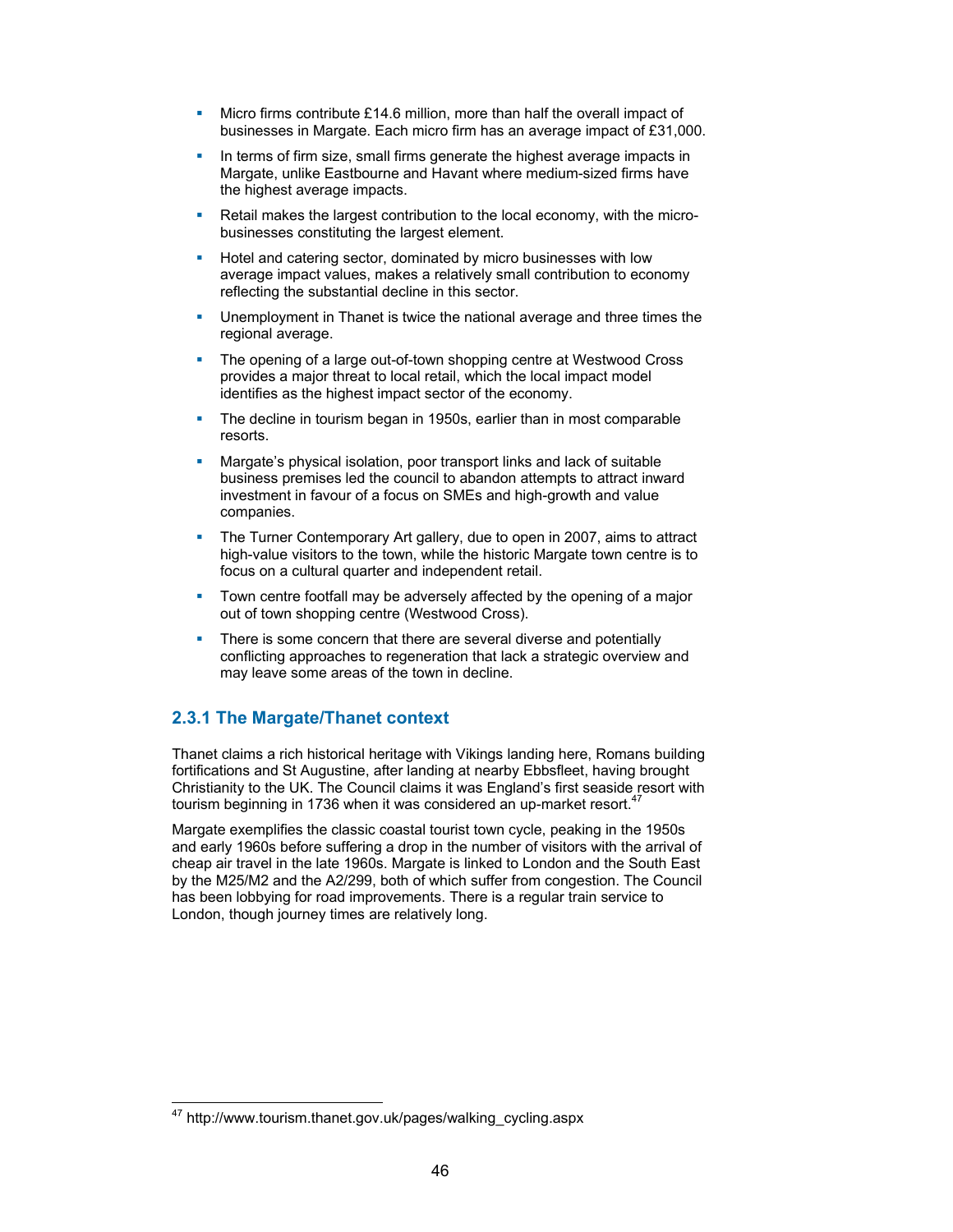- Micro firms contribute £14.6 million, more than half the overall impact of businesses in Margate. Each micro firm has an average impact of £31,000.
- In terms of firm size, small firms generate the highest average impacts in Margate, unlike Eastbourne and Havant where medium-sized firms have the highest average impacts.
- Retail makes the largest contribution to the local economy, with the micro-businesses constituting the largest element.
- Hotel and catering sector, dominated by micro businesses with low average impact values, makes a relatively small contribution to economy reflecting the substantial decline in this sector.
- Unemployment in Thanet is twice the national average and three times the regional average.
- The opening of a large out-of-town shopping centre at Westwood Cross provides a major threat to local retail, which the local impact model identifies as the highest impact sector of the economy.
- The decline in tourism began in 1950s, earlier than in most comparable resorts.
- Margate's physical isolation, poor transport links and lack of suitable business premises led the council to abandon attempts to attract inward investment in favour of a focus on SMEs and high-growth and value companies.
- The Turner Contemporary Art gallery, due to open in 2007, aims to attract high-value visitors to the town, while the historic Margate town centre is to focus on a cultural quarter and independent retail.
- Town centre footfall may be adversely affected by the opening of a major out of town shopping centre (Westwood Cross).
- There is some concern that there are several diverse and potentially conflicting approaches to regeneration that lack a strategic overview and may leave some areas of the town in decline.

### 2.3.1 The Margate/Thanet context

Thanet claims a rich historical heritage with Vikings landing here, Romans building fortifications and St Augustine, after landing at nearby Ebbsfleet, having brought Christianity to the UK. The Council claims it was England's first seaside resort with tourism beginning in 1736 when it was considered an up-market resort.[47]

Margate exemplifies the classic coastal tourist town cycle, peaking in the 1950s and early 1960s before suffering a drop in the number of visitors with the arrival of cheap air travel in the late 1960s. Margate is linked to London and the South East by the M25/M2 and the A2/299, both of which suffer from congestion. The Council has been lobbying for road improvements. There is a regular train service to London, though journey times are relatively long.

---

[47] http://www.tourism.thanet.gov.uk/pages/walking_cycling.aspx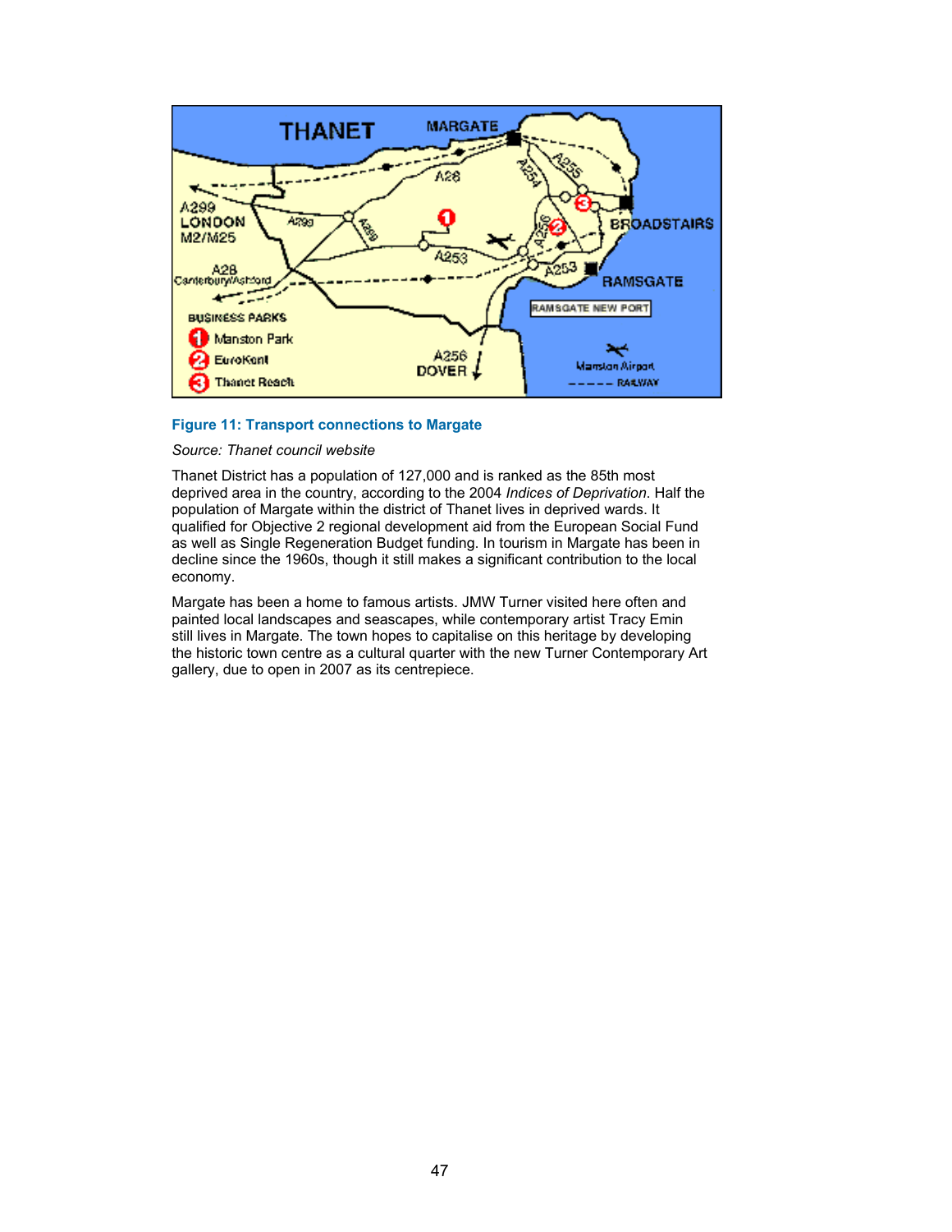**Figure 11: Transport connections to Margate**

*Source: Thanet council website*

Thanet District has a population of 127,000 and is ranked as the 85th most deprived area in the country, according to the 2004 *Indices of Deprivation*. Half the population of Margate within the district of Thanet lives in deprived wards. It qualified for Objective 2 regional development aid from the European Social Fund as well as Single Regeneration Budget funding. In tourism in Margate has been in decline since the 1960s, though it still makes a significant contribution to the local economy.

Margate has been a home to famous artists. JMW Turner visited here often and painted local landscapes and seascapes, while contemporary artist Tracy Emin still lives in Margate. The town hopes to capitalise on this heritage by developing the historic town centre as a cultural quarter with the new Turner Contemporary Art gallery, due to open in 2007 as its centrepiece.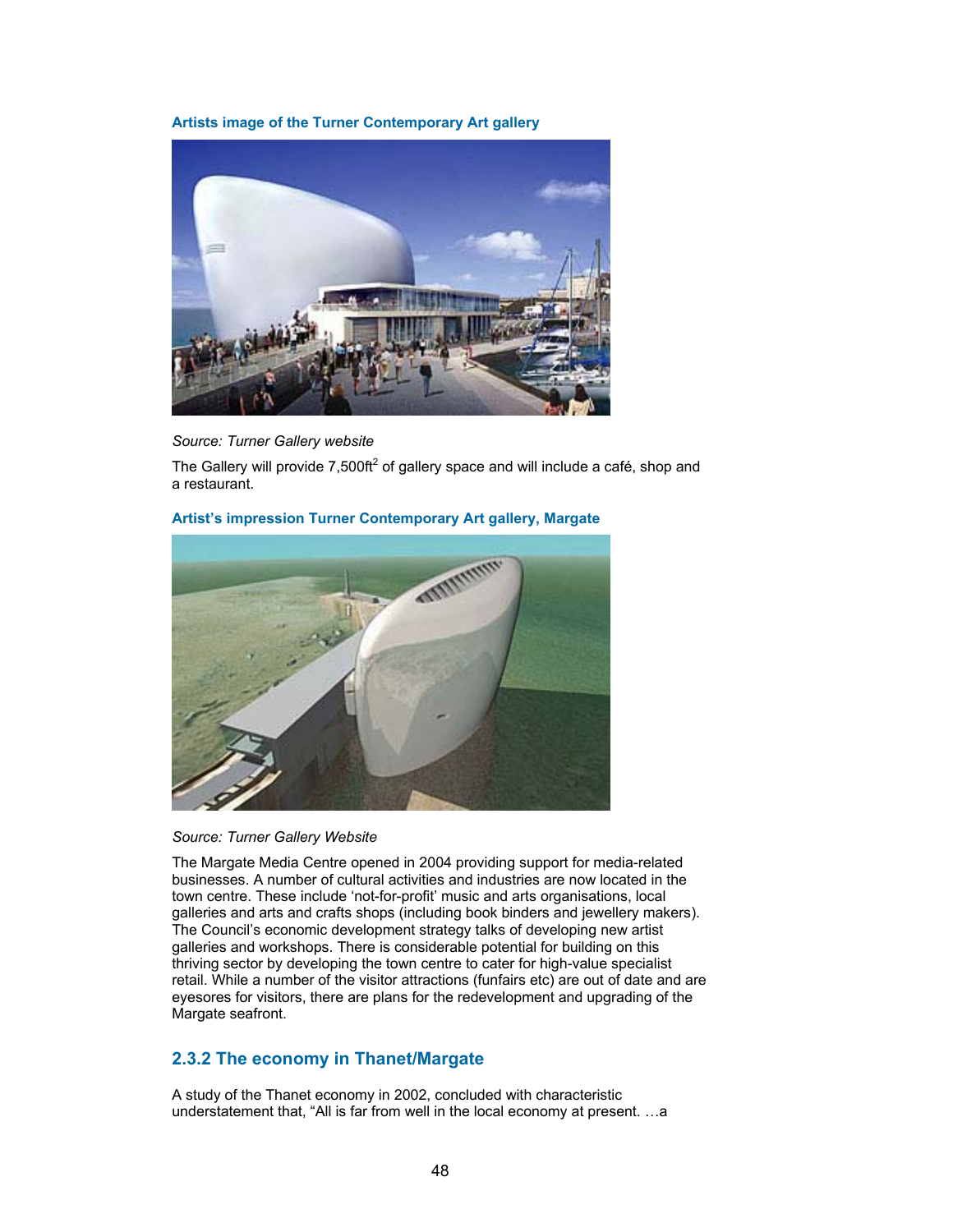**Artists image of the Turner Contemporary Art gallery**

*Source: Turner Gallery website*

The Gallery will provide 7,500ft$^2$ of gallery space and will include a café, shop and a restaurant.

**Artist's impression Turner Contemporary Art gallery, Margate**

*Source: Turner Gallery Website*

The Margate Media Centre opened in 2004 providing support for media-related businesses. A number of cultural activities and industries are now located in the town centre. These include 'not-for-profit' music and arts organisations, local galleries and arts and crafts shops (including book binders and jewellery makers). The Council's economic development strategy talks of developing new artist galleries and workshops. There is considerable potential for building on this thriving sector by developing the town centre to cater for high-value specialist retail. While a number of the visitor attractions (funfairs etc) are out of date and are eyesores for visitors, there are plans for the redevelopment and upgrading of the Margate seafront.

### 2.3.2 The economy in Thanet/Margate

A study of the Thanet economy in 2002, concluded with characteristic understatement that, "All is far from well in the local economy at present. …a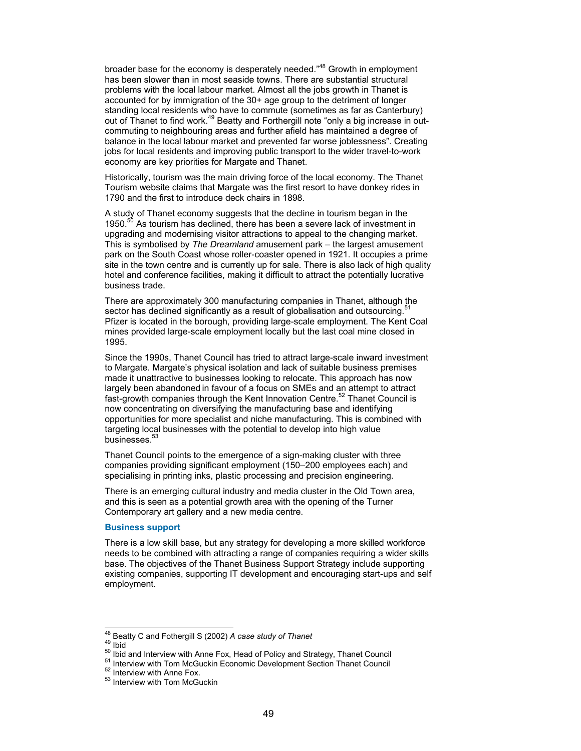broader base for the economy is desperately needed."[48] Growth in employment has been slower than in most seaside towns. There are substantial structural problems with the local labour market. Almost all the jobs growth in Thanet is accounted for by immigration of the 30+ age group to the detriment of longer standing local residents who have to commute (sometimes as far as Canterbury) out of Thanet to find work.[49] Beatty and Forthergill note "only a big increase in out-commuting to neighbouring areas and further afield has maintained a degree of balance in the local labour market and prevented far worse joblessness". Creating jobs for local residents and improving public transport to the wider travel-to-work economy are key priorities for Margate and Thanet.

Historically, tourism was the main driving force of the local economy. The Thanet Tourism website claims that Margate was the first resort to have donkey rides in 1790 and the first to introduce deck chairs in 1898.

A study of Thanet economy suggests that the decline in tourism began in the 1950.[50] As tourism has declined, there has been a severe lack of investment in upgrading and modernising visitor attractions to appeal to the changing market. This is symbolised by *The Dreamland* amusement park – the largest amusement park on the South Coast whose roller-coaster opened in 1921. It occupies a prime site in the town centre and is currently up for sale. There is also lack of high quality hotel and conference facilities, making it difficult to attract the potentially lucrative business trade.

There are approximately 300 manufacturing companies in Thanet, although the sector has declined significantly as a result of globalisation and outsourcing.[51] Pfizer is located in the borough, providing large-scale employment. The Kent Coal mines provided large-scale employment locally but the last coal mine closed in 1995.

Since the 1990s, Thanet Council has tried to attract large-scale inward investment to Margate. Margate's physical isolation and lack of suitable business premises made it unattractive to businesses looking to relocate. This approach has now largely been abandoned in favour of a focus on SMEs and an attempt to attract fast-growth companies through the Kent Innovation Centre.[52] Thanet Council is now concentrating on diversifying the manufacturing base and identifying opportunities for more specialist and niche manufacturing. This is combined with targeting local businesses with the potential to develop into high value businesses.[53]

Thanet Council points to the emergence of a sign-making cluster with three companies providing significant employment (150–200 employees each) and specialising in printing inks, plastic processing and precision engineering.

There is an emerging cultural industry and media cluster in the Old Town area, and this is seen as a potential growth area with the opening of the Turner Contemporary art gallery and a new media centre.

### Business support

There is a low skill base, but any strategy for developing a more skilled workforce needs to be combined with attracting a range of companies requiring a wider skills base. The objectives of the Thanet Business Support Strategy include supporting existing companies, supporting IT development and encouraging start-ups and self employment.

---

[48] Beatty C and Fothergill S (2002) *A case study of Thanet*
[49] Ibid
[50] Ibid and Interview with Anne Fox, Head of Policy and Strategy, Thanet Council
[51] Interview with Tom McGuckin Economic Development Section Thanet Council
[52] Interview with Anne Fox.
[53] Interview with Tom McGuckin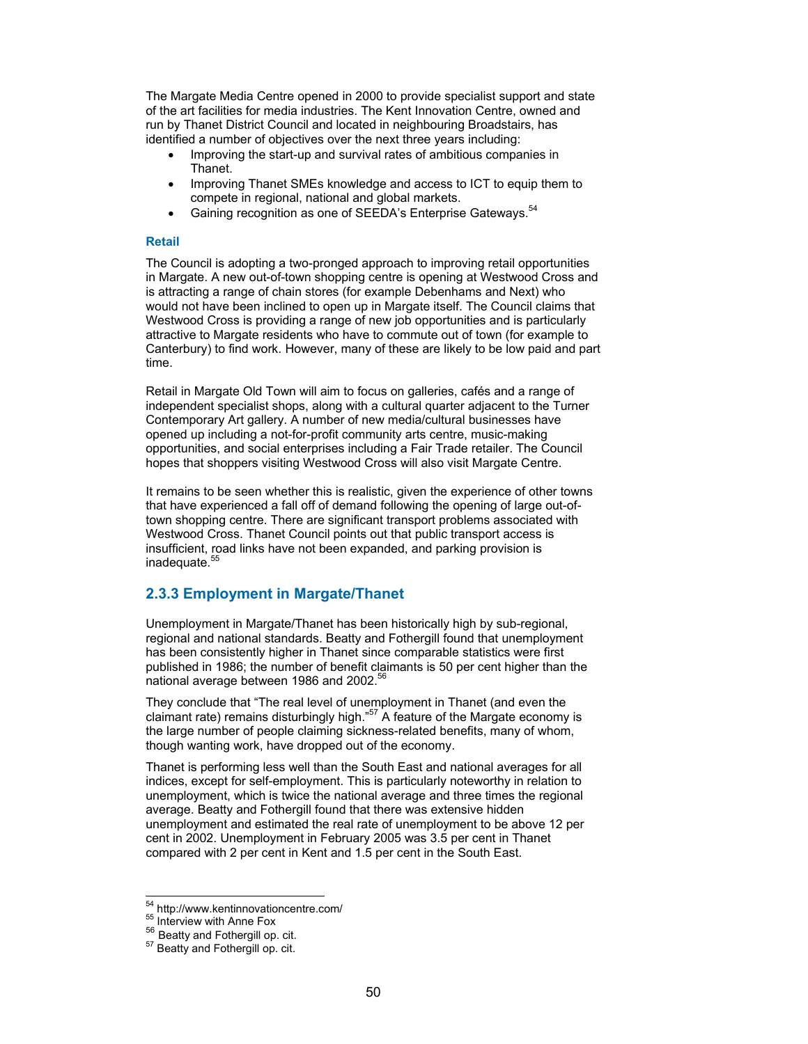The Margate Media Centre opened in 2000 to provide specialist support and state of the art facilities for media industries. The Kent Innovation Centre, owned and run by Thanet District Council and located in neighbouring Broadstairs, has identified a number of objectives over the next three years including:

- Improving the start-up and survival rates of ambitious companies in Thanet.
- Improving Thanet SMEs knowledge and access to ICT to equip them to compete in regional, national and global markets.
- Gaining recognition as one of SEEDA's Enterprise Gateways.[54]

#### Retail

The Council is adopting a two-pronged approach to improving retail opportunities in Margate. A new out-of-town shopping centre is opening at Westwood Cross and is attracting a range of chain stores (for example Debenhams and Next) who would not have been inclined to open up in Margate itself. The Council claims that Westwood Cross is providing a range of new job opportunities and is particularly attractive to Margate residents who have to commute out of town (for example to Canterbury) to find work. However, many of these are likely to be low paid and part time.

Retail in Margate Old Town will aim to focus on galleries, cafés and a range of independent specialist shops, along with a cultural quarter adjacent to the Turner Contemporary Art gallery. A number of new media/cultural businesses have opened up including a not-for-profit community arts centre, music-making opportunities, and social enterprises including a Fair Trade retailer. The Council hopes that shoppers visiting Westwood Cross will also visit Margate Centre.

It remains to be seen whether this is realistic, given the experience of other towns that have experienced a fall off of demand following the opening of large out-of-town shopping centre. There are significant transport problems associated with Westwood Cross. Thanet Council points out that public transport access is insufficient, road links have not been expanded, and parking provision is inadequate.[55]

### 2.3.3 Employment in Margate/Thanet

Unemployment in Margate/Thanet has been historically high by sub-regional, regional and national standards. Beatty and Fothergill found that unemployment has been consistently higher in Thanet since comparable statistics were first published in 1986; the number of benefit claimants is 50 per cent higher than the national average between 1986 and 2002.[56]

They conclude that "The real level of unemployment in Thanet (and even the claimant rate) remains disturbingly high."[57] A feature of the Margate economy is the large number of people claiming sickness-related benefits, many of whom, though wanting work, have dropped out of the economy.

Thanet is performing less well than the South East and national averages for all indices, except for self-employment. This is particularly noteworthy in relation to unemployment, which is twice the national average and three times the regional average. Beatty and Fothergill found that there was extensive hidden unemployment and estimated the real rate of unemployment to be above 12 per cent in 2002. Unemployment in February 2005 was 3.5 per cent in Thanet compared with 2 per cent in Kent and 1.5 per cent in the South East.

---

[54] http://www.kentinnovationcentre.com/
[55] Interview with Anne Fox
[56] Beatty and Fothergill op. cit.
[57] Beatty and Fothergill op. cit.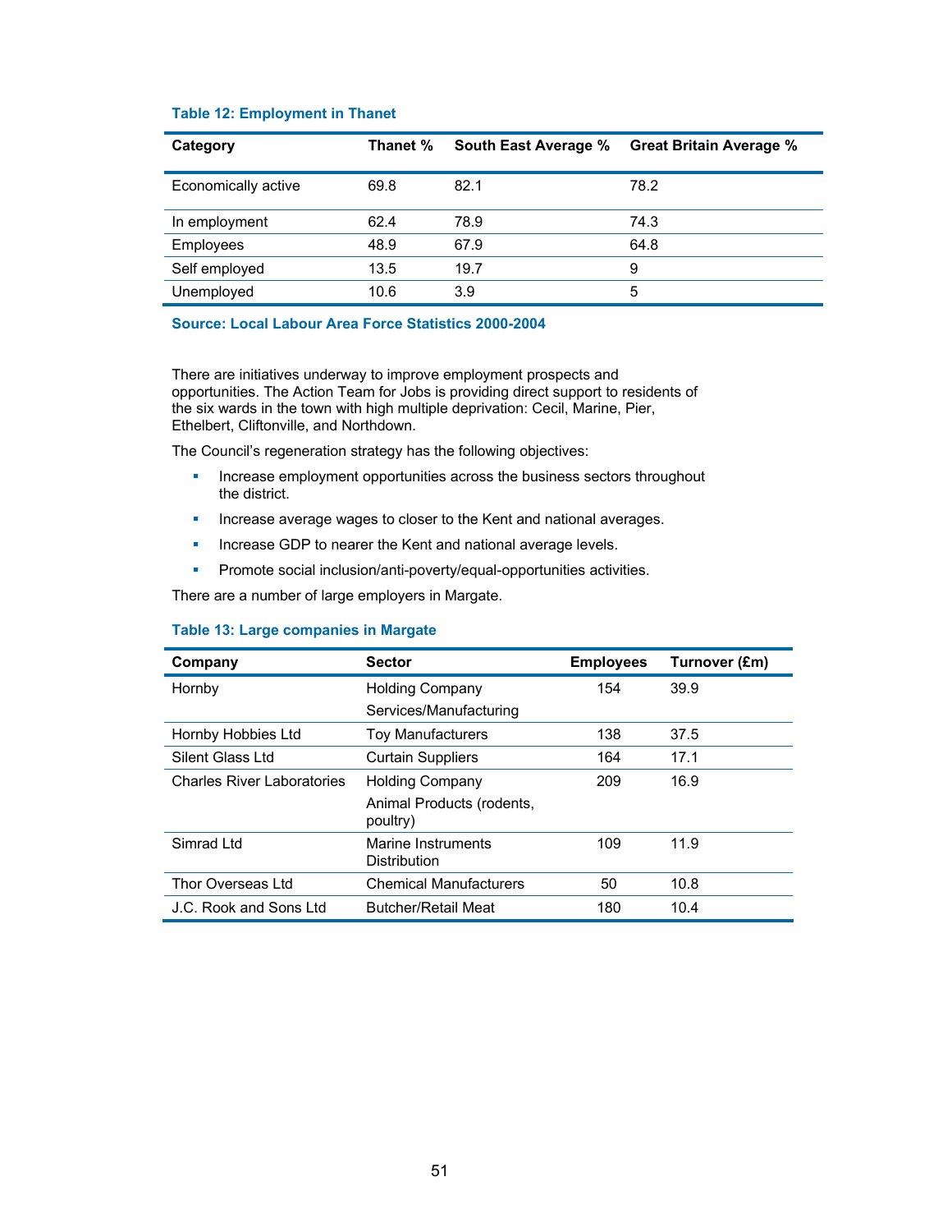**Table 12: Employment in Thanet**

| Category | Thanet % | South East Average % | Great Britain Average % |
|---|---|---|---|
| Economically active | 69.8 | 82.1 | 78.2 |
| In employment | 62.4 | 78.9 | 74.3 |
| Employees | 48.9 | 67.9 | 64.8 |
| Self employed | 13.5 | 19.7 | 9 |
| Unemployed | 10.6 | 3.9 | 5 |

**Source: Local Labour Area Force Statistics 2000-2004**

There are initiatives underway to improve employment prospects and opportunities. The Action Team for Jobs is providing direct support to residents of the six wards in the town with high multiple deprivation: Cecil, Marine, Pier, Ethelbert, Cliftonville, and Northdown.

The Council's regeneration strategy has the following objectives:

- Increase employment opportunities across the business sectors throughout the district.
- Increase average wages to closer to the Kent and national averages.
- Increase GDP to nearer the Kent and national average levels.
- Promote social inclusion/anti-poverty/equal-opportunities activities.

There are a number of large employers in Margate.

**Table 13: Large companies in Margate**

| Company | Sector | Employees | Turnover (£m) |
|---|---|---|---|
| Hornby | Holding Company Services/Manufacturing | 154 | 39.9 |
| Hornby Hobbies Ltd | Toy Manufacturers | 138 | 37.5 |
| Silent Glass Ltd | Curtain Suppliers | 164 | 17.1 |
| Charles River Laboratories | Holding Company Animal Products (rodents, poultry) | 209 | 16.9 |
| Simrad Ltd | Marine Instruments Distribution | 109 | 11.9 |
| Thor Overseas Ltd | Chemical Manufacturers | 50 | 10.8 |
| J.C. Rook and Sons Ltd | Butcher/Retail Meat | 180 | 10.4 |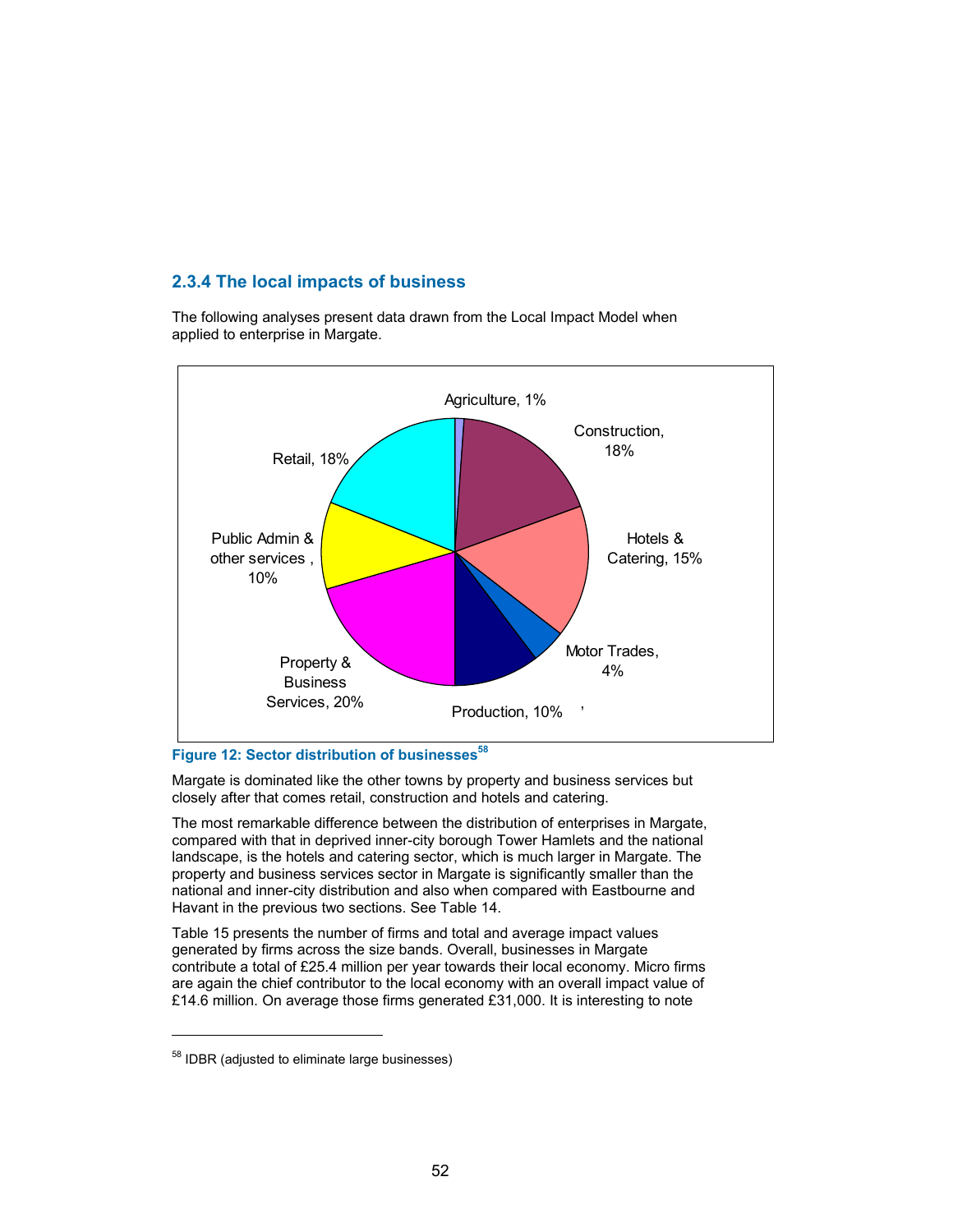### 2.3.4 The local impacts of business

The following analyses present data drawn from the Local Impact Model when applied to enterprise in Margate.

Figure 12: Sector distribution of businesses[58]

Margate is dominated like the other towns by property and business services but closely after that comes retail, construction and hotels and catering.

The most remarkable difference between the distribution of enterprises in Margate, compared with that in deprived inner-city borough Tower Hamlets and the national landscape, is the hotels and catering sector, which is much larger in Margate. The property and business services sector in Margate is significantly smaller than the national and inner-city distribution and also when compared with Eastbourne and Havant in the previous two sections. See Table 14.

Table 15 presents the number of firms and total and average impact values generated by firms across the size bands. Overall, businesses in Margate contribute a total of £25.4 million per year towards their local economy. Micro firms are again the chief contributor to the local economy with an overall impact value of £14.6 million. On average those firms generated £31,000. It is interesting to note

[58] IDBR (adjusted to eliminate large businesses)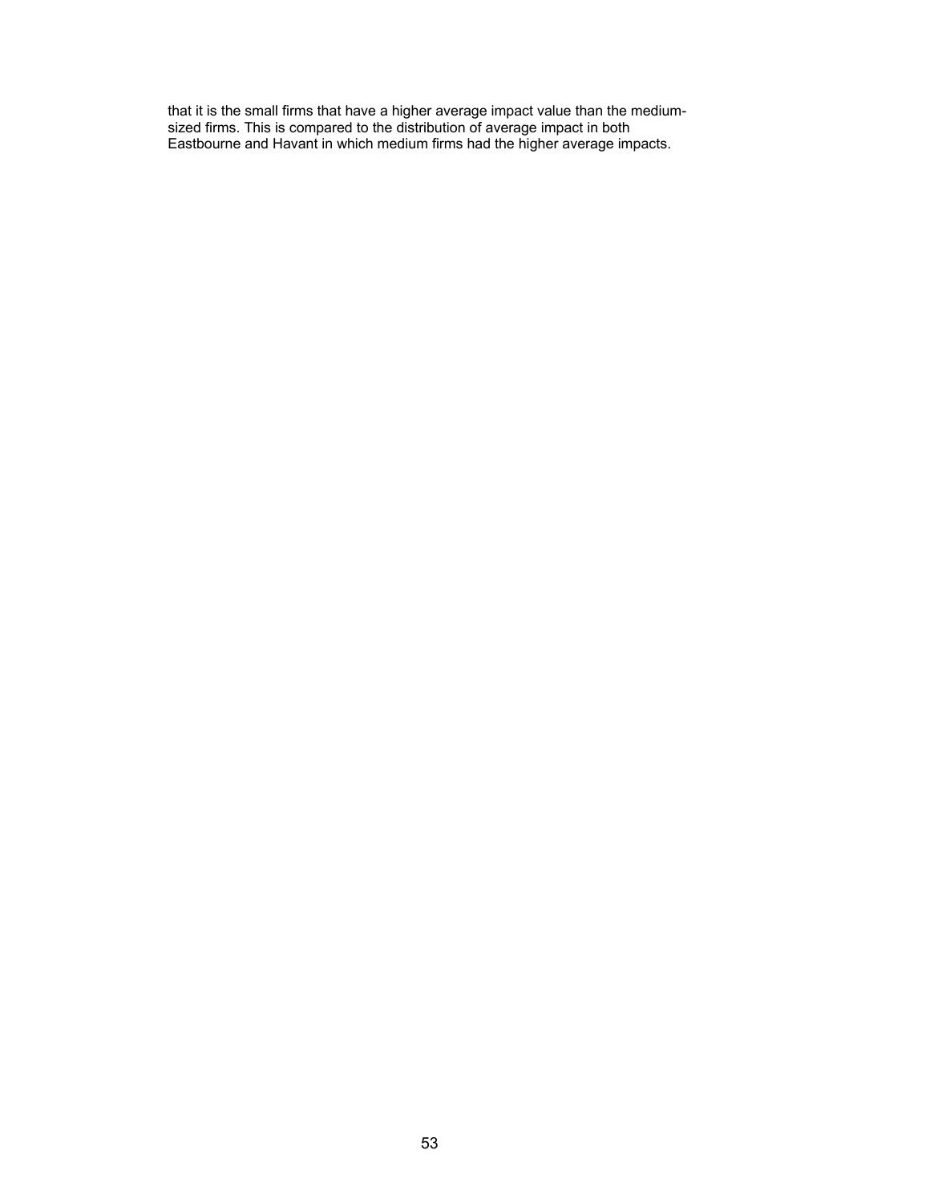that it is the small firms that have a higher average impact value than the medium-sized firms. This is compared to the distribution of average impact in both Eastbourne and Havant in which medium firms had the higher average impacts.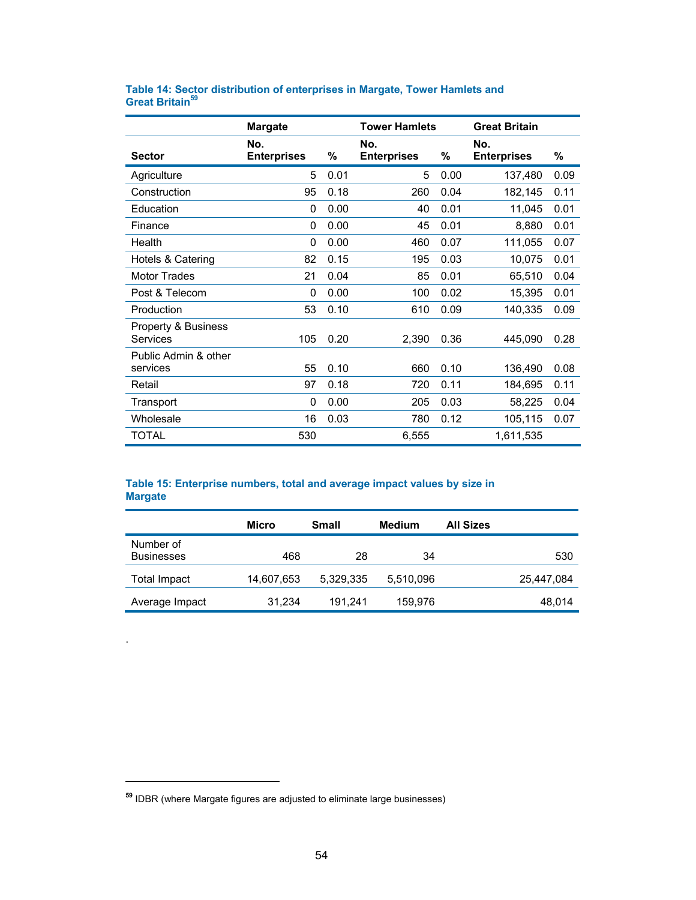**Table 14: Sector distribution of enterprises in Margate, Tower Hamlets and Great Britain**[59]

| | Margate | | Tower Hamlets | | Great Britain | |
|---|---|---|---|---|---|---|
| **Sector** | **No. Enterprises** | **%** | **No. Enterprises** | **%** | **No. Enterprises** | **%** |
| Agriculture | 5 | 0.01 | 5 | 0.00 | 137,480 | 0.09 |
| Construction | 95 | 0.18 | 260 | 0.04 | 182,145 | 0.11 |
| Education | 0 | 0.00 | 40 | 0.01 | 11,045 | 0.01 |
| Finance | 0 | 0.00 | 45 | 0.01 | 8,880 | 0.01 |
| Health | 0 | 0.00 | 460 | 0.07 | 111,055 | 0.07 |
| Hotels & Catering | 82 | 0.15 | 195 | 0.03 | 10,075 | 0.01 |
| Motor Trades | 21 | 0.04 | 85 | 0.01 | 65,510 | 0.04 |
| Post & Telecom | 0 | 0.00 | 100 | 0.02 | 15,395 | 0.01 |
| Production | 53 | 0.10 | 610 | 0.09 | 140,335 | 0.09 |
| Property & Business Services | 105 | 0.20 | 2,390 | 0.36 | 445,090 | 0.28 |
| Public Admin & other services | 55 | 0.10 | 660 | 0.10 | 136,490 | 0.08 |
| Retail | 97 | 0.18 | 720 | 0.11 | 184,695 | 0.11 |
| Transport | 0 | 0.00 | 205 | 0.03 | 58,225 | 0.04 |
| Wholesale | 16 | 0.03 | 780 | 0.12 | 105,115 | 0.07 |
| TOTAL | 530 | | 6,555 | | 1,611,535 | |

**Table 15: Enterprise numbers, total and average impact values by size in Margate**

| | Micro | Small | Medium | All Sizes |
|---|---|---|---|---|
| Number of Businesses | 468 | 28 | 34 | 530 |
| Total Impact | 14,607,653 | 5,329,335 | 5,510,096 | 25,447,084 |
| Average Impact | 31,234 | 191,241 | 159,976 | 48,014 |

.

[59] IDBR (where Margate figures are adjusted to eliminate large businesses)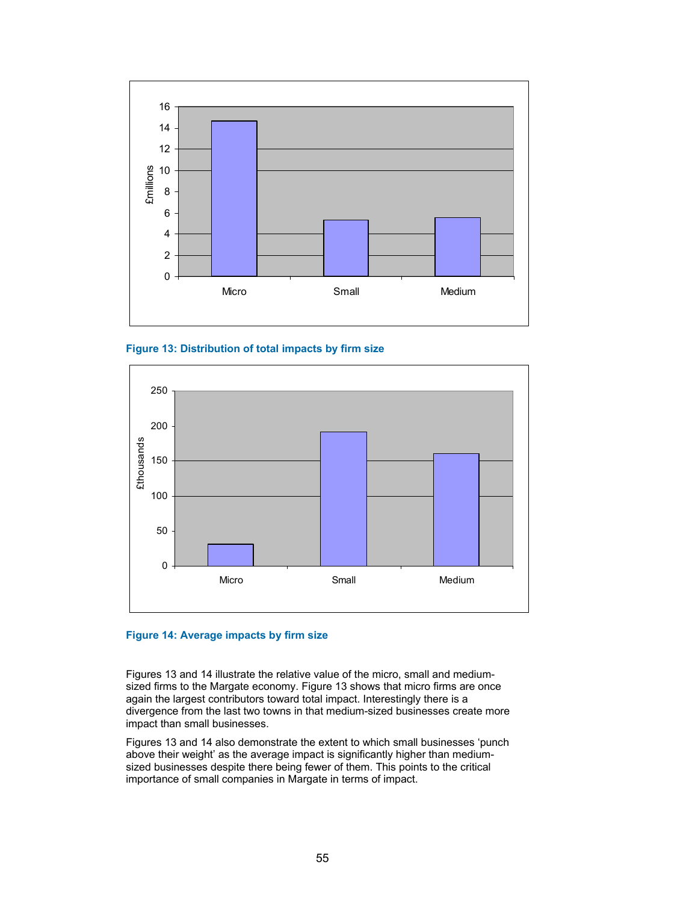Figure 13: Distribution of total impacts by firm size

Figure 14: Average impacts by firm size

Figures 13 and 14 illustrate the relative value of the micro, small and medium-sized firms to the Margate economy. Figure 13 shows that micro firms are once again the largest contributors toward total impact. Interestingly there is a divergence from the last two towns in that medium-sized businesses create more impact than small businesses.

Figures 13 and 14 also demonstrate the extent to which small businesses 'punch above their weight' as the average impact is significantly higher than medium-sized businesses despite there being fewer of them. This points to the critical importance of small companies in Margate in terms of impact.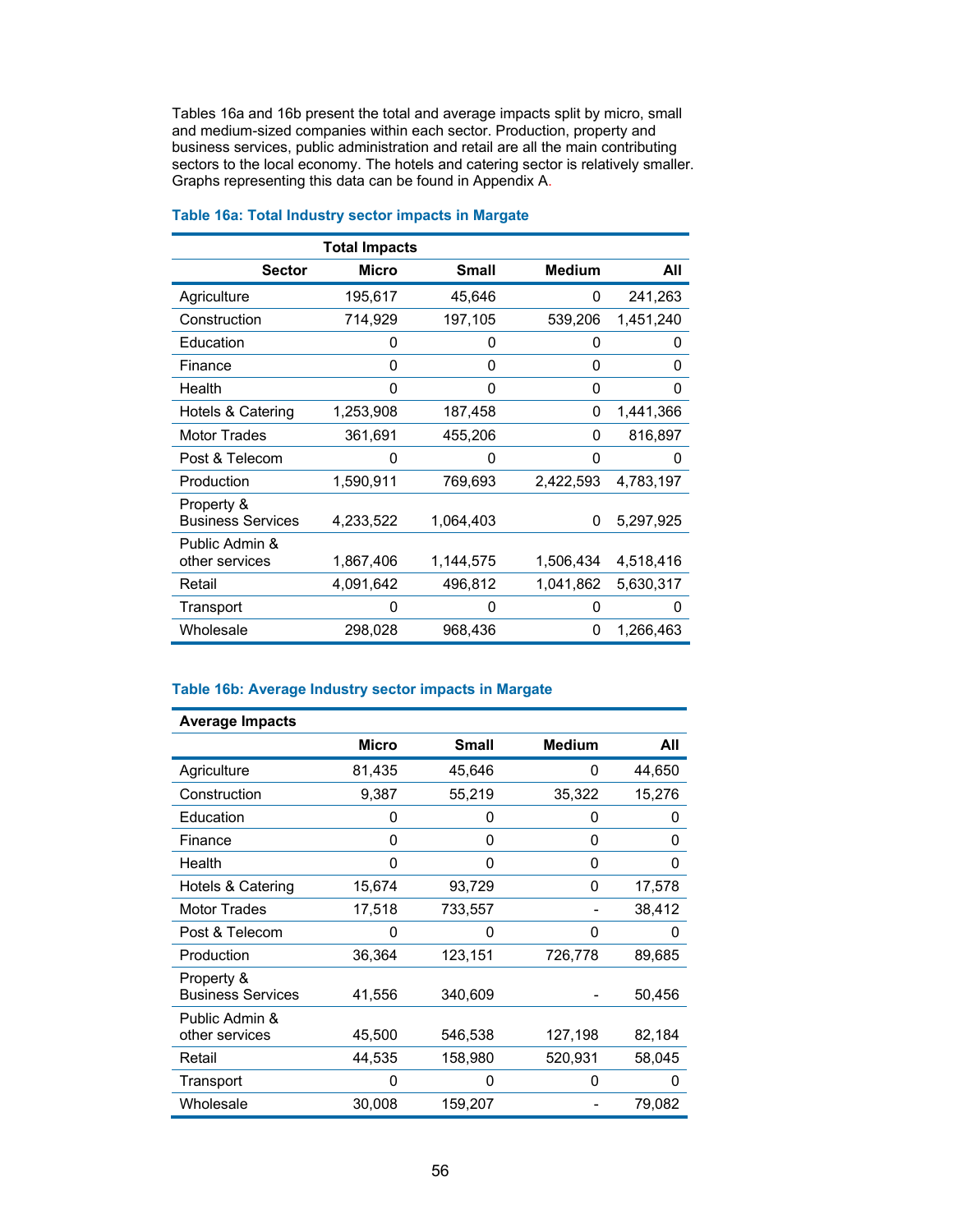Tables 16a and 16b present the total and average impacts split by micro, small and medium-sized companies within each sector. Production, property and business services, public administration and retail are all the main contributing sectors to the local economy. The hotels and catering sector is relatively smaller. Graphs representing this data can be found in Appendix A.

**Table 16a: Total Industry sector impacts in Margate**

| | Total Impacts | | | |
|---|---|---|---|---|
| Sector | Micro | Small | Medium | All |
| Agriculture | 195,617 | 45,646 | 0 | 241,263 |
| Construction | 714,929 | 197,105 | 539,206 | 1,451,240 |
| Education | 0 | 0 | 0 | 0 |
| Finance | 0 | 0 | 0 | 0 |
| Health | 0 | 0 | 0 | 0 |
| Hotels & Catering | 1,253,908 | 187,458 | 0 | 1,441,366 |
| Motor Trades | 361,691 | 455,206 | 0 | 816,897 |
| Post & Telecom | 0 | 0 | 0 | 0 |
| Production | 1,590,911 | 769,693 | 2,422,593 | 4,783,197 |
| Property & Business Services | 4,233,522 | 1,064,403 | 0 | 5,297,925 |
| Public Admin & other services | 1,867,406 | 1,144,575 | 1,506,434 | 4,518,416 |
| Retail | 4,091,642 | 496,812 | 1,041,862 | 5,630,317 |
| Transport | 0 | 0 | 0 | 0 |
| Wholesale | 298,028 | 968,436 | 0 | 1,266,463 |

**Table 16b: Average Industry sector impacts in Margate**

| Average Impacts | | | | |
|---|---|---|---|---|
| | Micro | Small | Medium | All |
| Agriculture | 81,435 | 45,646 | 0 | 44,650 |
| Construction | 9,387 | 55,219 | 35,322 | 15,276 |
| Education | 0 | 0 | 0 | 0 |
| Finance | 0 | 0 | 0 | 0 |
| Health | 0 | 0 | 0 | 0 |
| Hotels & Catering | 15,674 | 93,729 | 0 | 17,578 |
| Motor Trades | 17,518 | 733,557 | - | 38,412 |
| Post & Telecom | 0 | 0 | 0 | 0 |
| Production | 36,364 | 123,151 | 726,778 | 89,685 |
| Property & Business Services | 41,556 | 340,609 | - | 50,456 |
| Public Admin & other services | 45,500 | 546,538 | 127,198 | 82,184 |
| Retail | 44,535 | 158,980 | 520,931 | 58,045 |
| Transport | 0 | 0 | 0 | 0 |
| Wholesale | 30,008 | 159,207 | - | 79,082 |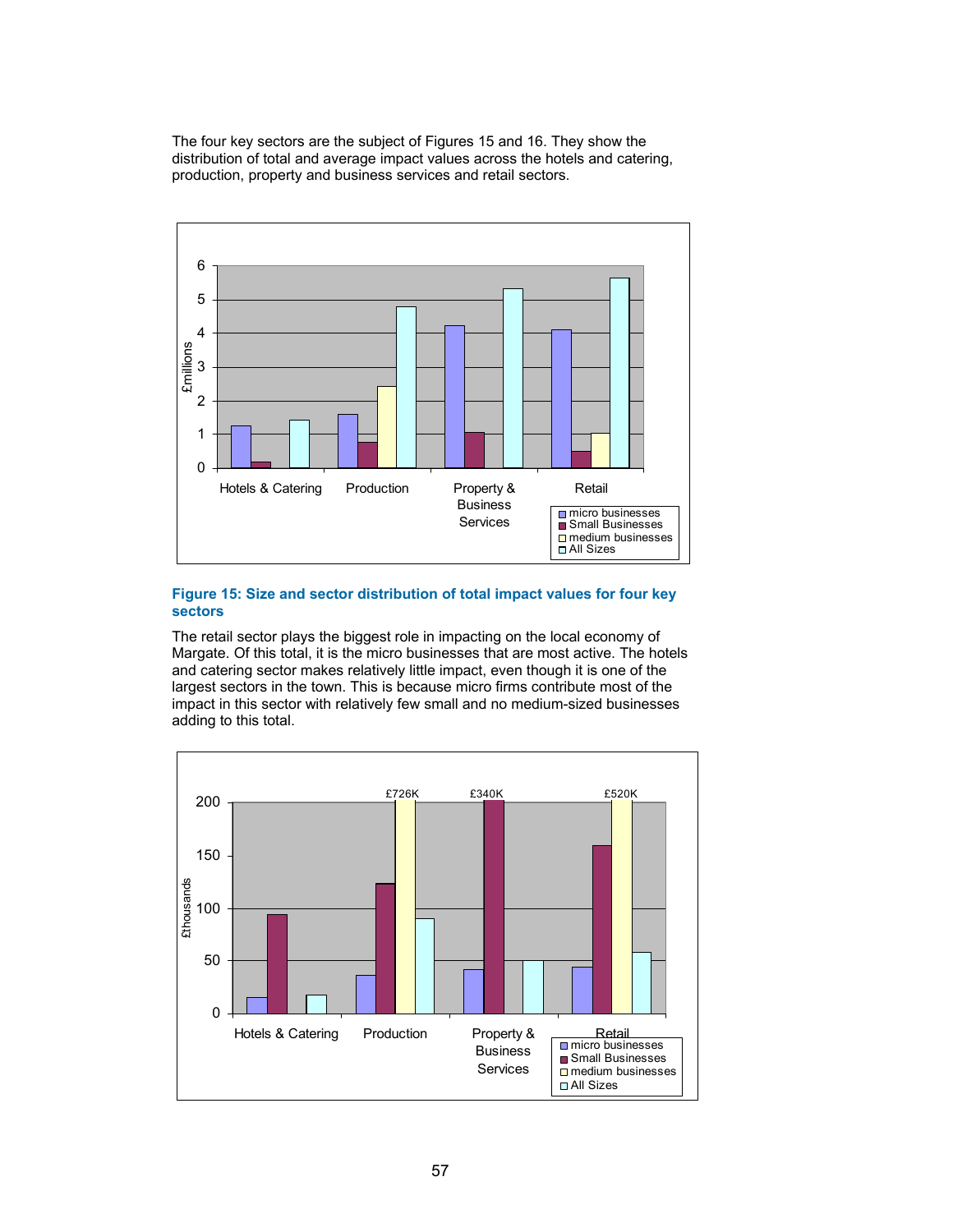The four key sectors are the subject of Figures 15 and 16. They show the distribution of total and average impact values across the hotels and catering, production, property and business services and retail sectors.

**Figure 15: Size and sector distribution of total impact values for four key sectors**

The retail sector plays the biggest role in impacting on the local economy of Margate. Of this total, it is the micro businesses that are most active. The hotels and catering sector makes relatively little impact, even though it is one of the largest sectors in the town. This is because micro firms contribute most of the impact in this sector with relatively few small and no medium-sized businesses adding to this total.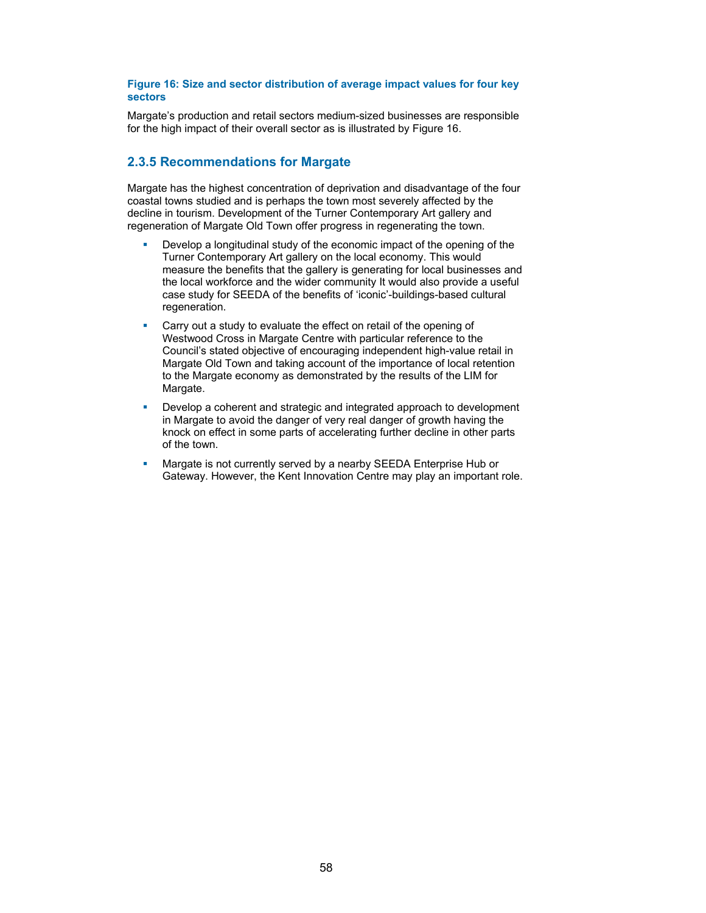**Figure 16: Size and sector distribution of average impact values for four key sectors**

Margate's production and retail sectors medium-sized businesses are responsible for the high impact of their overall sector as is illustrated by Figure 16.

### 2.3.5 Recommendations for Margate

Margate has the highest concentration of deprivation and disadvantage of the four coastal towns studied and is perhaps the town most severely affected by the decline in tourism. Development of the Turner Contemporary Art gallery and regeneration of Margate Old Town offer progress in regenerating the town.

- Develop a longitudinal study of the economic impact of the opening of the Turner Contemporary Art gallery on the local economy. This would measure the benefits that the gallery is generating for local businesses and the local workforce and the wider community It would also provide a useful case study for SEEDA of the benefits of 'iconic'-buildings-based cultural regeneration.
- Carry out a study to evaluate the effect on retail of the opening of Westwood Cross in Margate Centre with particular reference to the Council's stated objective of encouraging independent high-value retail in Margate Old Town and taking account of the importance of local retention to the Margate economy as demonstrated by the results of the LIM for Margate.
- Develop a coherent and strategic and integrated approach to development in Margate to avoid the danger of very real danger of growth having the knock on effect in some parts of accelerating further decline in other parts of the town.
- Margate is not currently served by a nearby SEEDA Enterprise Hub or Gateway. However, the Kent Innovation Centre may play an important role.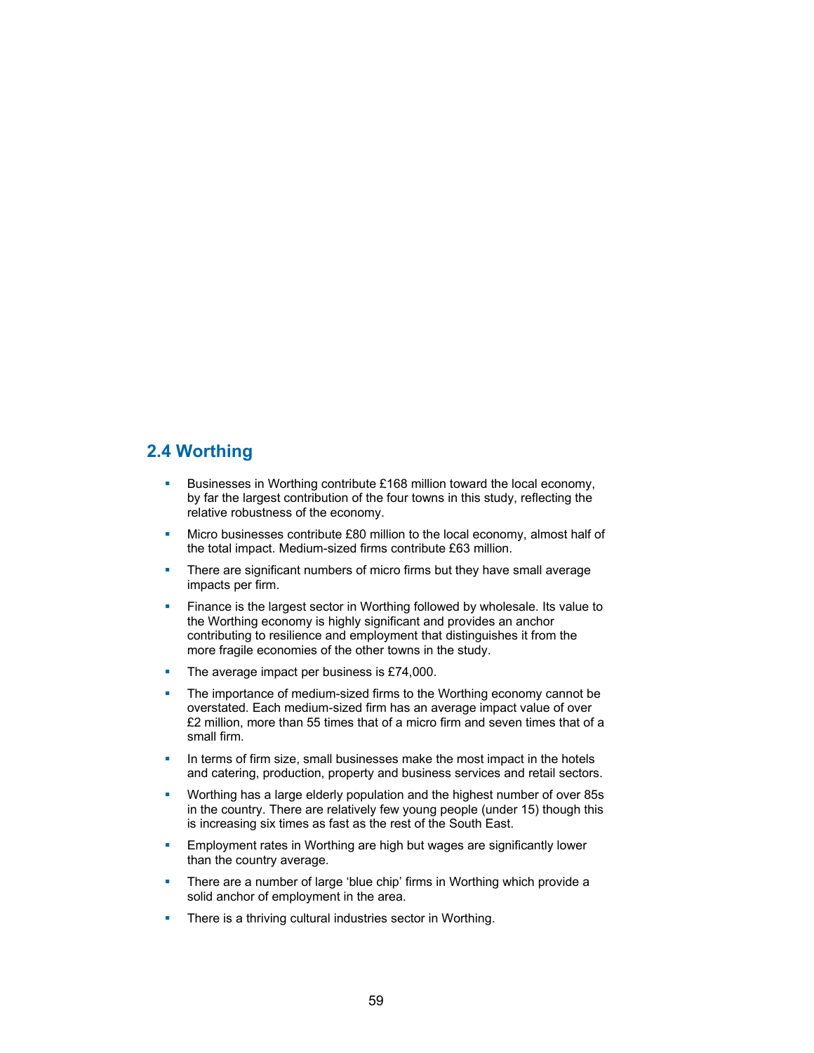## 2.4 Worthing

- Businesses in Worthing contribute £168 million toward the local economy, by far the largest contribution of the four towns in this study, reflecting the relative robustness of the economy.
- Micro businesses contribute £80 million to the local economy, almost half of the total impact. Medium-sized firms contribute £63 million.
- There are significant numbers of micro firms but they have small average impacts per firm.
- Finance is the largest sector in Worthing followed by wholesale. Its value to the Worthing economy is highly significant and provides an anchor contributing to resilience and employment that distinguishes it from the more fragile economies of the other towns in the study.
- The average impact per business is £74,000.
- The importance of medium-sized firms to the Worthing economy cannot be overstated. Each medium-sized firm has an average impact value of over £2 million, more than 55 times that of a micro firm and seven times that of a small firm.
- In terms of firm size, small businesses make the most impact in the hotels and catering, production, property and business services and retail sectors.
- Worthing has a large elderly population and the highest number of over 85s in the country. There are relatively few young people (under 15) though this is increasing six times as fast as the rest of the South East.
- Employment rates in Worthing are high but wages are significantly lower than the country average.
- There are a number of large 'blue chip' firms in Worthing which provide a solid anchor of employment in the area.
- There is a thriving cultural industries sector in Worthing.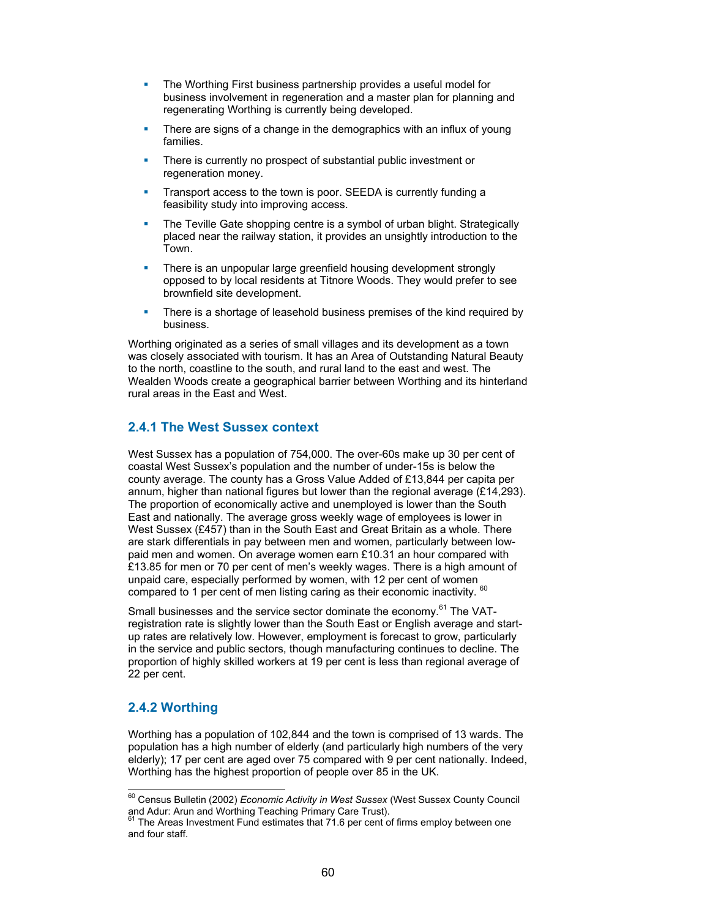- The Worthing First business partnership provides a useful model for business involvement in regeneration and a master plan for planning and regenerating Worthing is currently being developed.
- There are signs of a change in the demographics with an influx of young families.
- There is currently no prospect of substantial public investment or regeneration money.
- Transport access to the town is poor. SEEDA is currently funding a feasibility study into improving access.
- The Teville Gate shopping centre is a symbol of urban blight. Strategically placed near the railway station, it provides an unsightly introduction to the Town.
- There is an unpopular large greenfield housing development strongly opposed to by local residents at Titnore Woods. They would prefer to see brownfield site development.
- There is a shortage of leasehold business premises of the kind required by business.

Worthing originated as a series of small villages and its development as a town was closely associated with tourism. It has an Area of Outstanding Natural Beauty to the north, coastline to the south, and rural land to the east and west. The Wealden Woods create a geographical barrier between Worthing and its hinterland rural areas in the East and West.

### 2.4.1 The West Sussex context

West Sussex has a population of 754,000. The over-60s make up 30 per cent of coastal West Sussex's population and the number of under-15s is below the county average. The county has a Gross Value Added of £13,844 per capita per annum, higher than national figures but lower than the regional average (£14,293). The proportion of economically active and unemployed is lower than the South East and nationally. The average gross weekly wage of employees is lower in West Sussex (£457) than in the South East and Great Britain as a whole. There are stark differentials in pay between men and women, particularly between low-paid men and women. On average women earn £10.31 an hour compared with £13.85 for men or 70 per cent of men's weekly wages. There is a high amount of unpaid care, especially performed by women, with 12 per cent of women compared to 1 per cent of men listing caring as their economic inactivity. [60]

Small businesses and the service sector dominate the economy.[61] The VAT-registration rate is slightly lower than the South East or English average and start-up rates are relatively low. However, employment is forecast to grow, particularly in the service and public sectors, though manufacturing continues to decline. The proportion of highly skilled workers at 19 per cent is less than regional average of 22 per cent.

### 2.4.2 Worthing

Worthing has a population of 102,844 and the town is comprised of 13 wards. The population has a high number of elderly (and particularly high numbers of the very elderly); 17 per cent are aged over 75 compared with 9 per cent nationally. Indeed, Worthing has the highest proportion of people over 85 in the UK.

---

[60] Census Bulletin (2002) *Economic Activity in West Sussex* (West Sussex County Council and Adur: Arun and Worthing Teaching Primary Care Trust).

[61] The Areas Investment Fund estimates that 71.6 per cent of firms employ between one and four staff.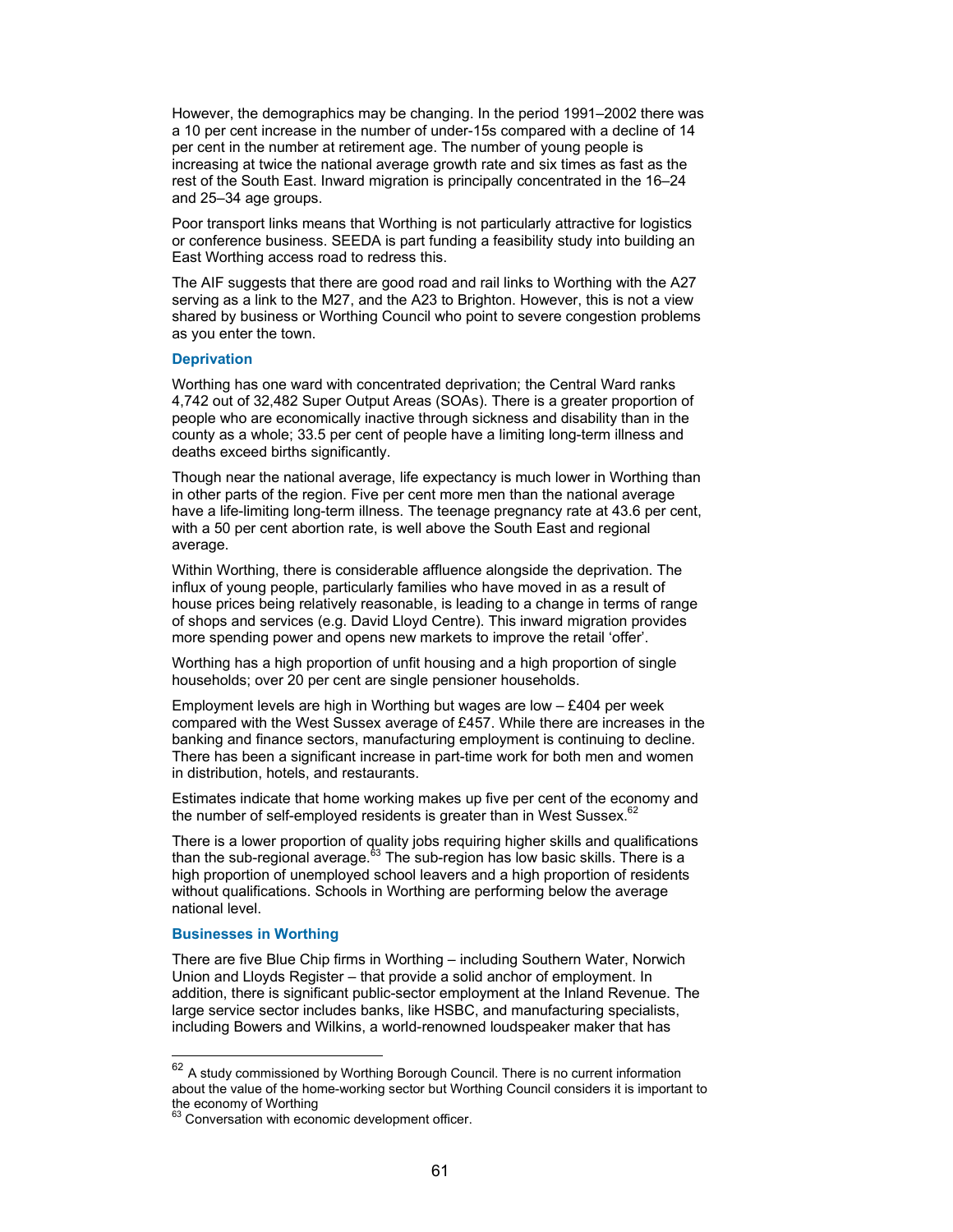However, the demographics may be changing. In the period 1991–2002 there was a 10 per cent increase in the number of under-15s compared with a decline of 14 per cent in the number at retirement age. The number of young people is increasing at twice the national average growth rate and six times as fast as the rest of the South East. Inward migration is principally concentrated in the 16–24 and 25–34 age groups.

Poor transport links means that Worthing is not particularly attractive for logistics or conference business. SEEDA is part funding a feasibility study into building an East Worthing access road to redress this.

The AIF suggests that there are good road and rail links to Worthing with the A27 serving as a link to the M27, and the A23 to Brighton. However, this is not a view shared by business or Worthing Council who point to severe congestion problems as you enter the town.

### Deprivation

Worthing has one ward with concentrated deprivation; the Central Ward ranks 4,742 out of 32,482 Super Output Areas (SOAs). There is a greater proportion of people who are economically inactive through sickness and disability than in the county as a whole; 33.5 per cent of people have a limiting long-term illness and deaths exceed births significantly.

Though near the national average, life expectancy is much lower in Worthing than in other parts of the region. Five per cent more men than the national average have a life-limiting long-term illness. The teenage pregnancy rate at 43.6 per cent, with a 50 per cent abortion rate, is well above the South East and regional average.

Within Worthing, there is considerable affluence alongside the deprivation. The influx of young people, particularly families who have moved in as a result of house prices being relatively reasonable, is leading to a change in terms of range of shops and services (e.g. David Lloyd Centre). This inward migration provides more spending power and opens new markets to improve the retail 'offer'.

Worthing has a high proportion of unfit housing and a high proportion of single households; over 20 per cent are single pensioner households.

Employment levels are high in Worthing but wages are low – £404 per week compared with the West Sussex average of £457. While there are increases in the banking and finance sectors, manufacturing employment is continuing to decline. There has been a significant increase in part-time work for both men and women in distribution, hotels, and restaurants.

Estimates indicate that home working makes up five per cent of the economy and the number of self-employed residents is greater than in West Sussex.[62]

There is a lower proportion of quality jobs requiring higher skills and qualifications than the sub-regional average.[63] The sub-region has low basic skills. There is a high proportion of unemployed school leavers and a high proportion of residents without qualifications. Schools in Worthing are performing below the average national level.

### Businesses in Worthing

There are five Blue Chip firms in Worthing – including Southern Water, Norwich Union and Lloyds Register – that provide a solid anchor of employment. In addition, there is significant public-sector employment at the Inland Revenue. The large service sector includes banks, like HSBC, and manufacturing specialists, including Bowers and Wilkins, a world-renowned loudspeaker maker that has

---

[62] A study commissioned by Worthing Borough Council. There is no current information about the value of the home-working sector but Worthing Council considers it is important to the economy of Worthing

[63] Conversation with economic development officer.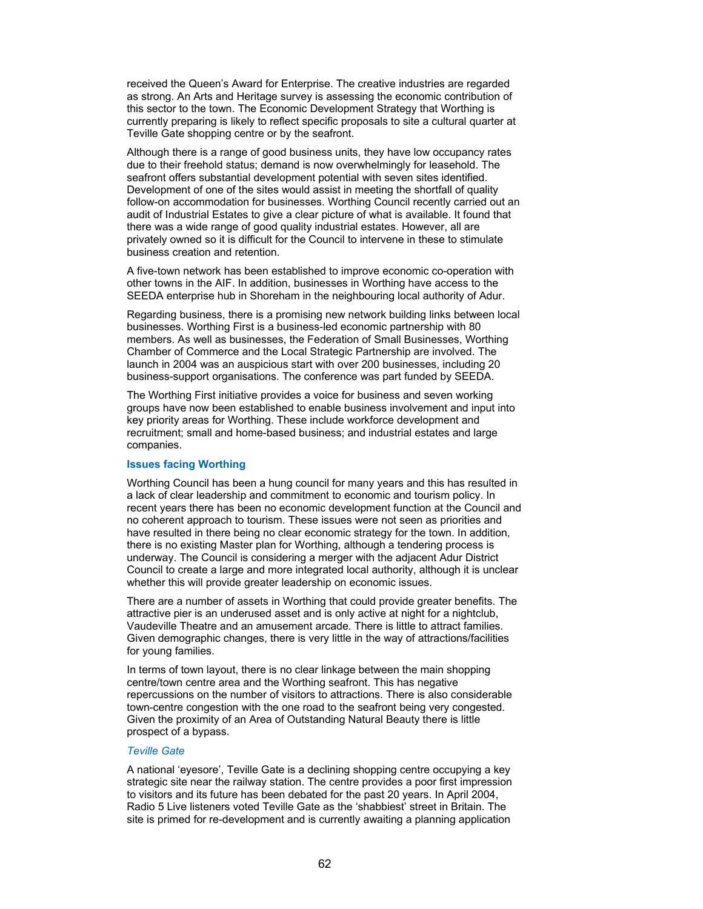received the Queen's Award for Enterprise. The creative industries are regarded as strong. An Arts and Heritage survey is assessing the economic contribution of this sector to the town. The Economic Development Strategy that Worthing is currently preparing is likely to reflect specific proposals to site a cultural quarter at Teville Gate shopping centre or by the seafront.

Although there is a range of good business units, they have low occupancy rates due to their freehold status; demand is now overwhelmingly for leasehold. The seafront offers substantial development potential with seven sites identified. Development of one of the sites would assist in meeting the shortfall of quality follow-on accommodation for businesses. Worthing Council recently carried out an audit of Industrial Estates to give a clear picture of what is available. It found that there was a wide range of good quality industrial estates. However, all are privately owned so it is difficult for the Council to intervene in these to stimulate business creation and retention.

A five-town network has been established to improve economic co-operation with other towns in the AIF. In addition, businesses in Worthing have access to the SEEDA enterprise hub in Shoreham in the neighbouring local authority of Adur.

Regarding business, there is a promising new network building links between local businesses. Worthing First is a business-led economic partnership with 80 members. As well as businesses, the Federation of Small Businesses, Worthing Chamber of Commerce and the Local Strategic Partnership are involved. The launch in 2004 was an auspicious start with over 200 businesses, including 20 business-support organisations. The conference was part funded by SEEDA.

The Worthing First initiative provides a voice for business and seven working groups have now been established to enable business involvement and input into key priority areas for Worthing. These include workforce development and recruitment; small and home-based business; and industrial estates and large companies.

### Issues facing Worthing

Worthing Council has been a hung council for many years and this has resulted in a lack of clear leadership and commitment to economic and tourism policy. In recent years there has been no economic development function at the Council and no coherent approach to tourism. These issues were not seen as priorities and have resulted in there being no clear economic strategy for the town. In addition, there is no existing Master plan for Worthing, although a tendering process is underway. The Council is considering a merger with the adjacent Adur District Council to create a large and more integrated local authority, although it is unclear whether this will provide greater leadership on economic issues.

There are a number of assets in Worthing that could provide greater benefits. The attractive pier is an underused asset and is only active at night for a nightclub, Vaudeville Theatre and an amusement arcade. There is little to attract families. Given demographic changes, there is very little in the way of attractions/facilities for young families.

In terms of town layout, there is no clear linkage between the main shopping centre/town centre area and the Worthing seafront. This has negative repercussions on the number of visitors to attractions. There is also considerable town-centre congestion with the one road to the seafront being very congested. Given the proximity of an Area of Outstanding Natural Beauty there is little prospect of a bypass.

#### *Teville Gate*

A national 'eyesore', Teville Gate is a declining shopping centre occupying a key strategic site near the railway station. The centre provides a poor first impression to visitors and its future has been debated for the past 20 years. In April 2004, Radio 5 Live listeners voted Teville Gate as the 'shabbiest' street in Britain. The site is primed for re-development and is currently awaiting a planning application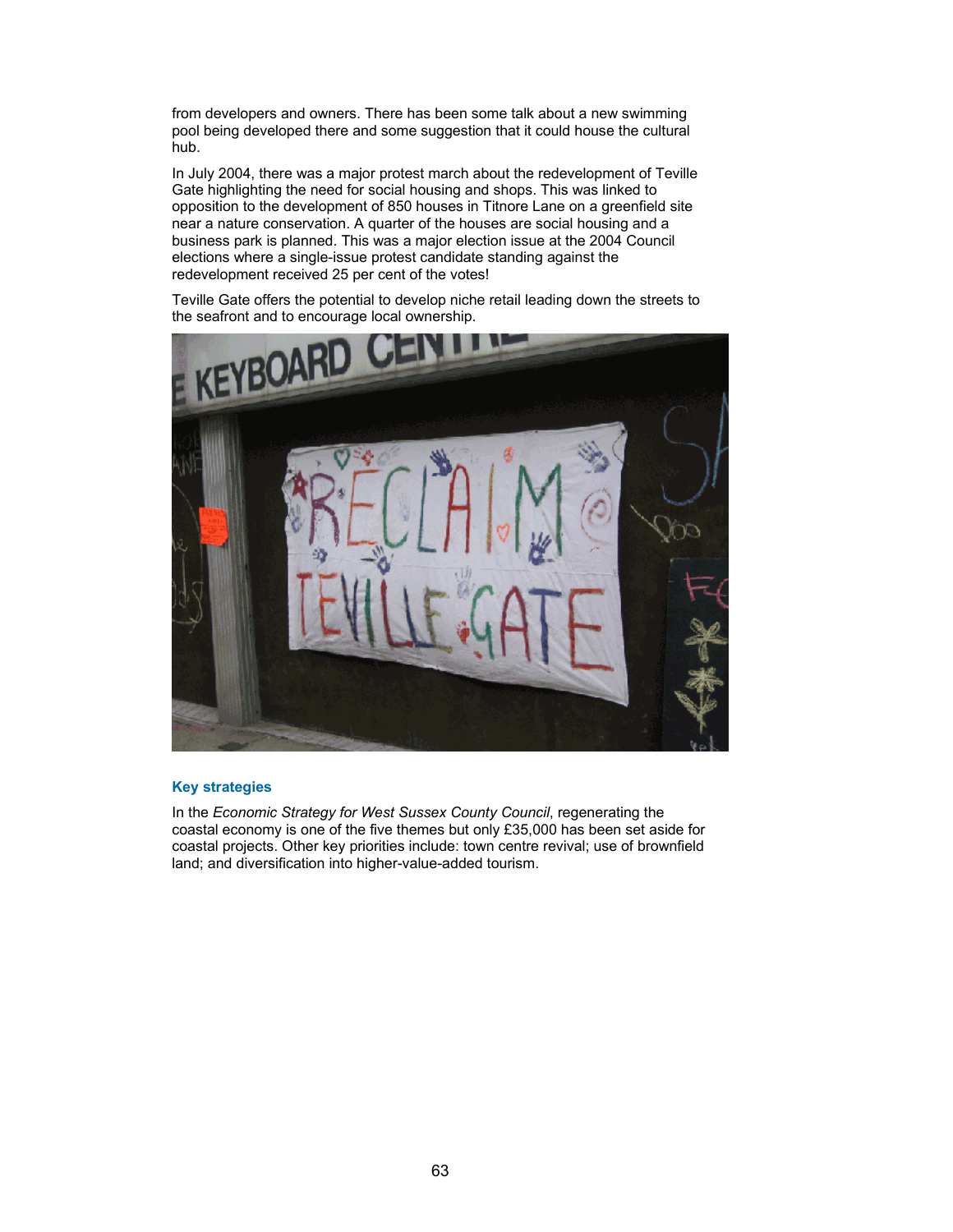from developers and owners. There has been some talk about a new swimming pool being developed there and some suggestion that it could house the cultural hub.

In July 2004, there was a major protest march about the redevelopment of Teville Gate highlighting the need for social housing and shops. This was linked to opposition to the development of 850 houses in Titnore Lane on a greenfield site near a nature conservation. A quarter of the houses are social housing and a business park is planned. This was a major election issue at the 2004 Council elections where a single-issue protest candidate standing against the redevelopment received 25 per cent of the votes!

Teville Gate offers the potential to develop niche retail leading down the streets to the seafront and to encourage local ownership.

### Key strategies

In the *Economic Strategy for West Sussex County Council*, regenerating the coastal economy is one of the five themes but only £35,000 has been set aside for coastal projects. Other key priorities include: town centre revival; use of brownfield land; and diversification into higher-value-added tourism.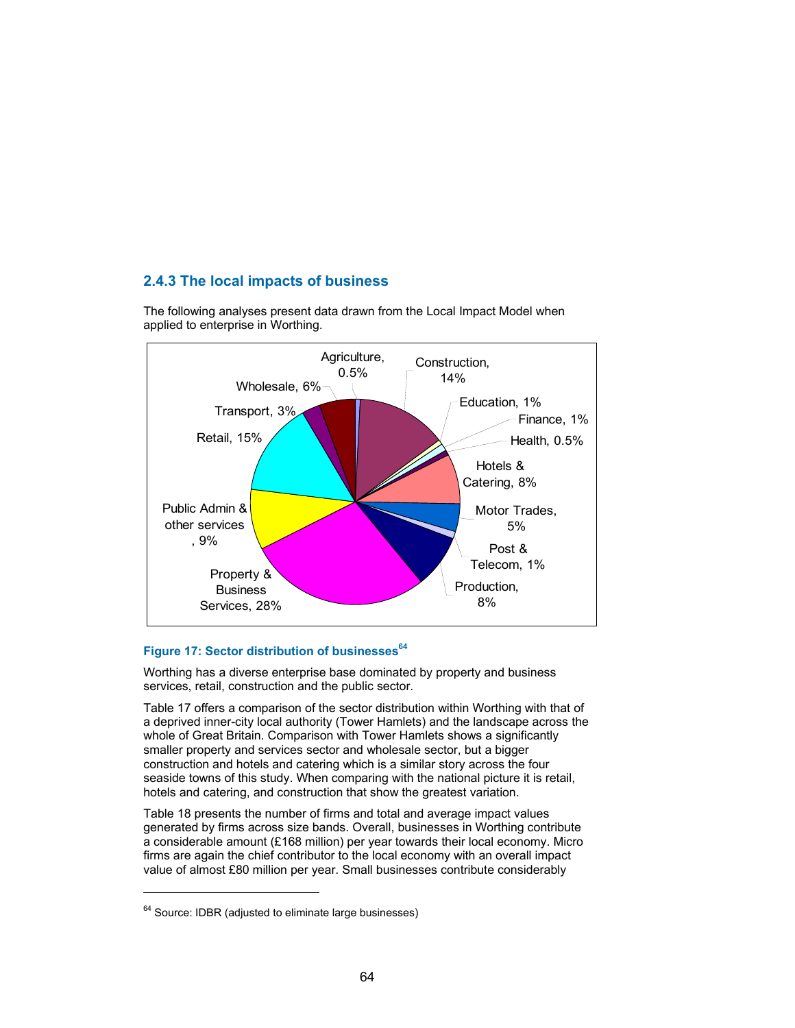### 2.4.3 The local impacts of business

The following analyses present data drawn from the Local Impact Model when applied to enterprise in Worthing.

Agriculture, 0.5%
Construction, 14%
Education, 1%
Finance, 1%
Health, 0.5%
Hotels & Catering, 8%
Motor Trades, 5%
Post & Telecom, 1%
Production, 8%
Property & Business Services, 28%
Public Admin & other services, 9%
Retail, 15%
Transport, 3%
Wholesale, 6%

**Figure 17: Sector distribution of businesses**[64]

Worthing has a diverse enterprise base dominated by property and business services, retail, construction and the public sector.

Table 17 offers a comparison of the sector distribution within Worthing with that of a deprived inner-city local authority (Tower Hamlets) and the landscape across the whole of Great Britain. Comparison with Tower Hamlets shows a significantly smaller property and services sector and wholesale sector, but a bigger construction and hotels and catering which is a similar story across the four seaside towns of this study. When comparing with the national picture it is retail, hotels and catering, and construction that show the greatest variation.

Table 18 presents the number of firms and total and average impact values generated by firms across size bands. Overall, businesses in Worthing contribute a considerable amount (£168 million) per year towards their local economy. Micro firms are again the chief contributor to the local economy with an overall impact value of almost £80 million per year. Small businesses contribute considerably

---

[64] Source: IDBR (adjusted to eliminate large businesses)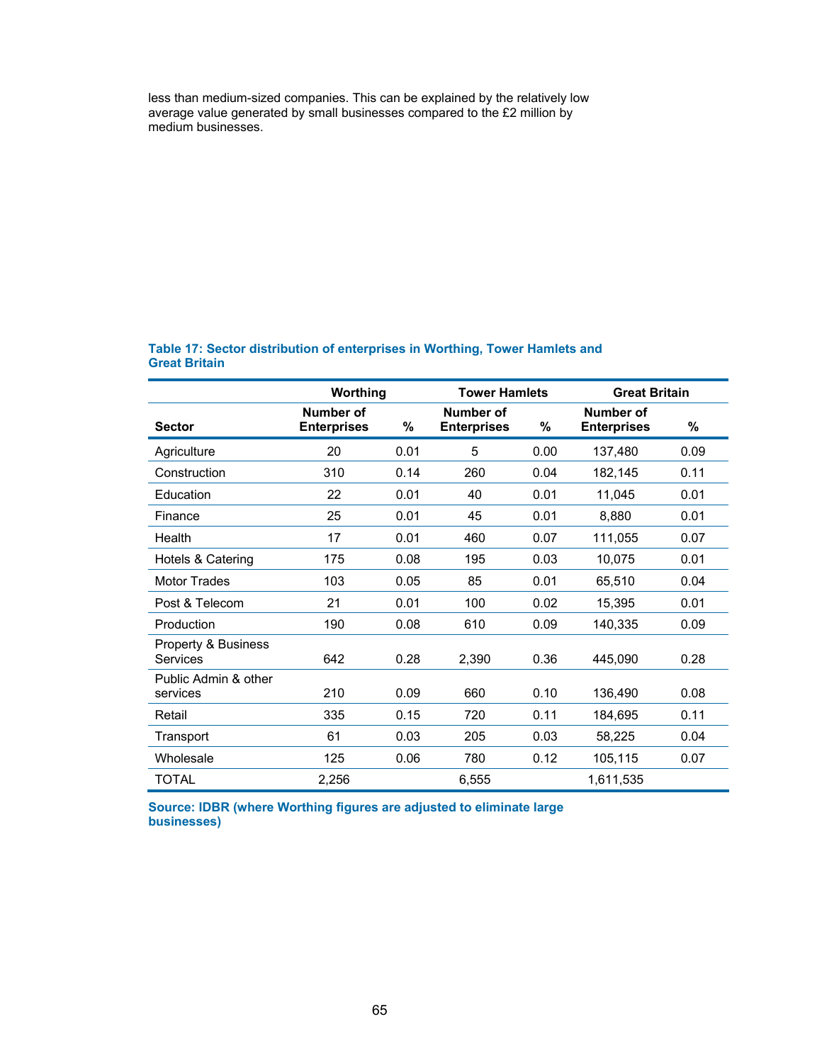less than medium-sized companies. This can be explained by the relatively low average value generated by small businesses compared to the £2 million by medium businesses.

**Table 17: Sector distribution of enterprises in Worthing, Tower Hamlets and Great Britain**

| | Worthing | | Tower Hamlets | | Great Britain | |
|---|---|---|---|---|---|---|
| **Sector** | **Number of Enterprises** | **%** | **Number of Enterprises** | **%** | **Number of Enterprises** | **%** |
| Agriculture | 20 | 0.01 | 5 | 0.00 | 137,480 | 0.09 |
| Construction | 310 | 0.14 | 260 | 0.04 | 182,145 | 0.11 |
| Education | 22 | 0.01 | 40 | 0.01 | 11,045 | 0.01 |
| Finance | 25 | 0.01 | 45 | 0.01 | 8,880 | 0.01 |
| Health | 17 | 0.01 | 460 | 0.07 | 111,055 | 0.07 |
| Hotels & Catering | 175 | 0.08 | 195 | 0.03 | 10,075 | 0.01 |
| Motor Trades | 103 | 0.05 | 85 | 0.01 | 65,510 | 0.04 |
| Post & Telecom | 21 | 0.01 | 100 | 0.02 | 15,395 | 0.01 |
| Production | 190 | 0.08 | 610 | 0.09 | 140,335 | 0.09 |
| Property & Business Services | 642 | 0.28 | 2,390 | 0.36 | 445,090 | 0.28 |
| Public Admin & other services | 210 | 0.09 | 660 | 0.10 | 136,490 | 0.08 |
| Retail | 335 | 0.15 | 720 | 0.11 | 184,695 | 0.11 |
| Transport | 61 | 0.03 | 205 | 0.03 | 58,225 | 0.04 |
| Wholesale | 125 | 0.06 | 780 | 0.12 | 105,115 | 0.07 |
| TOTAL | 2,256 | | 6,555 | | 1,611,535 | |

**Source: IDBR (where Worthing figures are adjusted to eliminate large businesses)**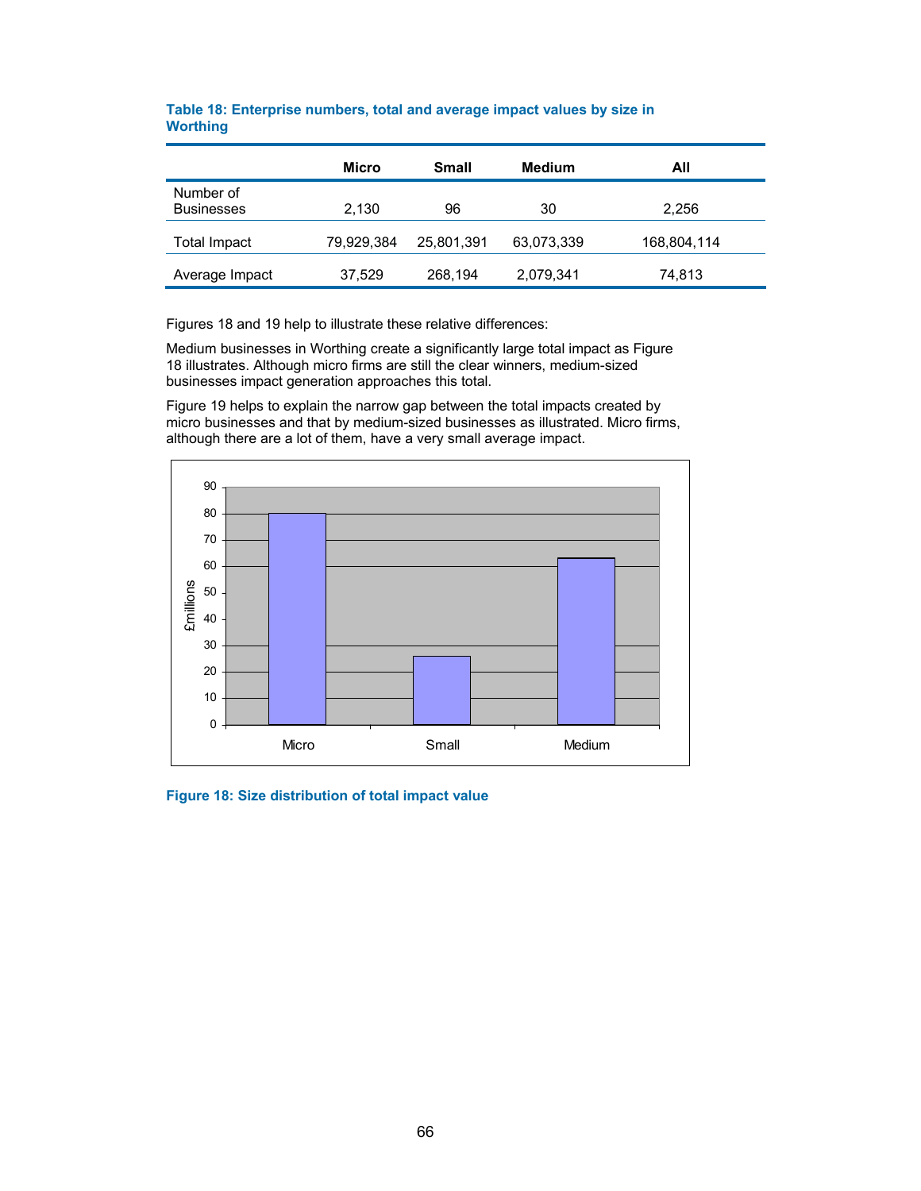**Table 18: Enterprise numbers, total and average impact values by size in Worthing**

| | Micro | Small | Medium | All |
|---|---|---|---|---|
| Number of Businesses | 2,130 | 96 | 30 | 2,256 |
| Total Impact | 79,929,384 | 25,801,391 | 63,073,339 | 168,804,114 |
| Average Impact | 37,529 | 268,194 | 2,079,341 | 74,813 |

Figures 18 and 19 help to illustrate these relative differences:

Medium businesses in Worthing create a significantly large total impact as Figure 18 illustrates. Although micro firms are still the clear winners, medium-sized businesses impact generation approaches this total.

Figure 19 helps to explain the narrow gap between the total impacts created by micro businesses and that by medium-sized businesses as illustrated. Micro firms, although there are a lot of them, have a very small average impact.

**Figure 18: Size distribution of total impact value**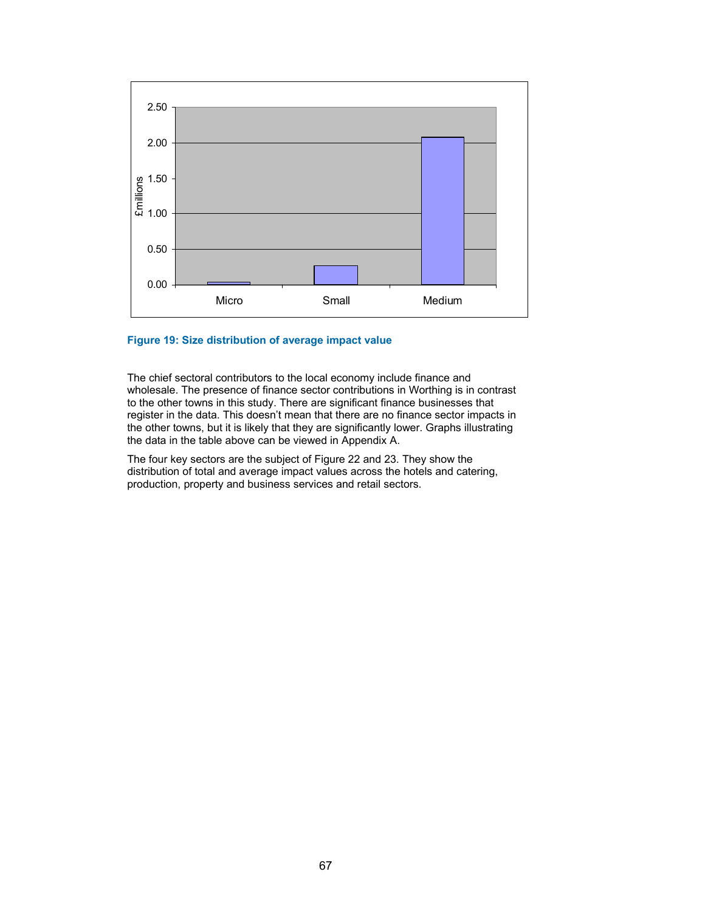**Figure 19: Size distribution of average impact value**

The chief sectoral contributors to the local economy include finance and wholesale. The presence of finance sector contributions in Worthing is in contrast to the other towns in this study. There are significant finance businesses that register in the data. This doesn't mean that there are no finance sector impacts in the other towns, but it is likely that they are significantly lower. Graphs illustrating the data in the table above can be viewed in Appendix A.

The four key sectors are the subject of Figure 22 and 23. They show the distribution of total and average impact values across the hotels and catering, production, property and business services and retail sectors.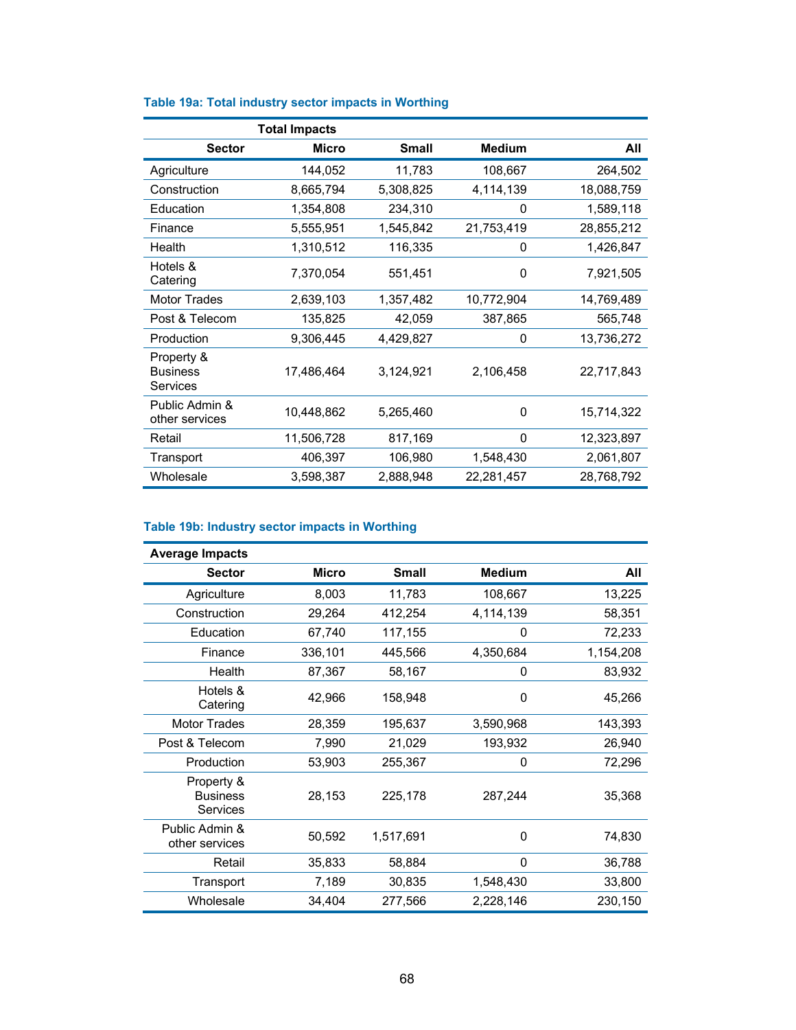**Table 19a: Total industry sector impacts in Worthing**

| | Total Impacts | | | |
|---|---|---|---|---|
| Sector | Micro | Small | Medium | All |
| Agriculture | 144,052 | 11,783 | 108,667 | 264,502 |
| Construction | 8,665,794 | 5,308,825 | 4,114,139 | 18,088,759 |
| Education | 1,354,808 | 234,310 | 0 | 1,589,118 |
| Finance | 5,555,951 | 1,545,842 | 21,753,419 | 28,855,212 |
| Health | 1,310,512 | 116,335 | 0 | 1,426,847 |
| Hotels & Catering | 7,370,054 | 551,451 | 0 | 7,921,505 |
| Motor Trades | 2,639,103 | 1,357,482 | 10,772,904 | 14,769,489 |
| Post & Telecom | 135,825 | 42,059 | 387,865 | 565,748 |
| Production | 9,306,445 | 4,429,827 | 0 | 13,736,272 |
| Property & Business Services | 17,486,464 | 3,124,921 | 2,106,458 | 22,717,843 |
| Public Admin & other services | 10,448,862 | 5,265,460 | 0 | 15,714,322 |
| Retail | 11,506,728 | 817,169 | 0 | 12,323,897 |
| Transport | 406,397 | 106,980 | 1,548,430 | 2,061,807 |
| Wholesale | 3,598,387 | 2,888,948 | 22,281,457 | 28,768,792 |

**Table 19b: Industry sector impacts in Worthing**

| Average Impacts | | | | |
|---|---|---|---|---|
| Sector | Micro | Small | Medium | All |
| Agriculture | 8,003 | 11,783 | 108,667 | 13,225 |
| Construction | 29,264 | 412,254 | 4,114,139 | 58,351 |
| Education | 67,740 | 117,155 | 0 | 72,233 |
| Finance | 336,101 | 445,566 | 4,350,684 | 1,154,208 |
| Health | 87,367 | 58,167 | 0 | 83,932 |
| Hotels & Catering | 42,966 | 158,948 | 0 | 45,266 |
| Motor Trades | 28,359 | 195,637 | 3,590,968 | 143,393 |
| Post & Telecom | 7,990 | 21,029 | 193,932 | 26,940 |
| Production | 53,903 | 255,367 | 0 | 72,296 |
| Property & Business Services | 28,153 | 225,178 | 287,244 | 35,368 |
| Public Admin & other services | 50,592 | 1,517,691 | 0 | 74,830 |
| Retail | 35,833 | 58,884 | 0 | 36,788 |
| Transport | 7,189 | 30,835 | 1,548,430 | 33,800 |
| Wholesale | 34,404 | 277,566 | 2,228,146 | 230,150 |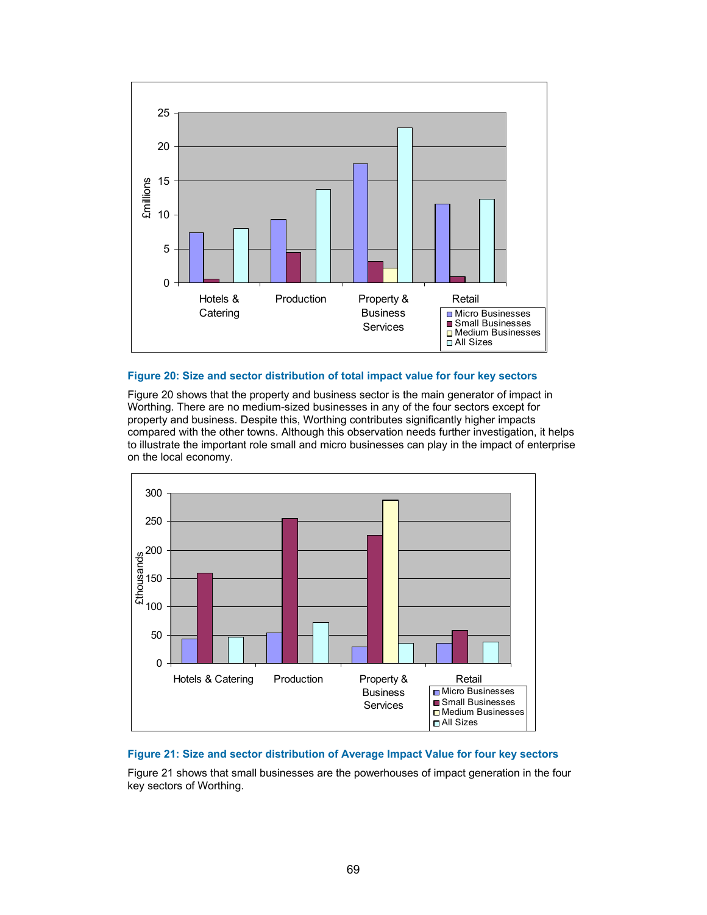**Figure 20: Size and sector distribution of total impact value for four key sectors**

Figure 20 shows that the property and business sector is the main generator of impact in Worthing. There are no medium-sized businesses in any of the four sectors except for property and business. Despite this, Worthing contributes significantly higher impacts compared with the other towns. Although this observation needs further investigation, it helps to illustrate the important role small and micro businesses can play in the impact of enterprise on the local economy.

**Figure 21: Size and sector distribution of Average Impact Value for four key sectors**

Figure 21 shows that small businesses are the powerhouses of impact generation in the four key sectors of Worthing.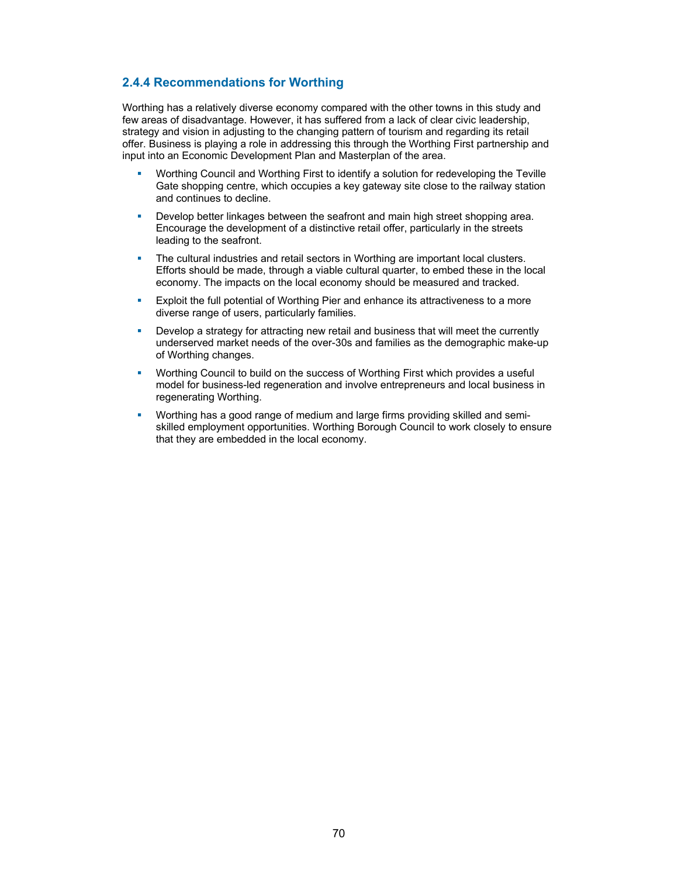### 2.4.4 Recommendations for Worthing

Worthing has a relatively diverse economy compared with the other towns in this study and few areas of disadvantage. However, it has suffered from a lack of clear civic leadership, strategy and vision in adjusting to the changing pattern of tourism and regarding its retail offer. Business is playing a role in addressing this through the Worthing First partnership and input into an Economic Development Plan and Masterplan of the area.

- Worthing Council and Worthing First to identify a solution for redeveloping the Teville Gate shopping centre, which occupies a key gateway site close to the railway station and continues to decline.
- Develop better linkages between the seafront and main high street shopping area. Encourage the development of a distinctive retail offer, particularly in the streets leading to the seafront.
- The cultural industries and retail sectors in Worthing are important local clusters. Efforts should be made, through a viable cultural quarter, to embed these in the local economy. The impacts on the local economy should be measured and tracked.
- Exploit the full potential of Worthing Pier and enhance its attractiveness to a more diverse range of users, particularly families.
- Develop a strategy for attracting new retail and business that will meet the currently underserved market needs of the over-30s and families as the demographic make-up of Worthing changes.
- Worthing Council to build on the success of Worthing First which provides a useful model for business-led regeneration and involve entrepreneurs and local business in regenerating Worthing.
- Worthing has a good range of medium and large firms providing skilled and semi-skilled employment opportunities. Worthing Borough Council to work closely to ensure that they are embedded in the local economy.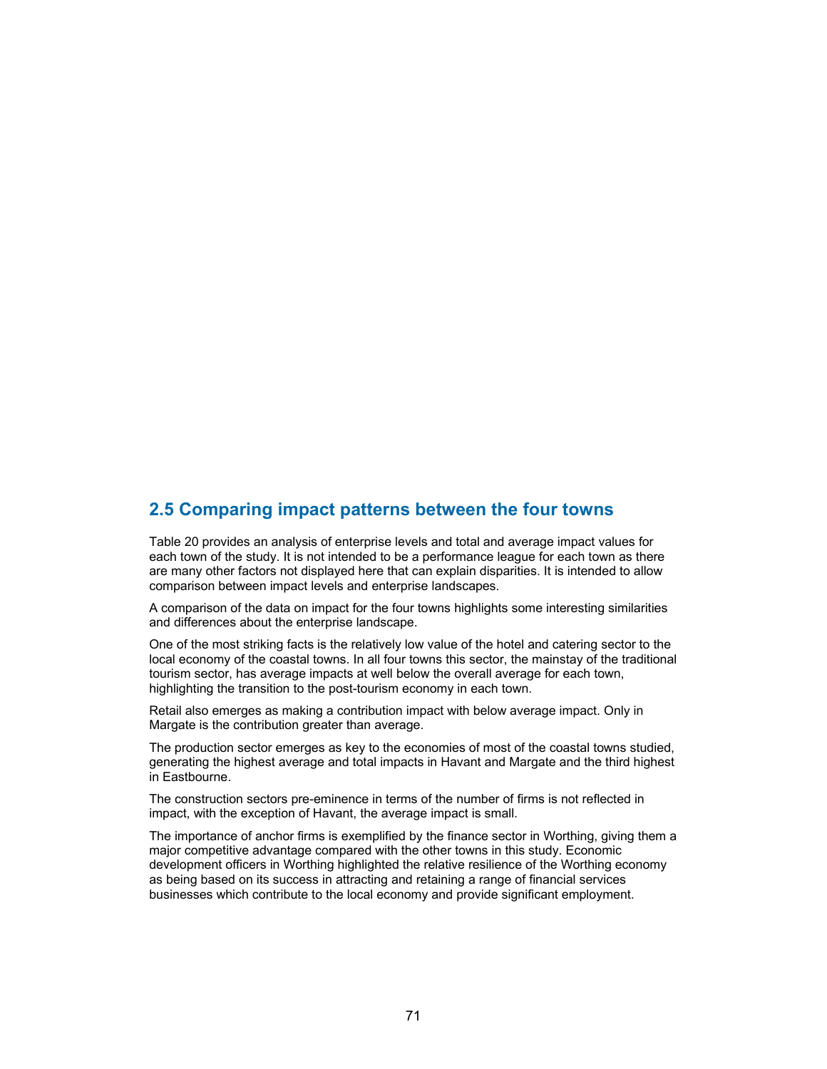## 2.5 Comparing impact patterns between the four towns

Table 20 provides an analysis of enterprise levels and total and average impact values for each town of the study. It is not intended to be a performance league for each town as there are many other factors not displayed here that can explain disparities. It is intended to allow comparison between impact levels and enterprise landscapes.

A comparison of the data on impact for the four towns highlights some interesting similarities and differences about the enterprise landscape.

One of the most striking facts is the relatively low value of the hotel and catering sector to the local economy of the coastal towns. In all four towns this sector, the mainstay of the traditional tourism sector, has average impacts at well below the overall average for each town, highlighting the transition to the post-tourism economy in each town.

Retail also emerges as making a contribution impact with below average impact. Only in Margate is the contribution greater than average.

The production sector emerges as key to the economies of most of the coastal towns studied, generating the highest average and total impacts in Havant and Margate and the third highest in Eastbourne.

The construction sectors pre-eminence in terms of the number of firms is not reflected in impact, with the exception of Havant, the average impact is small.

The importance of anchor firms is exemplified by the finance sector in Worthing, giving them a major competitive advantage compared with the other towns in this study. Economic development officers in Worthing highlighted the relative resilience of the Worthing economy as being based on its success in attracting and retaining a range of financial services businesses which contribute to the local economy and provide significant employment.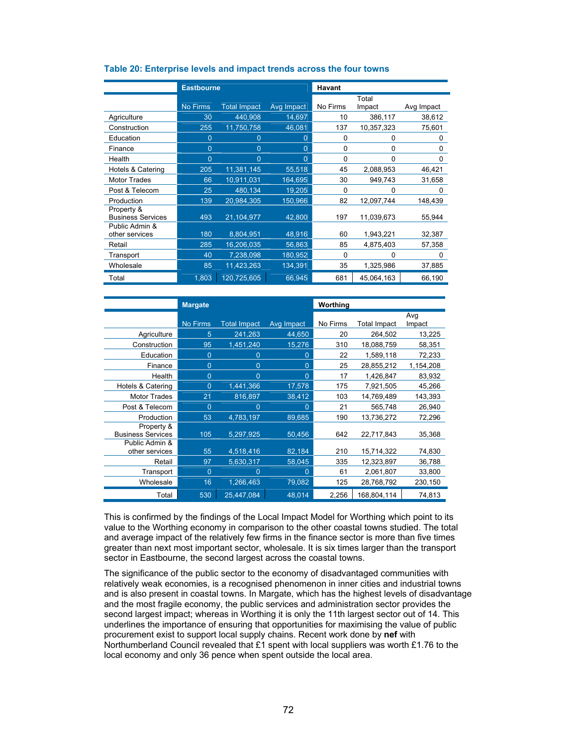**Table 20: Enterprise levels and impact trends across the four towns**

| | Eastbourne | | | Havant | | |
|---|---|---|---|---|---|---|
| | No Firms | Total Impact | Avg Impact | No Firms | Total Impact | Avg Impact |
| Agriculture | 30 | 440,908 | 14,697 | 10 | 386,117 | 38,612 |
| Construction | 255 | 11,750,758 | 46,081 | 137 | 10,357,323 | 75,601 |
| Education | 0 | 0 | 0 | 0 | 0 | 0 |
| Finance | 0 | 0 | 0 | 0 | 0 | 0 |
| Health | 0 | 0 | 0 | 0 | 0 | 0 |
| Hotels & Catering | 205 | 11,381,145 | 55,518 | 45 | 2,088,953 | 46,421 |
| Motor Trades | 66 | 10,911,031 | 164,695 | 30 | 949,743 | 31,658 |
| Post & Telecom | 25 | 480,134 | 19,205 | 0 | 0 | 0 |
| Production | 139 | 20,984,305 | 150,966 | 82 | 12,097,744 | 148,439 |
| Property & Business Services | 493 | 21,104,977 | 42,800 | 197 | 11,039,673 | 55,944 |
| Public Admin & other services | 180 | 8,804,951 | 48,916 | 60 | 1,943,221 | 32,387 |
| Retail | 285 | 16,206,035 | 56,863 | 85 | 4,875,403 | 57,358 |
| Transport | 40 | 7,238,098 | 180,952 | 0 | 0 | 0 |
| Wholesale | 85 | 11,423,263 | 134,391 | 35 | 1,325,986 | 37,885 |
| Total | 1,803 | 120,725,605 | 66,945 | 681 | 45,064,163 | 66,190 |

| | Margate | | | Worthing | | |
|---|---|---|---|---|---|---|
| | No Firms | Total Impact | Avg Impact | No Firms | Total Impact | Avg Impact |
| Agriculture | 5 | 241,263 | 44,650 | 20 | 264,502 | 13,225 |
| Construction | 95 | 1,451,240 | 15,276 | 310 | 18,088,759 | 58,351 |
| Education | 0 | 0 | 0 | 22 | 1,589,118 | 72,233 |
| Finance | 0 | 0 | 0 | 25 | 28,855,212 | 1,154,208 |
| Health | 0 | 0 | 0 | 17 | 1,426,847 | 83,932 |
| Hotels & Catering | 0 | 1,441,366 | 17,578 | 175 | 7,921,505 | 45,266 |
| Motor Trades | 21 | 816,897 | 38,412 | 103 | 14,769,489 | 143,393 |
| Post & Telecom | 0 | 0 | 0 | 21 | 565,748 | 26,940 |
| Production | 53 | 4,783,197 | 89,685 | 190 | 13,736,272 | 72,296 |
| Property & Business Services | 105 | 5,297,925 | 50,456 | 642 | 22,717,843 | 35,368 |
| Public Admin & other services | 55 | 4,518,416 | 82,184 | 210 | 15,714,322 | 74,830 |
| Retail | 97 | 5,630,317 | 58,045 | 335 | 12,323,897 | 36,788 |
| Transport | 0 | 0 | 0 | 61 | 2,061,807 | 33,800 |
| Wholesale | 16 | 1,266,463 | 79,082 | 125 | 28,768,792 | 230,150 |
| Total | 530 | 25,447,084 | 48,014 | 2,256 | 168,804,114 | 74,813 |

This is confirmed by the findings of the Local Impact Model for Worthing which point to its value to the Worthing economy in comparison to the other coastal towns studied. The total and average impact of the relatively few firms in the finance sector is more than five times greater than next most important sector, wholesale. It is six times larger than the transport sector in Eastbourne, the second largest across the coastal towns.

The significance of the public sector to the economy of disadvantaged communities with relatively weak economies, is a recognised phenomenon in inner cities and industrial towns and is also present in coastal towns. In Margate, which has the highest levels of disadvantage and the most fragile economy, the public services and administration sector provides the second largest impact; whereas in Worthing it is only the 11th largest sector out of 14. This underlines the importance of ensuring that opportunities for maximising the value of public procurement exist to support local supply chains. Recent work done by **nef** with Northumberland Council revealed that £1 spent with local suppliers was worth £1.76 to the local economy and only 36 pence when spent outside the local area.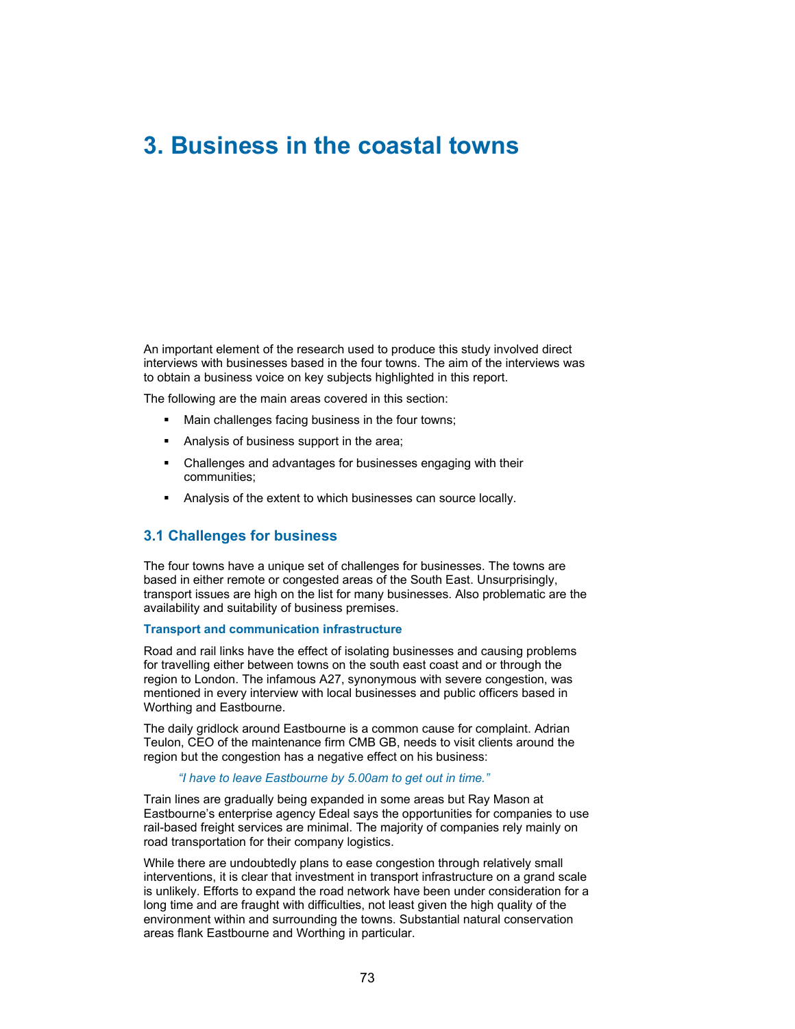# 3. Business in the coastal towns

An important element of the research used to produce this study involved direct interviews with businesses based in the four towns. The aim of the interviews was to obtain a business voice on key subjects highlighted in this report.

The following are the main areas covered in this section:

- Main challenges facing business in the four towns;
- Analysis of business support in the area;
- Challenges and advantages for businesses engaging with their communities;
- Analysis of the extent to which businesses can source locally.

## 3.1 Challenges for business

The four towns have a unique set of challenges for businesses. The towns are based in either remote or congested areas of the South East. Unsurprisingly, transport issues are high on the list for many businesses. Also problematic are the availability and suitability of business premises.

### Transport and communication infrastructure

Road and rail links have the effect of isolating businesses and causing problems for travelling either between towns on the south east coast and or through the region to London. The infamous A27, synonymous with severe congestion, was mentioned in every interview with local businesses and public officers based in Worthing and Eastbourne.

The daily gridlock around Eastbourne is a common cause for complaint. Adrian Teulon, CEO of the maintenance firm CMB GB, needs to visit clients around the region but the congestion has a negative effect on his business:

> *"I have to leave Eastbourne by 5.00am to get out in time."*

Train lines are gradually being expanded in some areas but Ray Mason at Eastbourne's enterprise agency Edeal says the opportunities for companies to use rail-based freight services are minimal. The majority of companies rely mainly on road transportation for their company logistics.

While there are undoubtedly plans to ease congestion through relatively small interventions, it is clear that investment in transport infrastructure on a grand scale is unlikely. Efforts to expand the road network have been under consideration for a long time and are fraught with difficulties, not least given the high quality of the environment within and surrounding the towns. Substantial natural conservation areas flank Eastbourne and Worthing in particular.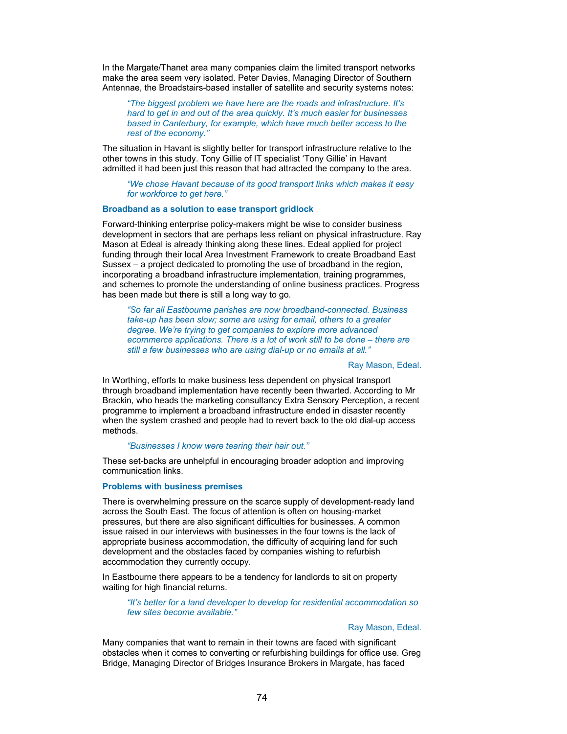In the Margate/Thanet area many companies claim the limited transport networks make the area seem very isolated. Peter Davies, Managing Director of Southern Antennae, the Broadstairs-based installer of satellite and security systems notes:

> *"The biggest problem we have here are the roads and infrastructure. It's hard to get in and out of the area quickly. It's much easier for businesses based in Canterbury, for example, which have much better access to the rest of the economy."*

The situation in Havant is slightly better for transport infrastructure relative to the other towns in this study. Tony Gillie of IT specialist 'Tony Gillie' in Havant admitted it had been just this reason that had attracted the company to the area.

> *"We chose Havant because of its good transport links which makes it easy for workforce to get here."*

**Broadband as a solution to ease transport gridlock**

Forward-thinking enterprise policy-makers might be wise to consider business development in sectors that are perhaps less reliant on physical infrastructure. Ray Mason at Edeal is already thinking along these lines. Edeal applied for project funding through their local Area Investment Framework to create Broadband East Sussex – a project dedicated to promoting the use of broadband in the region, incorporating a broadband infrastructure implementation, training programmes, and schemes to promote the understanding of online business practices. Progress has been made but there is still a long way to go.

> *"So far all Eastbourne parishes are now broadband-connected. Business take-up has been slow; some are using for email, others to a greater degree. We're trying to get companies to explore more advanced ecommerce applications. There is a lot of work still to be done – there are still a few businesses who are using dial-up or no emails at all."*

Ray Mason, Edeal.

In Worthing, efforts to make business less dependent on physical transport through broadband implementation have recently been thwarted. According to Mr Brackin, who heads the marketing consultancy Extra Sensory Perception, a recent programme to implement a broadband infrastructure ended in disaster recently when the system crashed and people had to revert back to the old dial-up access methods.

> *"Businesses I know were tearing their hair out."*

These set-backs are unhelpful in encouraging broader adoption and improving communication links.

**Problems with business premises**

There is overwhelming pressure on the scarce supply of development-ready land across the South East. The focus of attention is often on housing-market pressures, but there are also significant difficulties for businesses. A common issue raised in our interviews with businesses in the four towns is the lack of appropriate business accommodation, the difficulty of acquiring land for such development and the obstacles faced by companies wishing to refurbish accommodation they currently occupy.

In Eastbourne there appears to be a tendency for landlords to sit on property waiting for high financial returns.

> *"It's better for a land developer to develop for residential accommodation so few sites become available."*

Ray Mason, Edeal.

Many companies that want to remain in their towns are faced with significant obstacles when it comes to converting or refurbishing buildings for office use. Greg Bridge, Managing Director of Bridges Insurance Brokers in Margate, has faced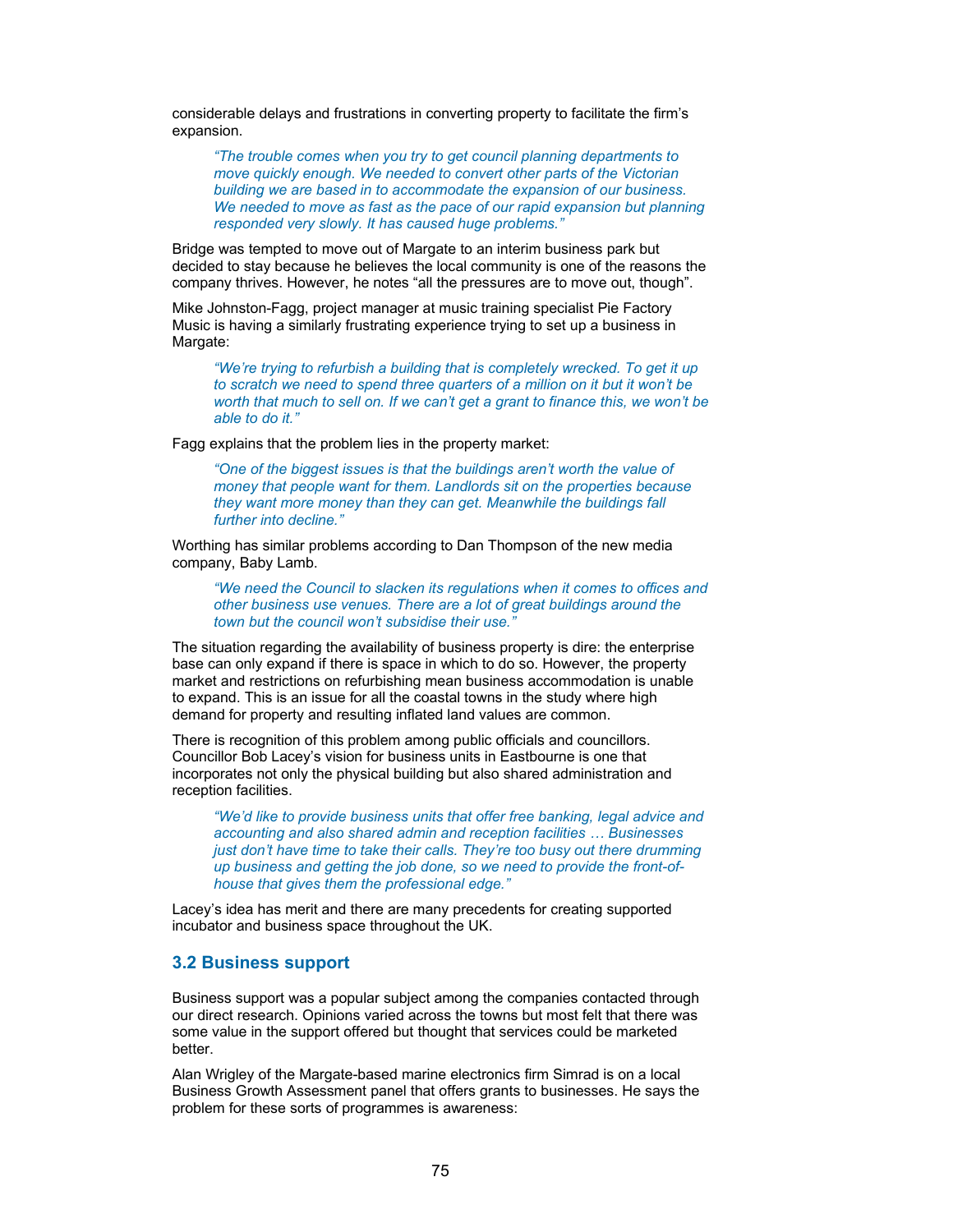considerable delays and frustrations in converting property to facilitate the firm's expansion.

> *"The trouble comes when you try to get council planning departments to move quickly enough. We needed to convert other parts of the Victorian building we are based in to accommodate the expansion of our business. We needed to move as fast as the pace of our rapid expansion but planning responded very slowly. It has caused huge problems."*

Bridge was tempted to move out of Margate to an interim business park but decided to stay because he believes the local community is one of the reasons the company thrives. However, he notes "all the pressures are to move out, though".

Mike Johnston-Fagg, project manager at music training specialist Pie Factory Music is having a similarly frustrating experience trying to set up a business in Margate:

> *"We're trying to refurbish a building that is completely wrecked. To get it up to scratch we need to spend three quarters of a million on it but it won't be worth that much to sell on. If we can't get a grant to finance this, we won't be able to do it."*

Fagg explains that the problem lies in the property market:

> *"One of the biggest issues is that the buildings aren't worth the value of money that people want for them. Landlords sit on the properties because they want more money than they can get. Meanwhile the buildings fall further into decline."*

Worthing has similar problems according to Dan Thompson of the new media company, Baby Lamb.

> *"We need the Council to slacken its regulations when it comes to offices and other business use venues. There are a lot of great buildings around the town but the council won't subsidise their use."*

The situation regarding the availability of business property is dire: the enterprise base can only expand if there is space in which to do so. However, the property market and restrictions on refurbishing mean business accommodation is unable to expand. This is an issue for all the coastal towns in the study where high demand for property and resulting inflated land values are common.

There is recognition of this problem among public officials and councillors. Councillor Bob Lacey's vision for business units in Eastbourne is one that incorporates not only the physical building but also shared administration and reception facilities.

> *"We'd like to provide business units that offer free banking, legal advice and accounting and also shared admin and reception facilities … Businesses just don't have time to take their calls. They're too busy out there drumming up business and getting the job done, so we need to provide the front-of-house that gives them the professional edge."*

Lacey's idea has merit and there are many precedents for creating supported incubator and business space throughout the UK.

## 3.2 Business support

Business support was a popular subject among the companies contacted through our direct research. Opinions varied across the towns but most felt that there was some value in the support offered but thought that services could be marketed better.

Alan Wrigley of the Margate-based marine electronics firm Simrad is on a local Business Growth Assessment panel that offers grants to businesses. He says the problem for these sorts of programmes is awareness: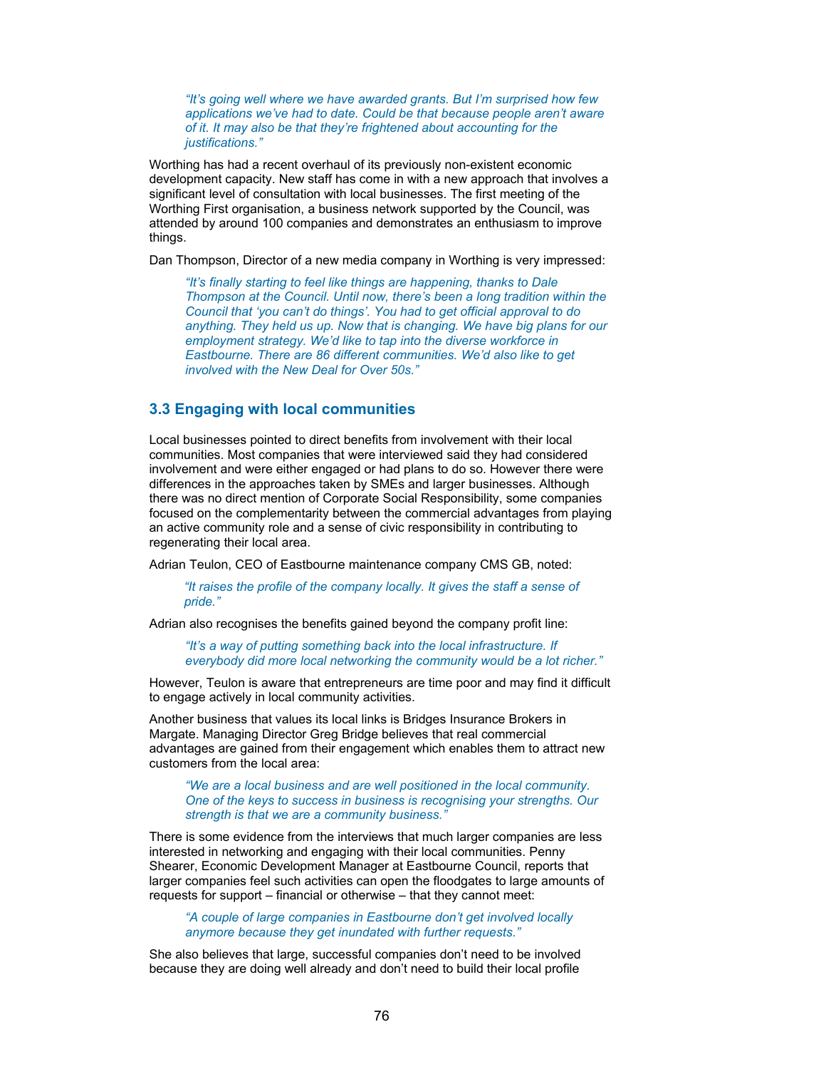> *"It's going well where we have awarded grants. But I'm surprised how few applications we've had to date. Could be that because people aren't aware of it. It may also be that they're frightened about accounting for the justifications."*

Worthing has had a recent overhaul of its previously non-existent economic development capacity. New staff has come in with a new approach that involves a significant level of consultation with local businesses. The first meeting of the Worthing First organisation, a business network supported by the Council, was attended by around 100 companies and demonstrates an enthusiasm to improve things.

Dan Thompson, Director of a new media company in Worthing is very impressed:

> *"It's finally starting to feel like things are happening, thanks to Dale Thompson at the Council. Until now, there's been a long tradition within the Council that 'you can't do things'. You had to get official approval to do anything. They held us up. Now that is changing. We have big plans for our employment strategy. We'd like to tap into the diverse workforce in Eastbourne. There are 86 different communities. We'd also like to get involved with the New Deal for Over 50s."*

### 3.3 Engaging with local communities

Local businesses pointed to direct benefits from involvement with their local communities. Most companies that were interviewed said they had considered involvement and were either engaged or had plans to do so. However there were differences in the approaches taken by SMEs and larger businesses. Although there was no direct mention of Corporate Social Responsibility, some companies focused on the complementarity between the commercial advantages from playing an active community role and a sense of civic responsibility in contributing to regenerating their local area.

Adrian Teulon, CEO of Eastbourne maintenance company CMS GB, noted:

> *"It raises the profile of the company locally. It gives the staff a sense of pride."*

Adrian also recognises the benefits gained beyond the company profit line:

> *"It's a way of putting something back into the local infrastructure. If everybody did more local networking the community would be a lot richer."*

However, Teulon is aware that entrepreneurs are time poor and may find it difficult to engage actively in local community activities.

Another business that values its local links is Bridges Insurance Brokers in Margate. Managing Director Greg Bridge believes that real commercial advantages are gained from their engagement which enables them to attract new customers from the local area:

> *"We are a local business and are well positioned in the local community. One of the keys to success in business is recognising your strengths. Our strength is that we are a community business."*

There is some evidence from the interviews that much larger companies are less interested in networking and engaging with their local communities. Penny Shearer, Economic Development Manager at Eastbourne Council, reports that larger companies feel such activities can open the floodgates to large amounts of requests for support – financial or otherwise – that they cannot meet:

> *"A couple of large companies in Eastbourne don't get involved locally anymore because they get inundated with further requests."*

She also believes that large, successful companies don't need to be involved because they are doing well already and don't need to build their local profile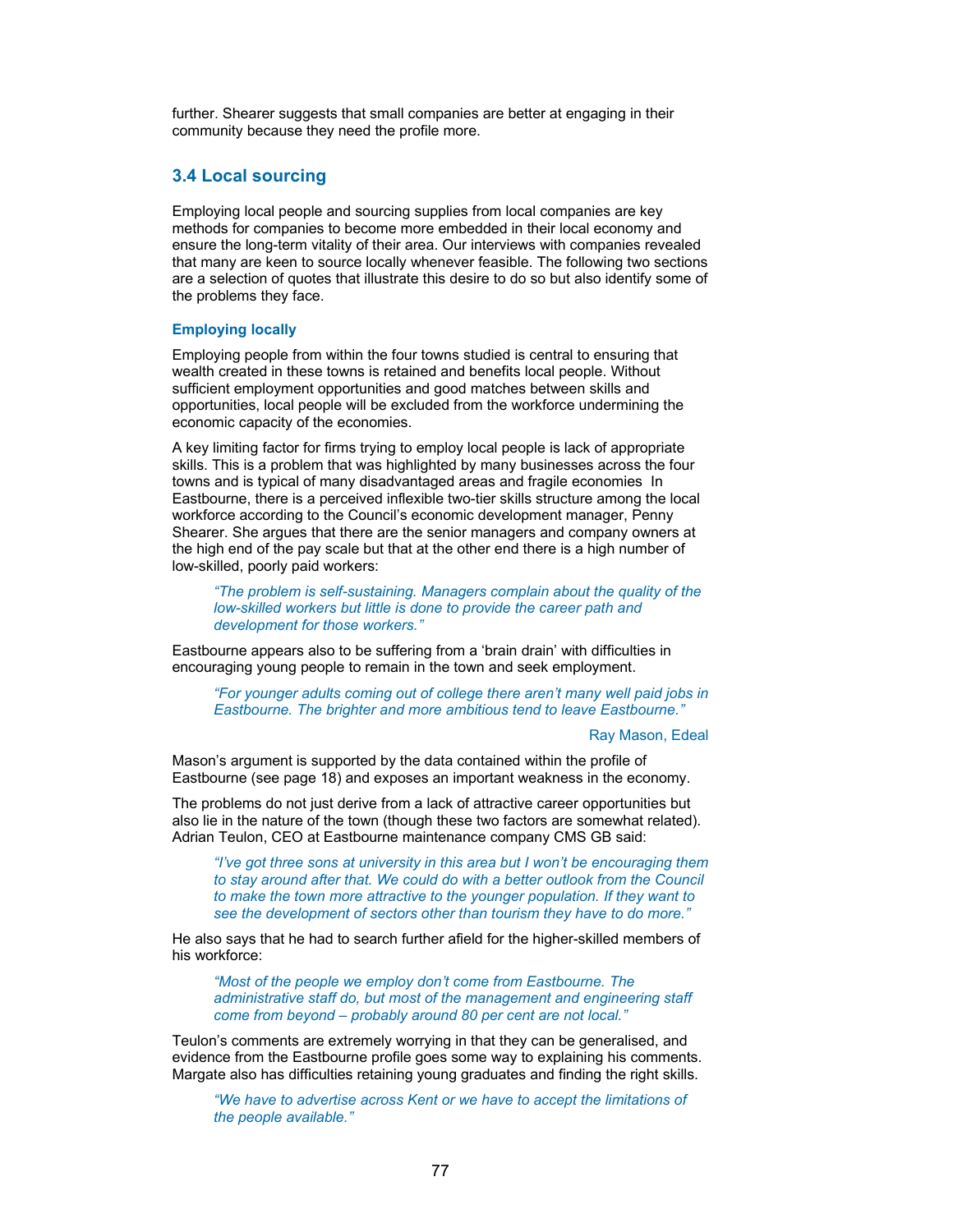further. Shearer suggests that small companies are better at engaging in their community because they need the profile more.

## 3.4 Local sourcing

Employing local people and sourcing supplies from local companies are key methods for companies to become more embedded in their local economy and ensure the long-term vitality of their area. Our interviews with companies revealed that many are keen to source locally whenever feasible. The following two sections are a selection of quotes that illustrate this desire to do so but also identify some of the problems they face.

### Employing locally

Employing people from within the four towns studied is central to ensuring that wealth created in these towns is retained and benefits local people. Without sufficient employment opportunities and good matches between skills and opportunities, local people will be excluded from the workforce undermining the economic capacity of the economies.

A key limiting factor for firms trying to employ local people is lack of appropriate skills. This is a problem that was highlighted by many businesses across the four towns and is typical of many disadvantaged areas and fragile economies  In Eastbourne, there is a perceived inflexible two-tier skills structure among the local workforce according to the Council's economic development manager, Penny Shearer. She argues that there are the senior managers and company owners at the high end of the pay scale but that at the other end there is a high number of low-skilled, poorly paid workers:

> *"The problem is self-sustaining. Managers complain about the quality of the low-skilled workers but little is done to provide the career path and development for those workers."*

Eastbourne appears also to be suffering from a 'brain drain' with difficulties in encouraging young people to remain in the town and seek employment.

> *"For younger adults coming out of college there aren't many well paid jobs in Eastbourne. The brighter and more ambitious tend to leave Eastbourne."*
>
> Ray Mason, Edeal

Mason's argument is supported by the data contained within the profile of Eastbourne (see page 18) and exposes an important weakness in the economy.

The problems do not just derive from a lack of attractive career opportunities but also lie in the nature of the town (though these two factors are somewhat related). Adrian Teulon, CEO at Eastbourne maintenance company CMS GB said:

> *"I've got three sons at university in this area but I won't be encouraging them to stay around after that. We could do with a better outlook from the Council to make the town more attractive to the younger population. If they want to see the development of sectors other than tourism they have to do more."*

He also says that he had to search further afield for the higher-skilled members of his workforce:

> *"Most of the people we employ don't come from Eastbourne. The administrative staff do, but most of the management and engineering staff come from beyond – probably around 80 per cent are not local."*

Teulon's comments are extremely worrying in that they can be generalised, and evidence from the Eastbourne profile goes some way to explaining his comments. Margate also has difficulties retaining young graduates and finding the right skills.

> *"We have to advertise across Kent or we have to accept the limitations of the people available."*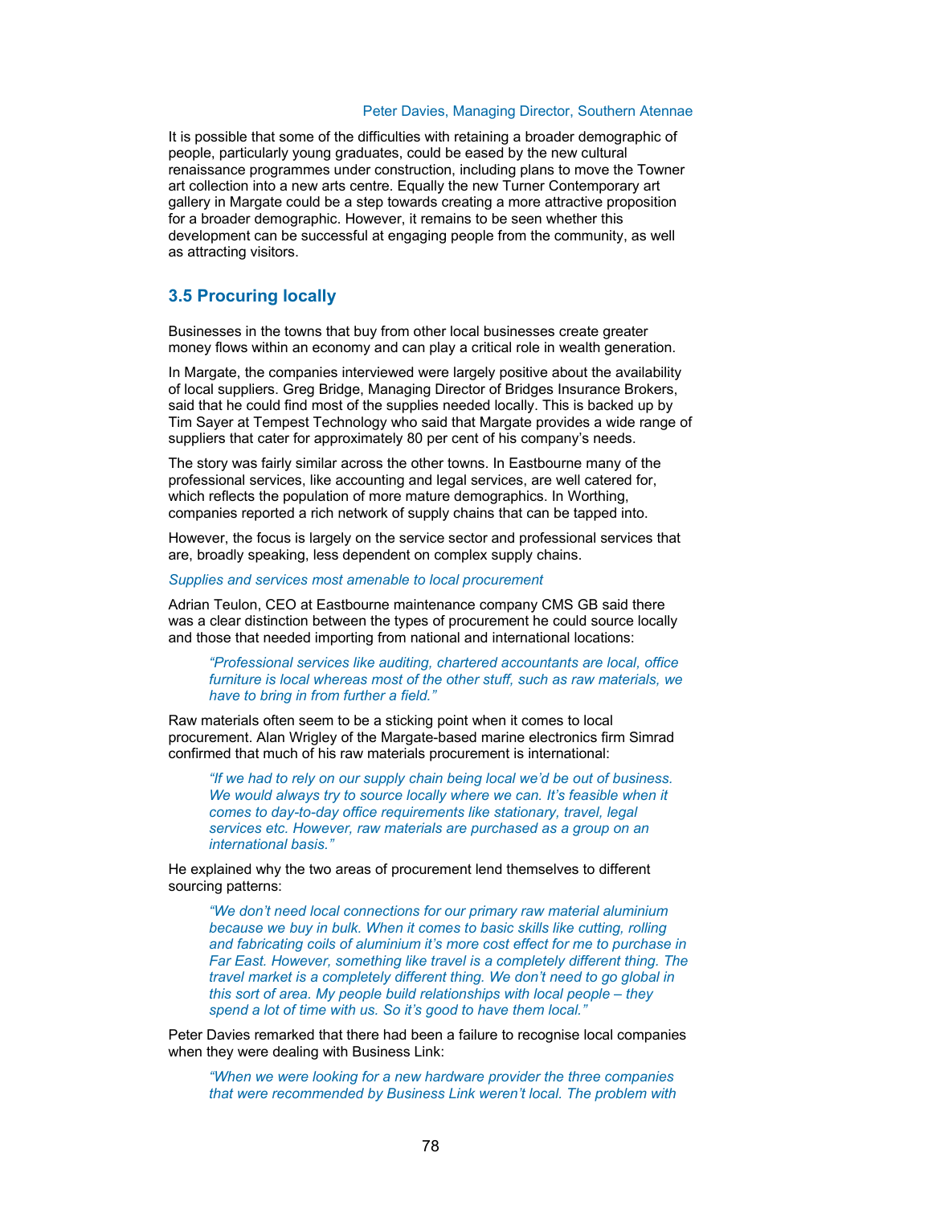Peter Davies, Managing Director, Southern Atennae

It is possible that some of the difficulties with retaining a broader demographic of people, particularly young graduates, could be eased by the new cultural renaissance programmes under construction, including plans to move the Towner art collection into a new arts centre. Equally the new Turner Contemporary art gallery in Margate could be a step towards creating a more attractive proposition for a broader demographic. However, it remains to be seen whether this development can be successful at engaging people from the community, as well as attracting visitors.

## 3.5 Procuring locally

Businesses in the towns that buy from other local businesses create greater money flows within an economy and can play a critical role in wealth generation.

In Margate, the companies interviewed were largely positive about the availability of local suppliers. Greg Bridge, Managing Director of Bridges Insurance Brokers, said that he could find most of the supplies needed locally. This is backed up by Tim Sayer at Tempest Technology who said that Margate provides a wide range of suppliers that cater for approximately 80 per cent of his company's needs.

The story was fairly similar across the other towns. In Eastbourne many of the professional services, like accounting and legal services, are well catered for, which reflects the population of more mature demographics. In Worthing, companies reported a rich network of supply chains that can be tapped into.

However, the focus is largely on the service sector and professional services that are, broadly speaking, less dependent on complex supply chains.

*Supplies and services most amenable to local procurement*

Adrian Teulon, CEO at Eastbourne maintenance company CMS GB said there was a clear distinction between the types of procurement he could source locally and those that needed importing from national and international locations:

> *"Professional services like auditing, chartered accountants are local, office furniture is local whereas most of the other stuff, such as raw materials, we have to bring in from further a field."*

Raw materials often seem to be a sticking point when it comes to local procurement. Alan Wrigley of the Margate-based marine electronics firm Simrad confirmed that much of his raw materials procurement is international:

> *"If we had to rely on our supply chain being local we'd be out of business. We would always try to source locally where we can. It's feasible when it comes to day-to-day office requirements like stationary, travel, legal services etc. However, raw materials are purchased as a group on an international basis."*

He explained why the two areas of procurement lend themselves to different sourcing patterns:

> *"We don't need local connections for our primary raw material aluminium because we buy in bulk. When it comes to basic skills like cutting, rolling and fabricating coils of aluminium it's more cost effect for me to purchase in Far East. However, something like travel is a completely different thing. The travel market is a completely different thing. We don't need to go global in this sort of area. My people build relationships with local people – they spend a lot of time with us. So it's good to have them local."*

Peter Davies remarked that there had been a failure to recognise local companies when they were dealing with Business Link:

> *"When we were looking for a new hardware provider the three companies that were recommended by Business Link weren't local. The problem with*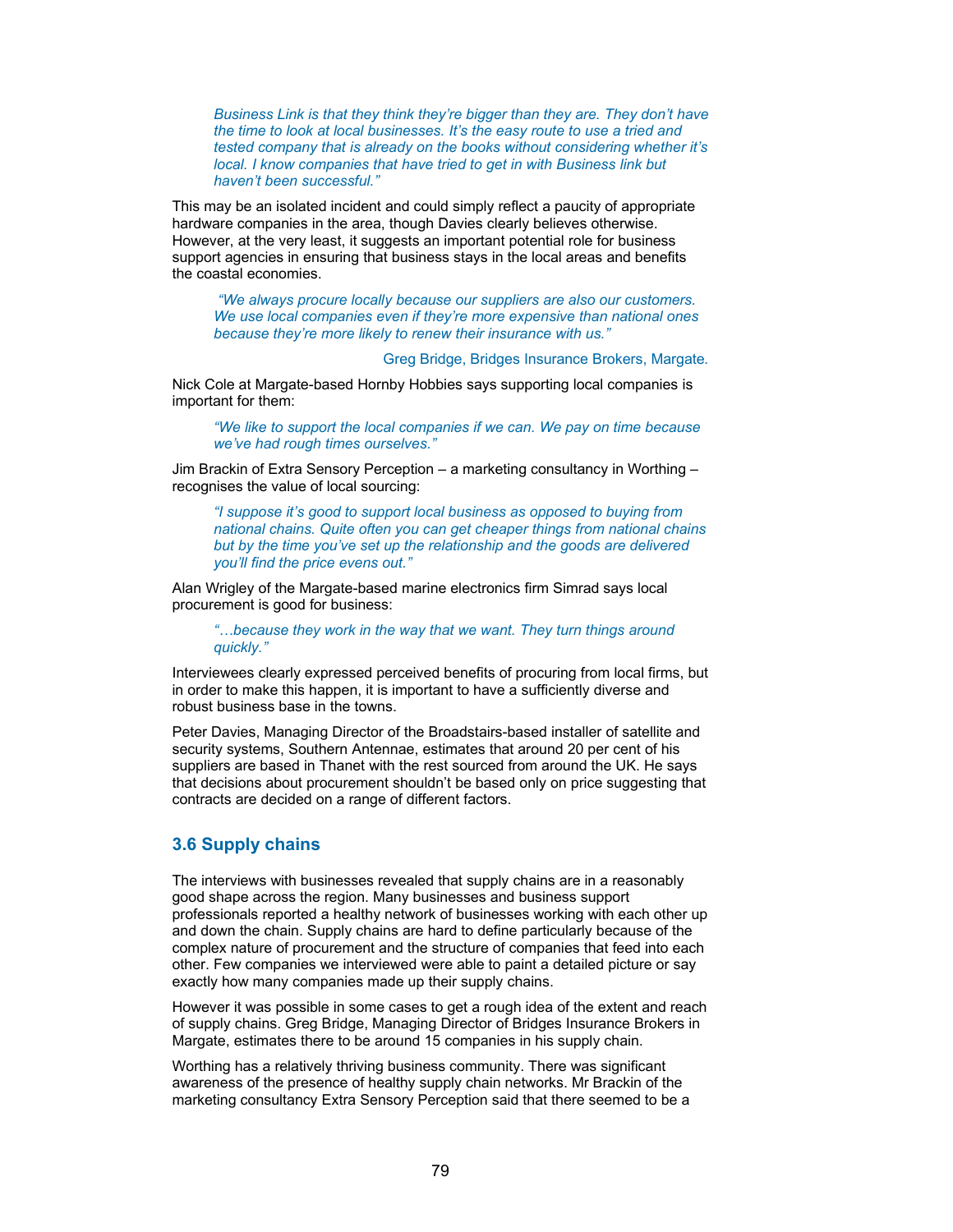*Business Link is that they think they're bigger than they are. They don't have the time to look at local businesses. It's the easy route to use a tried and tested company that is already on the books without considering whether it's local. I know companies that have tried to get in with Business link but haven't been successful."*

This may be an isolated incident and could simply reflect a paucity of appropriate hardware companies in the area, though Davies clearly believes otherwise. However, at the very least, it suggests an important potential role for business support agencies in ensuring that business stays in the local areas and benefits the coastal economies.

> *"We always procure locally because our suppliers are also our customers. We use local companies even if they're more expensive than national ones because they're more likely to renew their insurance with us."*
>
> Greg Bridge, Bridges Insurance Brokers, Margate.

Nick Cole at Margate-based Hornby Hobbies says supporting local companies is important for them:

> *"We like to support the local companies if we can. We pay on time because we've had rough times ourselves."*

Jim Brackin of Extra Sensory Perception – a marketing consultancy in Worthing – recognises the value of local sourcing:

> *"I suppose it's good to support local business as opposed to buying from national chains. Quite often you can get cheaper things from national chains but by the time you've set up the relationship and the goods are delivered you'll find the price evens out."*

Alan Wrigley of the Margate-based marine electronics firm Simrad says local procurement is good for business:

> *"…because they work in the way that we want. They turn things around quickly."*

Interviewees clearly expressed perceived benefits of procuring from local firms, but in order to make this happen, it is important to have a sufficiently diverse and robust business base in the towns.

Peter Davies, Managing Director of the Broadstairs-based installer of satellite and security systems, Southern Antennae, estimates that around 20 per cent of his suppliers are based in Thanet with the rest sourced from around the UK. He says that decisions about procurement shouldn't be based only on price suggesting that contracts are decided on a range of different factors.

### 3.6 Supply chains

The interviews with businesses revealed that supply chains are in a reasonably good shape across the region. Many businesses and business support professionals reported a healthy network of businesses working with each other up and down the chain. Supply chains are hard to define particularly because of the complex nature of procurement and the structure of companies that feed into each other. Few companies we interviewed were able to paint a detailed picture or say exactly how many companies made up their supply chains.

However it was possible in some cases to get a rough idea of the extent and reach of supply chains. Greg Bridge, Managing Director of Bridges Insurance Brokers in Margate, estimates there to be around 15 companies in his supply chain.

Worthing has a relatively thriving business community. There was significant awareness of the presence of healthy supply chain networks. Mr Brackin of the marketing consultancy Extra Sensory Perception said that there seemed to be a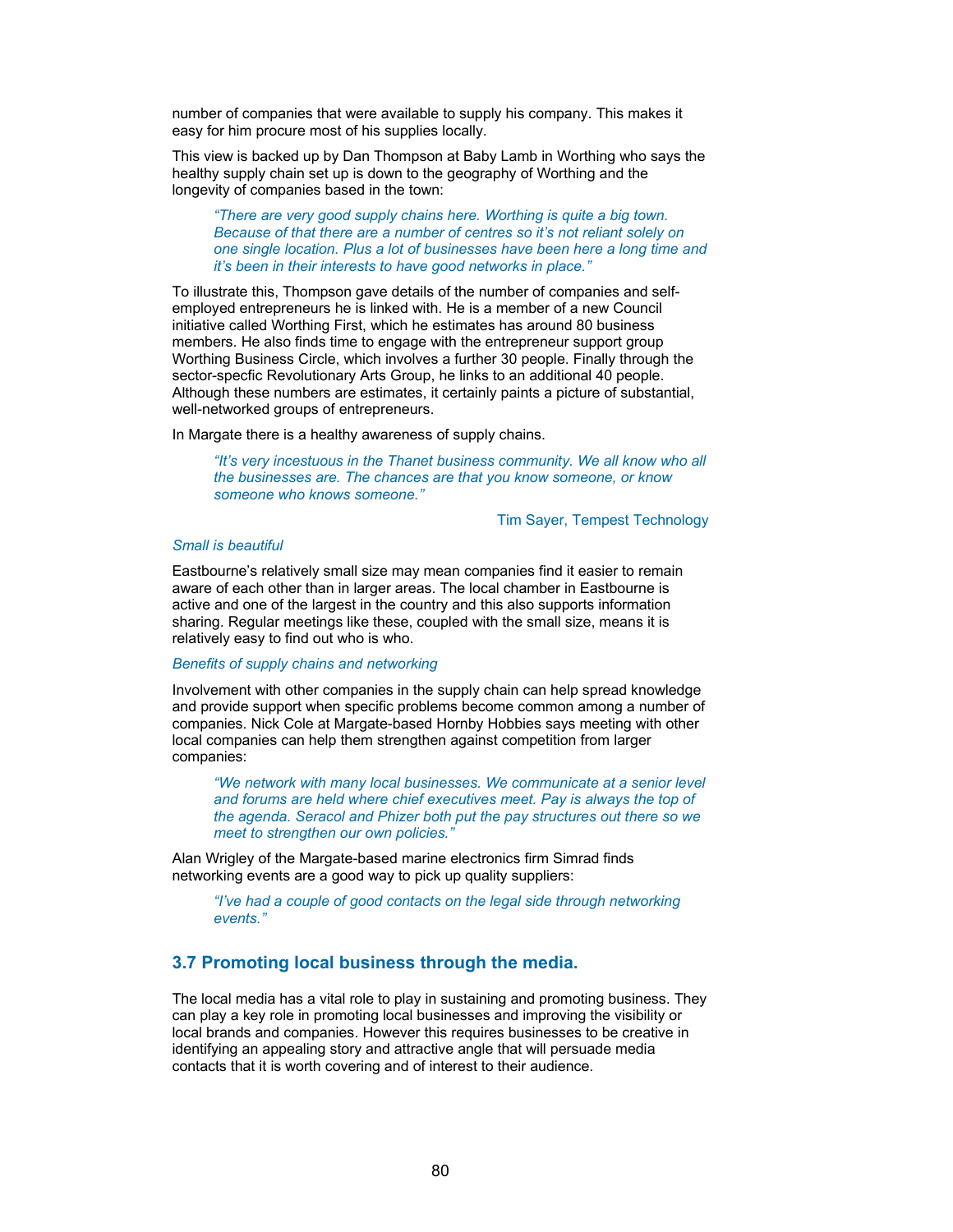number of companies that were available to supply his company. This makes it easy for him procure most of his supplies locally.

This view is backed up by Dan Thompson at Baby Lamb in Worthing who says the healthy supply chain set up is down to the geography of Worthing and the longevity of companies based in the town:

> *"There are very good supply chains here. Worthing is quite a big town. Because of that there are a number of centres so it's not reliant solely on one single location. Plus a lot of businesses have been here a long time and it's been in their interests to have good networks in place."*

To illustrate this, Thompson gave details of the number of companies and self-employed entrepreneurs he is linked with. He is a member of a new Council initiative called Worthing First, which he estimates has around 80 business members. He also finds time to engage with the entrepreneur support group Worthing Business Circle, which involves a further 30 people. Finally through the sector-specfic Revolutionary Arts Group, he links to an additional 40 people. Although these numbers are estimates, it certainly paints a picture of substantial, well-networked groups of entrepreneurs.

In Margate there is a healthy awareness of supply chains.

> *"It's very incestuous in the Thanet business community. We all know who all the businesses are. The chances are that you know someone, or know someone who knows someone."*

Tim Sayer, Tempest Technology

*Small is beautiful*

Eastbourne's relatively small size may mean companies find it easier to remain aware of each other than in larger areas. The local chamber in Eastbourne is active and one of the largest in the country and this also supports information sharing. Regular meetings like these, coupled with the small size, means it is relatively easy to find out who is who.

*Benefits of supply chains and networking*

Involvement with other companies in the supply chain can help spread knowledge and provide support when specific problems become common among a number of companies. Nick Cole at Margate-based Hornby Hobbies says meeting with other local companies can help them strengthen against competition from larger companies:

> *"We network with many local businesses. We communicate at a senior level and forums are held where chief executives meet. Pay is always the top of the agenda. Seracol and Phizer both put the pay structures out there so we meet to strengthen our own policies."*

Alan Wrigley of the Margate-based marine electronics firm Simrad finds networking events are a good way to pick up quality suppliers:

> *"I've had a couple of good contacts on the legal side through networking events."*

## 3.7 Promoting local business through the media.

The local media has a vital role to play in sustaining and promoting business. They can play a key role in promoting local businesses and improving the visibility or local brands and companies. However this requires businesses to be creative in identifying an appealing story and attractive angle that will persuade media contacts that it is worth covering and of interest to their audience.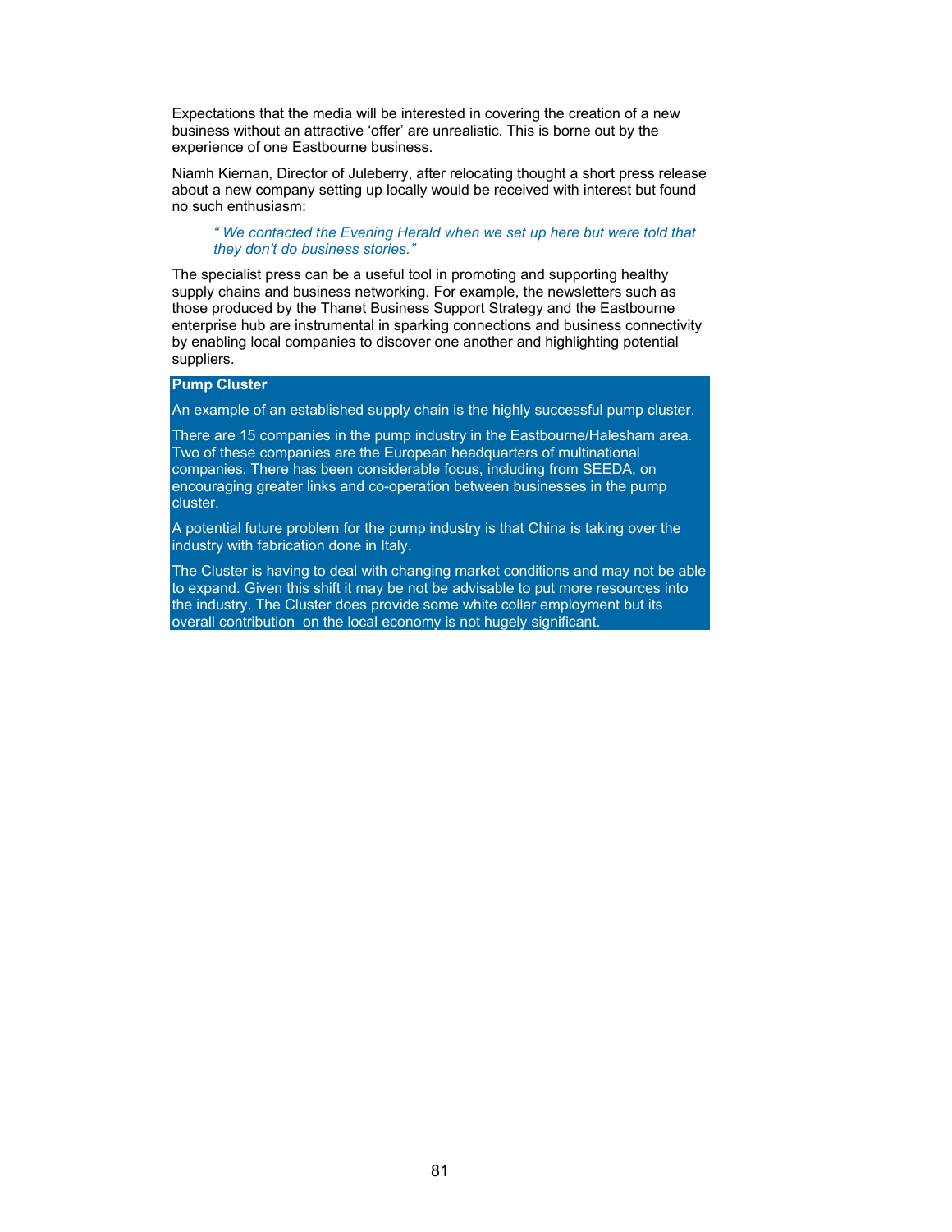Expectations that the media will be interested in covering the creation of a new business without an attractive ‘offer’ are unrealistic. This is borne out by the experience of one Eastbourne business.

Niamh Kiernan, Director of Juleberry, after relocating thought a short press release about a new company setting up locally would be received with interest but found no such enthusiasm:

> *“ We contacted the Evening Herald when we set up here but were told that they don’t do business stories.”*

The specialist press can be a useful tool in promoting and supporting healthy supply chains and business networking. For example, the newsletters such as those produced by the Thanet Business Support Strategy and the Eastbourne enterprise hub are instrumental in sparking connections and business connectivity by enabling local companies to discover one another and highlighting potential suppliers.

**Pump Cluster**

An example of an established supply chain is the highly successful pump cluster.

There are 15 companies in the pump industry in the Eastbourne/Halesham area. Two of these companies are the European headquarters of multinational companies. There has been considerable focus, including from SEEDA, on encouraging greater links and co-operation between businesses in the pump cluster.

A potential future problem for the pump industry is that China is taking over the industry with fabrication done in Italy.

The Cluster is having to deal with changing market conditions and may not be able to expand. Given this shift it may be not be advisable to put more resources into the industry. The Cluster does provide some white collar employment but its overall contribution on the local economy is not hugely significant.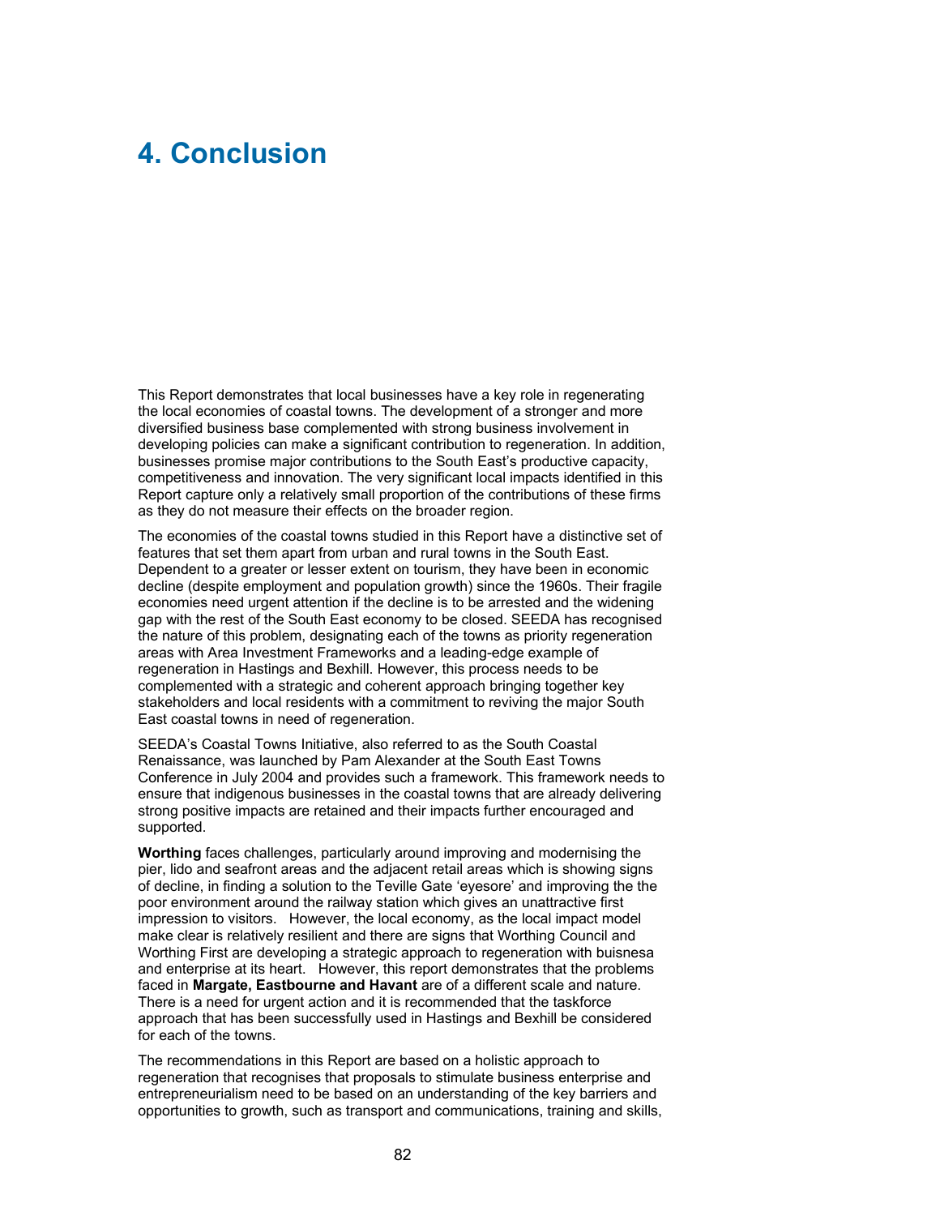# 4. Conclusion

This Report demonstrates that local businesses have a key role in regenerating the local economies of coastal towns. The development of a stronger and more diversified business base complemented with strong business involvement in developing policies can make a significant contribution to regeneration. In addition, businesses promise major contributions to the South East's productive capacity, competitiveness and innovation. The very significant local impacts identified in this Report capture only a relatively small proportion of the contributions of these firms as they do not measure their effects on the broader region.

The economies of the coastal towns studied in this Report have a distinctive set of features that set them apart from urban and rural towns in the South East. Dependent to a greater or lesser extent on tourism, they have been in economic decline (despite employment and population growth) since the 1960s. Their fragile economies need urgent attention if the decline is to be arrested and the widening gap with the rest of the South East economy to be closed. SEEDA has recognised the nature of this problem, designating each of the towns as priority regeneration areas with Area Investment Frameworks and a leading-edge example of regeneration in Hastings and Bexhill. However, this process needs to be complemented with a strategic and coherent approach bringing together key stakeholders and local residents with a commitment to reviving the major South East coastal towns in need of regeneration.

SEEDA's Coastal Towns Initiative, also referred to as the South Coastal Renaissance, was launched by Pam Alexander at the South East Towns Conference in July 2004 and provides such a framework. This framework needs to ensure that indigenous businesses in the coastal towns that are already delivering strong positive impacts are retained and their impacts further encouraged and supported.

**Worthing** faces challenges, particularly around improving and modernising the pier, lido and seafront areas and the adjacent retail areas which is showing signs of decline, in finding a solution to the Teville Gate 'eyesore' and improving the the poor environment around the railway station which gives an unattractive first impression to visitors. However, the local economy, as the local impact model make clear is relatively resilient and there are signs that Worthing Council and Worthing First are developing a strategic approach to regeneration with buisnesa and enterprise at its heart. However, this report demonstrates that the problems faced in **Margate, Eastbourne and Havant** are of a different scale and nature. There is a need for urgent action and it is recommended that the taskforce approach that has been successfully used in Hastings and Bexhill be considered for each of the towns.

The recommendations in this Report are based on a holistic approach to regeneration that recognises that proposals to stimulate business enterprise and entrepreneurialism need to be based on an understanding of the key barriers and opportunities to growth, such as transport and communications, training and skills,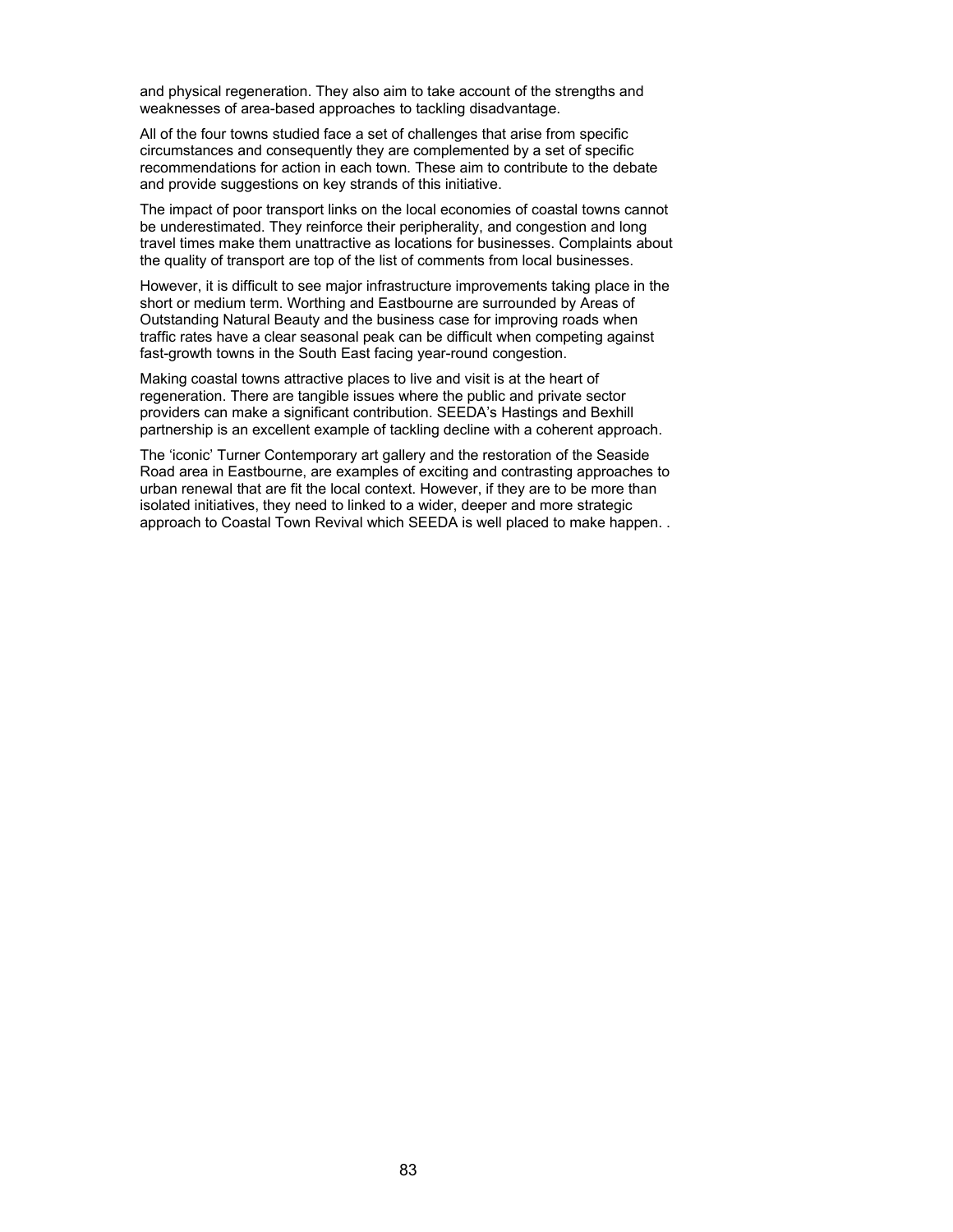and physical regeneration. They also aim to take account of the strengths and weaknesses of area-based approaches to tackling disadvantage.

All of the four towns studied face a set of challenges that arise from specific circumstances and consequently they are complemented by a set of specific recommendations for action in each town. These aim to contribute to the debate and provide suggestions on key strands of this initiative.

The impact of poor transport links on the local economies of coastal towns cannot be underestimated. They reinforce their peripherality, and congestion and long travel times make them unattractive as locations for businesses. Complaints about the quality of transport are top of the list of comments from local businesses.

However, it is difficult to see major infrastructure improvements taking place in the short or medium term. Worthing and Eastbourne are surrounded by Areas of Outstanding Natural Beauty and the business case for improving roads when traffic rates have a clear seasonal peak can be difficult when competing against fast-growth towns in the South East facing year-round congestion.

Making coastal towns attractive places to live and visit is at the heart of regeneration. There are tangible issues where the public and private sector providers can make a significant contribution. SEEDA's Hastings and Bexhill partnership is an excellent example of tackling decline with a coherent approach.

The 'iconic' Turner Contemporary art gallery and the restoration of the Seaside Road area in Eastbourne, are examples of exciting and contrasting approaches to urban renewal that are fit the local context. However, if they are to be more than isolated initiatives, they need to linked to a wider, deeper and more strategic approach to Coastal Town Revival which SEEDA is well placed to make happen. .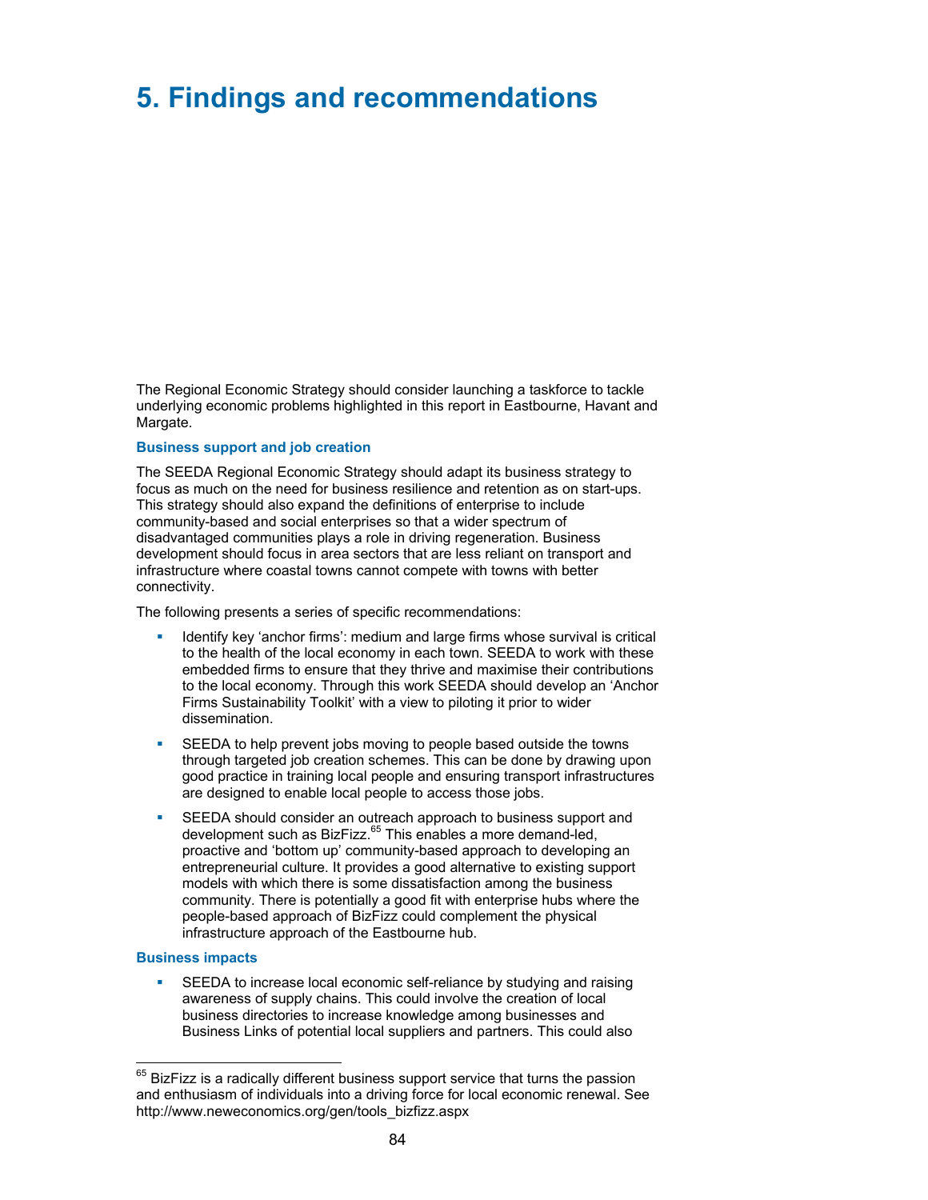# 5. Findings and recommendations

The Regional Economic Strategy should consider launching a taskforce to tackle underlying economic problems highlighted in this report in Eastbourne, Havant and Margate.

### Business support and job creation

The SEEDA Regional Economic Strategy should adapt its business strategy to focus as much on the need for business resilience and retention as on start-ups. This strategy should also expand the definitions of enterprise to include community-based and social enterprises so that a wider spectrum of disadvantaged communities plays a role in driving regeneration. Business development should focus in area sectors that are less reliant on transport and infrastructure where coastal towns cannot compete with towns with better connectivity.

The following presents a series of specific recommendations:

- Identify key 'anchor firms': medium and large firms whose survival is critical to the health of the local economy in each town. SEEDA to work with these embedded firms to ensure that they thrive and maximise their contributions to the local economy. Through this work SEEDA should develop an 'Anchor Firms Sustainability Toolkit' with a view to piloting it prior to wider dissemination.
- SEEDA to help prevent jobs moving to people based outside the towns through targeted job creation schemes. This can be done by drawing upon good practice in training local people and ensuring transport infrastructures are designed to enable local people to access those jobs.
- SEEDA should consider an outreach approach to business support and development such as BizFizz.[65] This enables a more demand-led, proactive and 'bottom up' community-based approach to developing an entrepreneurial culture. It provides a good alternative to existing support models with which there is some dissatisfaction among the business community. There is potentially a good fit with enterprise hubs where the people-based approach of BizFizz could complement the physical infrastructure approach of the Eastbourne hub.

### Business impacts

- SEEDA to increase local economic self-reliance by studying and raising awareness of supply chains. This could involve the creation of local business directories to increase knowledge among businesses and Business Links of potential local suppliers and partners. This could also

[65] BizFizz is a radically different business support service that turns the passion and enthusiasm of individuals into a driving force for local economic renewal. See http://www.neweconomics.org/gen/tools_bizfizz.aspx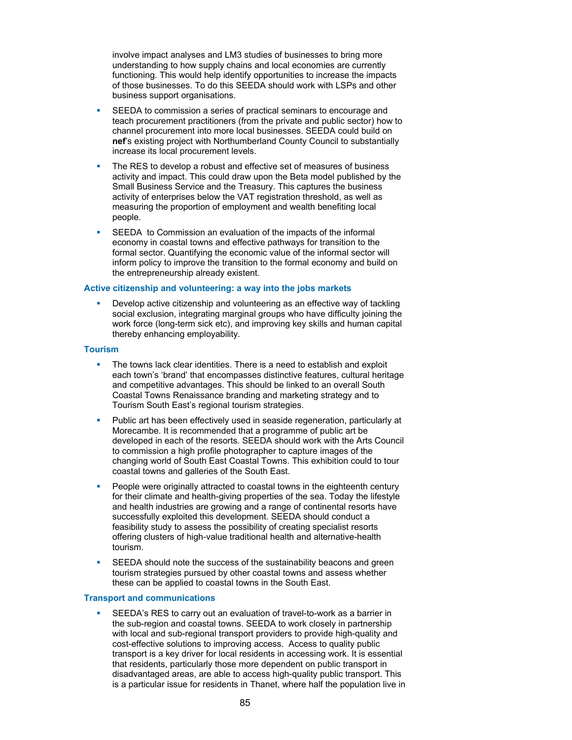involve impact analyses and LM3 studies of businesses to bring more understanding to how supply chains and local economies are currently functioning. This would help identify opportunities to increase the impacts of those businesses. To do this SEEDA should work with LSPs and other business support organisations.

- SEEDA to commission a series of practical seminars to encourage and teach procurement practitioners (from the private and public sector) how to channel procurement into more local businesses. SEEDA could build on **nef**'s existing project with Northumberland County Council to substantially increase its local procurement levels.
- The RES to develop a robust and effective set of measures of business activity and impact. This could draw upon the Beta model published by the Small Business Service and the Treasury. This captures the business activity of enterprises below the VAT registration threshold, as well as measuring the proportion of employment and wealth benefiting local people.
- SEEDA  to Commission an evaluation of the impacts of the informal economy in coastal towns and effective pathways for transition to the formal sector. Quantifying the economic value of the informal sector will inform policy to improve the transition to the formal economy and build on the entrepreneurship already existent.

#### Active citizenship and volunteering: a way into the jobs markets

- Develop active citizenship and volunteering as an effective way of tackling social exclusion, integrating marginal groups who have difficulty joining the work force (long-term sick etc), and improving key skills and human capital thereby enhancing employability.

#### Tourism

- The towns lack clear identities. There is a need to establish and exploit each town's 'brand' that encompasses distinctive features, cultural heritage and competitive advantages. This should be linked to an overall South Coastal Towns Renaissance branding and marketing strategy and to Tourism South East's regional tourism strategies.
- Public art has been effectively used in seaside regeneration, particularly at Morecambe. It is recommended that a programme of public art be developed in each of the resorts. SEEDA should work with the Arts Council to commission a high profile photographer to capture images of the changing world of South East Coastal Towns. This exhibition could to tour coastal towns and galleries of the South East.
- People were originally attracted to coastal towns in the eighteenth century for their climate and health-giving properties of the sea. Today the lifestyle and health industries are growing and a range of continental resorts have successfully exploited this development. SEEDA should conduct a feasibility study to assess the possibility of creating specialist resorts offering clusters of high-value traditional health and alternative-health tourism.
- SEEDA should note the success of the sustainability beacons and green tourism strategies pursued by other coastal towns and assess whether these can be applied to coastal towns in the South East.

#### Transport and communications

- SEEDA's RES to carry out an evaluation of travel-to-work as a barrier in the sub-region and coastal towns. SEEDA to work closely in partnership with local and sub-regional transport providers to provide high-quality and cost-effective solutions to improving access.  Access to quality public transport is a key driver for local residents in accessing work. It is essential that residents, particularly those more dependent on public transport in disadvantaged areas, are able to access high-quality public transport. This is a particular issue for residents in Thanet, where half the population live in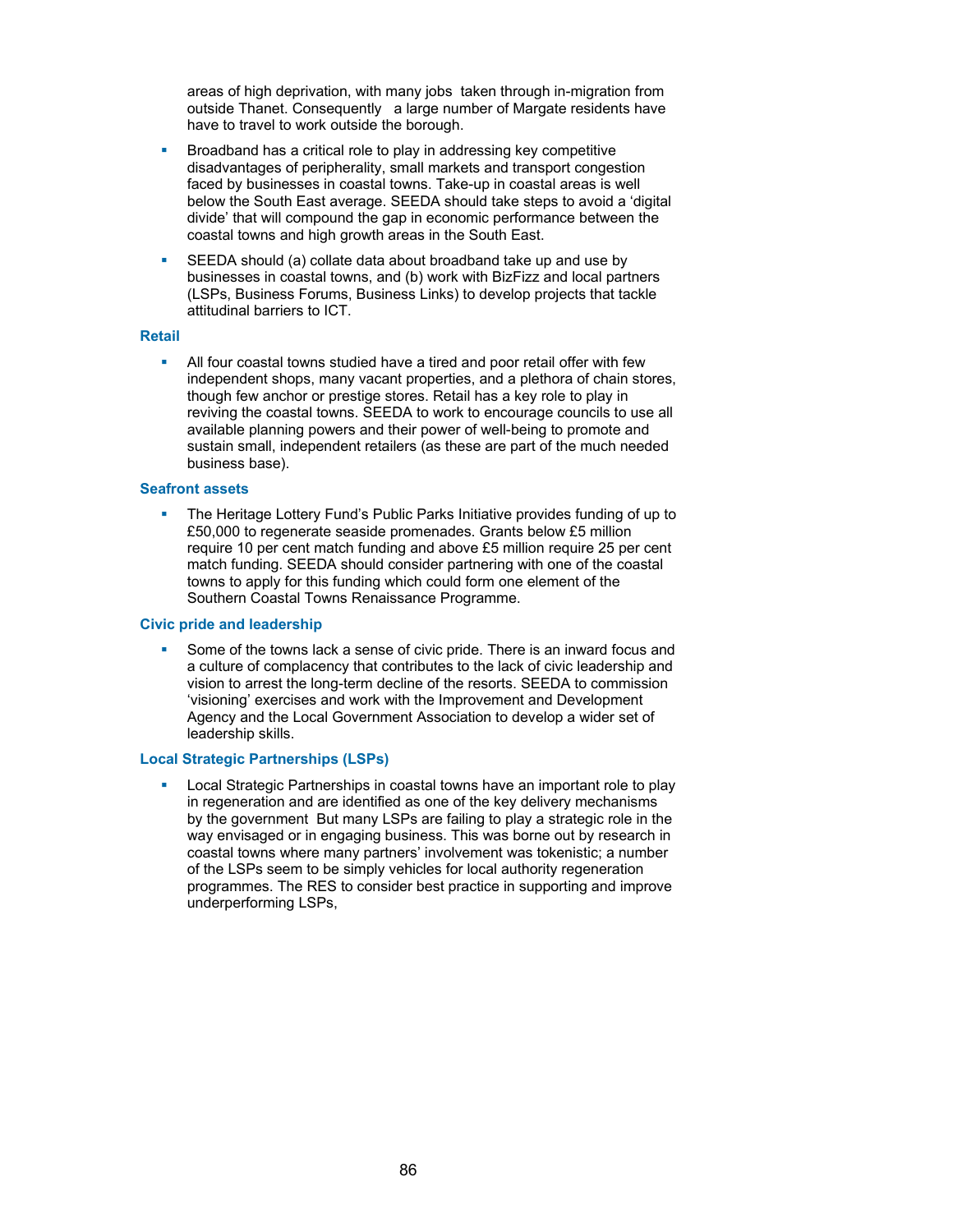areas of high deprivation, with many jobs taken through in-migration from outside Thanet. Consequently a large number of Margate residents have have to travel to work outside the borough.

- Broadband has a critical role to play in addressing key competitive disadvantages of peripherality, small markets and transport congestion faced by businesses in coastal towns. Take-up in coastal areas is well below the South East average. SEEDA should take steps to avoid a 'digital divide' that will compound the gap in economic performance between the coastal towns and high growth areas in the South East.
- SEEDA should (a) collate data about broadband take up and use by businesses in coastal towns, and (b) work with BizFizz and local partners (LSPs, Business Forums, Business Links) to develop projects that tackle attitudinal barriers to ICT.

### Retail

- All four coastal towns studied have a tired and poor retail offer with few independent shops, many vacant properties, and a plethora of chain stores, though few anchor or prestige stores. Retail has a key role to play in reviving the coastal towns. SEEDA to work to encourage councils to use all available planning powers and their power of well-being to promote and sustain small, independent retailers (as these are part of the much needed business base).

### Seafront assets

- The Heritage Lottery Fund's Public Parks Initiative provides funding of up to £50,000 to regenerate seaside promenades. Grants below £5 million require 10 per cent match funding and above £5 million require 25 per cent match funding. SEEDA should consider partnering with one of the coastal towns to apply for this funding which could form one element of the Southern Coastal Towns Renaissance Programme.

### Civic pride and leadership

- Some of the towns lack a sense of civic pride. There is an inward focus and a culture of complacency that contributes to the lack of civic leadership and vision to arrest the long-term decline of the resorts. SEEDA to commission 'visioning' exercises and work with the Improvement and Development Agency and the Local Government Association to develop a wider set of leadership skills.

### Local Strategic Partnerships (LSPs)

- Local Strategic Partnerships in coastal towns have an important role to play in regeneration and are identified as one of the key delivery mechanisms by the government But many LSPs are failing to play a strategic role in the way envisaged or in engaging business. This was borne out by research in coastal towns where many partners' involvement was tokenistic; a number of the LSPs seem to be simply vehicles for local authority regeneration programmes. The RES to consider best practice in supporting and improve underperforming LSPs,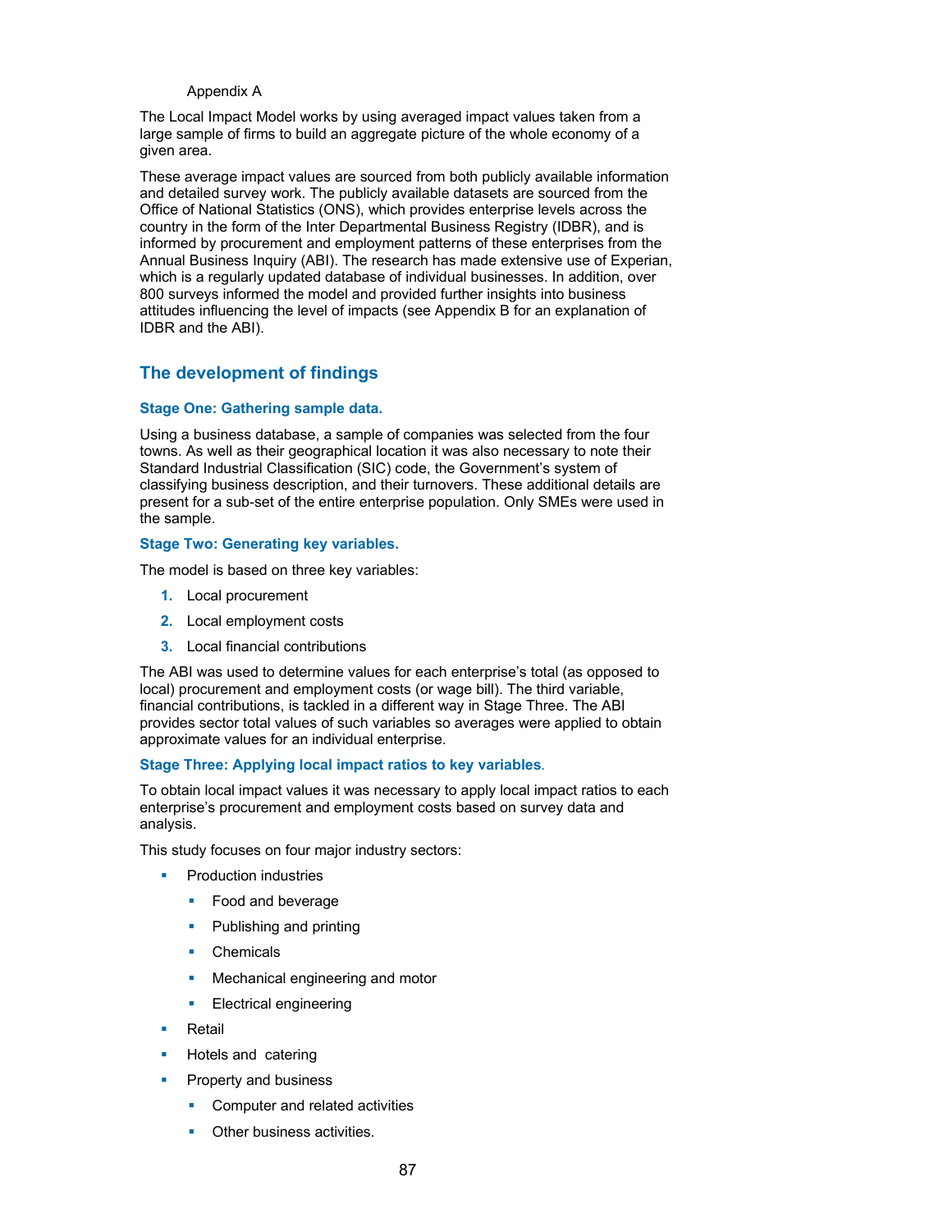Appendix A

The Local Impact Model works by using averaged impact values taken from a large sample of firms to build an aggregate picture of the whole economy of a given area.

These average impact values are sourced from both publicly available information and detailed survey work. The publicly available datasets are sourced from the Office of National Statistics (ONS), which provides enterprise levels across the country in the form of the Inter Departmental Business Registry (IDBR), and is informed by procurement and employment patterns of these enterprises from the Annual Business Inquiry (ABI). The research has made extensive use of Experian, which is a regularly updated database of individual businesses. In addition, over 800 surveys informed the model and provided further insights into business attitudes influencing the level of impacts (see Appendix B for an explanation of IDBR and the ABI).

## The development of findings

### Stage One: Gathering sample data.

Using a business database, a sample of companies was selected from the four towns. As well as their geographical location it was also necessary to note their Standard Industrial Classification (SIC) code, the Government's system of classifying business description, and their turnovers. These additional details are present for a sub-set of the entire enterprise population. Only SMEs were used in the sample.

### Stage Two: Generating key variables.

The model is based on three key variables:

1. Local procurement
2. Local employment costs
3. Local financial contributions

The ABI was used to determine values for each enterprise's total (as opposed to local) procurement and employment costs (or wage bill). The third variable, financial contributions, is tackled in a different way in Stage Three. The ABI provides sector total values of such variables so averages were applied to obtain approximate values for an individual enterprise.

### Stage Three: Applying local impact ratios to key variables.

To obtain local impact values it was necessary to apply local impact ratios to each enterprise's procurement and employment costs based on survey data and analysis.

This study focuses on four major industry sectors:

- Production industries
  - Food and beverage
  - Publishing and printing
  - Chemicals
  - Mechanical engineering and motor
  - Electrical engineering
- Retail
- Hotels and catering
- Property and business
  - Computer and related activities
  - Other business activities.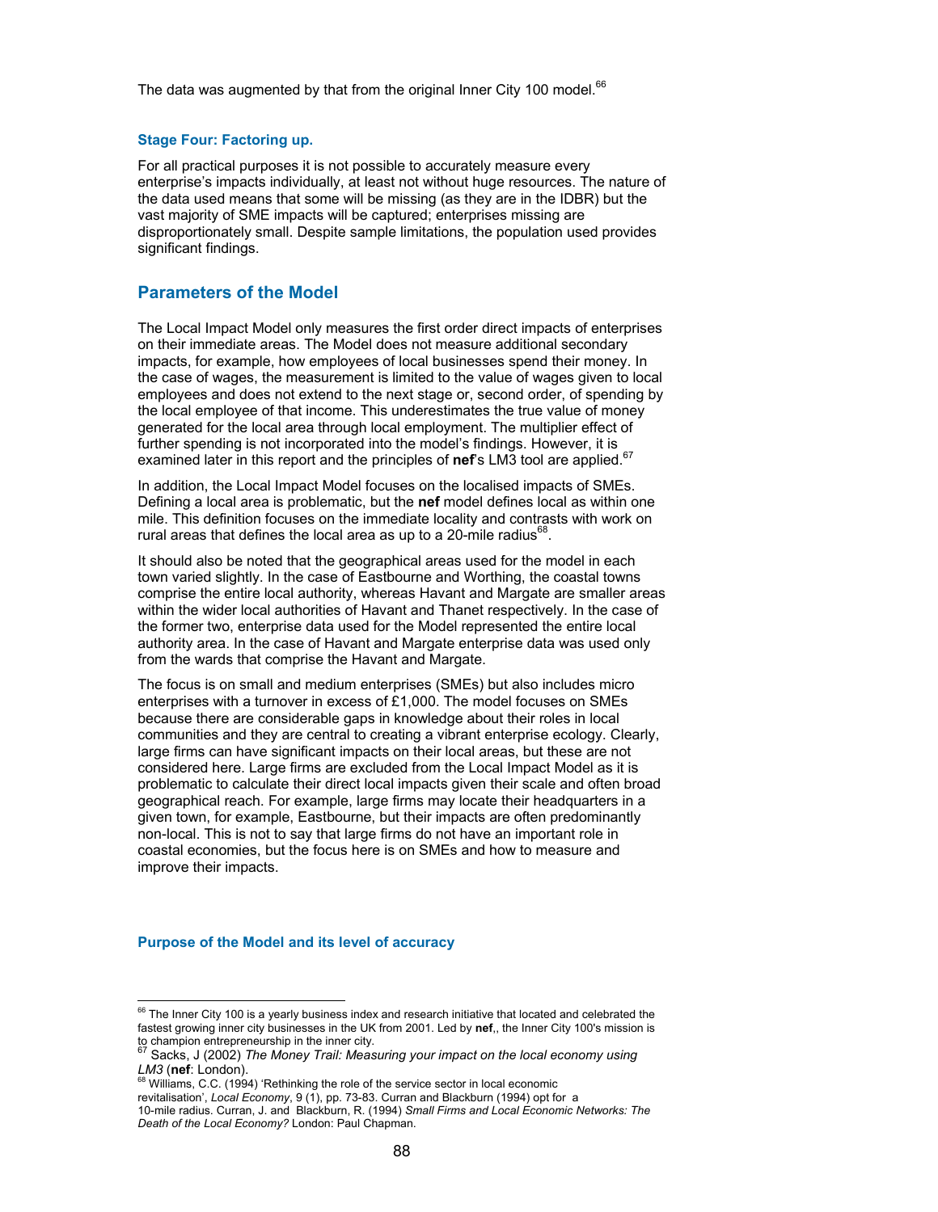The data was augmented by that from the original Inner City 100 model.[66]

#### Stage Four: Factoring up.

For all practical purposes it is not possible to accurately measure every enterprise's impacts individually, at least not without huge resources. The nature of the data used means that some will be missing (as they are in the IDBR) but the vast majority of SME impacts will be captured; enterprises missing are disproportionately small. Despite sample limitations, the population used provides significant findings.

## Parameters of the Model

The Local Impact Model only measures the first order direct impacts of enterprises on their immediate areas. The Model does not measure additional secondary impacts, for example, how employees of local businesses spend their money. In the case of wages, the measurement is limited to the value of wages given to local employees and does not extend to the next stage or, second order, of spending by the local employee of that income. This underestimates the true value of money generated for the local area through local employment. The multiplier effect of further spending is not incorporated into the model's findings. However, it is examined later in this report and the principles of **nef**'s LM3 tool are applied.[67]

In addition, the Local Impact Model focuses on the localised impacts of SMEs. Defining a local area is problematic, but the **nef** model defines local as within one mile. This definition focuses on the immediate locality and contrasts with work on rural areas that defines the local area as up to a 20-mile radius[68].

It should also be noted that the geographical areas used for the model in each town varied slightly. In the case of Eastbourne and Worthing, the coastal towns comprise the entire local authority, whereas Havant and Margate are smaller areas within the wider local authorities of Havant and Thanet respectively. In the case of the former two, enterprise data used for the Model represented the entire local authority area. In the case of Havant and Margate enterprise data was used only from the wards that comprise the Havant and Margate.

The focus is on small and medium enterprises (SMEs) but also includes micro enterprises with a turnover in excess of £1,000. The model focuses on SMEs because there are considerable gaps in knowledge about their roles in local communities and they are central to creating a vibrant enterprise ecology. Clearly, large firms can have significant impacts on their local areas, but these are not considered here. Large firms are excluded from the Local Impact Model as it is problematic to calculate their direct local impacts given their scale and often broad geographical reach. For example, large firms may locate their headquarters in a given town, for example, Eastbourne, but their impacts are often predominantly non-local. This is not to say that large firms do not have an important role in coastal economies, but the focus here is on SMEs and how to measure and improve their impacts.

#### Purpose of the Model and its level of accuracy

---

[66] The Inner City 100 is a yearly business index and research initiative that located and celebrated the fastest growing inner city businesses in the UK from 2001. Led by **nef**,, the Inner City 100's mission is to champion entrepreneurship in the inner city.

[67] Sacks, J (2002) *The Money Trail: Measuring your impact on the local economy using LM3* (**nef**: London).

[68] Williams, C.C. (1994) 'Rethinking the role of the service sector in local economic revitalisation', *Local Economy*, 9 (1), pp. 73-83. Curran and Blackburn (1994) opt for a 10-mile radius. Curran, J. and Blackburn, R. (1994) *Small Firms and Local Economic Networks: The Death of the Local Economy?* London: Paul Chapman.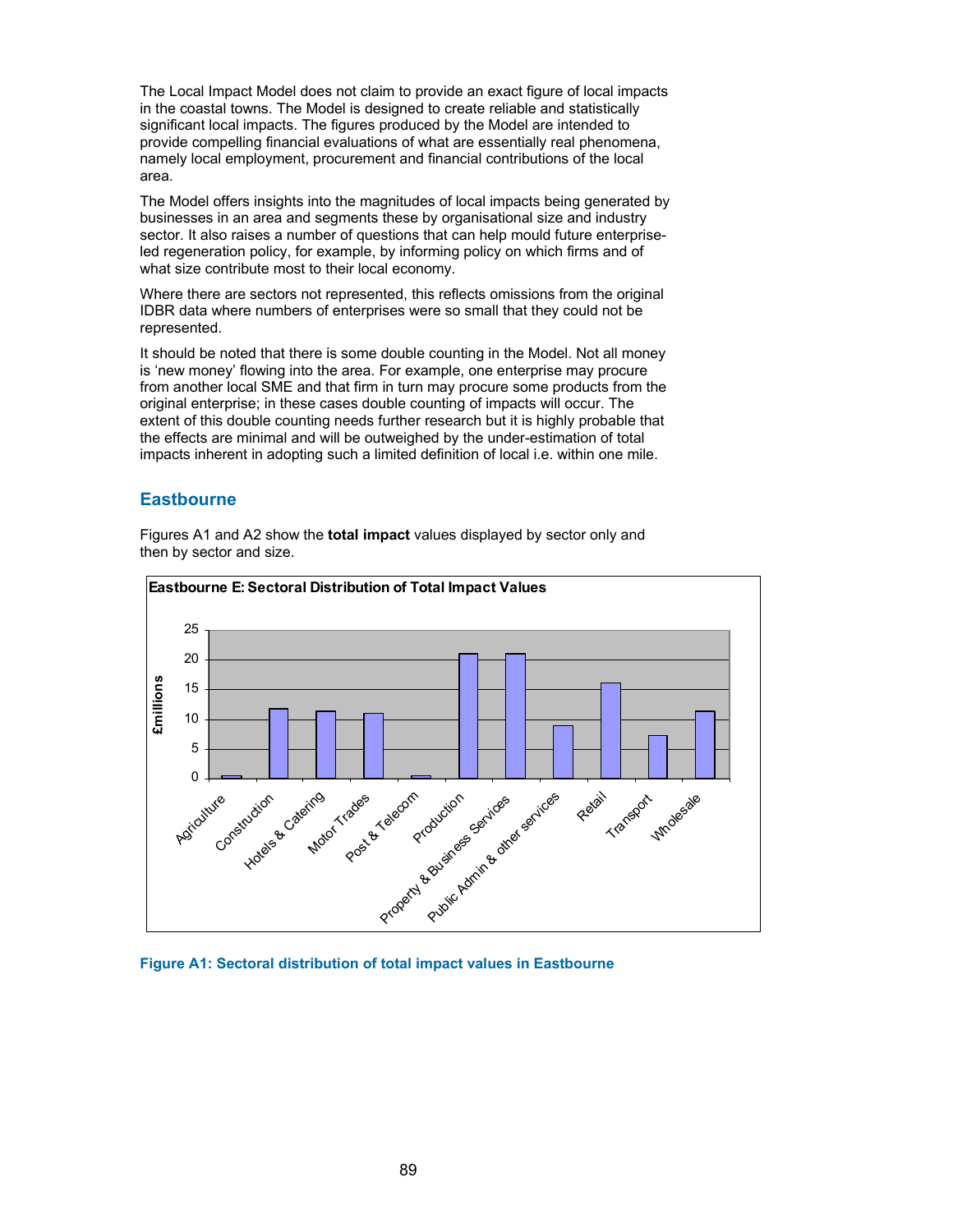The Local Impact Model does not claim to provide an exact figure of local impacts in the coastal towns. The Model is designed to create reliable and statistically significant local impacts. The figures produced by the Model are intended to provide compelling financial evaluations of what are essentially real phenomena, namely local employment, procurement and financial contributions of the local area.

The Model offers insights into the magnitudes of local impacts being generated by businesses in an area and segments these by organisational size and industry sector. It also raises a number of questions that can help mould future enterprise-led regeneration policy, for example, by informing policy on which firms and of what size contribute most to their local economy.

Where there are sectors not represented, this reflects omissions from the original IDBR data where numbers of enterprises were so small that they could not be represented.

It should be noted that there is some double counting in the Model. Not all money is 'new money' flowing into the area. For example, one enterprise may procure from another local SME and that firm in turn may procure some products from the original enterprise; in these cases double counting of impacts will occur. The extent of this double counting needs further research but it is highly probable that the effects are minimal and will be outweighed by the under-estimation of total impacts inherent in adopting such a limited definition of local i.e. within one mile.

## Eastbourne

Figures A1 and A2 show the **total impact** values displayed by sector only and then by sector and size.

**Eastbourne E: Sectoral Distribution of Total Impact Values**

**Figure A1: Sectoral distribution of total impact values in Eastbourne**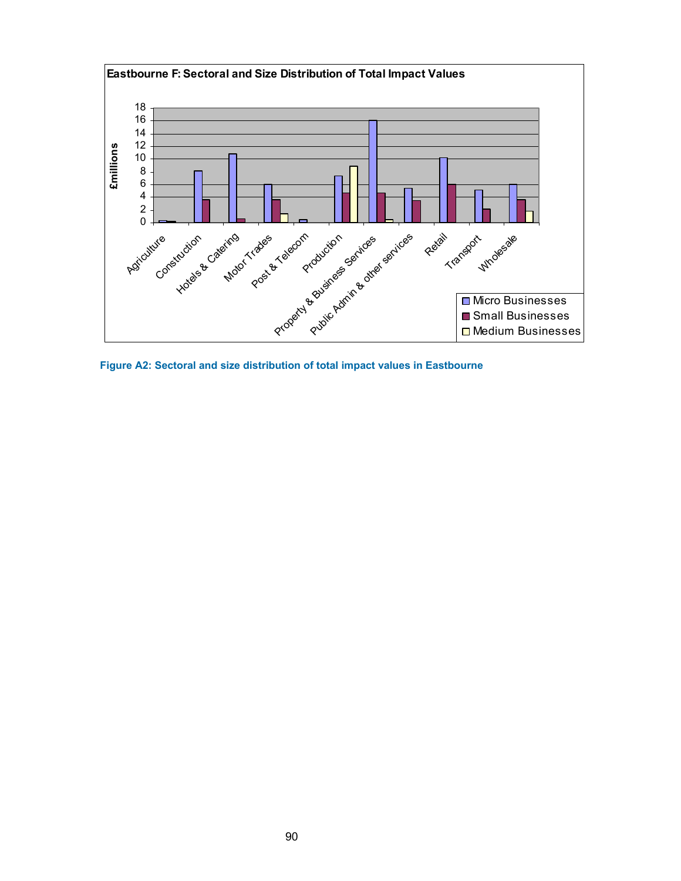**Eastbourne F: Sectoral and Size Distribution of Total Impact Values**

£millions

| Sector | Micro Businesses | Small Businesses | Medium Businesses |
|---|---|---|---|
| Agriculture | 0.3 | 0.2 | |
| Construction | 8.1 | 3.6 | |
| Hotels & Catering | 10.8 | 0.6 | |
| Motor Trades | 6.0 | 3.6 | 1.4 |
| Post & Telecom | 0.5 | | |
| Production | 7.3 | 4.6 | 8.8 |
| Property & Business Services | 16.0 | 4.6 | 0.5 |
| Public Admin & other services | 5.4 | 3.4 | |
| Retail | 10.1 | 6.0 | |
| Transport | 5.1 | 2.1 | |
| Wholesale | 6.0 | 3.6 | 1.8 |

Figure A2: Sectoral and size distribution of total impact values in Eastbourne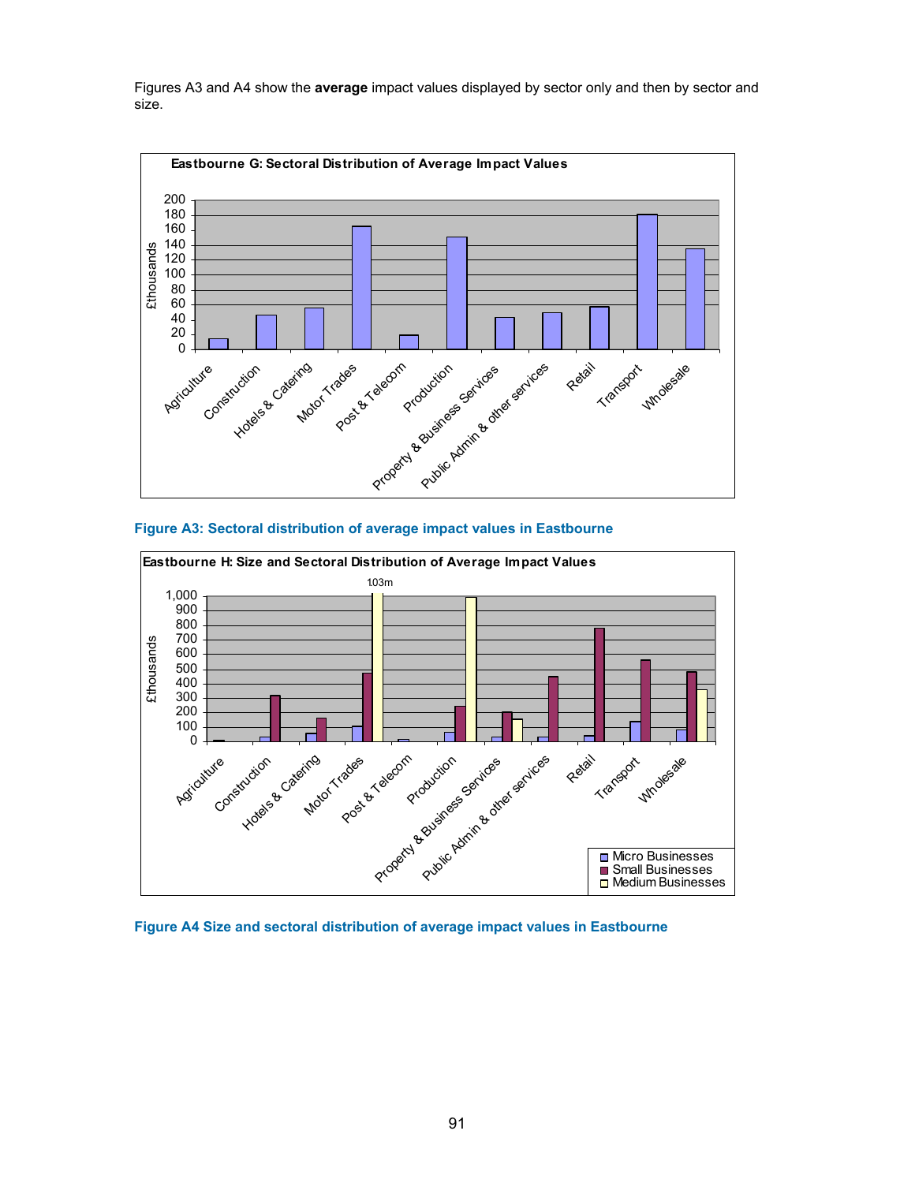Figures A3 and A4 show the **average** impact values displayed by sector only and then by sector and size.

Figure A3: Sectoral distribution of average impact values in Eastbourne

Figure A4 Size and sectoral distribution of average impact values in Eastbourne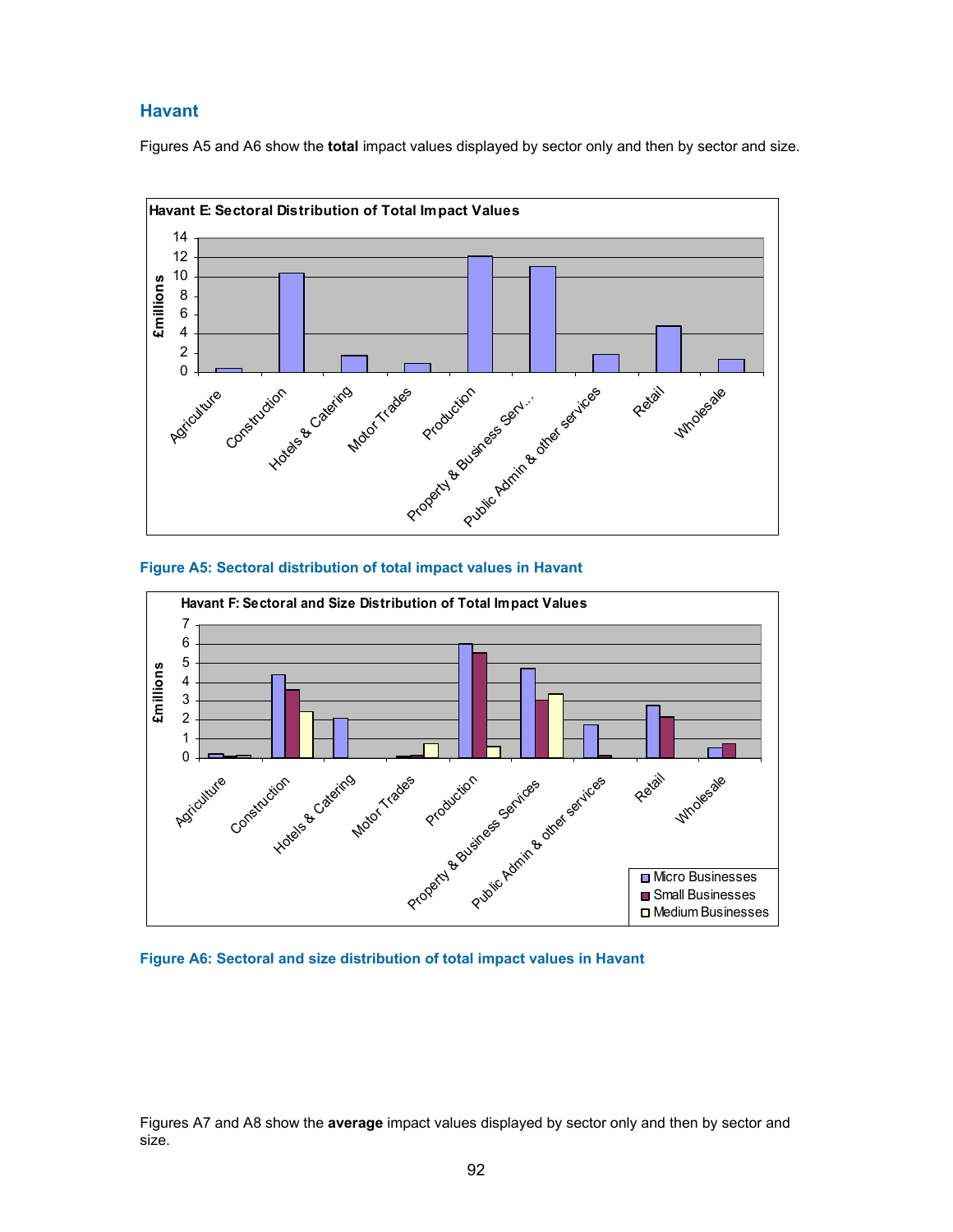## Havant

Figures A5 and A6 show the **total** impact values displayed by sector only and then by sector and size.

Figure A5: Sectoral distribution of total impact values in Havant

Figure A6: Sectoral and size distribution of total impact values in Havant

Figures A7 and A8 show the **average** impact values displayed by sector only and then by sector and size.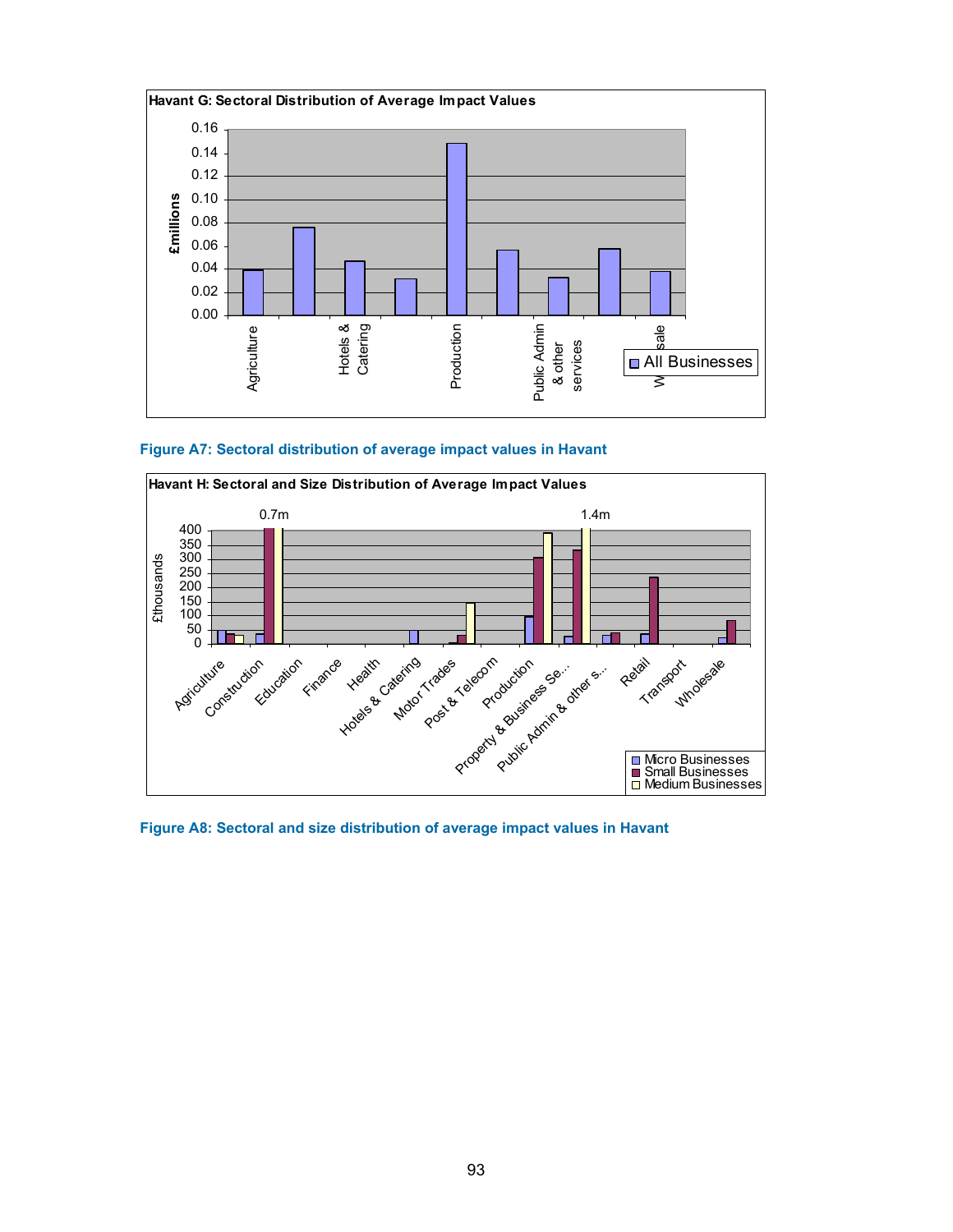Havant G: Sectoral Distribution of Average Impact Values

Figure A7: Sectoral distribution of average impact values in Havant

Havant H: Sectoral and Size Distribution of Average Impact Values

Figure A8: Sectoral and size distribution of average impact values in Havant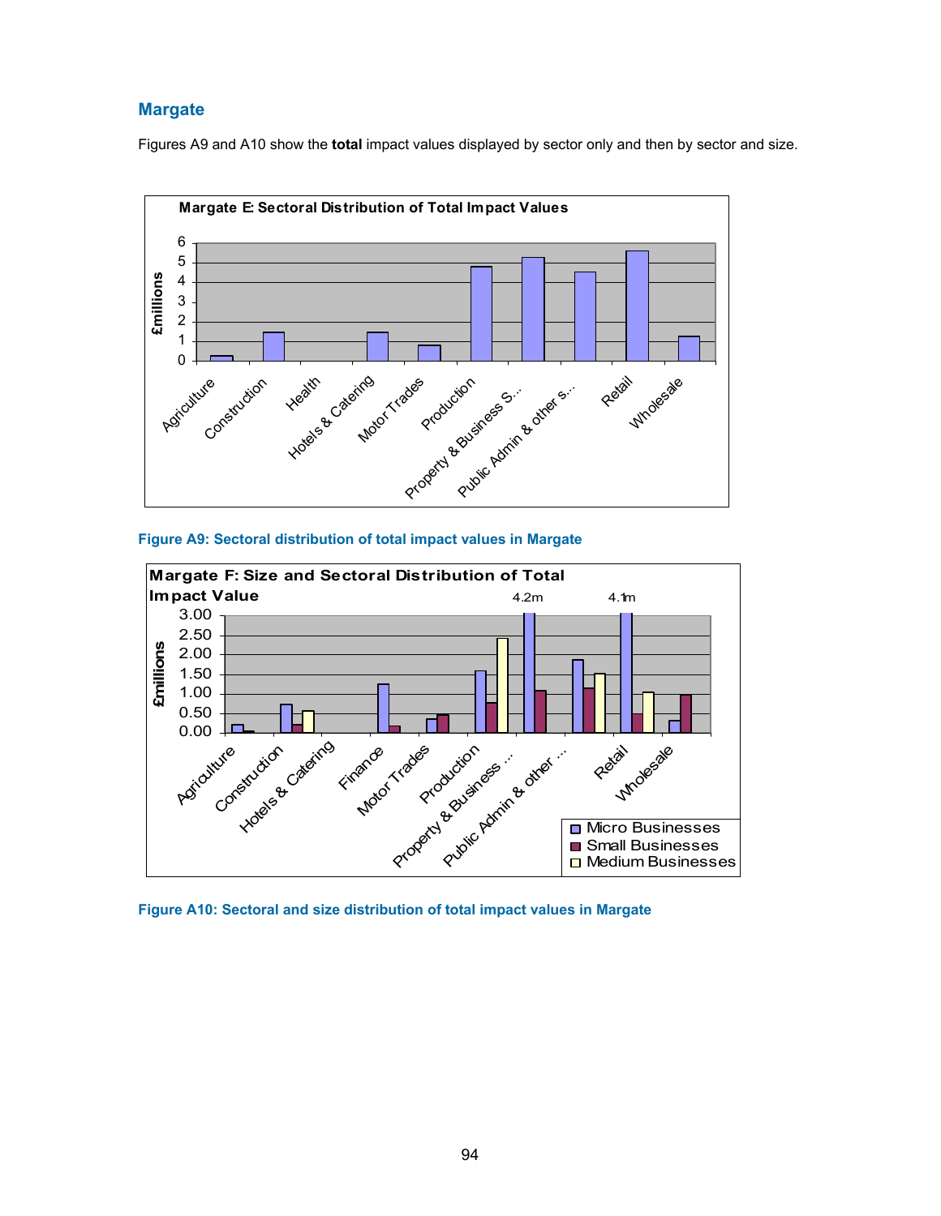## Margate

Figures A9 and A10 show the **total** impact values displayed by sector only and then by sector and size.

**Figure A9: Sectoral distribution of total impact values in Margate**

**Figure A10: Sectoral and size distribution of total impact values in Margate**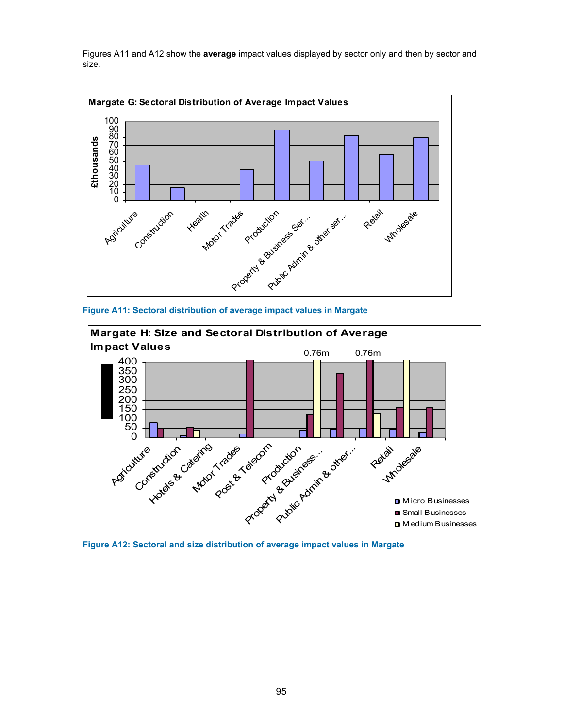Figures A11 and A12 show the **average** impact values displayed by sector only and then by sector and size.

Figure A11: Sectoral distribution of average impact values in Margate

Figure A12: Sectoral and size distribution of average impact values in Margate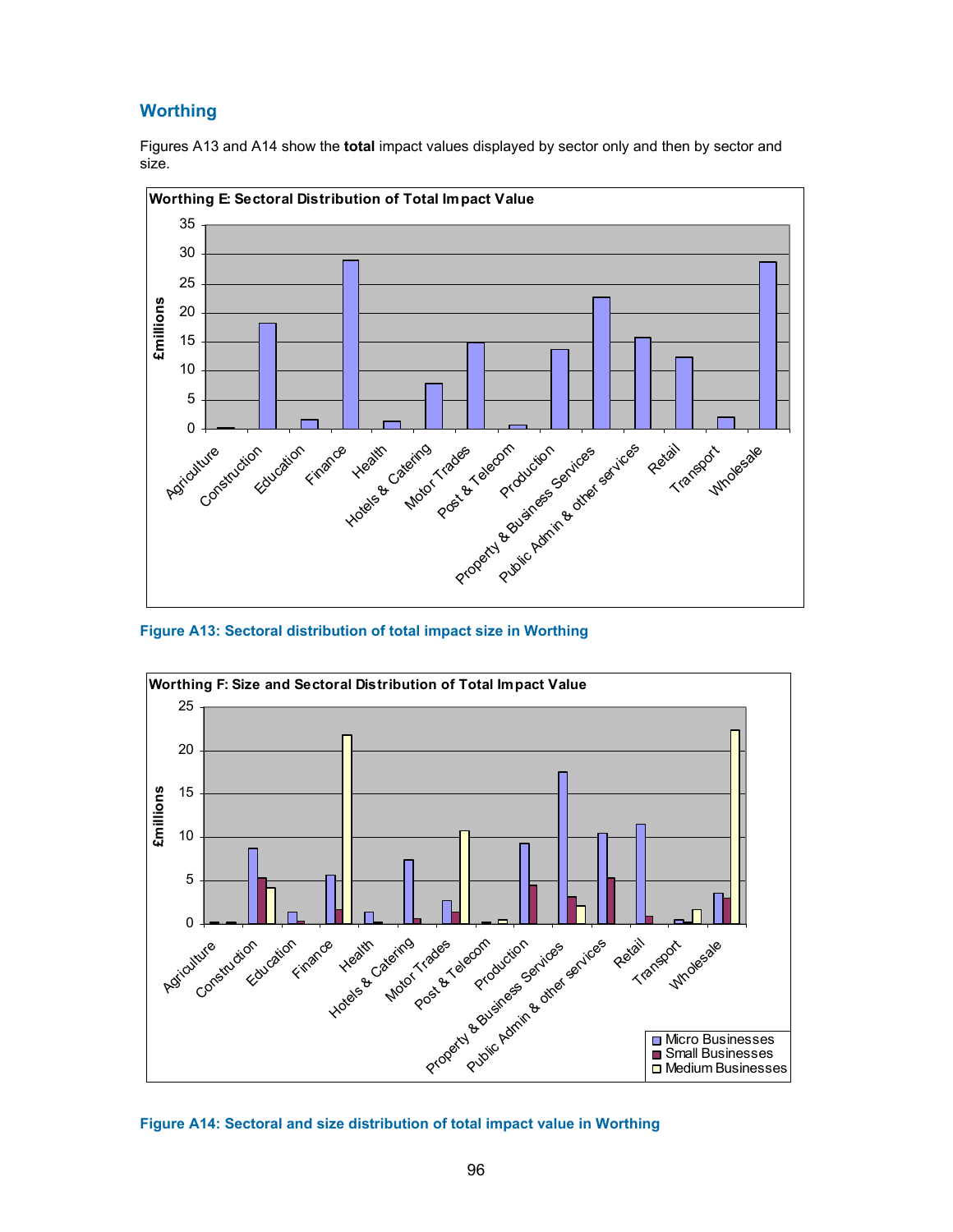## Worthing

Figures A13 and A14 show the **total** impact values displayed by sector only and then by sector and size.

Figure A13: Sectoral distribution of total impact size in Worthing

Figure A14: Sectoral and size distribution of total impact value in Worthing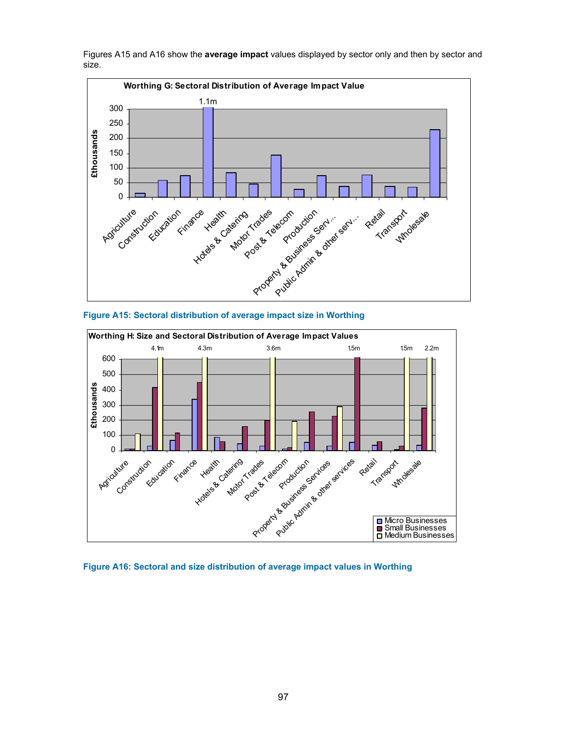Figures A15 and A16 show the **average impact** values displayed by sector only and then by sector and size.

Figure A15: Sectoral distribution of average impact size in Worthing

Figure A16: Sectoral and size distribution of average impact values in Worthing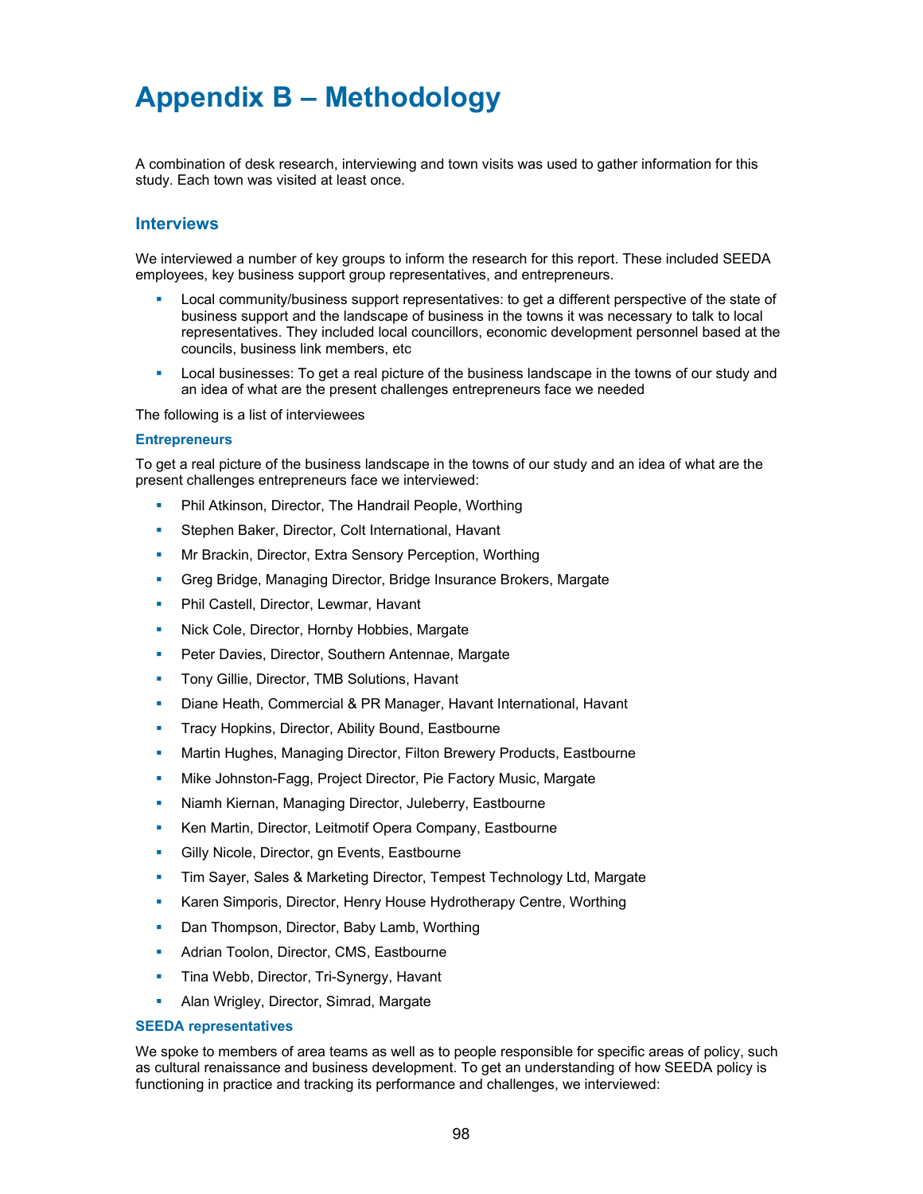# Appendix B – Methodology

A combination of desk research, interviewing and town visits was used to gather information for this study. Each town was visited at least once.

## Interviews

We interviewed a number of key groups to inform the research for this report. These included SEEDA employees, key business support group representatives, and entrepreneurs.

- Local community/business support representatives: to get a different perspective of the state of business support and the landscape of business in the towns it was necessary to talk to local representatives. They included local councillors, economic development personnel based at the councils, business link members, etc
- Local businesses: To get a real picture of the business landscape in the towns of our study and an idea of what are the present challenges entrepreneurs face we needed

The following is a list of interviewees

### Entrepreneurs

To get a real picture of the business landscape in the towns of our study and an idea of what are the present challenges entrepreneurs face we interviewed:

- Phil Atkinson, Director, The Handrail People, Worthing
- Stephen Baker, Director, Colt International, Havant
- Mr Brackin, Director, Extra Sensory Perception, Worthing
- Greg Bridge, Managing Director, Bridge Insurance Brokers, Margate
- Phil Castell, Director, Lewmar, Havant
- Nick Cole, Director, Hornby Hobbies, Margate
- Peter Davies, Director, Southern Antennae, Margate
- Tony Gillie, Director, TMB Solutions, Havant
- Diane Heath, Commercial & PR Manager, Havant International, Havant
- Tracy Hopkins, Director, Ability Bound, Eastbourne
- Martin Hughes, Managing Director, Filton Brewery Products, Eastbourne
- Mike Johnston-Fagg, Project Director, Pie Factory Music, Margate
- Niamh Kiernan, Managing Director, Juleberry, Eastbourne
- Ken Martin, Director, Leitmotif Opera Company, Eastbourne
- Gilly Nicole, Director, gn Events, Eastbourne
- Tim Sayer, Sales & Marketing Director, Tempest Technology Ltd, Margate
- Karen Simporis, Director, Henry House Hydrotherapy Centre, Worthing
- Dan Thompson, Director, Baby Lamb, Worthing
- Adrian Toolon, Director, CMS, Eastbourne
- Tina Webb, Director, Tri-Synergy, Havant
- Alan Wrigley, Director, Simrad, Margate

### SEEDA representatives

We spoke to members of area teams as well as to people responsible for specific areas of policy, such as cultural renaissance and business development. To get an understanding of how SEEDA policy is functioning in practice and tracking its performance and challenges, we interviewed: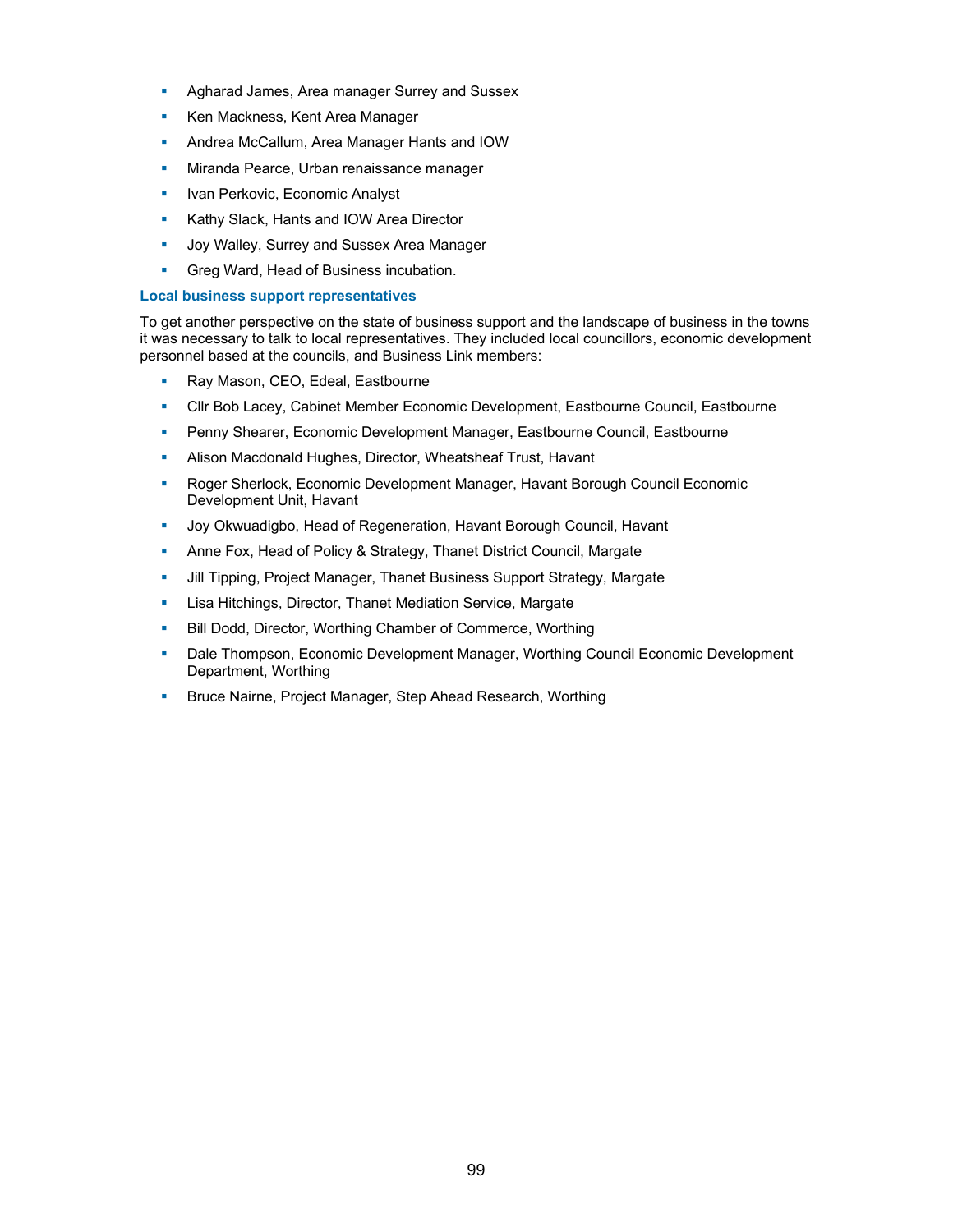- Agharad James, Area manager Surrey and Sussex
- Ken Mackness, Kent Area Manager
- Andrea McCallum, Area Manager Hants and IOW
- Miranda Pearce, Urban renaissance manager
- Ivan Perkovic, Economic Analyst
- Kathy Slack, Hants and IOW Area Director
- Joy Walley, Surrey and Sussex Area Manager
- Greg Ward, Head of Business incubation.

### Local business support representatives

To get another perspective on the state of business support and the landscape of business in the towns it was necessary to talk to local representatives. They included local councillors, economic development personnel based at the councils, and Business Link members:

- Ray Mason, CEO, Edeal, Eastbourne
- Cllr Bob Lacey, Cabinet Member Economic Development, Eastbourne Council, Eastbourne
- Penny Shearer, Economic Development Manager, Eastbourne Council, Eastbourne
- Alison Macdonald Hughes, Director, Wheatsheaf Trust, Havant
- Roger Sherlock, Economic Development Manager, Havant Borough Council Economic Development Unit, Havant
- Joy Okwuadigbo, Head of Regeneration, Havant Borough Council, Havant
- Anne Fox, Head of Policy & Strategy, Thanet District Council, Margate
- Jill Tipping, Project Manager, Thanet Business Support Strategy, Margate
- Lisa Hitchings, Director, Thanet Mediation Service, Margate
- Bill Dodd, Director, Worthing Chamber of Commerce, Worthing
- Dale Thompson, Economic Development Manager, Worthing Council Economic Development Department, Worthing
- Bruce Nairne, Project Manager, Step Ahead Research, Worthing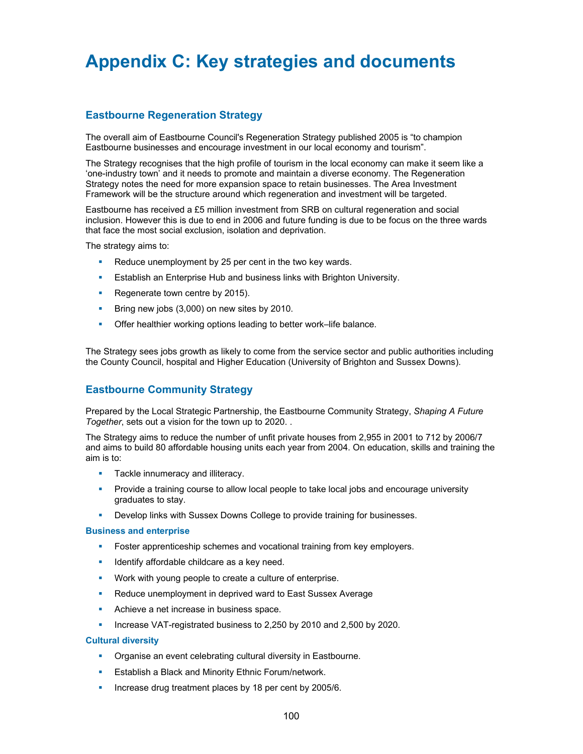# Appendix C: Key strategies and documents

## Eastbourne Regeneration Strategy

The overall aim of Eastbourne Council's Regeneration Strategy published 2005 is "to champion Eastbourne businesses and encourage investment in our local economy and tourism".

The Strategy recognises that the high profile of tourism in the local economy can make it seem like a 'one-industry town' and it needs to promote and maintain a diverse economy. The Regeneration Strategy notes the need for more expansion space to retain businesses. The Area Investment Framework will be the structure around which regeneration and investment will be targeted.

Eastbourne has received a £5 million investment from SRB on cultural regeneration and social inclusion. However this is due to end in 2006 and future funding is due to be focus on the three wards that face the most social exclusion, isolation and deprivation.

The strategy aims to:

- Reduce unemployment by 25 per cent in the two key wards.
- Establish an Enterprise Hub and business links with Brighton University.
- Regenerate town centre by 2015).
- Bring new jobs (3,000) on new sites by 2010.
- Offer healthier working options leading to better work–life balance.

The Strategy sees jobs growth as likely to come from the service sector and public authorities including the County Council, hospital and Higher Education (University of Brighton and Sussex Downs).

## Eastbourne Community Strategy

Prepared by the Local Strategic Partnership, the Eastbourne Community Strategy, *Shaping A Future Together*, sets out a vision for the town up to 2020. .

The Strategy aims to reduce the number of unfit private houses from 2,955 in 2001 to 712 by 2006/7 and aims to build 80 affordable housing units each year from 2004. On education, skills and training the aim is to:

- Tackle innumeracy and illiteracy.
- Provide a training course to allow local people to take local jobs and encourage university graduates to stay.
- Develop links with Sussex Downs College to provide training for businesses.

### Business and enterprise

- Foster apprenticeship schemes and vocational training from key employers.
- Identify affordable childcare as a key need.
- Work with young people to create a culture of enterprise.
- Reduce unemployment in deprived ward to East Sussex Average
- Achieve a net increase in business space.
- Increase VAT-registrated business to 2,250 by 2010 and 2,500 by 2020.

### Cultural diversity

- Organise an event celebrating cultural diversity in Eastbourne.
- Establish a Black and Minority Ethnic Forum/network.
- Increase drug treatment places by 18 per cent by 2005/6.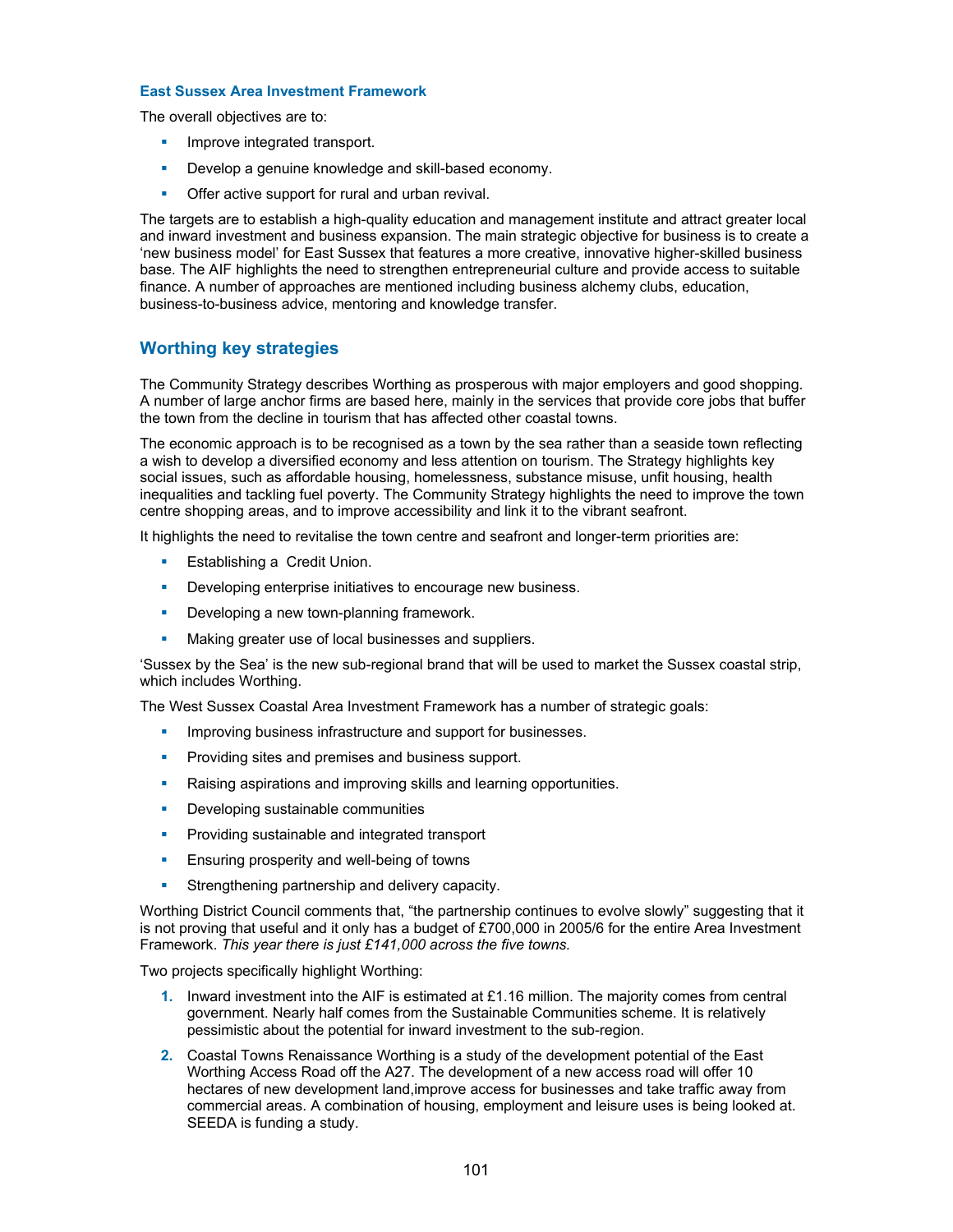### East Sussex Area Investment Framework

The overall objectives are to:

- Improve integrated transport.
- Develop a genuine knowledge and skill-based economy.
- Offer active support for rural and urban revival.

The targets are to establish a high-quality education and management institute and attract greater local and inward investment and business expansion. The main strategic objective for business is to create a 'new business model' for East Sussex that features a more creative, innovative higher-skilled business base. The AIF highlights the need to strengthen entrepreneurial culture and provide access to suitable finance. A number of approaches are mentioned including business alchemy clubs, education, business-to-business advice, mentoring and knowledge transfer.

## Worthing key strategies

The Community Strategy describes Worthing as prosperous with major employers and good shopping. A number of large anchor firms are based here, mainly in the services that provide core jobs that buffer the town from the decline in tourism that has affected other coastal towns.

The economic approach is to be recognised as a town by the sea rather than a seaside town reflecting a wish to develop a diversified economy and less attention on tourism. The Strategy highlights key social issues, such as affordable housing, homelessness, substance misuse, unfit housing, health inequalities and tackling fuel poverty. The Community Strategy highlights the need to improve the town centre shopping areas, and to improve accessibility and link it to the vibrant seafront.

It highlights the need to revitalise the town centre and seafront and longer-term priorities are:

- Establishing a Credit Union.
- Developing enterprise initiatives to encourage new business.
- Developing a new town-planning framework.
- Making greater use of local businesses and suppliers.

'Sussex by the Sea' is the new sub-regional brand that will be used to market the Sussex coastal strip, which includes Worthing.

The West Sussex Coastal Area Investment Framework has a number of strategic goals:

- Improving business infrastructure and support for businesses.
- Providing sites and premises and business support.
- Raising aspirations and improving skills and learning opportunities.
- Developing sustainable communities
- Providing sustainable and integrated transport
- Ensuring prosperity and well-being of towns
- Strengthening partnership and delivery capacity.

Worthing District Council comments that, "the partnership continues to evolve slowly" suggesting that it is not proving that useful and it only has a budget of £700,000 in 2005/6 for the entire Area Investment Framework. *This year there is just £141,000 across the five towns.*

Two projects specifically highlight Worthing:

1. Inward investment into the AIF is estimated at £1.16 million. The majority comes from central government. Nearly half comes from the Sustainable Communities scheme. It is relatively pessimistic about the potential for inward investment to the sub-region.
2. Coastal Towns Renaissance Worthing is a study of the development potential of the East Worthing Access Road off the A27. The development of a new access road will offer 10 hectares of new development land,improve access for businesses and take traffic away from commercial areas. A combination of housing, employment and leisure uses is being looked at. SEEDA is funding a study.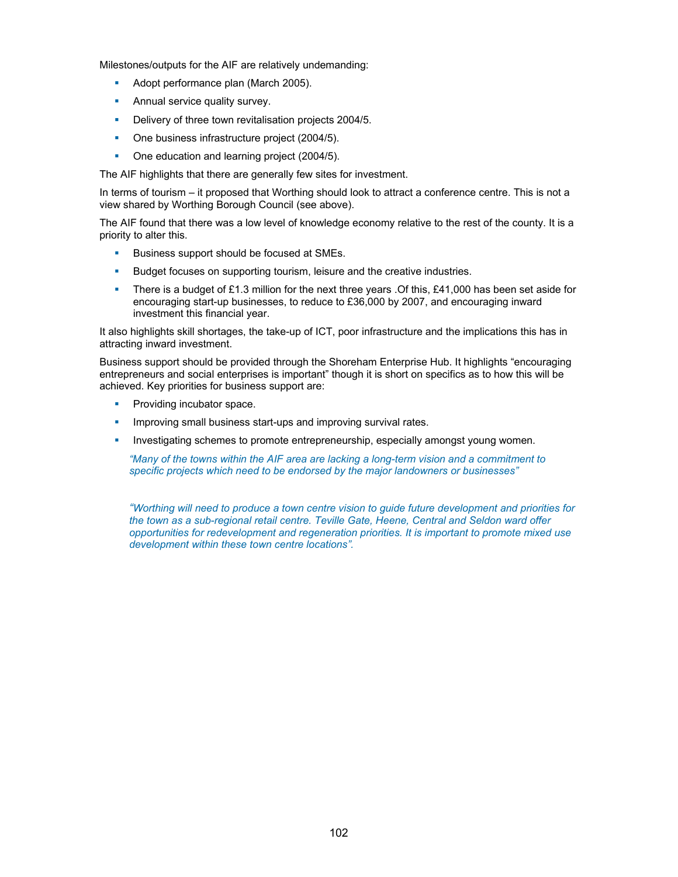Milestones/outputs for the AIF are relatively undemanding:

- Adopt performance plan (March 2005).
- Annual service quality survey.
- Delivery of three town revitalisation projects 2004/5.
- One business infrastructure project (2004/5).
- One education and learning project (2004/5).

The AIF highlights that there are generally few sites for investment.

In terms of tourism – it proposed that Worthing should look to attract a conference centre. This is not a view shared by Worthing Borough Council (see above).

The AIF found that there was a low level of knowledge economy relative to the rest of the county. It is a priority to alter this.

- Business support should be focused at SMEs.
- Budget focuses on supporting tourism, leisure and the creative industries.
- There is a budget of £1.3 million for the next three years .Of this, £41,000 has been set aside for encouraging start-up businesses, to reduce to £36,000 by 2007, and encouraging inward investment this financial year.

It also highlights skill shortages, the take-up of ICT, poor infrastructure and the implications this has in attracting inward investment.

Business support should be provided through the Shoreham Enterprise Hub. It highlights "encouraging entrepreneurs and social enterprises is important" though it is short on specifics as to how this will be achieved. Key priorities for business support are:

- Providing incubator space.
- Improving small business start-ups and improving survival rates.
- Investigating schemes to promote entrepreneurship, especially amongst young women.

> *"Many of the towns within the AIF area are lacking a long-term vision and a commitment to specific projects which need to be endorsed by the major landowners or businesses"*

> *"Worthing will need to produce a town centre vision to guide future development and priorities for the town as a sub-regional retail centre. Teville Gate, Heene, Central and Seldon ward offer opportunities for redevelopment and regeneration priorities. It is important to promote mixed use development within these town centre locations".*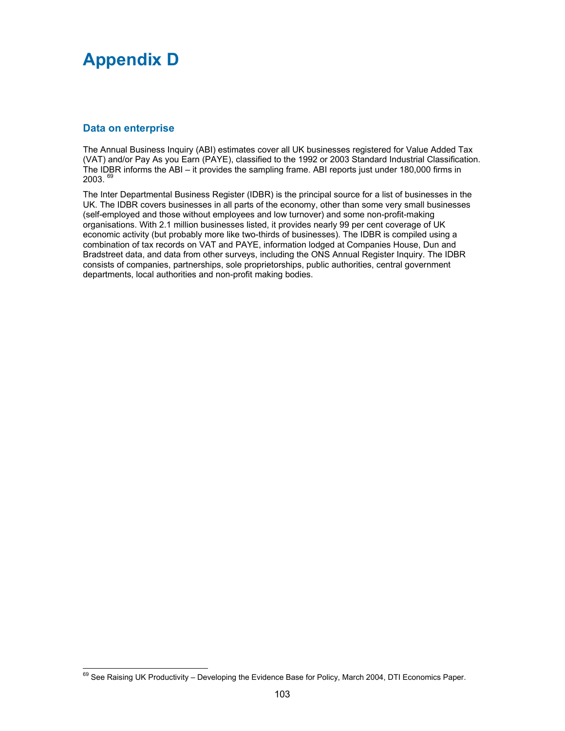# Appendix D

## Data on enterprise

The Annual Business Inquiry (ABI) estimates cover all UK businesses registered for Value Added Tax (VAT) and/or Pay As you Earn (PAYE), classified to the 1992 or 2003 Standard Industrial Classification. The IDBR informs the ABI – it provides the sampling frame. ABI reports just under 180,000 firms in 2003. [69]

The Inter Departmental Business Register (IDBR) is the principal source for a list of businesses in the UK. The IDBR covers businesses in all parts of the economy, other than some very small businesses (self-employed and those without employees and low turnover) and some non-profit-making organisations. With 2.1 million businesses listed, it provides nearly 99 per cent coverage of UK economic activity (but probably more like two-thirds of businesses). The IDBR is compiled using a combination of tax records on VAT and PAYE, information lodged at Companies House, Dun and Bradstreet data, and data from other surveys, including the ONS Annual Register Inquiry. The IDBR consists of companies, partnerships, sole proprietorships, public authorities, central government departments, local authorities and non-profit making bodies.

---

[69] See Raising UK Productivity – Developing the Evidence Base for Policy, March 2004, DTI Economics Paper.